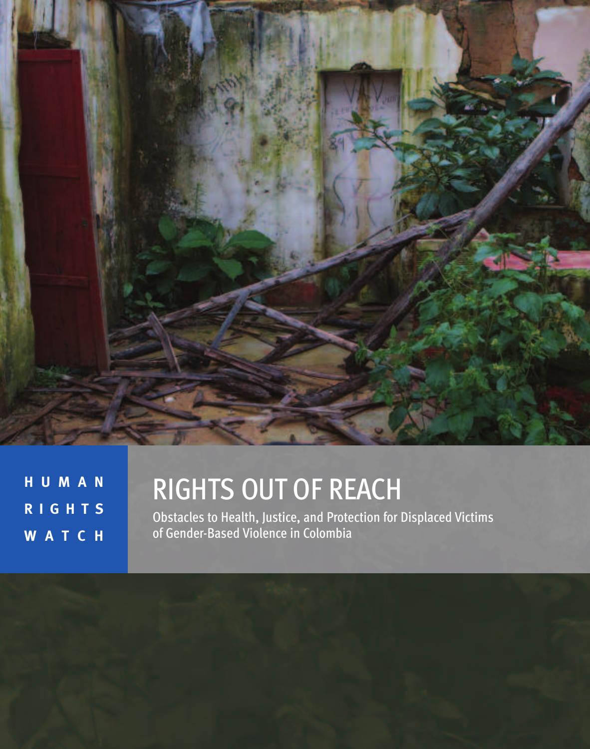HUMAN RIGHTS WATCH

# RIGHTS OUT OF REACH

Obstacles to Health, Justice, and Protection for Displaced Victims of Gender-Based Violence in Colombia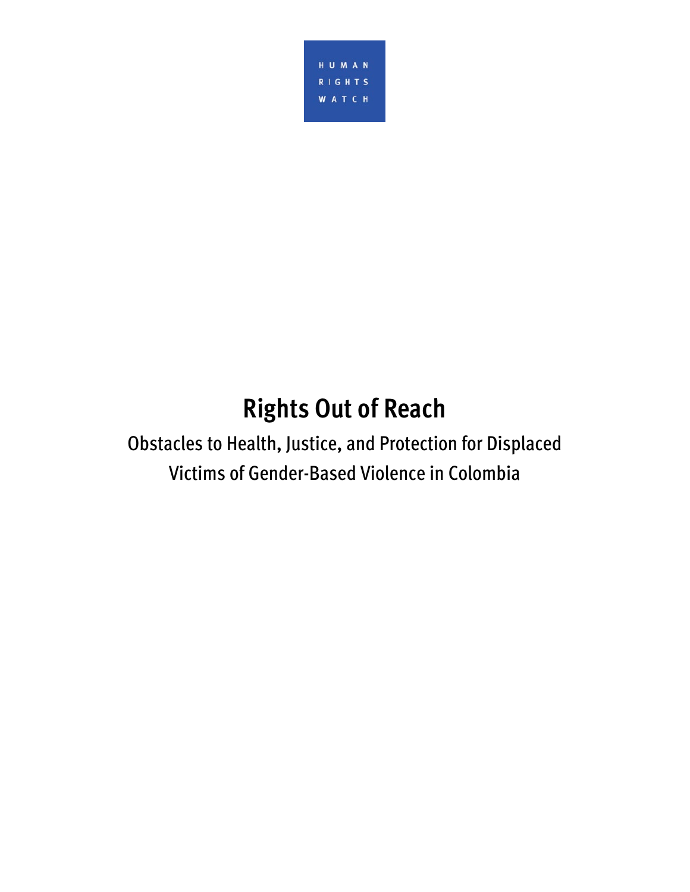HUMAN RIGHTS WATCH

# Rights Out of Reach

## Obstacles to Health, Justice, and Protection for Displaced Victims of Gender-Based Violence in Colombia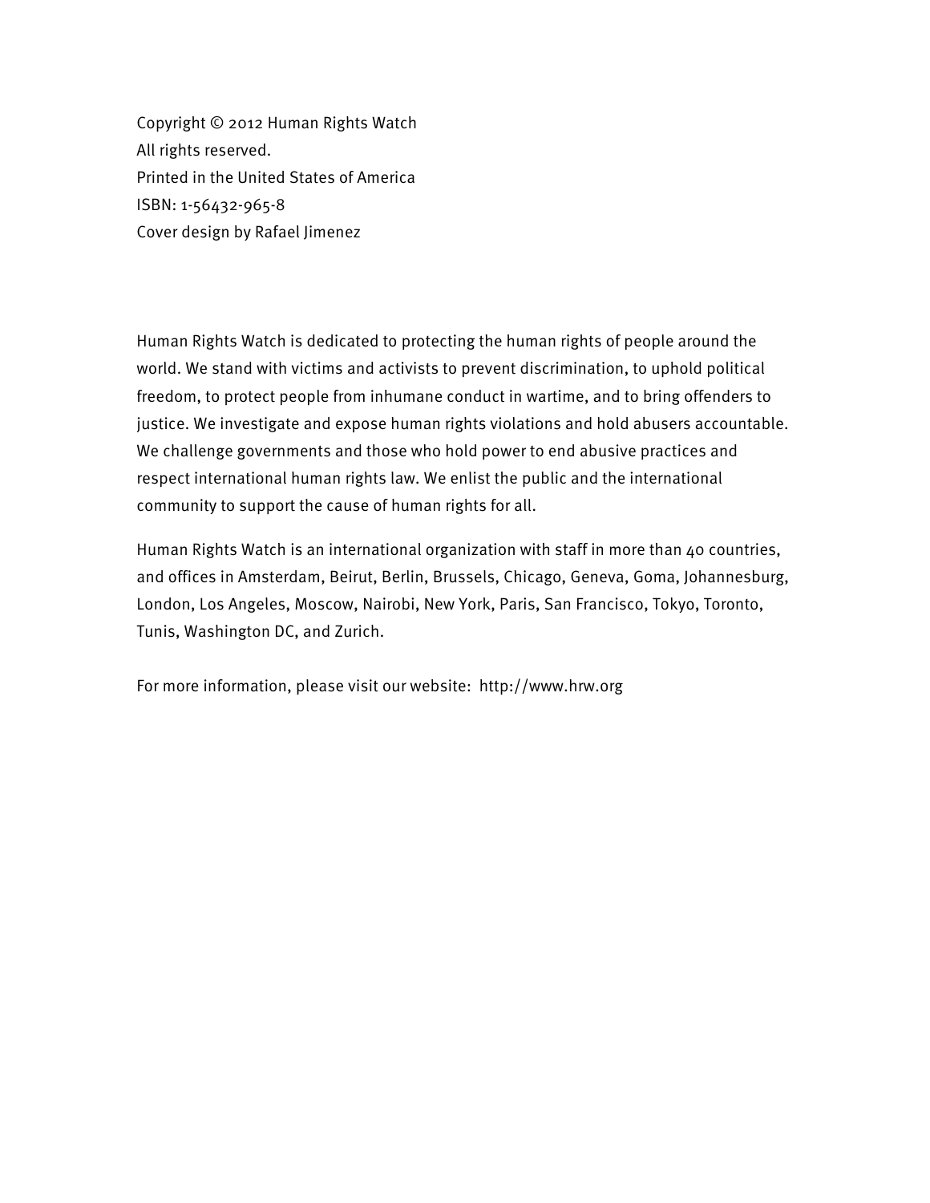Copyright © 2012 Human Rights Watch
All rights reserved.
Printed in the United States of America
ISBN: 1-56432-965-8
Cover design by Rafael Jimenez

Human Rights Watch is dedicated to protecting the human rights of people around the world. We stand with victims and activists to prevent discrimination, to uphold political freedom, to protect people from inhumane conduct in wartime, and to bring offenders to justice. We investigate and expose human rights violations and hold abusers accountable. We challenge governments and those who hold power to end abusive practices and respect international human rights law. We enlist the public and the international community to support the cause of human rights for all.

Human Rights Watch is an international organization with staff in more than 40 countries, and offices in Amsterdam, Beirut, Berlin, Brussels, Chicago, Geneva, Goma, Johannesburg, London, Los Angeles, Moscow, Nairobi, New York, Paris, San Francisco, Tokyo, Toronto, Tunis, Washington DC, and Zurich.

For more information, please visit our website: http://www.hrw.org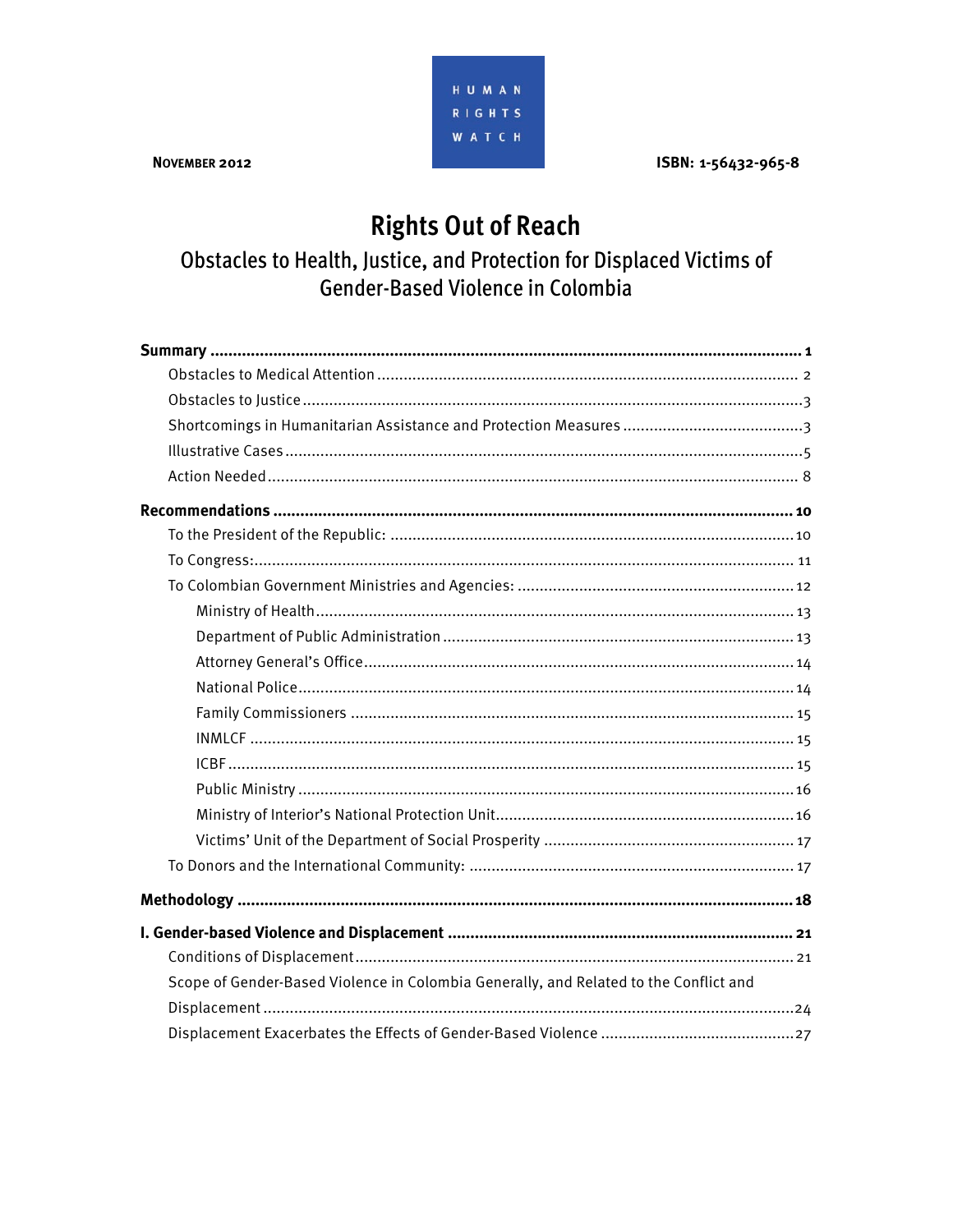NOVEMBER 2012

HUMAN RIGHTS WATCH

ISBN: 1-56432-965-8

# Rights Out of Reach

## Obstacles to Health, Justice, and Protection for Displaced Victims of Gender-Based Violence in Colombia

**Summary** ..... **1**

- Obstacles to Medical Attention ..... 2
- Obstacles to Justice ..... 3
- Shortcomings in Humanitarian Assistance and Protection Measures ..... 3
- Illustrative Cases ..... 5
- Action Needed ..... 8

**Recommendations** ..... **10**

- To the President of the Republic: ..... 10
- To Congress: ..... 11
- To Colombian Government Ministries and Agencies: ..... 12
  - Ministry of Health ..... 13
  - Department of Public Administration ..... 13
  - Attorney General's Office ..... 14
  - National Police ..... 14
  - Family Commissioners ..... 15
  - INMLCF ..... 15
  - ICBF ..... 15
  - Public Ministry ..... 16
  - Ministry of Interior's National Protection Unit ..... 16
  - Victims' Unit of the Department of Social Prosperity ..... 17
- To Donors and the International Community: ..... 17

**Methodology** ..... **18**

**I. Gender-based Violence and Displacement** ..... **21**

- Conditions of Displacement ..... 21
- Scope of Gender-Based Violence in Colombia Generally, and Related to the Conflict and Displacement ..... 24
- Displacement Exacerbates the Effects of Gender-Based Violence ..... 27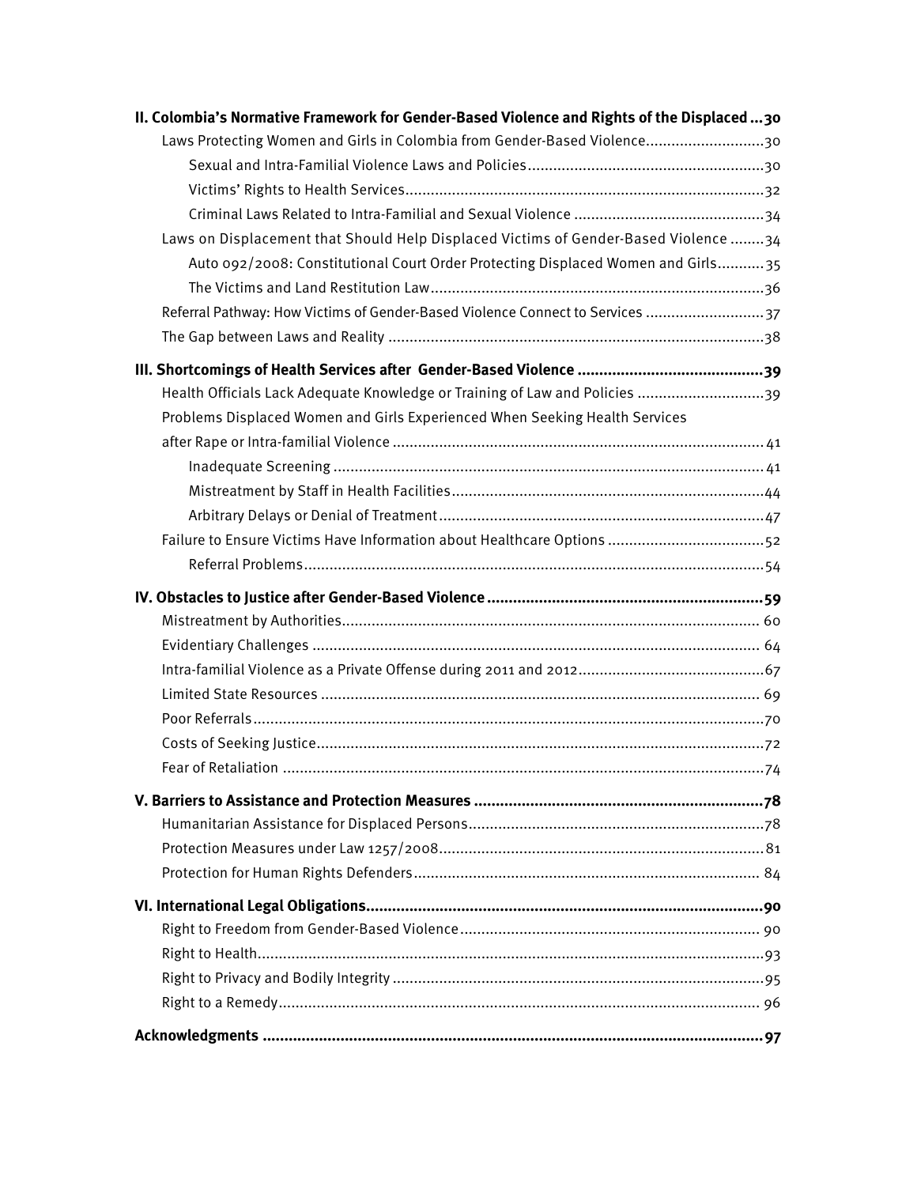**II. Colombia's Normative Framework for Gender-Based Violence and Rights of the Displaced ... 30**

- Laws Protecting Women and Girls in Colombia from Gender-Based Violence ... 30
  - Sexual and Intra-Familial Violence Laws and Policies ... 30
  - Victims' Rights to Health Services ... 32
  - Criminal Laws Related to Intra-Familial and Sexual Violence ... 34
- Laws on Displacement that Should Help Displaced Victims of Gender-Based Violence ... 34
  - Auto 092/2008: Constitutional Court Order Protecting Displaced Women and Girls ... 35
  - The Victims and Land Restitution Law ... 36
- Referral Pathway: How Victims of Gender-Based Violence Connect to Services ... 37
- The Gap between Laws and Reality ... 38

**III. Shortcomings of Health Services after Gender-Based Violence ... 39**

- Health Officials Lack Adequate Knowledge or Training of Law and Policies ... 39
- Problems Displaced Women and Girls Experienced When Seeking Health Services after Rape or Intra-familial Violence ... 41
  - Inadequate Screening ... 41
  - Mistreatment by Staff in Health Facilities ... 44
  - Arbitrary Delays or Denial of Treatment ... 47
- Failure to Ensure Victims Have Information about Healthcare Options ... 52
  - Referral Problems ... 54

**IV. Obstacles to Justice after Gender-Based Violence ... 59**

- Mistreatment by Authorities ... 60
- Evidentiary Challenges ... 64
- Intra-familial Violence as a Private Offense during 2011 and 2012 ... 67
- Limited State Resources ... 69
- Poor Referrals ... 70
- Costs of Seeking Justice ... 72
- Fear of Retaliation ... 74

**V. Barriers to Assistance and Protection Measures ... 78**

- Humanitarian Assistance for Displaced Persons ... 78
- Protection Measures under Law 1257/2008 ... 81
- Protection for Human Rights Defenders ... 84

**VI. International Legal Obligations ... 90**

- Right to Freedom from Gender-Based Violence ... 90
- Right to Health ... 93
- Right to Privacy and Bodily Integrity ... 95
- Right to a Remedy ... 96

**Acknowledgments ... 97**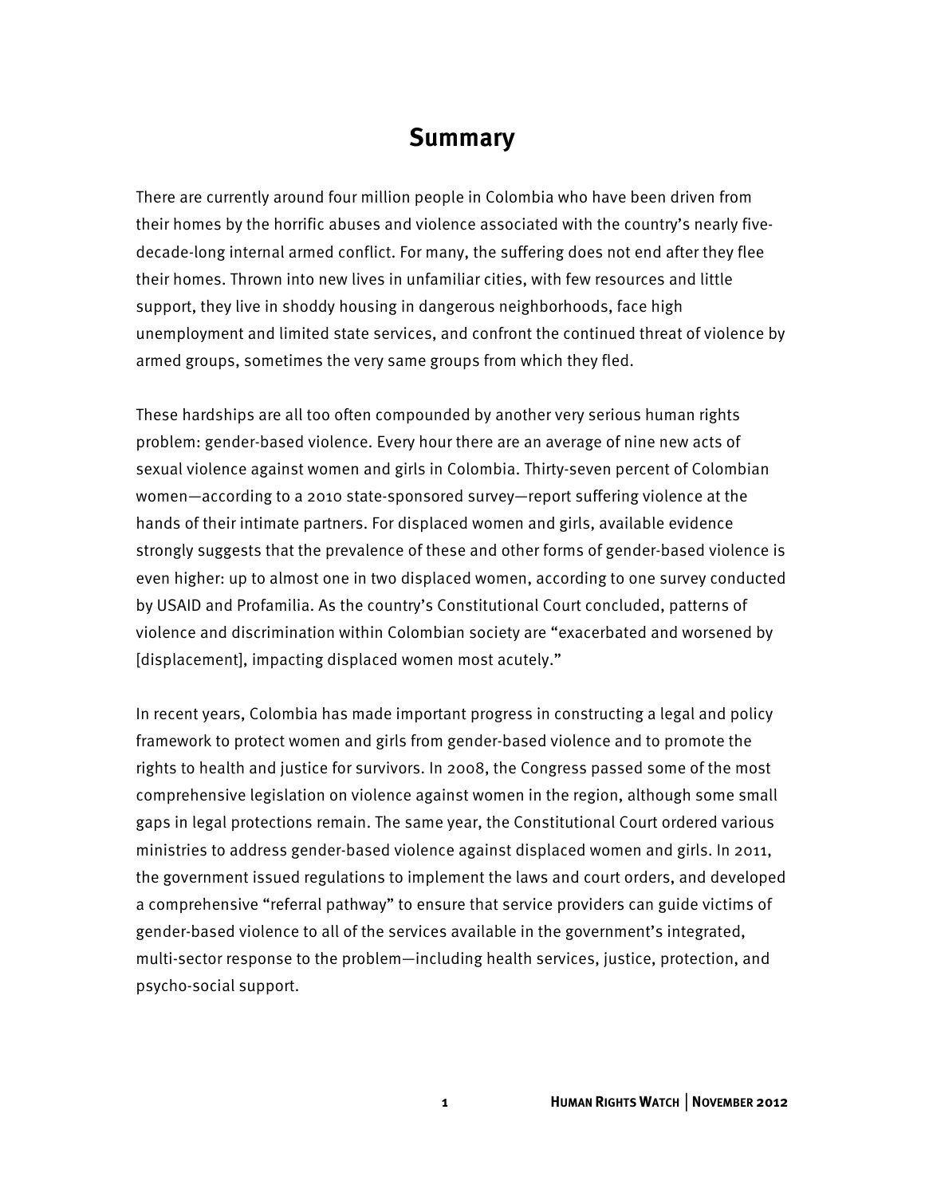# Summary

There are currently around four million people in Colombia who have been driven from their homes by the horrific abuses and violence associated with the country's nearly five-decade-long internal armed conflict. For many, the suffering does not end after they flee their homes. Thrown into new lives in unfamiliar cities, with few resources and little support, they live in shoddy housing in dangerous neighborhoods, face high unemployment and limited state services, and confront the continued threat of violence by armed groups, sometimes the very same groups from which they fled.

These hardships are all too often compounded by another very serious human rights problem: gender-based violence. Every hour there are an average of nine new acts of sexual violence against women and girls in Colombia. Thirty-seven percent of Colombian women—according to a 2010 state-sponsored survey—report suffering violence at the hands of their intimate partners. For displaced women and girls, available evidence strongly suggests that the prevalence of these and other forms of gender-based violence is even higher: up to almost one in two displaced women, according to one survey conducted by USAID and Profamilia. As the country's Constitutional Court concluded, patterns of violence and discrimination within Colombian society are "exacerbated and worsened by [displacement], impacting displaced women most acutely."

In recent years, Colombia has made important progress in constructing a legal and policy framework to protect women and girls from gender-based violence and to promote the rights to health and justice for survivors. In 2008, the Congress passed some of the most comprehensive legislation on violence against women in the region, although some small gaps in legal protections remain. The same year, the Constitutional Court ordered various ministries to address gender-based violence against displaced women and girls. In 2011, the government issued regulations to implement the laws and court orders, and developed a comprehensive "referral pathway" to ensure that service providers can guide victims of gender-based violence to all of the services available in the government's integrated, multi-sector response to the problem—including health services, justice, protection, and psycho-social support.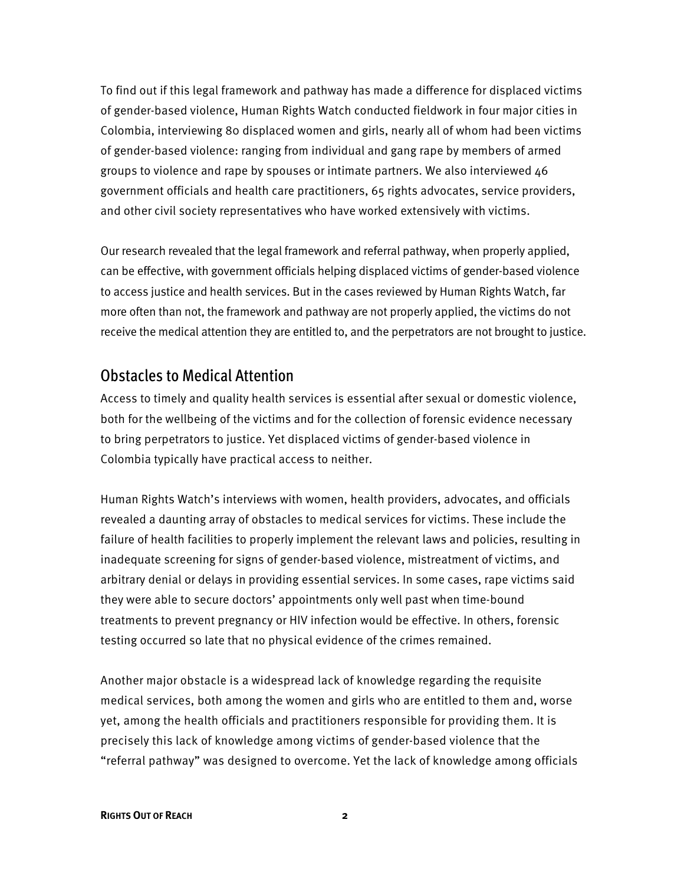To find out if this legal framework and pathway has made a difference for displaced victims of gender-based violence, Human Rights Watch conducted fieldwork in four major cities in Colombia, interviewing 80 displaced women and girls, nearly all of whom had been victims of gender-based violence: ranging from individual and gang rape by members of armed groups to violence and rape by spouses or intimate partners. We also interviewed 46 government officials and health care practitioners, 65 rights advocates, service providers, and other civil society representatives who have worked extensively with victims.

Our research revealed that the legal framework and referral pathway, when properly applied, can be effective, with government officials helping displaced victims of gender-based violence to access justice and health services. But in the cases reviewed by Human Rights Watch, far more often than not, the framework and pathway are not properly applied, the victims do not receive the medical attention they are entitled to, and the perpetrators are not brought to justice.

## Obstacles to Medical Attention

Access to timely and quality health services is essential after sexual or domestic violence, both for the wellbeing of the victims and for the collection of forensic evidence necessary to bring perpetrators to justice. Yet displaced victims of gender-based violence in Colombia typically have practical access to neither.

Human Rights Watch's interviews with women, health providers, advocates, and officials revealed a daunting array of obstacles to medical services for victims. These include the failure of health facilities to properly implement the relevant laws and policies, resulting in inadequate screening for signs of gender-based violence, mistreatment of victims, and arbitrary denial or delays in providing essential services. In some cases, rape victims said they were able to secure doctors' appointments only well past when time-bound treatments to prevent pregnancy or HIV infection would be effective. In others, forensic testing occurred so late that no physical evidence of the crimes remained.

Another major obstacle is a widespread lack of knowledge regarding the requisite medical services, both among the women and girls who are entitled to them and, worse yet, among the health officials and practitioners responsible for providing them. It is precisely this lack of knowledge among victims of gender-based violence that the "referral pathway" was designed to overcome. Yet the lack of knowledge among officials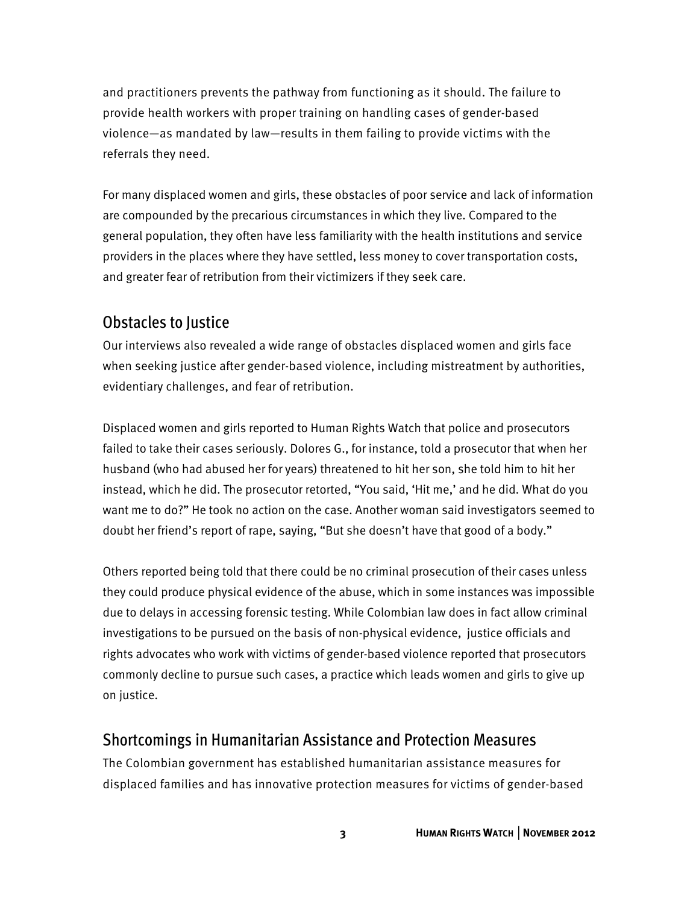and practitioners prevents the pathway from functioning as it should. The failure to provide health workers with proper training on handling cases of gender-based violence—as mandated by law—results in them failing to provide victims with the referrals they need.

For many displaced women and girls, these obstacles of poor service and lack of information are compounded by the precarious circumstances in which they live. Compared to the general population, they often have less familiarity with the health institutions and service providers in the places where they have settled, less money to cover transportation costs, and greater fear of retribution from their victimizers if they seek care.

## Obstacles to Justice

Our interviews also revealed a wide range of obstacles displaced women and girls face when seeking justice after gender-based violence, including mistreatment by authorities, evidentiary challenges, and fear of retribution.

Displaced women and girls reported to Human Rights Watch that police and prosecutors failed to take their cases seriously. Dolores G., for instance, told a prosecutor that when her husband (who had abused her for years) threatened to hit her son, she told him to hit her instead, which he did. The prosecutor retorted, "You said, 'Hit me,' and he did. What do you want me to do?" He took no action on the case. Another woman said investigators seemed to doubt her friend's report of rape, saying, "But she doesn't have that good of a body."

Others reported being told that there could be no criminal prosecution of their cases unless they could produce physical evidence of the abuse, which in some instances was impossible due to delays in accessing forensic testing. While Colombian law does in fact allow criminal investigations to be pursued on the basis of non-physical evidence, justice officials and rights advocates who work with victims of gender-based violence reported that prosecutors commonly decline to pursue such cases, a practice which leads women and girls to give up on justice.

## Shortcomings in Humanitarian Assistance and Protection Measures

The Colombian government has established humanitarian assistance measures for displaced families and has innovative protection measures for victims of gender-based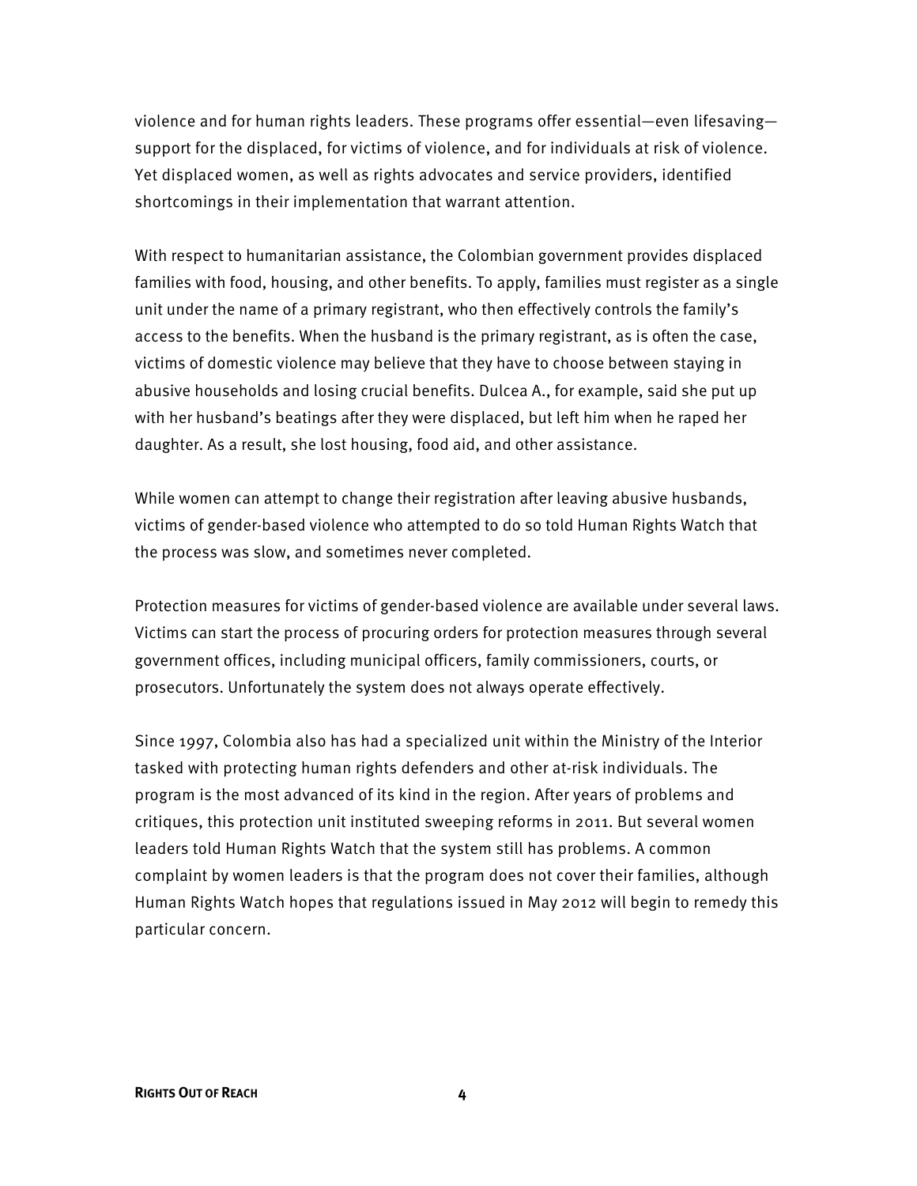violence and for human rights leaders. These programs offer essential—even lifesaving—support for the displaced, for victims of violence, and for individuals at risk of violence. Yet displaced women, as well as rights advocates and service providers, identified shortcomings in their implementation that warrant attention.

With respect to humanitarian assistance, the Colombian government provides displaced families with food, housing, and other benefits. To apply, families must register as a single unit under the name of a primary registrant, who then effectively controls the family's access to the benefits. When the husband is the primary registrant, as is often the case, victims of domestic violence may believe that they have to choose between staying in abusive households and losing crucial benefits. Dulcea A., for example, said she put up with her husband's beatings after they were displaced, but left him when he raped her daughter. As a result, she lost housing, food aid, and other assistance.

While women can attempt to change their registration after leaving abusive husbands, victims of gender-based violence who attempted to do so told Human Rights Watch that the process was slow, and sometimes never completed.

Protection measures for victims of gender-based violence are available under several laws. Victims can start the process of procuring orders for protection measures through several government offices, including municipal officers, family commissioners, courts, or prosecutors. Unfortunately the system does not always operate effectively.

Since 1997, Colombia also has had a specialized unit within the Ministry of the Interior tasked with protecting human rights defenders and other at-risk individuals. The program is the most advanced of its kind in the region. After years of problems and critiques, this protection unit instituted sweeping reforms in 2011. But several women leaders told Human Rights Watch that the system still has problems. A common complaint by women leaders is that the program does not cover their families, although Human Rights Watch hopes that regulations issued in May 2012 will begin to remedy this particular concern.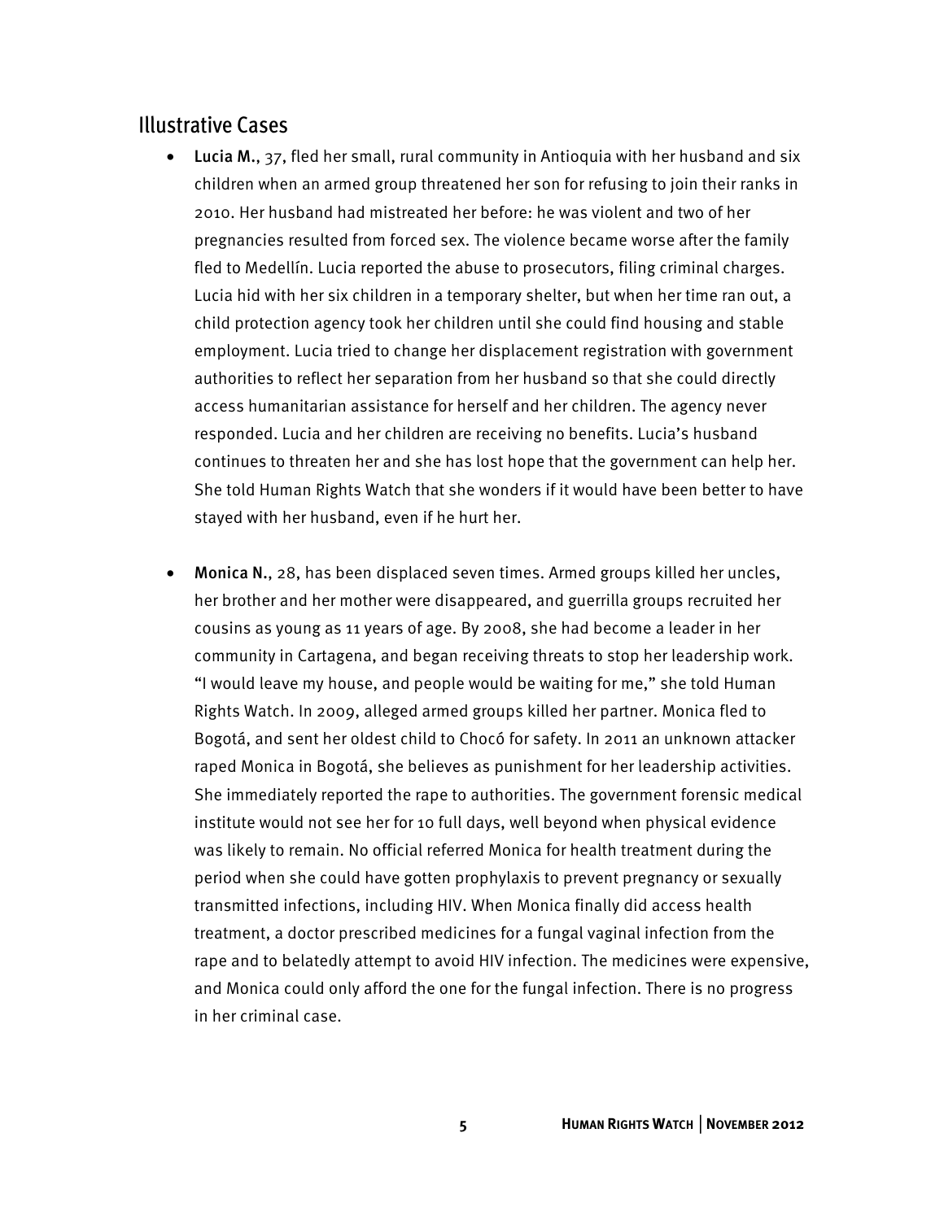## Illustrative Cases

- **Lucia M.**, 37, fled her small, rural community in Antioquia with her husband and six children when an armed group threatened her son for refusing to join their ranks in 2010. Her husband had mistreated her before: he was violent and two of her pregnancies resulted from forced sex. The violence became worse after the family fled to Medellín. Lucia reported the abuse to prosecutors, filing criminal charges. Lucia hid with her six children in a temporary shelter, but when her time ran out, a child protection agency took her children until she could find housing and stable employment. Lucia tried to change her displacement registration with government authorities to reflect her separation from her husband so that she could directly access humanitarian assistance for herself and her children. The agency never responded. Lucia and her children are receiving no benefits. Lucia's husband continues to threaten her and she has lost hope that the government can help her. She told Human Rights Watch that she wonders if it would have been better to have stayed with her husband, even if he hurt her.

- **Monica N.**, 28, has been displaced seven times. Armed groups killed her uncles, her brother and her mother were disappeared, and guerrilla groups recruited her cousins as young as 11 years of age. By 2008, she had become a leader in her community in Cartagena, and began receiving threats to stop her leadership work. "I would leave my house, and people would be waiting for me," she told Human Rights Watch. In 2009, alleged armed groups killed her partner. Monica fled to Bogotá, and sent her oldest child to Chocó for safety. In 2011 an unknown attacker raped Monica in Bogotá, she believes as punishment for her leadership activities. She immediately reported the rape to authorities. The government forensic medical institute would not see her for 10 full days, well beyond when physical evidence was likely to remain. No official referred Monica for health treatment during the period when she could have gotten prophylaxis to prevent pregnancy or sexually transmitted infections, including HIV. When Monica finally did access health treatment, a doctor prescribed medicines for a fungal vaginal infection from the rape and to belatedly attempt to avoid HIV infection. The medicines were expensive, and Monica could only afford the one for the fungal infection. There is no progress in her criminal case.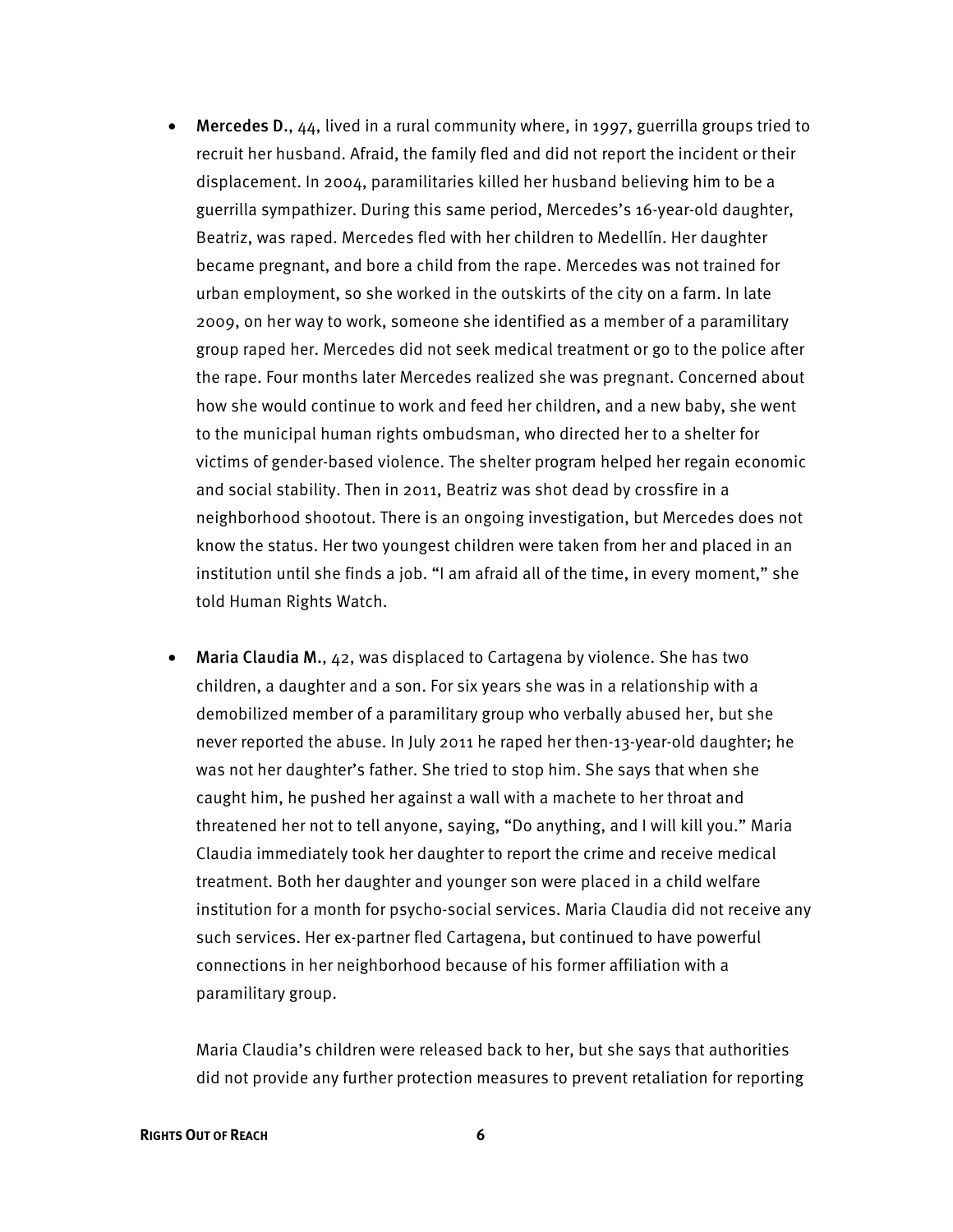- **Mercedes D.**, 44, lived in a rural community where, in 1997, guerrilla groups tried to recruit her husband. Afraid, the family fled and did not report the incident or their displacement. In 2004, paramilitaries killed her husband believing him to be a guerrilla sympathizer. During this same period, Mercedes's 16-year-old daughter, Beatriz, was raped. Mercedes fled with her children to Medellín. Her daughter became pregnant, and bore a child from the rape. Mercedes was not trained for urban employment, so she worked in the outskirts of the city on a farm. In late 2009, on her way to work, someone she identified as a member of a paramilitary group raped her. Mercedes did not seek medical treatment or go to the police after the rape. Four months later Mercedes realized she was pregnant. Concerned about how she would continue to work and feed her children, and a new baby, she went to the municipal human rights ombudsman, who directed her to a shelter for victims of gender-based violence. The shelter program helped her regain economic and social stability. Then in 2011, Beatriz was shot dead by crossfire in a neighborhood shootout. There is an ongoing investigation, but Mercedes does not know the status. Her two youngest children were taken from her and placed in an institution until she finds a job. "I am afraid all of the time, in every moment," she told Human Rights Watch.

- **Maria Claudia M.**, 42, was displaced to Cartagena by violence. She has two children, a daughter and a son. For six years she was in a relationship with a demobilized member of a paramilitary group who verbally abused her, but she never reported the abuse. In July 2011 he raped her then-13-year-old daughter; he was not her daughter's father. She tried to stop him. She says that when she caught him, he pushed her against a wall with a machete to her throat and threatened her not to tell anyone, saying, "Do anything, and I will kill you." Maria Claudia immediately took her daughter to report the crime and receive medical treatment. Both her daughter and younger son were placed in a child welfare institution for a month for psycho-social services. Maria Claudia did not receive any such services. Her ex-partner fled Cartagena, but continued to have powerful connections in her neighborhood because of his former affiliation with a paramilitary group.

  Maria Claudia's children were released back to her, but she says that authorities did not provide any further protection measures to prevent retaliation for reporting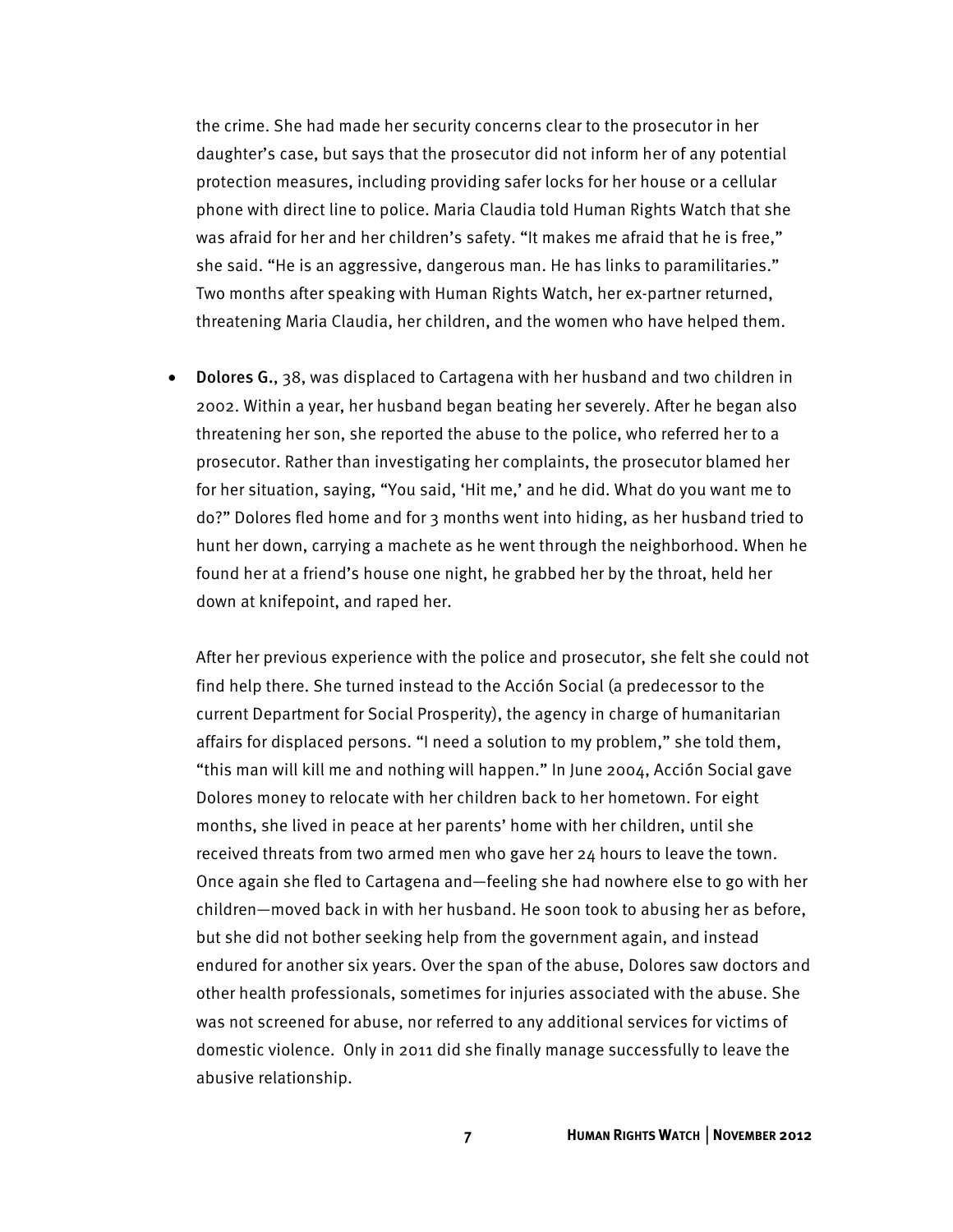the crime. She had made her security concerns clear to the prosecutor in her daughter's case, but says that the prosecutor did not inform her of any potential protection measures, including providing safer locks for her house or a cellular phone with direct line to police. Maria Claudia told Human Rights Watch that she was afraid for her and her children's safety. "It makes me afraid that he is free," she said. "He is an aggressive, dangerous man. He has links to paramilitaries." Two months after speaking with Human Rights Watch, her ex-partner returned, threatening Maria Claudia, her children, and the women who have helped them.

- **Dolores G.**, 38, was displaced to Cartagena with her husband and two children in 2002. Within a year, her husband began beating her severely. After he began also threatening her son, she reported the abuse to the police, who referred her to a prosecutor. Rather than investigating her complaints, the prosecutor blamed her for her situation, saying, "You said, 'Hit me,' and he did. What do you want me to do?" Dolores fled home and for 3 months went into hiding, as her husband tried to hunt her down, carrying a machete as he went through the neighborhood. When he found her at a friend's house one night, he grabbed her by the throat, held her down at knifepoint, and raped her.

  After her previous experience with the police and prosecutor, she felt she could not find help there. She turned instead to the Acción Social (a predecessor to the current Department for Social Prosperity), the agency in charge of humanitarian affairs for displaced persons. "I need a solution to my problem," she told them, "this man will kill me and nothing will happen." In June 2004, Acción Social gave Dolores money to relocate with her children back to her hometown. For eight months, she lived in peace at her parents' home with her children, until she received threats from two armed men who gave her 24 hours to leave the town. Once again she fled to Cartagena and—feeling she had nowhere else to go with her children—moved back in with her husband. He soon took to abusing her as before, but she did not bother seeking help from the government again, and instead endured for another six years. Over the span of the abuse, Dolores saw doctors and other health professionals, sometimes for injuries associated with the abuse. She was not screened for abuse, nor referred to any additional services for victims of domestic violence. Only in 2011 did she finally manage successfully to leave the abusive relationship.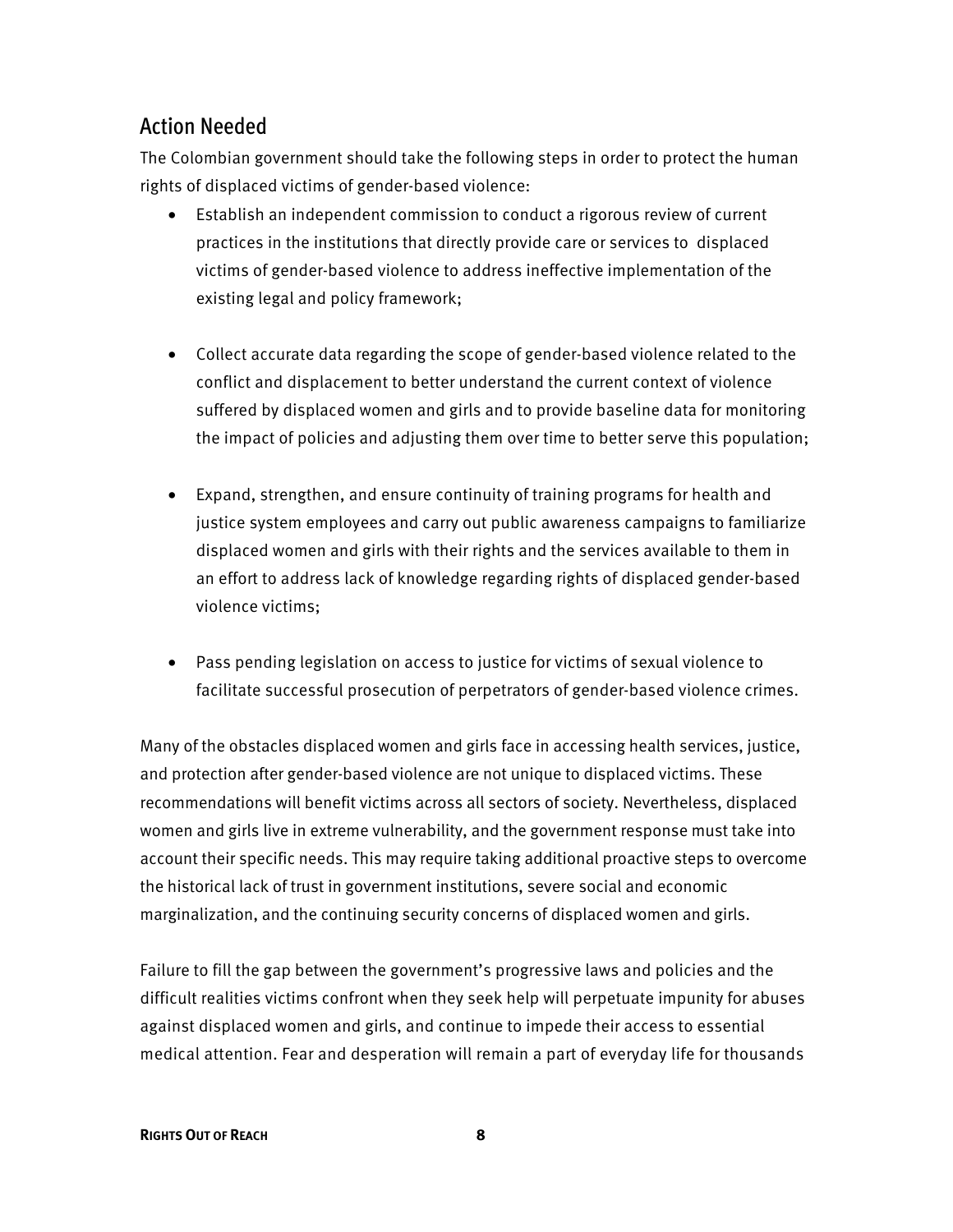## Action Needed

The Colombian government should take the following steps in order to protect the human rights of displaced victims of gender-based violence:

- Establish an independent commission to conduct a rigorous review of current practices in the institutions that directly provide care or services to displaced victims of gender-based violence to address ineffective implementation of the existing legal and policy framework;

- Collect accurate data regarding the scope of gender-based violence related to the conflict and displacement to better understand the current context of violence suffered by displaced women and girls and to provide baseline data for monitoring the impact of policies and adjusting them over time to better serve this population;

- Expand, strengthen, and ensure continuity of training programs for health and justice system employees and carry out public awareness campaigns to familiarize displaced women and girls with their rights and the services available to them in an effort to address lack of knowledge regarding rights of displaced gender-based violence victims;

- Pass pending legislation on access to justice for victims of sexual violence to facilitate successful prosecution of perpetrators of gender-based violence crimes.

Many of the obstacles displaced women and girls face in accessing health services, justice, and protection after gender-based violence are not unique to displaced victims. These recommendations will benefit victims across all sectors of society. Nevertheless, displaced women and girls live in extreme vulnerability, and the government response must take into account their specific needs. This may require taking additional proactive steps to overcome the historical lack of trust in government institutions, severe social and economic marginalization, and the continuing security concerns of displaced women and girls.

Failure to fill the gap between the government's progressive laws and policies and the difficult realities victims confront when they seek help will perpetuate impunity for abuses against displaced women and girls, and continue to impede their access to essential medical attention. Fear and desperation will remain a part of everyday life for thousands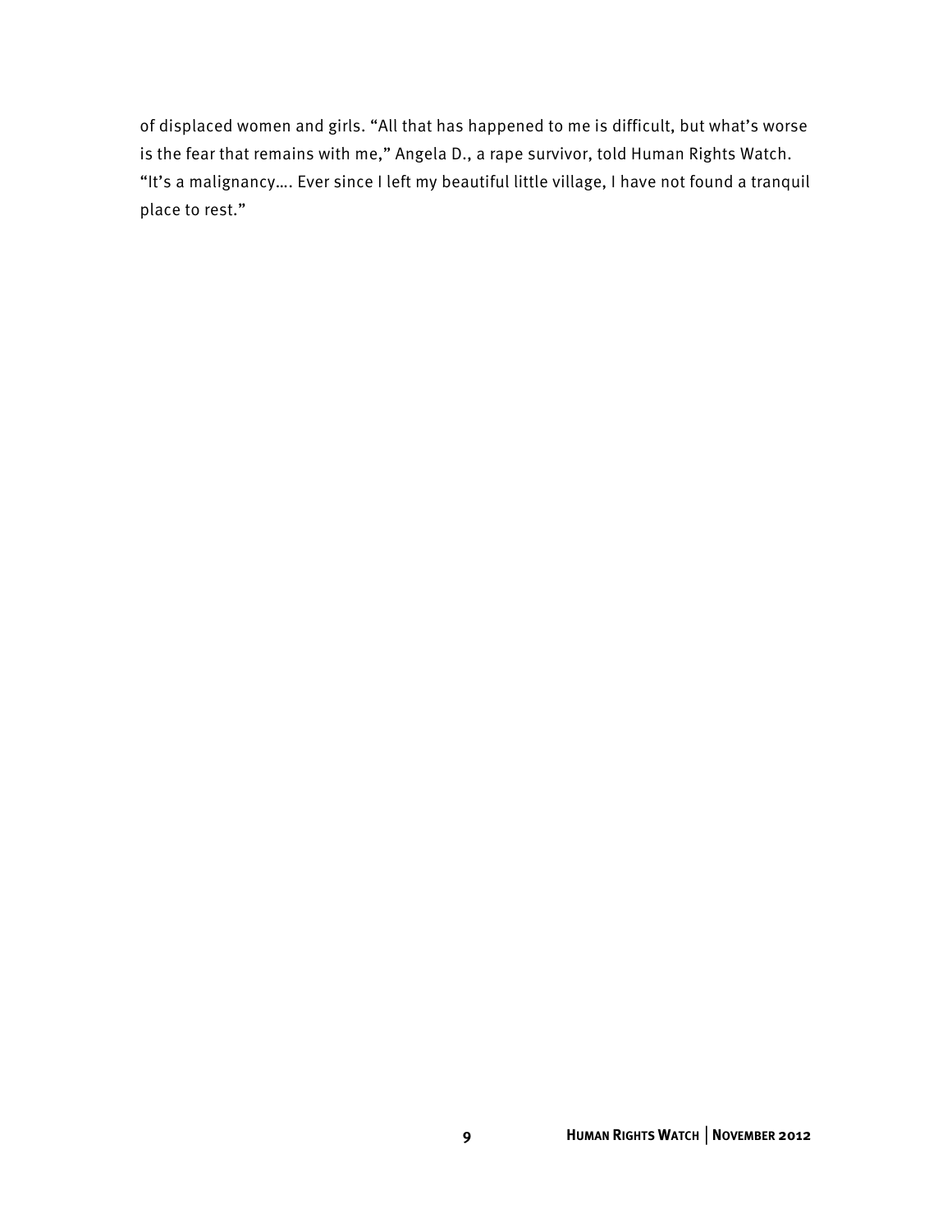of displaced women and girls. "All that has happened to me is difficult, but what's worse is the fear that remains with me," Angela D., a rape survivor, told Human Rights Watch. "It's a malignancy…. Ever since I left my beautiful little village, I have not found a tranquil place to rest."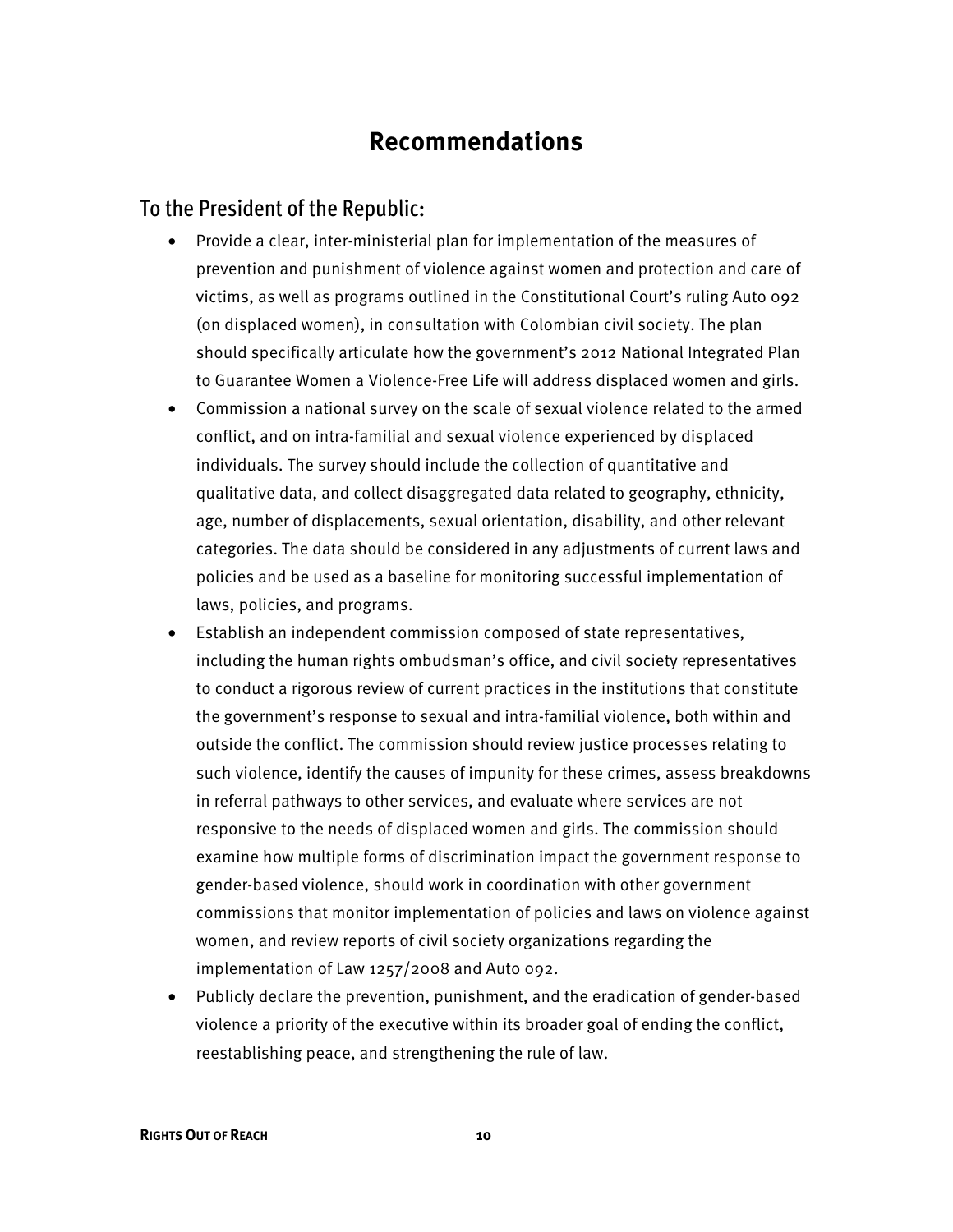# Recommendations

## To the President of the Republic:

- Provide a clear, inter-ministerial plan for implementation of the measures of prevention and punishment of violence against women and protection and care of victims, as well as programs outlined in the Constitutional Court's ruling Auto 092 (on displaced women), in consultation with Colombian civil society. The plan should specifically articulate how the government's 2012 National Integrated Plan to Guarantee Women a Violence-Free Life will address displaced women and girls.
- Commission a national survey on the scale of sexual violence related to the armed conflict, and on intra-familial and sexual violence experienced by displaced individuals. The survey should include the collection of quantitative and qualitative data, and collect disaggregated data related to geography, ethnicity, age, number of displacements, sexual orientation, disability, and other relevant categories. The data should be considered in any adjustments of current laws and policies and be used as a baseline for monitoring successful implementation of laws, policies, and programs.
- Establish an independent commission composed of state representatives, including the human rights ombudsman's office, and civil society representatives to conduct a rigorous review of current practices in the institutions that constitute the government's response to sexual and intra-familial violence, both within and outside the conflict. The commission should review justice processes relating to such violence, identify the causes of impunity for these crimes, assess breakdowns in referral pathways to other services, and evaluate where services are not responsive to the needs of displaced women and girls. The commission should examine how multiple forms of discrimination impact the government response to gender-based violence, should work in coordination with other government commissions that monitor implementation of policies and laws on violence against women, and review reports of civil society organizations regarding the implementation of Law 1257/2008 and Auto 092.
- Publicly declare the prevention, punishment, and the eradication of gender-based violence a priority of the executive within its broader goal of ending the conflict, reestablishing peace, and strengthening the rule of law.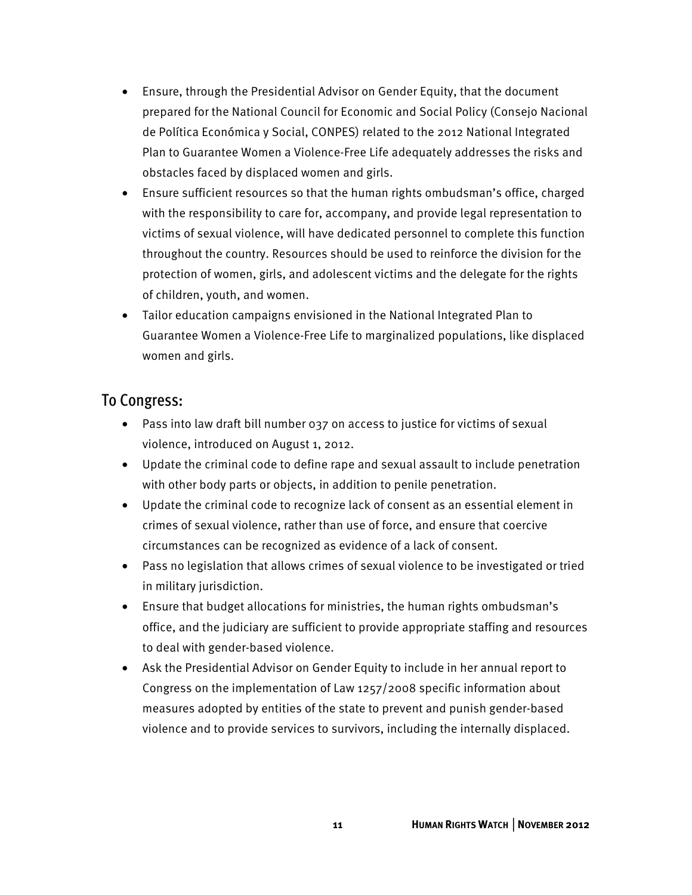- Ensure, through the Presidential Advisor on Gender Equity, that the document prepared for the National Council for Economic and Social Policy (Consejo Nacional de Política Económica y Social, CONPES) related to the 2012 National Integrated Plan to Guarantee Women a Violence-Free Life adequately addresses the risks and obstacles faced by displaced women and girls.
- Ensure sufficient resources so that the human rights ombudsman's office, charged with the responsibility to care for, accompany, and provide legal representation to victims of sexual violence, will have dedicated personnel to complete this function throughout the country. Resources should be used to reinforce the division for the protection of women, girls, and adolescent victims and the delegate for the rights of children, youth, and women.
- Tailor education campaigns envisioned in the National Integrated Plan to Guarantee Women a Violence-Free Life to marginalized populations, like displaced women and girls.

## To Congress:

- Pass into law draft bill number 037 on access to justice for victims of sexual violence, introduced on August 1, 2012.
- Update the criminal code to define rape and sexual assault to include penetration with other body parts or objects, in addition to penile penetration.
- Update the criminal code to recognize lack of consent as an essential element in crimes of sexual violence, rather than use of force, and ensure that coercive circumstances can be recognized as evidence of a lack of consent.
- Pass no legislation that allows crimes of sexual violence to be investigated or tried in military jurisdiction.
- Ensure that budget allocations for ministries, the human rights ombudsman's office, and the judiciary are sufficient to provide appropriate staffing and resources to deal with gender-based violence.
- Ask the Presidential Advisor on Gender Equity to include in her annual report to Congress on the implementation of Law 1257/2008 specific information about measures adopted by entities of the state to prevent and punish gender-based violence and to provide services to survivors, including the internally displaced.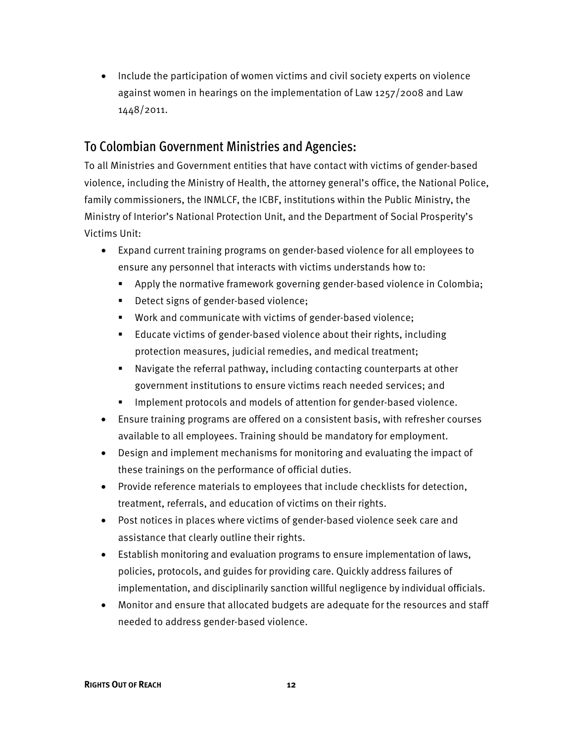- Include the participation of women victims and civil society experts on violence against women in hearings on the implementation of Law 1257/2008 and Law 1448/2011.

## To Colombian Government Ministries and Agencies:

To all Ministries and Government entities that have contact with victims of gender-based violence, including the Ministry of Health, the attorney general's office, the National Police, family commissioners, the INMLCF, the ICBF, institutions within the Public Ministry, the Ministry of Interior's National Protection Unit, and the Department of Social Prosperity's Victims Unit:

- Expand current training programs on gender-based violence for all employees to ensure any personnel that interacts with victims understands how to:
  - Apply the normative framework governing gender-based violence in Colombia;
  - Detect signs of gender-based violence;
  - Work and communicate with victims of gender-based violence;
  - Educate victims of gender-based violence about their rights, including protection measures, judicial remedies, and medical treatment;
  - Navigate the referral pathway, including contacting counterparts at other government institutions to ensure victims reach needed services; and
  - Implement protocols and models of attention for gender-based violence.
- Ensure training programs are offered on a consistent basis, with refresher courses available to all employees. Training should be mandatory for employment.
- Design and implement mechanisms for monitoring and evaluating the impact of these trainings on the performance of official duties.
- Provide reference materials to employees that include checklists for detection, treatment, referrals, and education of victims on their rights.
- Post notices in places where victims of gender-based violence seek care and assistance that clearly outline their rights.
- Establish monitoring and evaluation programs to ensure implementation of laws, policies, protocols, and guides for providing care. Quickly address failures of implementation, and disciplinarily sanction willful negligence by individual officials.
- Monitor and ensure that allocated budgets are adequate for the resources and staff needed to address gender-based violence.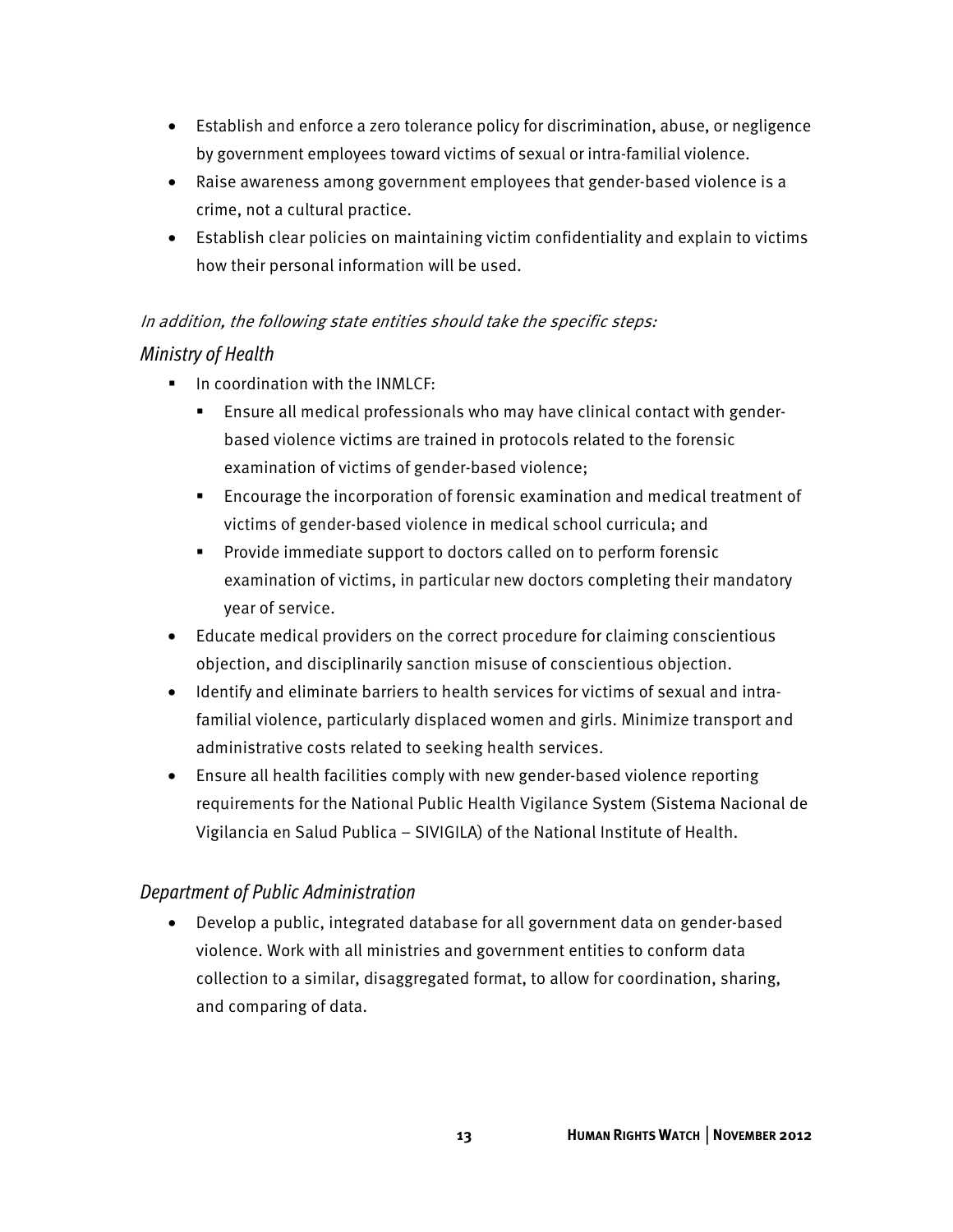- Establish and enforce a zero tolerance policy for discrimination, abuse, or negligence by government employees toward victims of sexual or intra-familial violence.
- Raise awareness among government employees that gender-based violence is a crime, not a cultural practice.
- Establish clear policies on maintaining victim confidentiality and explain to victims how their personal information will be used.

*In addition, the following state entities should take the specific steps:*

### *Ministry of Health*

- In coordination with the INMLCF:
  - Ensure all medical professionals who may have clinical contact with gender-based violence victims are trained in protocols related to the forensic examination of victims of gender-based violence;
  - Encourage the incorporation of forensic examination and medical treatment of victims of gender-based violence in medical school curricula; and
  - Provide immediate support to doctors called on to perform forensic examination of victims, in particular new doctors completing their mandatory year of service.
- Educate medical providers on the correct procedure for claiming conscientious objection, and disciplinarily sanction misuse of conscientious objection.
- Identify and eliminate barriers to health services for victims of sexual and intra-familial violence, particularly displaced women and girls. Minimize transport and administrative costs related to seeking health services.
- Ensure all health facilities comply with new gender-based violence reporting requirements for the National Public Health Vigilance System (Sistema Nacional de Vigilancia en Salud Publica – SIVIGILA) of the National Institute of Health.

### *Department of Public Administration*

- Develop a public, integrated database for all government data on gender-based violence. Work with all ministries and government entities to conform data collection to a similar, disaggregated format, to allow for coordination, sharing, and comparing of data.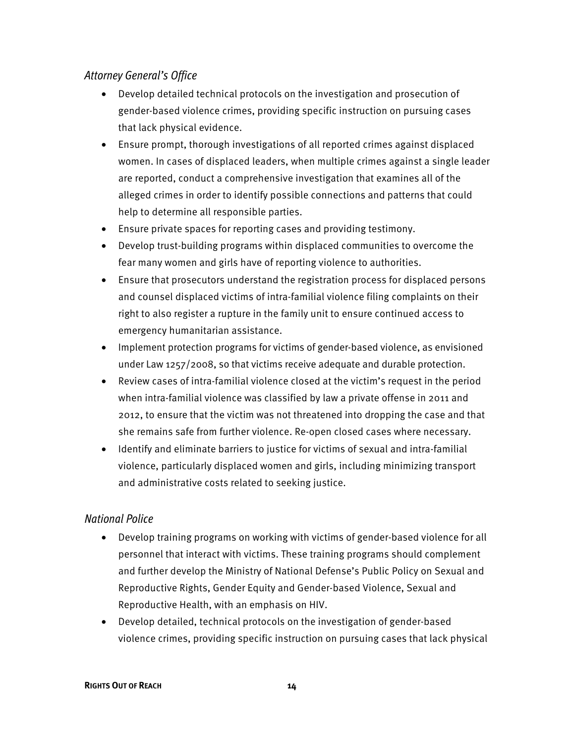### *Attorney General's Office*

- Develop detailed technical protocols on the investigation and prosecution of gender-based violence crimes, providing specific instruction on pursuing cases that lack physical evidence.
- Ensure prompt, thorough investigations of all reported crimes against displaced women. In cases of displaced leaders, when multiple crimes against a single leader are reported, conduct a comprehensive investigation that examines all of the alleged crimes in order to identify possible connections and patterns that could help to determine all responsible parties.
- Ensure private spaces for reporting cases and providing testimony.
- Develop trust-building programs within displaced communities to overcome the fear many women and girls have of reporting violence to authorities.
- Ensure that prosecutors understand the registration process for displaced persons and counsel displaced victims of intra-familial violence filing complaints on their right to also register a rupture in the family unit to ensure continued access to emergency humanitarian assistance.
- Implement protection programs for victims of gender-based violence, as envisioned under Law 1257/2008, so that victims receive adequate and durable protection.
- Review cases of intra-familial violence closed at the victim's request in the period when intra-familial violence was classified by law a private offense in 2011 and 2012, to ensure that the victim was not threatened into dropping the case and that she remains safe from further violence. Re-open closed cases where necessary.
- Identify and eliminate barriers to justice for victims of sexual and intra-familial violence, particularly displaced women and girls, including minimizing transport and administrative costs related to seeking justice.

### *National Police*

- Develop training programs on working with victims of gender-based violence for all personnel that interact with victims. These training programs should complement and further develop the Ministry of National Defense's Public Policy on Sexual and Reproductive Rights, Gender Equity and Gender-based Violence, Sexual and Reproductive Health, with an emphasis on HIV.
- Develop detailed, technical protocols on the investigation of gender-based violence crimes, providing specific instruction on pursuing cases that lack physical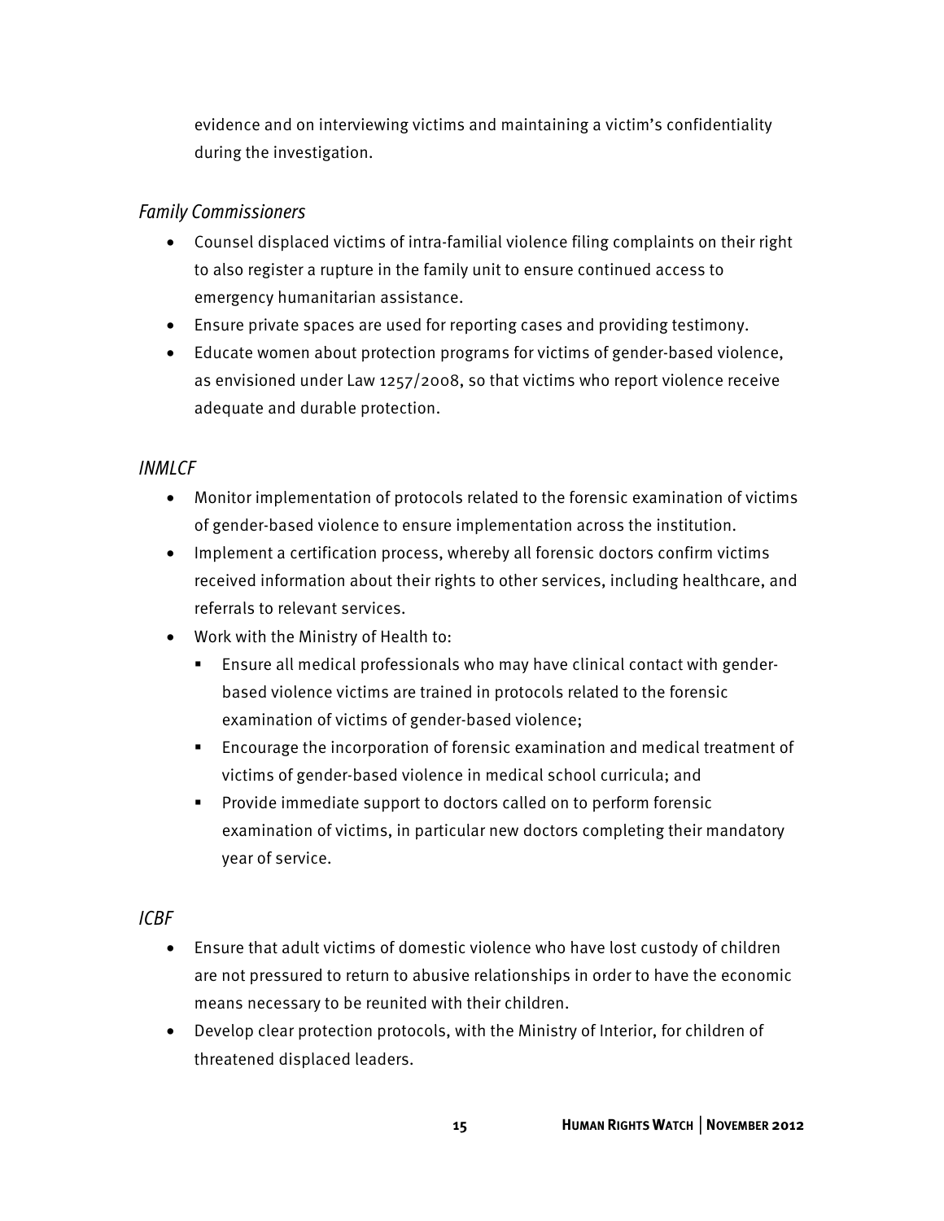evidence and on interviewing victims and maintaining a victim's confidentiality during the investigation.

*Family Commissioners*

- Counsel displaced victims of intra-familial violence filing complaints on their right to also register a rupture in the family unit to ensure continued access to emergency humanitarian assistance.
- Ensure private spaces are used for reporting cases and providing testimony.
- Educate women about protection programs for victims of gender-based violence, as envisioned under Law 1257/2008, so that victims who report violence receive adequate and durable protection.

*INMLCF*

- Monitor implementation of protocols related to the forensic examination of victims of gender-based violence to ensure implementation across the institution.
- Implement a certification process, whereby all forensic doctors confirm victims received information about their rights to other services, including healthcare, and referrals to relevant services.
- Work with the Ministry of Health to:
  - Ensure all medical professionals who may have clinical contact with gender-based violence victims are trained in protocols related to the forensic examination of victims of gender-based violence;
  - Encourage the incorporation of forensic examination and medical treatment of victims of gender-based violence in medical school curricula; and
  - Provide immediate support to doctors called on to perform forensic examination of victims, in particular new doctors completing their mandatory year of service.

*ICBF*

- Ensure that adult victims of domestic violence who have lost custody of children are not pressured to return to abusive relationships in order to have the economic means necessary to be reunited with their children.
- Develop clear protection protocols, with the Ministry of Interior, for children of threatened displaced leaders.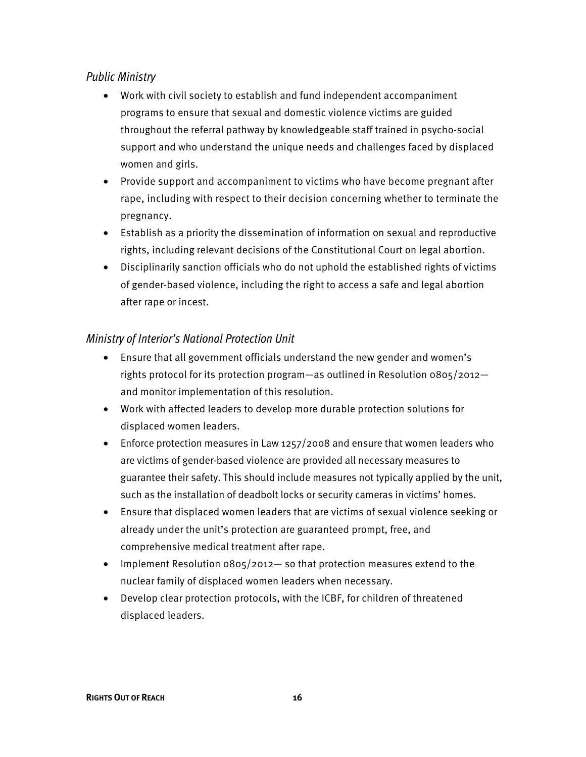### *Public Ministry*

- Work with civil society to establish and fund independent accompaniment programs to ensure that sexual and domestic violence victims are guided throughout the referral pathway by knowledgeable staff trained in psycho-social support and who understand the unique needs and challenges faced by displaced women and girls.
- Provide support and accompaniment to victims who have become pregnant after rape, including with respect to their decision concerning whether to terminate the pregnancy.
- Establish as a priority the dissemination of information on sexual and reproductive rights, including relevant decisions of the Constitutional Court on legal abortion.
- Disciplinarily sanction officials who do not uphold the established rights of victims of gender-based violence, including the right to access a safe and legal abortion after rape or incest.

### *Ministry of Interior's National Protection Unit*

- Ensure that all government officials understand the new gender and women's rights protocol for its protection program—as outlined in Resolution 0805/2012—and monitor implementation of this resolution.
- Work with affected leaders to develop more durable protection solutions for displaced women leaders.
- Enforce protection measures in Law 1257/2008 and ensure that women leaders who are victims of gender-based violence are provided all necessary measures to guarantee their safety. This should include measures not typically applied by the unit, such as the installation of deadbolt locks or security cameras in victims' homes.
- Ensure that displaced women leaders that are victims of sexual violence seeking or already under the unit's protection are guaranteed prompt, free, and comprehensive medical treatment after rape.
- Implement Resolution 0805/2012— so that protection measures extend to the nuclear family of displaced women leaders when necessary.
- Develop clear protection protocols, with the ICBF, for children of threatened displaced leaders.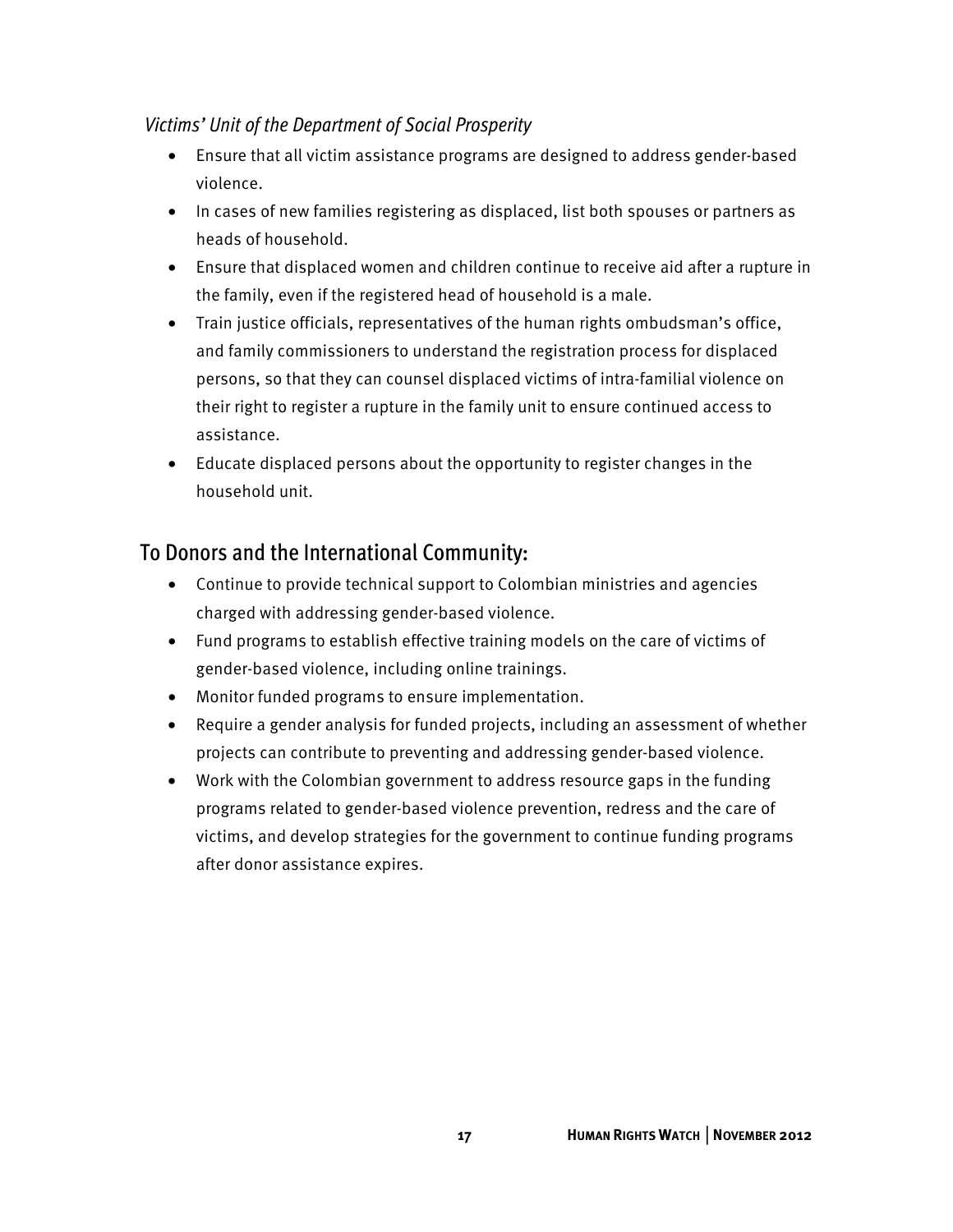*Victims' Unit of the Department of Social Prosperity*

- Ensure that all victim assistance programs are designed to address gender-based violence.
- In cases of new families registering as displaced, list both spouses or partners as heads of household.
- Ensure that displaced women and children continue to receive aid after a rupture in the family, even if the registered head of household is a male.
- Train justice officials, representatives of the human rights ombudsman's office, and family commissioners to understand the registration process for displaced persons, so that they can counsel displaced victims of intra-familial violence on their right to register a rupture in the family unit to ensure continued access to assistance.
- Educate displaced persons about the opportunity to register changes in the household unit.

## To Donors and the International Community:

- Continue to provide technical support to Colombian ministries and agencies charged with addressing gender-based violence.
- Fund programs to establish effective training models on the care of victims of gender-based violence, including online trainings.
- Monitor funded programs to ensure implementation.
- Require a gender analysis for funded projects, including an assessment of whether projects can contribute to preventing and addressing gender-based violence.
- Work with the Colombian government to address resource gaps in the funding programs related to gender-based violence prevention, redress and the care of victims, and develop strategies for the government to continue funding programs after donor assistance expires.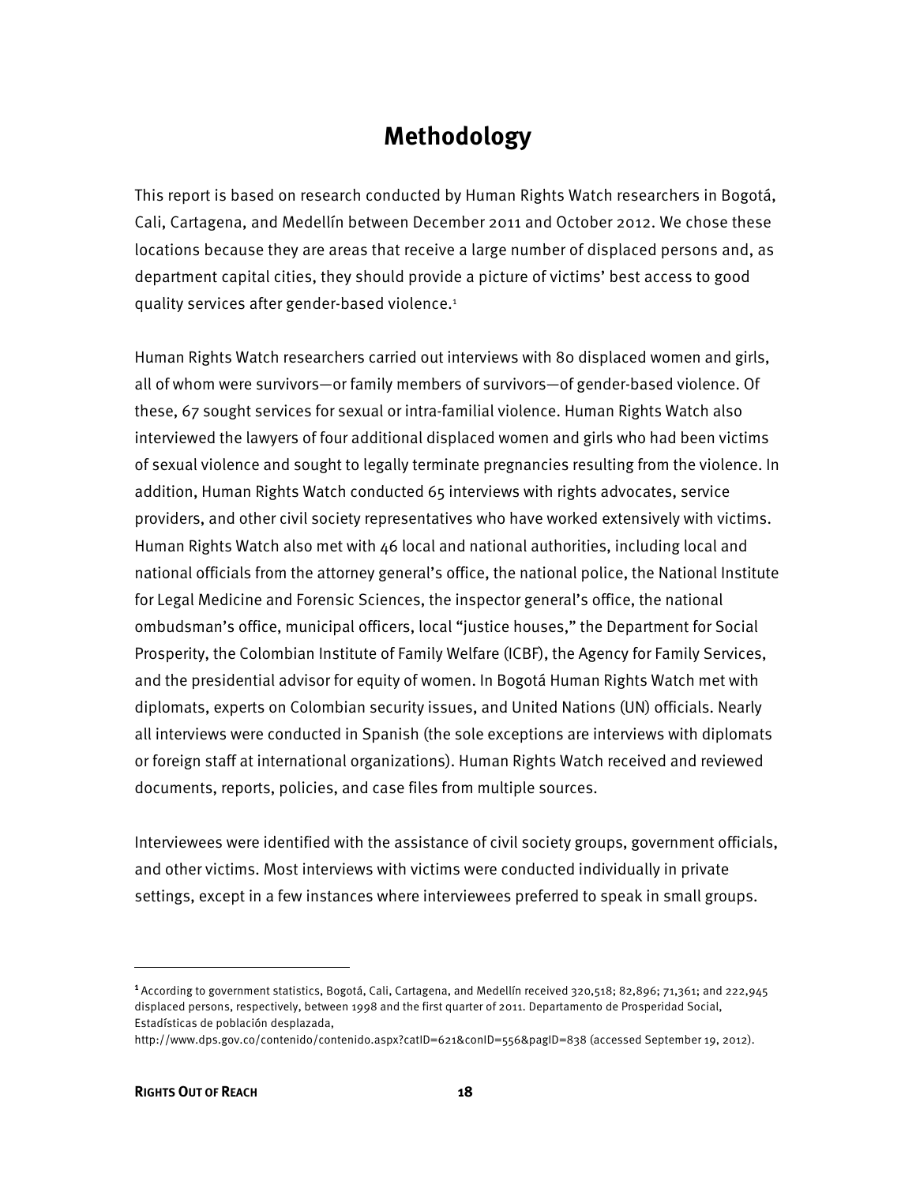# Methodology

This report is based on research conducted by Human Rights Watch researchers in Bogotá, Cali, Cartagena, and Medellín between December 2011 and October 2012. We chose these locations because they are areas that receive a large number of displaced persons and, as department capital cities, they should provide a picture of victims' best access to good quality services after gender-based violence.[1]

Human Rights Watch researchers carried out interviews with 80 displaced women and girls, all of whom were survivors—or family members of survivors—of gender-based violence. Of these, 67 sought services for sexual or intra-familial violence. Human Rights Watch also interviewed the lawyers of four additional displaced women and girls who had been victims of sexual violence and sought to legally terminate pregnancies resulting from the violence. In addition, Human Rights Watch conducted 65 interviews with rights advocates, service providers, and other civil society representatives who have worked extensively with victims. Human Rights Watch also met with 46 local and national authorities, including local and national officials from the attorney general's office, the national police, the National Institute for Legal Medicine and Forensic Sciences, the inspector general's office, the national ombudsman's office, municipal officers, local "justice houses," the Department for Social Prosperity, the Colombian Institute of Family Welfare (ICBF), the Agency for Family Services, and the presidential advisor for equity of women. In Bogotá Human Rights Watch met with diplomats, experts on Colombian security issues, and United Nations (UN) officials. Nearly all interviews were conducted in Spanish (the sole exceptions are interviews with diplomats or foreign staff at international organizations). Human Rights Watch received and reviewed documents, reports, policies, and case files from multiple sources.

Interviewees were identified with the assistance of civil society groups, government officials, and other victims. Most interviews with victims were conducted individually in private settings, except in a few instances where interviewees preferred to speak in small groups.

---

[1] According to government statistics, Bogotá, Cali, Cartagena, and Medellín received 320,518; 82,896; 71,361; and 222,945 displaced persons, respectively, between 1998 and the first quarter of 2011. Departamento de Prosperidad Social, Estadísticas de población desplazada, http://www.dps.gov.co/contenido/contenido.aspx?catID=621&conID=556&pagID=838 (accessed September 19, 2012).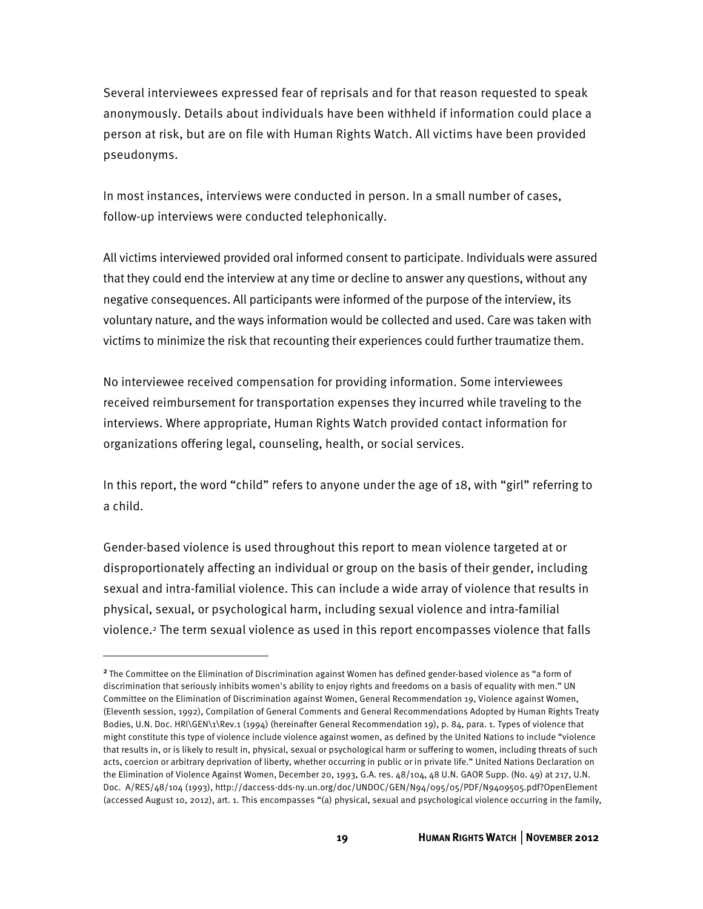Several interviewees expressed fear of reprisals and for that reason requested to speak anonymously. Details about individuals have been withheld if information could place a person at risk, but are on file with Human Rights Watch. All victims have been provided pseudonyms.

In most instances, interviews were conducted in person. In a small number of cases, follow-up interviews were conducted telephonically.

All victims interviewed provided oral informed consent to participate. Individuals were assured that they could end the interview at any time or decline to answer any questions, without any negative consequences. All participants were informed of the purpose of the interview, its voluntary nature, and the ways information would be collected and used. Care was taken with victims to minimize the risk that recounting their experiences could further traumatize them.

No interviewee received compensation for providing information. Some interviewees received reimbursement for transportation expenses they incurred while traveling to the interviews. Where appropriate, Human Rights Watch provided contact information for organizations offering legal, counseling, health, or social services.

In this report, the word "child" refers to anyone under the age of 18, with "girl" referring to a child.

Gender-based violence is used throughout this report to mean violence targeted at or disproportionately affecting an individual or group on the basis of their gender, including sexual and intra-familial violence. This can include a wide array of violence that results in physical, sexual, or psychological harm, including sexual violence and intra-familial violence.[2] The term sexual violence as used in this report encompasses violence that falls

---

[2] The Committee on the Elimination of Discrimination against Women has defined gender-based violence as "a form of discrimination that seriously inhibits women's ability to enjoy rights and freedoms on a basis of equality with men." UN Committee on the Elimination of Discrimination against Women, General Recommendation 19, Violence against Women, (Eleventh session, 1992), Compilation of General Comments and General Recommendations Adopted by Human Rights Treaty Bodies, U.N. Doc. HRI\GEN\1\Rev.1 (1994) (hereinafter General Recommendation 19), p. 84, para. 1. Types of violence that might constitute this type of violence include violence against women, as defined by the United Nations to include "violence that results in, or is likely to result in, physical, sexual or psychological harm or suffering to women, including threats of such acts, coercion or arbitrary deprivation of liberty, whether occurring in public or in private life." United Nations Declaration on the Elimination of Violence Against Women, December 20, 1993, G.A. res. 48/104, 48 U.N. GAOR Supp. (No. 49) at 217, U.N. Doc. A/RES/48/104 (1993), http://daccess-dds-ny.un.org/doc/UNDOC/GEN/N94/095/05/PDF/N9409505.pdf?OpenElement (accessed August 10, 2012), art. 1. This encompasses "(a) physical, sexual and psychological violence occurring in the family,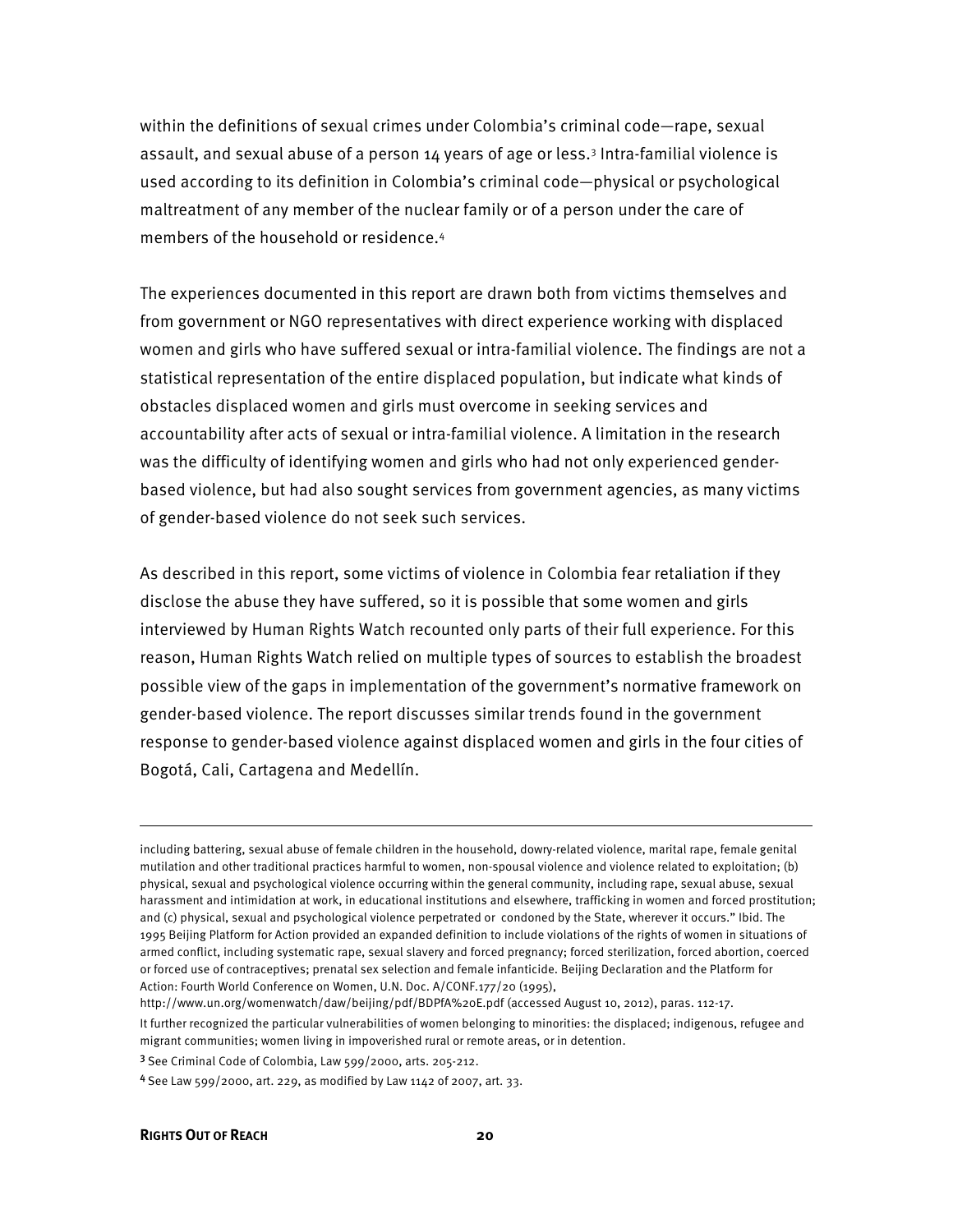within the definitions of sexual crimes under Colombia's criminal code—rape, sexual assault, and sexual abuse of a person 14 years of age or less.[3] Intra-familial violence is used according to its definition in Colombia's criminal code—physical or psychological maltreatment of any member of the nuclear family or of a person under the care of members of the household or residence.[4]

The experiences documented in this report are drawn both from victims themselves and from government or NGO representatives with direct experience working with displaced women and girls who have suffered sexual or intra-familial violence. The findings are not a statistical representation of the entire displaced population, but indicate what kinds of obstacles displaced women and girls must overcome in seeking services and accountability after acts of sexual or intra-familial violence. A limitation in the research was the difficulty of identifying women and girls who had not only experienced gender-based violence, but had also sought services from government agencies, as many victims of gender-based violence do not seek such services.

As described in this report, some victims of violence in Colombia fear retaliation if they disclose the abuse they have suffered, so it is possible that some women and girls interviewed by Human Rights Watch recounted only parts of their full experience. For this reason, Human Rights Watch relied on multiple types of sources to establish the broadest possible view of the gaps in implementation of the government's normative framework on gender-based violence. The report discusses similar trends found in the government response to gender-based violence against displaced women and girls in the four cities of Bogotá, Cali, Cartagena and Medellín.

---

including battering, sexual abuse of female children in the household, dowry-related violence, marital rape, female genital mutilation and other traditional practices harmful to women, non-spousal violence and violence related to exploitation; (b) physical, sexual and psychological violence occurring within the general community, including rape, sexual abuse, sexual harassment and intimidation at work, in educational institutions and elsewhere, trafficking in women and forced prostitution; and (c) physical, sexual and psychological violence perpetrated or condoned by the State, wherever it occurs." Ibid. The 1995 Beijing Platform for Action provided an expanded definition to include violations of the rights of women in situations of armed conflict, including systematic rape, sexual slavery and forced pregnancy; forced sterilization, forced abortion, coerced or forced use of contraceptives; prenatal sex selection and female infanticide. Beijing Declaration and the Platform for Action: Fourth World Conference on Women, U.N. Doc. A/CONF.177/20 (1995), http://www.un.org/womenwatch/daw/beijing/pdf/BDPfA%20E.pdf (accessed August 10, 2012), paras. 112-17. It further recognized the particular vulnerabilities of women belonging to minorities: the displaced; indigenous, refugee and migrant communities; women living in impoverished rural or remote areas, or in detention.

[3] See Criminal Code of Colombia, Law 599/2000, arts. 205-212.

[4] See Law 599/2000, art. 229, as modified by Law 1142 of 2007, art. 33.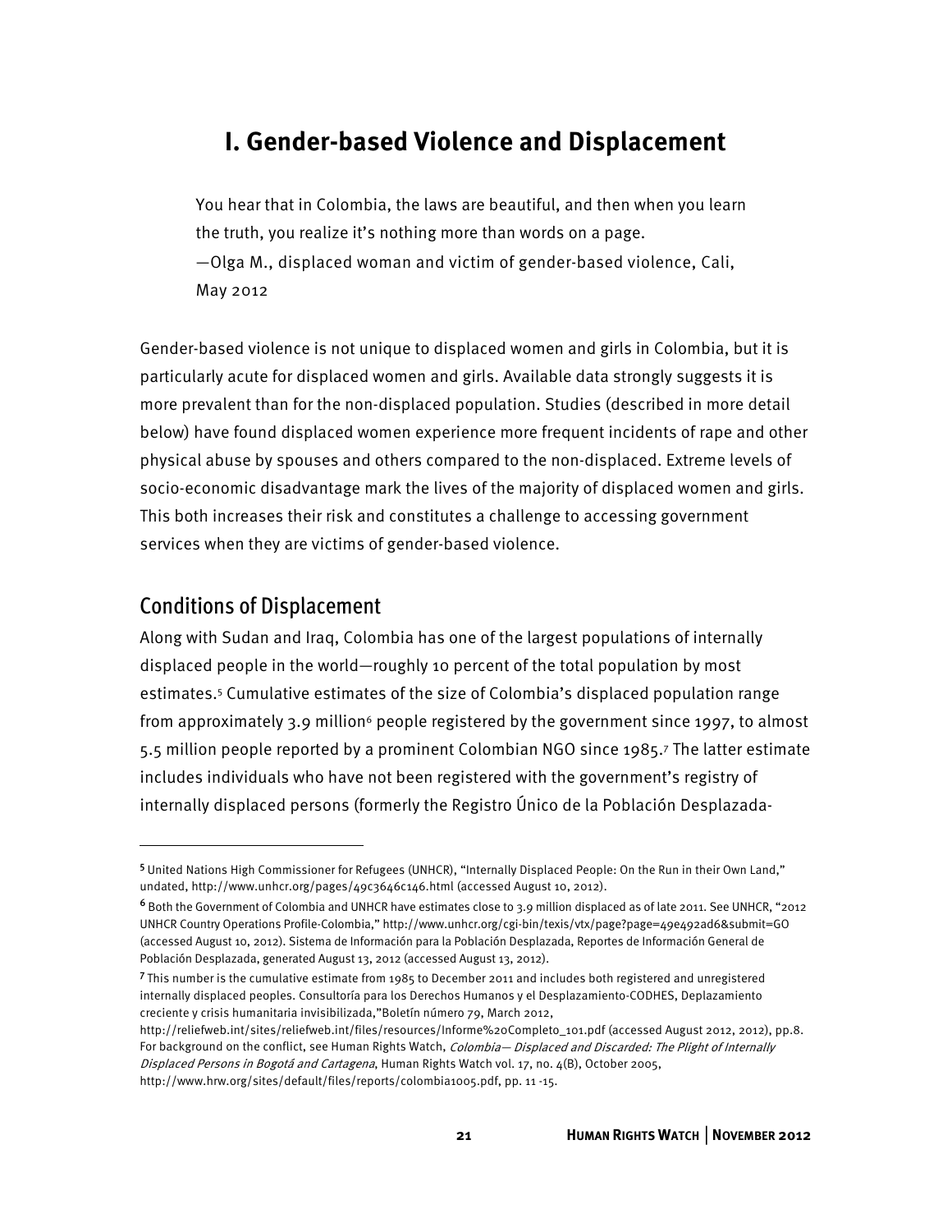# I. Gender-based Violence and Displacement

> You hear that in Colombia, the laws are beautiful, and then when you learn the truth, you realize it's nothing more than words on a page.
> —Olga M., displaced woman and victim of gender-based violence, Cali, May 2012

Gender-based violence is not unique to displaced women and girls in Colombia, but it is particularly acute for displaced women and girls. Available data strongly suggests it is more prevalent than for the non-displaced population. Studies (described in more detail below) have found displaced women experience more frequent incidents of rape and other physical abuse by spouses and others compared to the non-displaced. Extreme levels of socio-economic disadvantage mark the lives of the majority of displaced women and girls. This both increases their risk and constitutes a challenge to accessing government services when they are victims of gender-based violence.

## Conditions of Displacement

Along with Sudan and Iraq, Colombia has one of the largest populations of internally displaced people in the world—roughly 10 percent of the total population by most estimates.[5] Cumulative estimates of the size of Colombia's displaced population range from approximately 3.9 million[6] people registered by the government since 1997, to almost 5.5 million people reported by a prominent Colombian NGO since 1985.[7] The latter estimate includes individuals who have not been registered with the government's registry of internally displaced persons (formerly the Registro Único de la Población Desplazada-

---

[5] United Nations High Commissioner for Refugees (UNHCR), "Internally Displaced People: On the Run in their Own Land," undated, http://www.unhcr.org/pages/49c3646c146.html (accessed August 10, 2012).

[6] Both the Government of Colombia and UNHCR have estimates close to 3.9 million displaced as of late 2011. See UNHCR, "2012 UNHCR Country Operations Profile-Colombia," http://www.unhcr.org/cgi-bin/texis/vtx/page?page=49e492ad6&submit=GO (accessed August 10, 2012). Sistema de Información para la Población Desplazada, Reportes de Información General de Población Desplazada, generated August 13, 2012 (accessed August 13, 2012).

[7] This number is the cumulative estimate from 1985 to December 2011 and includes both registered and unregistered internally displaced peoples. Consultoría para los Derechos Humanos y el Desplazamiento-CODHES, Deplazamiento creciente y crisis humanitaria invisibilizada,"Boletín número 79, March 2012, http://reliefweb.int/sites/reliefweb.int/files/resources/Informe%20Completo_101.pdf (accessed August 2012, 2012), pp.8. For background on the conflict, see Human Rights Watch, *Colombia— Displaced and Discarded: The Plight of Internally Displaced Persons in Bogotá and Cartagena*, Human Rights Watch vol. 17, no. 4(B), October 2005, http://www.hrw.org/sites/default/files/reports/colombia1005.pdf, pp. 11 -15.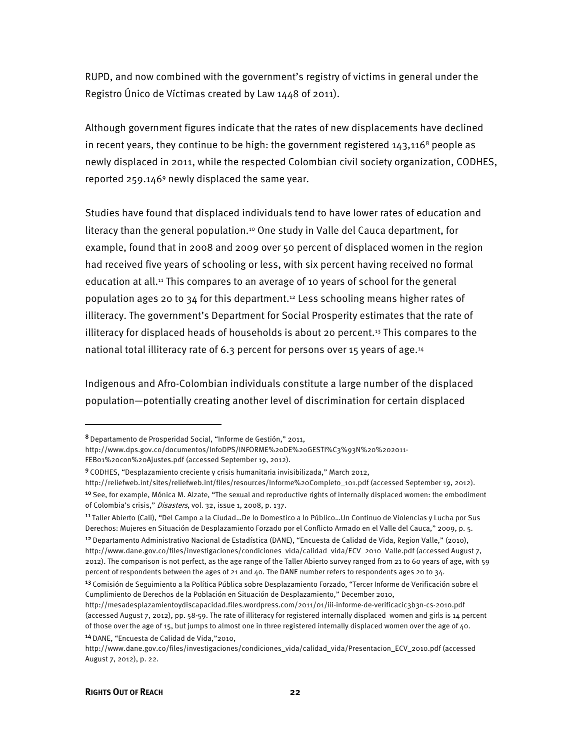RUPD, and now combined with the government's registry of victims in general under the Registro Único de Víctimas created by Law 1448 of 2011).

Although government figures indicate that the rates of new displacements have declined in recent years, they continue to be high: the government registered 143,116[8] people as newly displaced in 2011, while the respected Colombian civil society organization, CODHES, reported 259.146[9] newly displaced the same year.

Studies have found that displaced individuals tend to have lower rates of education and literacy than the general population.[10] One study in Valle del Cauca department, for example, found that in 2008 and 2009 over 50 percent of displaced women in the region had received five years of schooling or less, with six percent having received no formal education at all.[11] This compares to an average of 10 years of school for the general population ages 20 to 34 for this department.[12] Less schooling means higher rates of illiteracy. The government's Department for Social Prosperity estimates that the rate of illiteracy for displaced heads of households is about 20 percent.[13] This compares to the national total illiteracy rate of 6.3 percent for persons over 15 years of age.[14]

Indigenous and Afro-Colombian individuals constitute a large number of the displaced population—potentially creating another level of discrimination for certain displaced

---

[8] Departamento de Prosperidad Social, "Informe de Gestión," 2011, http://www.dps.gov.co/documentos/InfoDPS/INFORME%20DE%20GESTI%C3%93N%20%202011-FEB01%20con%20Ajustes.pdf (accessed September 19, 2012).

[9] CODHES, "Desplazamiento creciente y crisis humanitaria invisibilizada," March 2012, http://reliefweb.int/sites/reliefweb.int/files/resources/Informe%20Completo_101.pdf (accessed September 19, 2012).

[10] See, for example, Mónica M. Alzate, "The sexual and reproductive rights of internally displaced women: the embodiment of Colombia's crisis," *Disasters*, vol. 32, issue 1, 2008, p. 137.

[11] Taller Abierto (Cali), "Del Campo a la Ciudad…De lo Domestico a lo Público…Un Continuo de Violencias y Lucha por Sus Derechos: Mujeres en Situación de Desplazamiento Forzado por el Conflicto Armado en el Valle del Cauca," 2009, p. 5.

[12] Departamento Administrativo Nacional de Estadística (DANE), "Encuesta de Calidad de Vida, Region Valle," (2010), http://www.dane.gov.co/files/investigaciones/condiciones_vida/calidad_vida/ECV_2010_Valle.pdf (accessed August 7, 2012). The comparison is not perfect, as the age range of the Taller Abierto survey ranged from 21 to 60 years of age, with 59 percent of respondents between the ages of 21 and 40. The DANE number refers to respondents ages 20 to 34.

[13] Comisión de Seguimiento a la Política Pública sobre Desplazamiento Forzado, "Tercer Informe de Verificación sobre el Cumplimiento de Derechos de la Población en Situación de Desplazamiento," December 2010, http://mesadesplazamientoydiscapacidad.files.wordpress.com/2011/01/iii-informe-de-verificacic3b3n-cs-2010.pdf (accessed August 7, 2012), pp. 58-59. The rate of illiteracy for registered internally displaced women and girls is 14 percent of those over the age of 15, but jumps to almost one in three registered internally displaced women over the age of 40.

[14] DANE, "Encuesta de Calidad de Vida,"2010, http://www.dane.gov.co/files/investigaciones/condiciones_vida/calidad_vida/Presentacion_ECV_2010.pdf (accessed August 7, 2012), p. 22.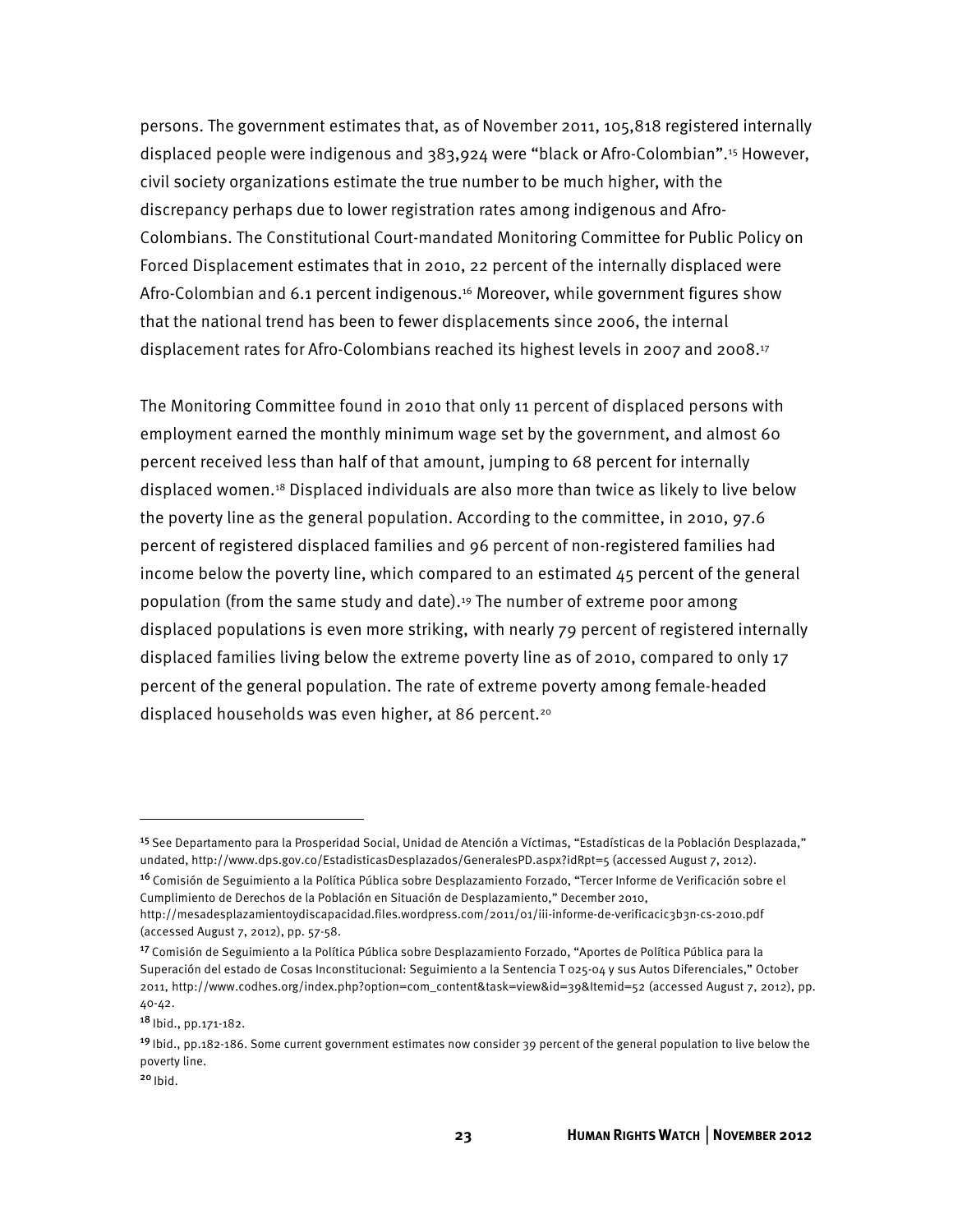persons. The government estimates that, as of November 2011, 105,818 registered internally displaced people were indigenous and 383,924 were "black or Afro-Colombian".[15] However, civil society organizations estimate the true number to be much higher, with the discrepancy perhaps due to lower registration rates among indigenous and Afro-Colombians. The Constitutional Court-mandated Monitoring Committee for Public Policy on Forced Displacement estimates that in 2010, 22 percent of the internally displaced were Afro-Colombian and 6.1 percent indigenous.[16] Moreover, while government figures show that the national trend has been to fewer displacements since 2006, the internal displacement rates for Afro-Colombians reached its highest levels in 2007 and 2008.[17]

The Monitoring Committee found in 2010 that only 11 percent of displaced persons with employment earned the monthly minimum wage set by the government, and almost 60 percent received less than half of that amount, jumping to 68 percent for internally displaced women.[18] Displaced individuals are also more than twice as likely to live below the poverty line as the general population. According to the committee, in 2010, 97.6 percent of registered displaced families and 96 percent of non-registered families had income below the poverty line, which compared to an estimated 45 percent of the general population (from the same study and date).[19] The number of extreme poor among displaced populations is even more striking, with nearly 79 percent of registered internally displaced families living below the extreme poverty line as of 2010, compared to only 17 percent of the general population. The rate of extreme poverty among female-headed displaced households was even higher, at 86 percent.[20]

---

[15] See Departamento para la Prosperidad Social, Unidad de Atención a Víctimas, "Estadísticas de la Población Desplazada," undated, http://www.dps.gov.co/EstadisticasDesplazados/GeneralesPD.aspx?idRpt=5 (accessed August 7, 2012).

[16] Comisión de Seguimiento a la Política Pública sobre Desplazamiento Forzado, "Tercer Informe de Verificación sobre el Cumplimiento de Derechos de la Población en Situación de Desplazamiento," December 2010, http://mesadesplazamientoydiscapacidad.files.wordpress.com/2011/01/iii-informe-de-verificacic3b3n-cs-2010.pdf (accessed August 7, 2012), pp. 57-58.

[17] Comisión de Seguimiento a la Política Pública sobre Desplazamiento Forzado, "Aportes de Política Pública para la Superación del estado de Cosas Inconstitucional: Seguimiento a la Sentencia T 025-04 y sus Autos Diferenciales," October 2011, http://www.codhes.org/index.php?option=com_content&task=view&id=39&Itemid=52 (accessed August 7, 2012), pp. 40-42.

[18] Ibid., pp.171-182.

[19] Ibid., pp.182-186. Some current government estimates now consider 39 percent of the general population to live below the poverty line.

[20] Ibid.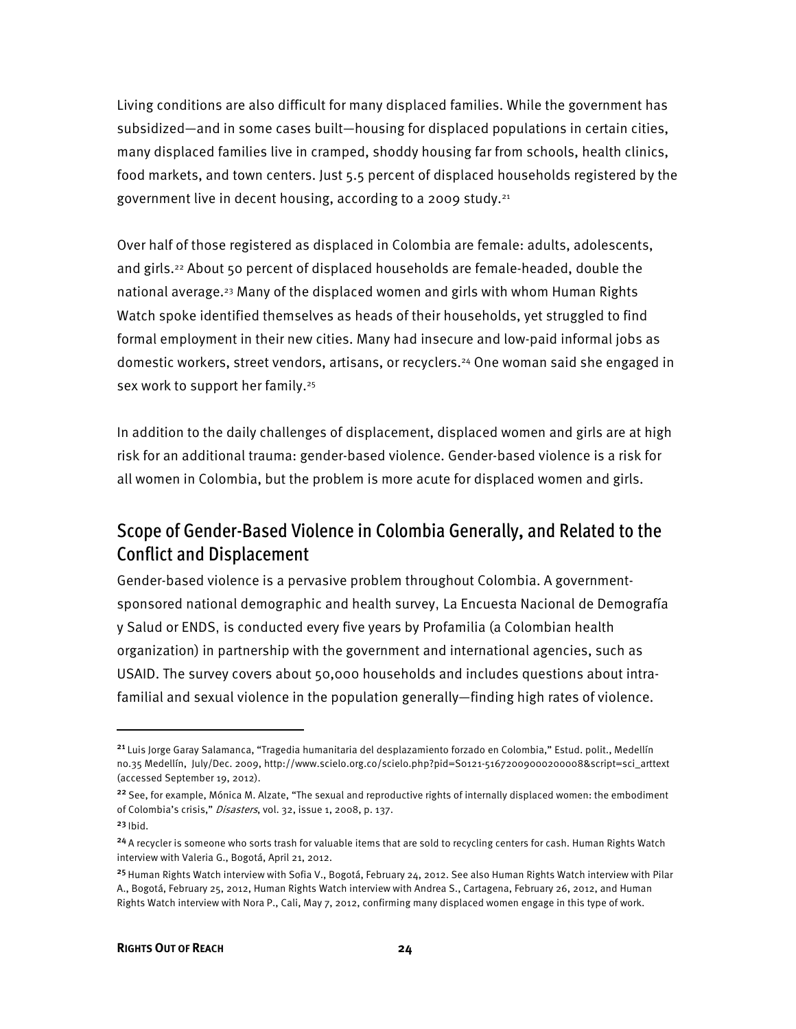Living conditions are also difficult for many displaced families. While the government has subsidized—and in some cases built—housing for displaced populations in certain cities, many displaced families live in cramped, shoddy housing far from schools, health clinics, food markets, and town centers. Just 5.5 percent of displaced households registered by the government live in decent housing, according to a 2009 study.[21]

Over half of those registered as displaced in Colombia are female: adults, adolescents, and girls.[22] About 50 percent of displaced households are female-headed, double the national average.[23] Many of the displaced women and girls with whom Human Rights Watch spoke identified themselves as heads of their households, yet struggled to find formal employment in their new cities. Many had insecure and low-paid informal jobs as domestic workers, street vendors, artisans, or recyclers.[24] One woman said she engaged in sex work to support her family.[25]

In addition to the daily challenges of displacement, displaced women and girls are at high risk for an additional trauma: gender-based violence. Gender-based violence is a risk for all women in Colombia, but the problem is more acute for displaced women and girls.

## Scope of Gender-Based Violence in Colombia Generally, and Related to the Conflict and Displacement

Gender-based violence is a pervasive problem throughout Colombia. A government-sponsored national demographic and health survey, La Encuesta Nacional de Demografía y Salud or ENDS, is conducted every five years by Profamilia (a Colombian health organization) in partnership with the government and international agencies, such as USAID. The survey covers about 50,000 households and includes questions about intra-familial and sexual violence in the population generally—finding high rates of violence.

---

[21] Luis Jorge Garay Salamanca, "Tragedia humanitaria del desplazamiento forzado en Colombia," Estud. polit., Medellín no.35 Medellín, July/Dec. 2009, http://www.scielo.org.co/scielo.php?pid=S0121-51672009000200008&script=sci_arttext (accessed September 19, 2012).

[22] See, for example, Mónica M. Alzate, "The sexual and reproductive rights of internally displaced women: the embodiment of Colombia's crisis," *Disasters*, vol. 32, issue 1, 2008, p. 137.

[23] Ibid.

[24] A recycler is someone who sorts trash for valuable items that are sold to recycling centers for cash. Human Rights Watch interview with Valeria G., Bogotá, April 21, 2012.

[25] Human Rights Watch interview with Sofia V., Bogotá, February 24, 2012. See also Human Rights Watch interview with Pilar A., Bogotá, February 25, 2012, Human Rights Watch interview with Andrea S., Cartagena, February 26, 2012, and Human Rights Watch interview with Nora P., Cali, May 7, 2012, confirming many displaced women engage in this type of work.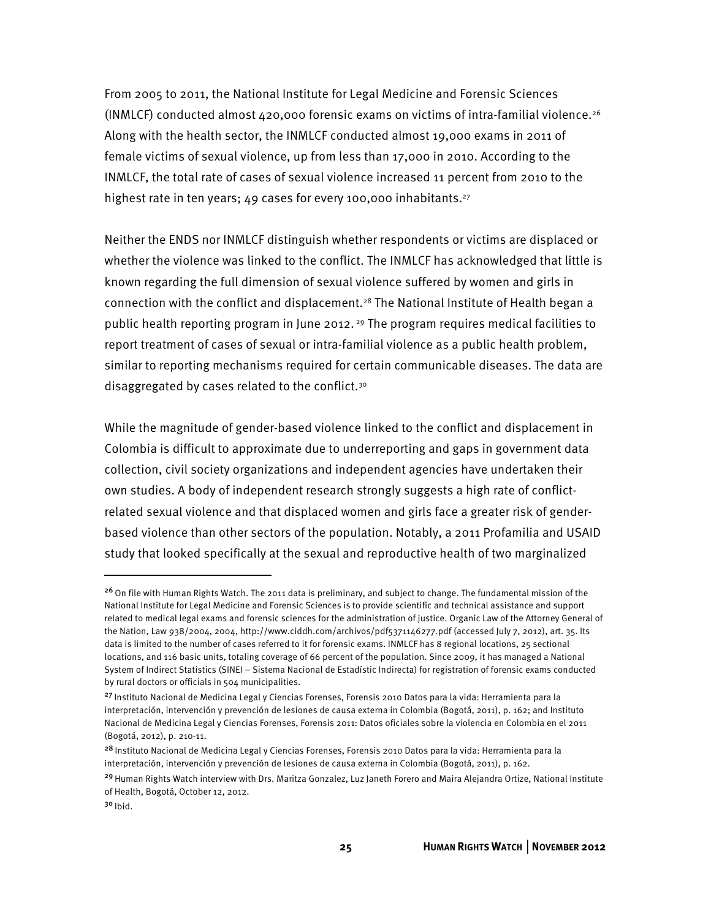From 2005 to 2011, the National Institute for Legal Medicine and Forensic Sciences (INMLCF) conducted almost 420,000 forensic exams on victims of intra-familial violence.[26] Along with the health sector, the INMLCF conducted almost 19,000 exams in 2011 of female victims of sexual violence, up from less than 17,000 in 2010. According to the INMLCF, the total rate of cases of sexual violence increased 11 percent from 2010 to the highest rate in ten years; 49 cases for every 100,000 inhabitants.[27]

Neither the ENDS nor INMLCF distinguish whether respondents or victims are displaced or whether the violence was linked to the conflict. The INMLCF has acknowledged that little is known regarding the full dimension of sexual violence suffered by women and girls in connection with the conflict and displacement.[28] The National Institute of Health began a public health reporting program in June 2012.[29] The program requires medical facilities to report treatment of cases of sexual or intra-familial violence as a public health problem, similar to reporting mechanisms required for certain communicable diseases. The data are disaggregated by cases related to the conflict.[30]

While the magnitude of gender-based violence linked to the conflict and displacement in Colombia is difficult to approximate due to underreporting and gaps in government data collection, civil society organizations and independent agencies have undertaken their own studies. A body of independent research strongly suggests a high rate of conflict-related sexual violence and that displaced women and girls face a greater risk of gender-based violence than other sectors of the population. Notably, a 2011 Profamilia and USAID study that looked specifically at the sexual and reproductive health of two marginalized

---

[26] On file with Human Rights Watch. The 2011 data is preliminary, and subject to change. The fundamental mission of the National Institute for Legal Medicine and Forensic Sciences is to provide scientific and technical assistance and support related to medical legal exams and forensic sciences for the administration of justice. Organic Law of the Attorney General of the Nation, Law 938/2004, 2004, http://www.ciddh.com/archivos/pdf5371146277.pdf (accessed July 7, 2012), art. 35. Its data is limited to the number of cases referred to it for forensic exams. INMLCF has 8 regional locations, 25 sectional locations, and 116 basic units, totaling coverage of 66 percent of the population. Since 2009, it has managed a National System of Indirect Statistics (SINEI – Sistema Nacional de Estadístic Indirecta) for registration of forensic exams conducted by rural doctors or officials in 504 municipalities.

[27] Instituto Nacional de Medicina Legal y Ciencias Forenses, Forensis 2010 Datos para la vida: Herramienta para la interpretación, intervención y prevención de lesiones de causa externa in Colombia (Bogotá, 2011), p. 162; and Instituto Nacional de Medicina Legal y Ciencias Forenses, Forensis 2011: Datos oficiales sobre la violencia en Colombia en el 2011 (Bogotá, 2012), p. 210-11.

[28] Instituto Nacional de Medicina Legal y Ciencias Forenses, Forensis 2010 Datos para la vida: Herramienta para la interpretación, intervención y prevención de lesiones de causa externa in Colombia (Bogotá, 2011), p. 162.

[29] Human Rights Watch interview with Drs. Maritza Gonzalez, Luz Janeth Forero and Maira Alejandra Ortize, National Institute of Health, Bogotá, October 12, 2012.

[30] Ibid.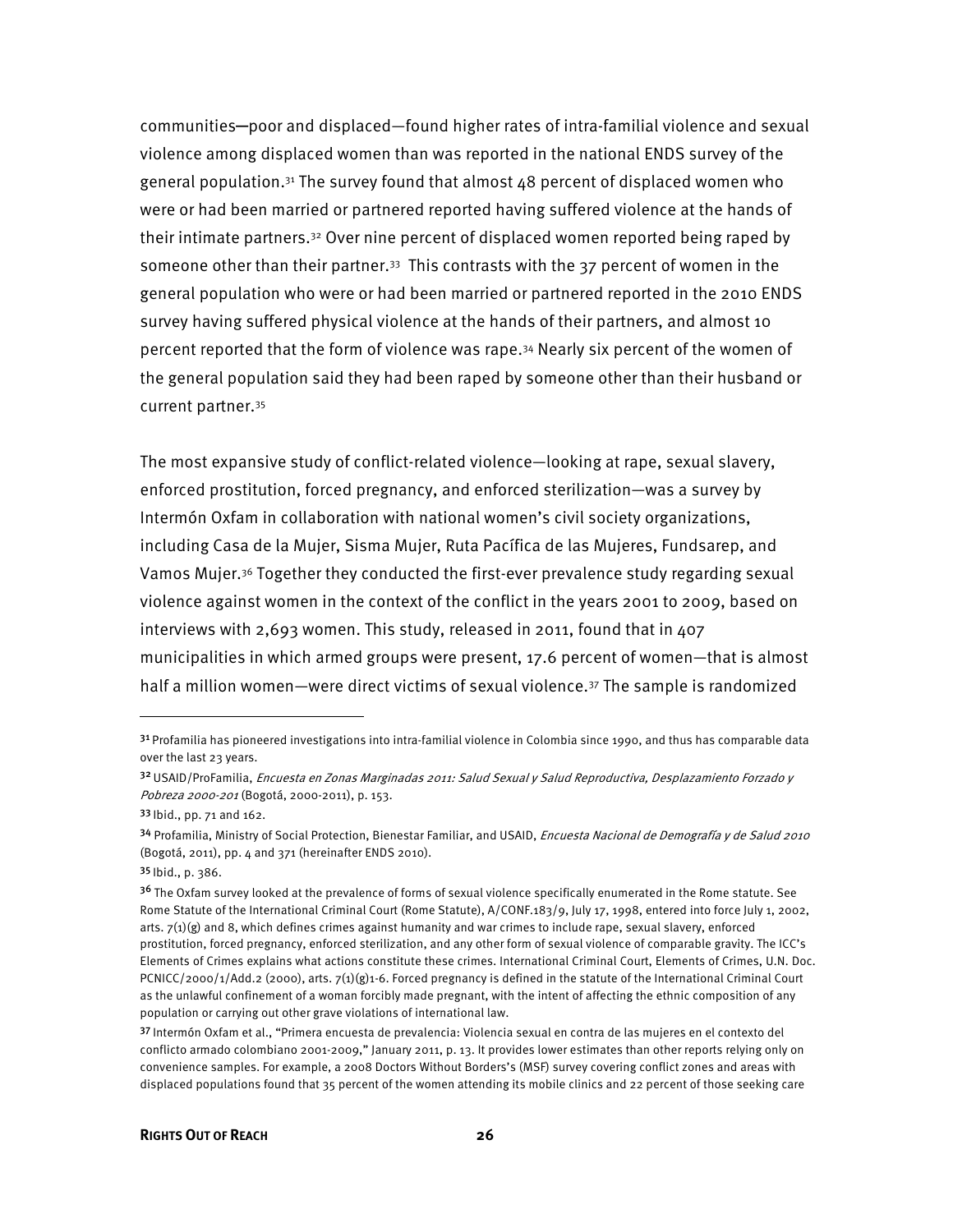communities—poor and displaced—found higher rates of intra-familial violence and sexual violence among displaced women than was reported in the national ENDS survey of the general population.[31] The survey found that almost 48 percent of displaced women who were or had been married or partnered reported having suffered violence at the hands of their intimate partners.[32] Over nine percent of displaced women reported being raped by someone other than their partner.[33] This contrasts with the 37 percent of women in the general population who were or had been married or partnered reported in the 2010 ENDS survey having suffered physical violence at the hands of their partners, and almost 10 percent reported that the form of violence was rape.[34] Nearly six percent of the women of the general population said they had been raped by someone other than their husband or current partner.[35]

The most expansive study of conflict-related violence—looking at rape, sexual slavery, enforced prostitution, forced pregnancy, and enforced sterilization—was a survey by Intermón Oxfam in collaboration with national women's civil society organizations, including Casa de la Mujer, Sisma Mujer, Ruta Pacífica de las Mujeres, Fundsarep, and Vamos Mujer.[36] Together they conducted the first-ever prevalence study regarding sexual violence against women in the context of the conflict in the years 2001 to 2009, based on interviews with 2,693 women. This study, released in 2011, found that in 407 municipalities in which armed groups were present, 17.6 percent of women—that is almost half a million women—were direct victims of sexual violence.[37] The sample is randomized

---

[31] Profamilia has pioneered investigations into intra-familial violence in Colombia since 1990, and thus has comparable data over the last 23 years.

[32] USAID/ProFamilia, *Encuesta en Zonas Marginadas 2011: Salud Sexual y Salud Reproductiva, Desplazamiento Forzado y Pobreza 2000-201* (Bogotá, 2000-2011), p. 153.

[33] Ibid., pp. 71 and 162.

[34] Profamilia, Ministry of Social Protection, Bienestar Familiar, and USAID, *Encuesta Nacional de Demografía y de Salud 2010* (Bogotá, 2011), pp. 4 and 371 (hereinafter ENDS 2010).

[35] Ibid., p. 386.

[36] The Oxfam survey looked at the prevalence of forms of sexual violence specifically enumerated in the Rome statute. See Rome Statute of the International Criminal Court (Rome Statute), A/CONF.183/9, July 17, 1998, entered into force July 1, 2002, arts. 7(1)(g) and 8, which defines crimes against humanity and war crimes to include rape, sexual slavery, enforced prostitution, forced pregnancy, enforced sterilization, and any other form of sexual violence of comparable gravity. The ICC's Elements of Crimes explains what actions constitute these crimes. International Criminal Court, Elements of Crimes, U.N. Doc. PCNICC/2000/1/Add.2 (2000), arts. 7(1)(g)1-6. Forced pregnancy is defined in the statute of the International Criminal Court as the unlawful confinement of a woman forcibly made pregnant, with the intent of affecting the ethnic composition of any population or carrying out other grave violations of international law.

[37] Intermón Oxfam et al., "Primera encuesta de prevalencia: Violencia sexual en contra de las mujeres en el contexto del conflicto armado colombiano 2001-2009," January 2011, p. 13. It provides lower estimates than other reports relying only on convenience samples. For example, a 2008 Doctors Without Borders's (MSF) survey covering conflict zones and areas with displaced populations found that 35 percent of the women attending its mobile clinics and 22 percent of those seeking care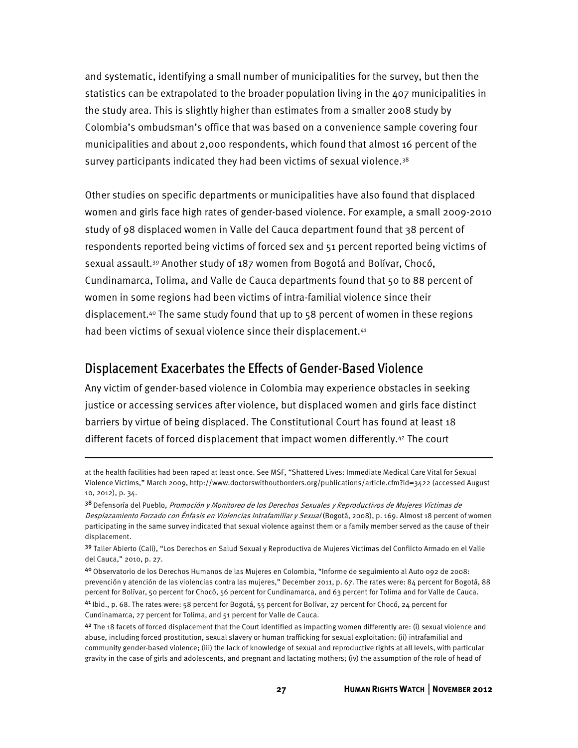and systematic, identifying a small number of municipalities for the survey, but then the statistics can be extrapolated to the broader population living in the 407 municipalities in the study area. This is slightly higher than estimates from a smaller 2008 study by Colombia's ombudsman's office that was based on a convenience sample covering four municipalities and about 2,000 respondents, which found that almost 16 percent of the survey participants indicated they had been victims of sexual violence.[38]

Other studies on specific departments or municipalities have also found that displaced women and girls face high rates of gender-based violence. For example, a small 2009-2010 study of 98 displaced women in Valle del Cauca department found that 38 percent of respondents reported being victims of forced sex and 51 percent reported being victims of sexual assault.[39] Another study of 187 women from Bogotá and Bolívar, Chocó, Cundinamarca, Tolima, and Valle de Cauca departments found that 50 to 88 percent of women in some regions had been victims of intra-familial violence since their displacement.[40] The same study found that up to 58 percent of women in these regions had been victims of sexual violence since their displacement.[41]

## Displacement Exacerbates the Effects of Gender-Based Violence

Any victim of gender-based violence in Colombia may experience obstacles in seeking justice or accessing services after violence, but displaced women and girls face distinct barriers by virtue of being displaced. The Constitutional Court has found at least 18 different facets of forced displacement that impact women differently.[42] The court

---

at the health facilities had been raped at least once. See MSF, "Shattered Lives: Immediate Medical Care Vital for Sexual Violence Victims," March 2009, http://www.doctorswithoutborders.org/publications/article.cfm?id=3422 (accessed August 10, 2012), p. 34.

[38] Defensoría del Pueblo, *Promoción y Monitoreo de los Derechos Sexuales y Reproductivos de Mujeres Víctimas de Desplazamiento Forzado con Énfasis en Violencias Intrafamiliar y Sexual* (Bogotá, 2008), p. 169. Almost 18 percent of women participating in the same survey indicated that sexual violence against them or a family member served as the cause of their displacement.

[39] Taller Abierto (Cali), "Los Derechos en Salud Sexual y Reproductiva de Mujeres Victimas del Conflicto Armado en el Valle del Cauca," 2010, p. 27.

[40] Observatorio de los Derechos Humanos de las Mujeres en Colombia, "Informe de seguimiento al Auto 092 de 2008: prevención y atención de las violencias contra las mujeres," December 2011, p. 67. The rates were: 84 percent for Bogotá, 88 percent for Bolívar, 50 percent for Chocó, 56 percent for Cundinamarca, and 63 percent for Tolima and for Valle de Cauca.

[41] Ibid., p. 68. The rates were: 58 percent for Bogotá, 55 percent for Bolívar, 27 percent for Chocó, 24 percent for Cundinamarca, 27 percent for Tolima, and 51 percent for Valle de Cauca.

[42] The 18 facets of forced displacement that the Court identified as impacting women differently are: (i) sexual violence and abuse, including forced prostitution, sexual slavery or human trafficking for sexual exploitation: (ii) intrafamilial and community gender-based violence; (iii) the lack of knowledge of sexual and reproductive rights at all levels, with particular gravity in the case of girls and adolescents, and pregnant and lactating mothers; (iv) the assumption of the role of head of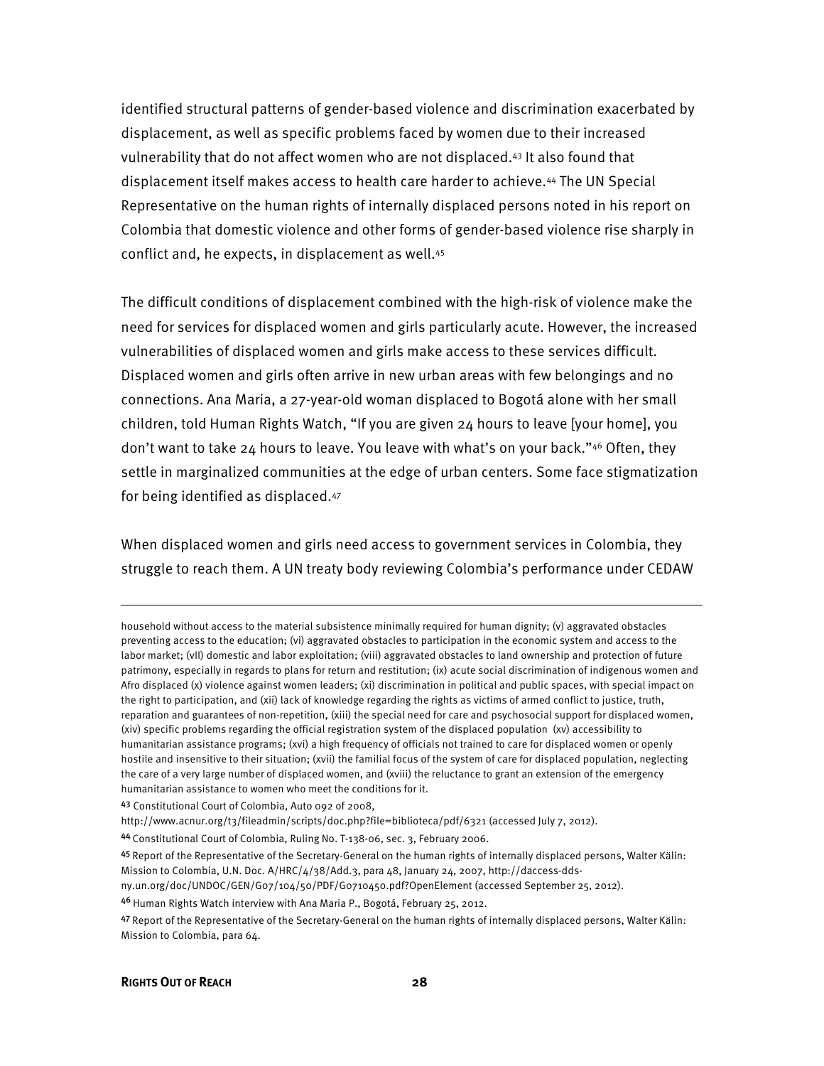identified structural patterns of gender-based violence and discrimination exacerbated by displacement, as well as specific problems faced by women due to their increased vulnerability that do not affect women who are not displaced.[43] It also found that displacement itself makes access to health care harder to achieve.[44] The UN Special Representative on the human rights of internally displaced persons noted in his report on Colombia that domestic violence and other forms of gender-based violence rise sharply in conflict and, he expects, in displacement as well.[45]

The difficult conditions of displacement combined with the high-risk of violence make the need for services for displaced women and girls particularly acute. However, the increased vulnerabilities of displaced women and girls make access to these services difficult. Displaced women and girls often arrive in new urban areas with few belongings and no connections. Ana Maria, a 27-year-old woman displaced to Bogotá alone with her small children, told Human Rights Watch, "If you are given 24 hours to leave [your home], you don't want to take 24 hours to leave. You leave with what's on your back."[46] Often, they settle in marginalized communities at the edge of urban centers. Some face stigmatization for being identified as displaced.[47]

When displaced women and girls need access to government services in Colombia, they struggle to reach them. A UN treaty body reviewing Colombia's performance under CEDAW

---

household without access to the material subsistence minimally required for human dignity; (v) aggravated obstacles preventing access to the education; (vi) aggravated obstacles to participation in the economic system and access to the labor market; (vII) domestic and labor exploitation; (viii) aggravated obstacles to land ownership and protection of future patrimony, especially in regards to plans for return and restitution; (ix) acute social discrimination of indigenous women and Afro displaced (x) violence against women leaders; (xi) discrimination in political and public spaces, with special impact on the right to participation, and (xii) lack of knowledge regarding the rights as victims of armed conflict to justice, truth, reparation and guarantees of non-repetition, (xiii) the special need for care and psychosocial support for displaced women, (xiv) specific problems regarding the official registration system of the displaced population (xv) accessibility to humanitarian assistance programs; (xvi) a high frequency of officials not trained to care for displaced women or openly hostile and insensitive to their situation; (xvii) the familial focus of the system of care for displaced population, neglecting the care of a very large number of displaced women, and (xviii) the reluctance to grant an extension of the emergency humanitarian assistance to women who meet the conditions for it.

[43] Constitutional Court of Colombia, Auto 092 of 2008, http://www.acnur.org/t3/fileadmin/scripts/doc.php?file=biblioteca/pdf/6321 (accessed July 7, 2012).

[44] Constitutional Court of Colombia, Ruling No. T-138-06, sec. 3, February 2006.

[45] Report of the Representative of the Secretary-General on the human rights of internally displaced persons, Walter Kälin: Mission to Colombia, U.N. Doc. A/HRC/4/38/Add.3, para 48, January 24, 2007, http://daccess-dds-ny.un.org/doc/UNDOC/GEN/G07/104/50/PDF/G0710450.pdf?OpenElement (accessed September 25, 2012).

[46] Human Rights Watch interview with Ana Maria P., Bogotá, February 25, 2012.

[47] Report of the Representative of the Secretary-General on the human rights of internally displaced persons, Walter Kälin: Mission to Colombia, para 64.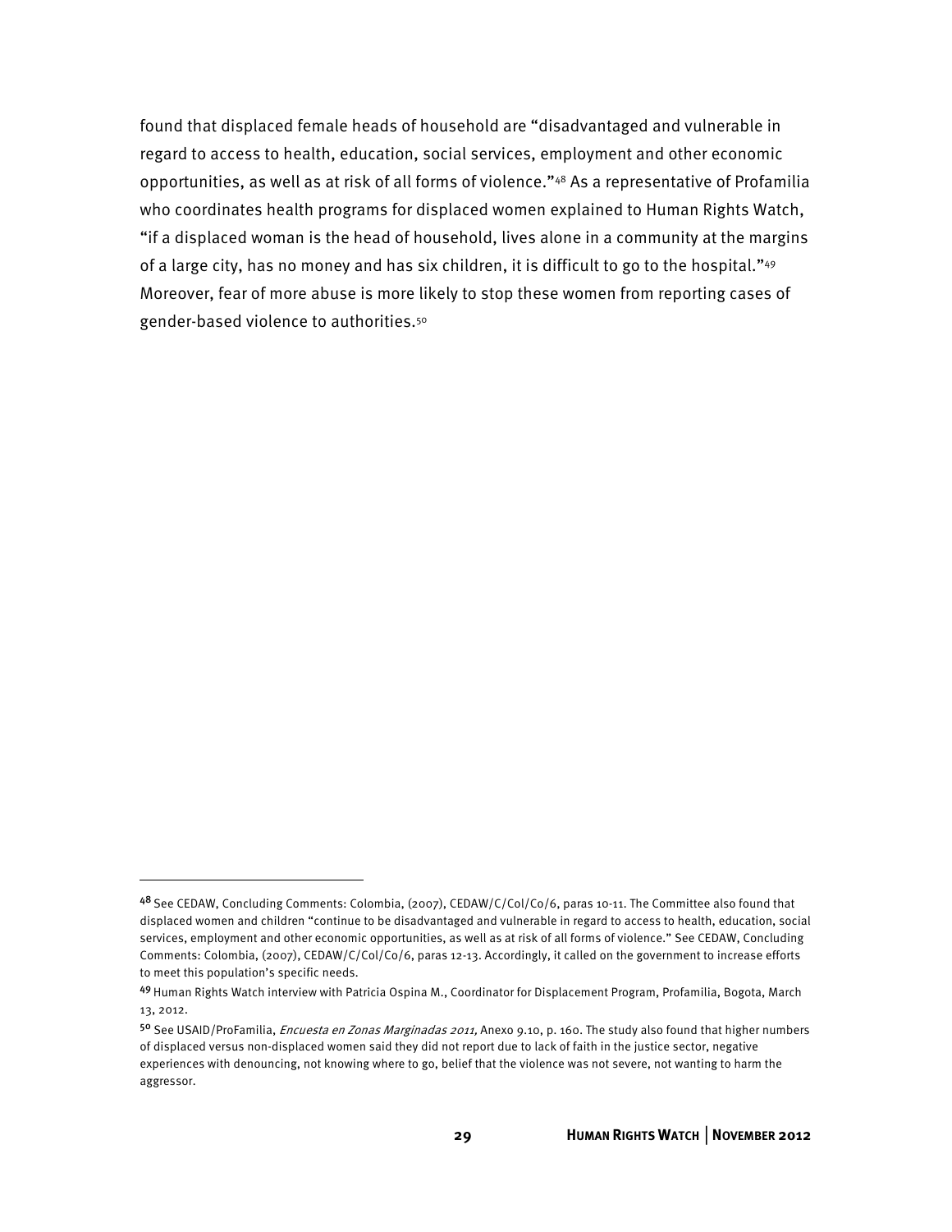found that displaced female heads of household are "disadvantaged and vulnerable in regard to access to health, education, social services, employment and other economic opportunities, as well as at risk of all forms of violence."[48] As a representative of Profamilia who coordinates health programs for displaced women explained to Human Rights Watch, "if a displaced woman is the head of household, lives alone in a community at the margins of a large city, has no money and has six children, it is difficult to go to the hospital."[49] Moreover, fear of more abuse is more likely to stop these women from reporting cases of gender-based violence to authorities.[50]

---

[48] See CEDAW, Concluding Comments: Colombia, (2007), CEDAW/C/Col/Co/6, paras 10-11. The Committee also found that displaced women and children "continue to be disadvantaged and vulnerable in regard to access to health, education, social services, employment and other economic opportunities, as well as at risk of all forms of violence." See CEDAW, Concluding Comments: Colombia, (2007), CEDAW/C/Col/Co/6, paras 12-13. Accordingly, it called on the government to increase efforts to meet this population's specific needs.

[49] Human Rights Watch interview with Patricia Ospina M., Coordinator for Displacement Program, Profamilia, Bogota, March 13, 2012.

[50] See USAID/ProFamilia, *Encuesta en Zonas Marginadas 2011,* Anexo 9.10, p. 160. The study also found that higher numbers of displaced versus non-displaced women said they did not report due to lack of faith in the justice sector, negative experiences with denouncing, not knowing where to go, belief that the violence was not severe, not wanting to harm the aggressor.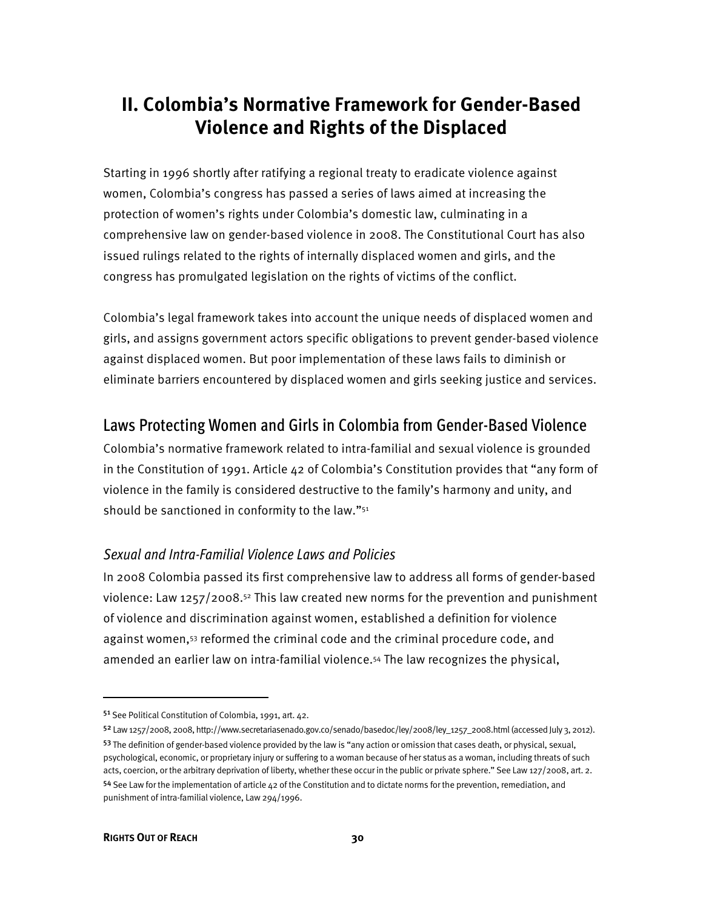# II. Colombia's Normative Framework for Gender-Based Violence and Rights of the Displaced

Starting in 1996 shortly after ratifying a regional treaty to eradicate violence against women, Colombia's congress has passed a series of laws aimed at increasing the protection of women's rights under Colombia's domestic law, culminating in a comprehensive law on gender-based violence in 2008. The Constitutional Court has also issued rulings related to the rights of internally displaced women and girls, and the congress has promulgated legislation on the rights of victims of the conflict.

Colombia's legal framework takes into account the unique needs of displaced women and girls, and assigns government actors specific obligations to prevent gender-based violence against displaced women. But poor implementation of these laws fails to diminish or eliminate barriers encountered by displaced women and girls seeking justice and services.

## Laws Protecting Women and Girls in Colombia from Gender-Based Violence

Colombia's normative framework related to intra-familial and sexual violence is grounded in the Constitution of 1991. Article 42 of Colombia's Constitution provides that "any form of violence in the family is considered destructive to the family's harmony and unity, and should be sanctioned in conformity to the law."[51]

### *Sexual and Intra-Familial Violence Laws and Policies*

In 2008 Colombia passed its first comprehensive law to address all forms of gender-based violence: Law 1257/2008.[52] This law created new norms for the prevention and punishment of violence and discrimination against women, established a definition for violence against women,[53] reformed the criminal code and the criminal procedure code, and amended an earlier law on intra-familial violence.[54] The law recognizes the physical,

---

[51] See Political Constitution of Colombia, 1991, art. 42.

[52] Law 1257/2008, 2008, http://www.secretariasenado.gov.co/senado/basedoc/ley/2008/ley_1257_2008.html (accessed July 3, 2012).

[53] The definition of gender-based violence provided by the law is "any action or omission that cases death, or physical, sexual, psychological, economic, or proprietary injury or suffering to a woman because of her status as a woman, including threats of such acts, coercion, or the arbitrary deprivation of liberty, whether these occur in the public or private sphere." See Law 127/2008, art. 2.

[54] See Law for the implementation of article 42 of the Constitution and to dictate norms for the prevention, remediation, and punishment of intra-familial violence, Law 294/1996.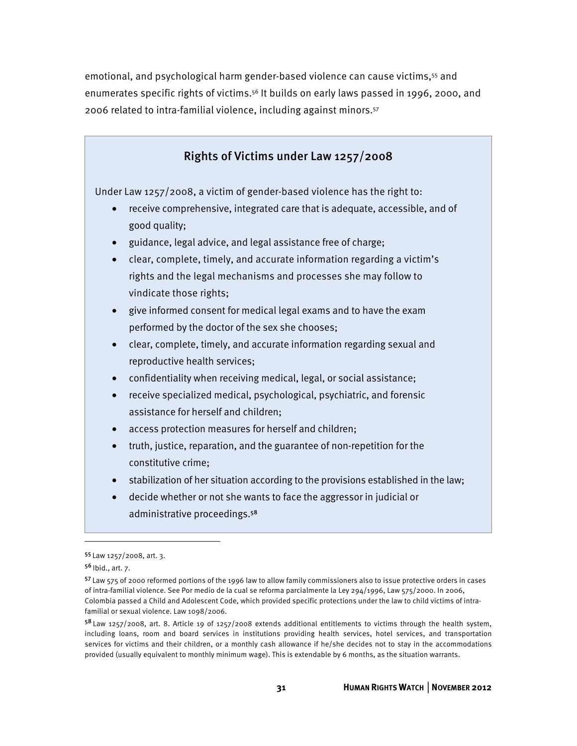emotional, and psychological harm gender-based violence can cause victims,[55] and enumerates specific rights of victims.[56] It builds on early laws passed in 1996, 2000, and 2006 related to intra-familial violence, including against minors.[57]

### Rights of Victims under Law 1257/2008

Under Law 1257/2008, a victim of gender-based violence has the right to:

- receive comprehensive, integrated care that is adequate, accessible, and of good quality;
- guidance, legal advice, and legal assistance free of charge;
- clear, complete, timely, and accurate information regarding a victim's rights and the legal mechanisms and processes she may follow to vindicate those rights;
- give informed consent for medical legal exams and to have the exam performed by the doctor of the sex she chooses;
- clear, complete, timely, and accurate information regarding sexual and reproductive health services;
- confidentiality when receiving medical, legal, or social assistance;
- receive specialized medical, psychological, psychiatric, and forensic assistance for herself and children;
- access protection measures for herself and children;
- truth, justice, reparation, and the guarantee of non-repetition for the constitutive crime;
- stabilization of her situation according to the provisions established in the law;
- decide whether or not she wants to face the aggressor in judicial or administrative proceedings.[58]

---

[55] Law 1257/2008, art. 3.

[56] Ibid., art. 7.

[57] Law 575 of 2000 reformed portions of the 1996 law to allow family commissioners also to issue protective orders in cases of intra-familial violence. See Por medio de la cual se reforma parcialmente la Ley 294/1996, Law 575/2000. In 2006, Colombia passed a Child and Adolescent Code, which provided specific protections under the law to child victims of intra-familial or sexual violence. Law 1098/2006.

[58] Law 1257/2008, art. 8. Article 19 of 1257/2008 extends additional entitlements to victims through the health system, including loans, room and board services in institutions providing health services, hotel services, and transportation services for victims and their children, or a monthly cash allowance if he/she decides not to stay in the accommodations provided (usually equivalent to monthly minimum wage). This is extendable by 6 months, as the situation warrants.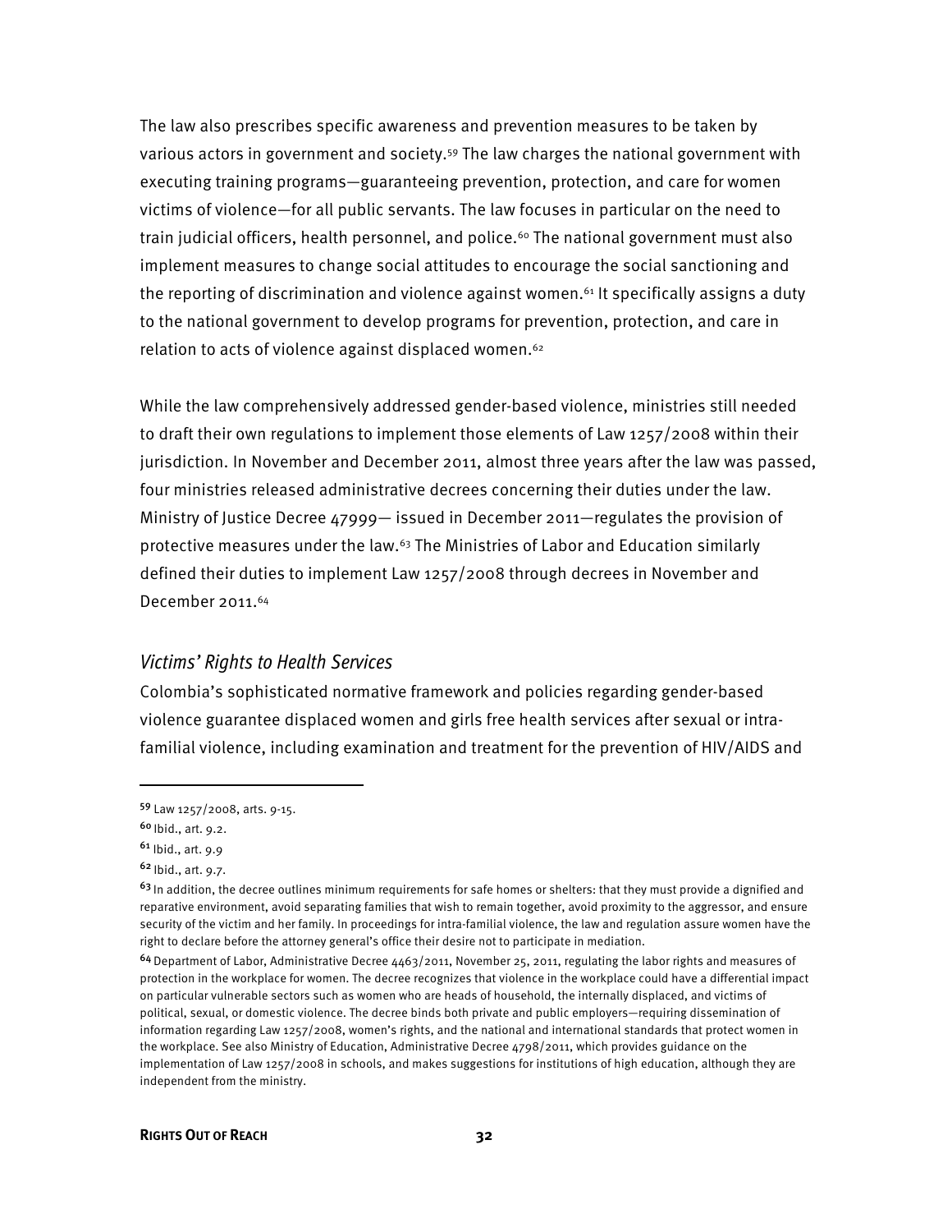The law also prescribes specific awareness and prevention measures to be taken by various actors in government and society.[59] The law charges the national government with executing training programs—guaranteeing prevention, protection, and care for women victims of violence—for all public servants. The law focuses in particular on the need to train judicial officers, health personnel, and police.[60] The national government must also implement measures to change social attitudes to encourage the social sanctioning and the reporting of discrimination and violence against women.[61] It specifically assigns a duty to the national government to develop programs for prevention, protection, and care in relation to acts of violence against displaced women.[62]

While the law comprehensively addressed gender-based violence, ministries still needed to draft their own regulations to implement those elements of Law 1257/2008 within their jurisdiction. In November and December 2011, almost three years after the law was passed, four ministries released administrative decrees concerning their duties under the law. Ministry of Justice Decree 47999— issued in December 2011—regulates the provision of protective measures under the law.[63] The Ministries of Labor and Education similarly defined their duties to implement Law 1257/2008 through decrees in November and December 2011.[64]

### *Victims' Rights to Health Services*

Colombia's sophisticated normative framework and policies regarding gender-based violence guarantee displaced women and girls free health services after sexual or intra-familial violence, including examination and treatment for the prevention of HIV/AIDS and

---

[59] Law 1257/2008, arts. 9-15.

[60] Ibid., art. 9.2.

[61] Ibid., art. 9.9

[62] Ibid., art. 9.7.

[63] In addition, the decree outlines minimum requirements for safe homes or shelters: that they must provide a dignified and reparative environment, avoid separating families that wish to remain together, avoid proximity to the aggressor, and ensure security of the victim and her family. In proceedings for intra-familial violence, the law and regulation assure women have the right to declare before the attorney general's office their desire not to participate in mediation.

[64] Department of Labor, Administrative Decree 4463/2011, November 25, 2011, regulating the labor rights and measures of protection in the workplace for women. The decree recognizes that violence in the workplace could have a differential impact on particular vulnerable sectors such as women who are heads of household, the internally displaced, and victims of political, sexual, or domestic violence. The decree binds both private and public employers—requiring dissemination of information regarding Law 1257/2008, women's rights, and the national and international standards that protect women in the workplace. See also Ministry of Education, Administrative Decree 4798/2011, which provides guidance on the implementation of Law 1257/2008 in schools, and makes suggestions for institutions of high education, although they are independent from the ministry.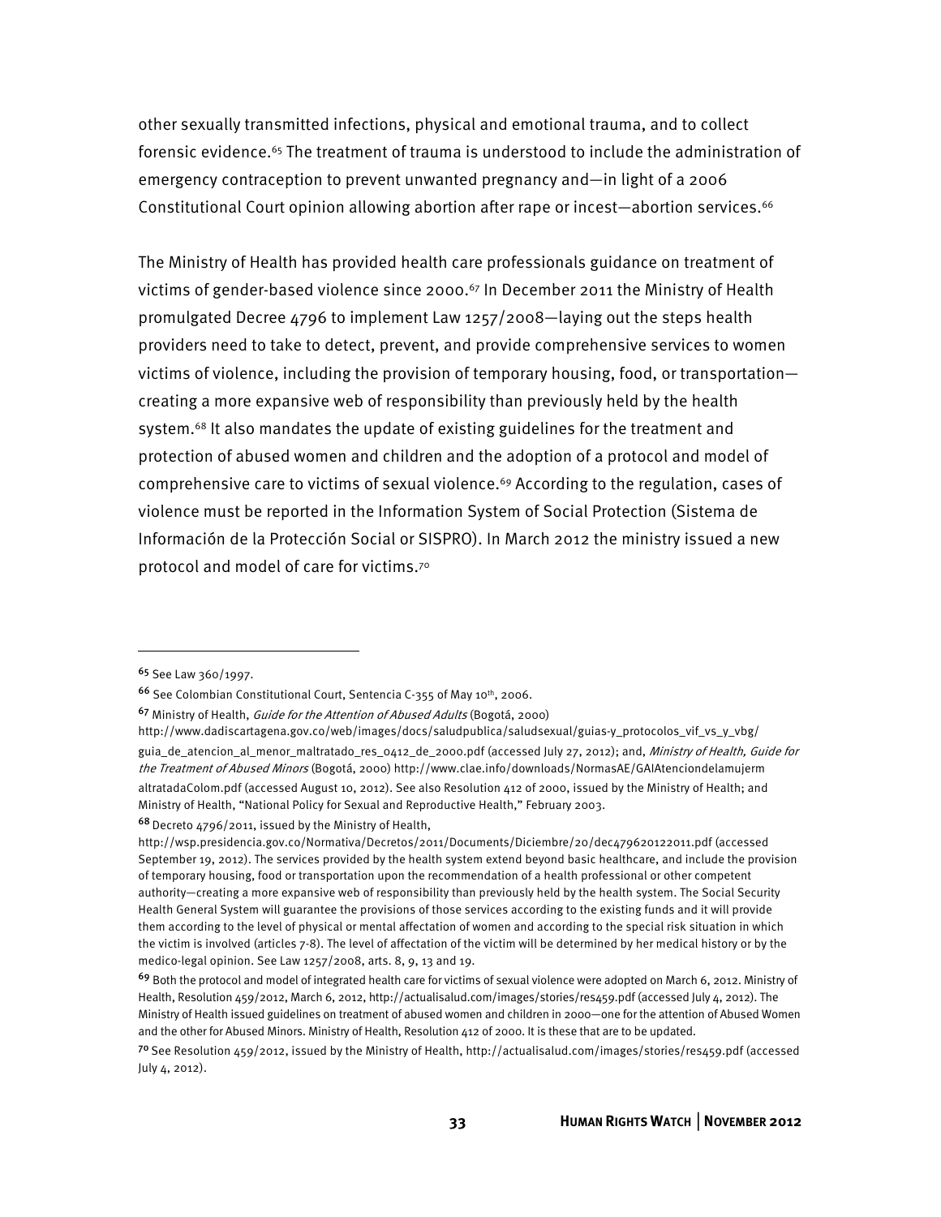other sexually transmitted infections, physical and emotional trauma, and to collect forensic evidence.[65] The treatment of trauma is understood to include the administration of emergency contraception to prevent unwanted pregnancy and—in light of a 2006 Constitutional Court opinion allowing abortion after rape or incest—abortion services.[66]

The Ministry of Health has provided health care professionals guidance on treatment of victims of gender-based violence since 2000.[67] In December 2011 the Ministry of Health promulgated Decree 4796 to implement Law 1257/2008—laying out the steps health providers need to take to detect, prevent, and provide comprehensive services to women victims of violence, including the provision of temporary housing, food, or transportation—creating a more expansive web of responsibility than previously held by the health system.[68] It also mandates the update of existing guidelines for the treatment and protection of abused women and children and the adoption of a protocol and model of comprehensive care to victims of sexual violence.[69] According to the regulation, cases of violence must be reported in the Information System of Social Protection (Sistema de Información de la Protección Social or SISPRO). In March 2012 the ministry issued a new protocol and model of care for victims.[70]

---

[65] See Law 360/1997.

[66] See Colombian Constitutional Court, Sentencia C-355 of May 10th, 2006.

[67] Ministry of Health, *Guide for the Attention of Abused Adults* (Bogotá, 2000) http://www.dadiscartagena.gov.co/web/images/docs/saludpublica/saludsexual/guias-y_protocolos_vif_vs_y_vbg/guia_de_atencion_al_menor_maltratado_res_0412_de_2000.pdf (accessed July 27, 2012); and, *Ministry of Health, Guide for the Treatment of Abused Minors* (Bogotá, 2000) http://www.clae.info/downloads/NormasAE/GAIAtenciondelamujermaltratadaColom.pdf (accessed August 10, 2012). See also Resolution 412 of 2000, issued by the Ministry of Health; and Ministry of Health, "National Policy for Sexual and Reproductive Health," February 2003.

[68] Decreto 4796/2011, issued by the Ministry of Health, http://wsp.presidencia.gov.co/Normativa/Decretos/2011/Documents/Diciembre/20/dec479620122011.pdf (accessed September 19, 2012). The services provided by the health system extend beyond basic healthcare, and include the provision of temporary housing, food or transportation upon the recommendation of a health professional or other competent authority—creating a more expansive web of responsibility than previously held by the health system. The Social Security Health General System will guarantee the provisions of those services according to the existing funds and it will provide them according to the level of physical or mental affectation of women and according to the special risk situation in which the victim is involved (articles 7-8). The level of affectation of the victim will be determined by her medical history or by the medico-legal opinion. See Law 1257/2008, arts. 8, 9, 13 and 19.

[69] Both the protocol and model of integrated health care for victims of sexual violence were adopted on March 6, 2012. Ministry of Health, Resolution 459/2012, March 6, 2012, http://actualisalud.com/images/stories/res459.pdf (accessed July 4, 2012). The Ministry of Health issued guidelines on treatment of abused women and children in 2000—one for the attention of Abused Women and the other for Abused Minors. Ministry of Health, Resolution 412 of 2000. It is these that are to be updated.

[70] See Resolution 459/2012, issued by the Ministry of Health, http://actualisalud.com/images/stories/res459.pdf (accessed July 4, 2012).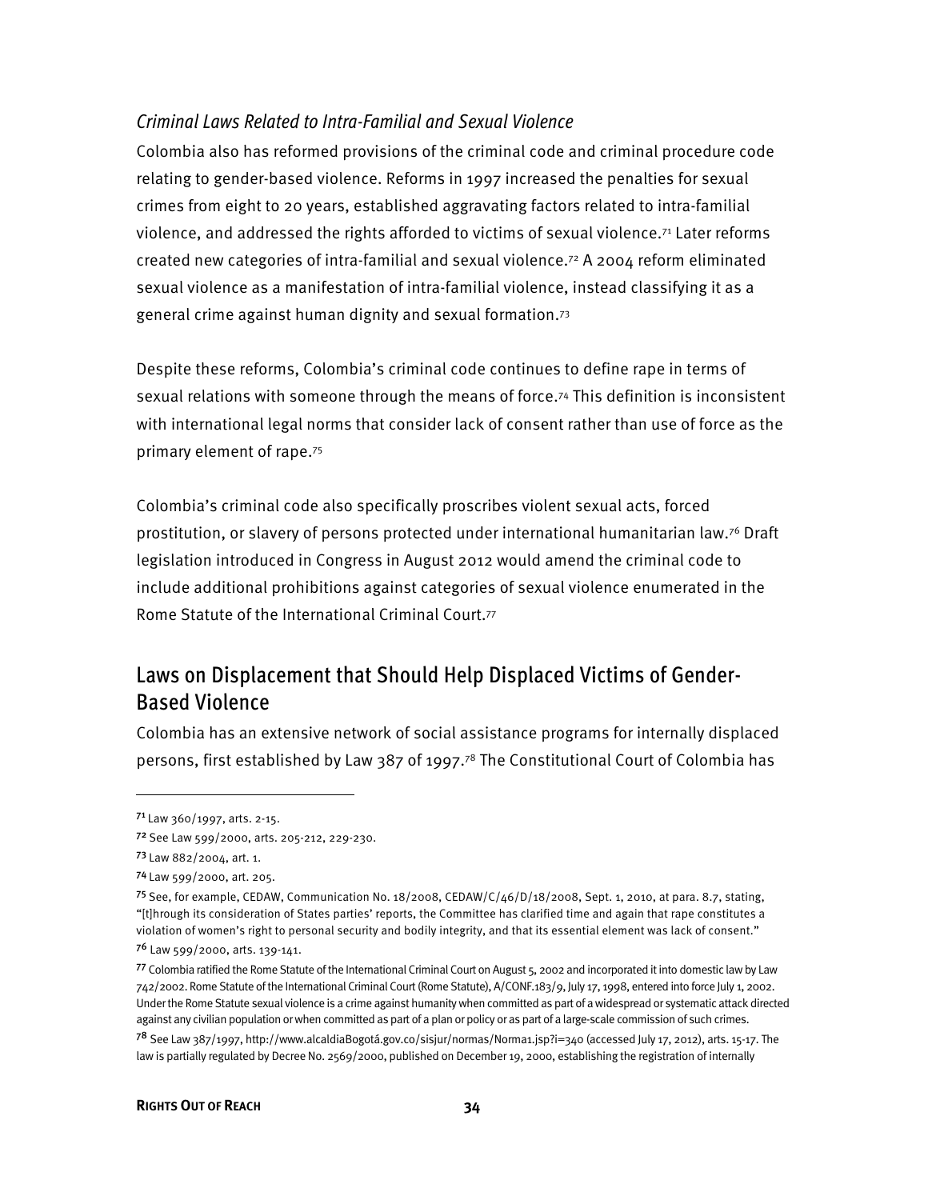### *Criminal Laws Related to Intra-Familial and Sexual Violence*

Colombia also has reformed provisions of the criminal code and criminal procedure code relating to gender-based violence. Reforms in 1997 increased the penalties for sexual crimes from eight to 20 years, established aggravating factors related to intra-familial violence, and addressed the rights afforded to victims of sexual violence.[71] Later reforms created new categories of intra-familial and sexual violence.[72] A 2004 reform eliminated sexual violence as a manifestation of intra-familial violence, instead classifying it as a general crime against human dignity and sexual formation.[73]

Despite these reforms, Colombia's criminal code continues to define rape in terms of sexual relations with someone through the means of force.[74] This definition is inconsistent with international legal norms that consider lack of consent rather than use of force as the primary element of rape.[75]

Colombia's criminal code also specifically proscribes violent sexual acts, forced prostitution, or slavery of persons protected under international humanitarian law.[76] Draft legislation introduced in Congress in August 2012 would amend the criminal code to include additional prohibitions against categories of sexual violence enumerated in the Rome Statute of the International Criminal Court.[77]

## Laws on Displacement that Should Help Displaced Victims of Gender-Based Violence

Colombia has an extensive network of social assistance programs for internally displaced persons, first established by Law 387 of 1997.[78] The Constitutional Court of Colombia has

---

[71] Law 360/1997, arts. 2-15.

[72] See Law 599/2000, arts. 205-212, 229-230.

[73] Law 882/2004, art. 1.

[74] Law 599/2000, art. 205.

[75] See, for example, CEDAW, Communication No. 18/2008, CEDAW/C/46/D/18/2008, Sept. 1, 2010, at para. 8.7, stating, "[t]hrough its consideration of States parties' reports, the Committee has clarified time and again that rape constitutes a violation of women's right to personal security and bodily integrity, and that its essential element was lack of consent."

[76] Law 599/2000, arts. 139-141.

[77] Colombia ratified the Rome Statute of the International Criminal Court on August 5, 2002 and incorporated it into domestic law by Law 742/2002. Rome Statute of the International Criminal Court (Rome Statute), A/CONF.183/9, July 17, 1998, entered into force July 1, 2002. Under the Rome Statute sexual violence is a crime against humanity when committed as part of a widespread or systematic attack directed against any civilian population or when committed as part of a plan or policy or as part of a large-scale commission of such crimes.

[78] See Law 387/1997, http://www.alcaldiaBogotá.gov.co/sisjur/normas/Norma1.jsp?i=340 (accessed July 17, 2012), arts. 15-17. The law is partially regulated by Decree No. 2569/2000, published on December 19, 2000, establishing the registration of internally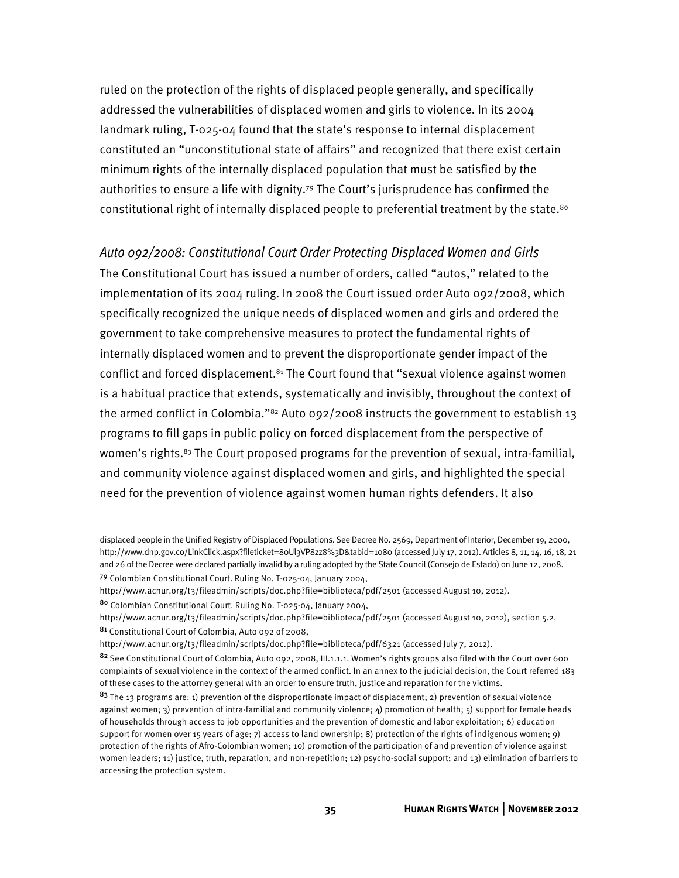ruled on the protection of the rights of displaced people generally, and specifically addressed the vulnerabilities of displaced women and girls to violence. In its 2004 landmark ruling, T-025-04 found that the state's response to internal displacement constituted an "unconstitutional state of affairs" and recognized that there exist certain minimum rights of the internally displaced population that must be satisfied by the authorities to ensure a life with dignity.[79] The Court's jurisprudence has confirmed the constitutional right of internally displaced people to preferential treatment by the state.[80]

### *Auto 092/2008: Constitutional Court Order Protecting Displaced Women and Girls*

The Constitutional Court has issued a number of orders, called "autos," related to the implementation of its 2004 ruling. In 2008 the Court issued order Auto 092/2008, which specifically recognized the unique needs of displaced women and girls and ordered the government to take comprehensive measures to protect the fundamental rights of internally displaced women and to prevent the disproportionate gender impact of the conflict and forced displacement.[81] The Court found that "sexual violence against women is a habitual practice that extends, systematically and invisibly, throughout the context of the armed conflict in Colombia."[82] Auto 092/2008 instructs the government to establish 13 programs to fill gaps in public policy on forced displacement from the perspective of women's rights.[83] The Court proposed programs for the prevention of sexual, intra-familial, and community violence against displaced women and girls, and highlighted the special need for the prevention of violence against women human rights defenders. It also

---

displaced people in the Unified Registry of Displaced Populations. See Decree No. 2569, Department of Interior, December 19, 2000, http://www.dnp.gov.co/LinkClick.aspx?fileticket=80Ul3VP8zz8%3D&tabid=1080 (accessed July 17, 2012). Articles 8, 11, 14, 16, 18, 21 and 26 of the Decree were declared partially invalid by a ruling adopted by the State Council (Consejo de Estado) on June 12, 2008.

[79] Colombian Constitutional Court. Ruling No. T-025-04, January 2004, http://www.acnur.org/t3/fileadmin/scripts/doc.php?file=biblioteca/pdf/2501 (accessed August 10, 2012).

[80] Colombian Constitutional Court. Ruling No. T-025-04, January 2004, http://www.acnur.org/t3/fileadmin/scripts/doc.php?file=biblioteca/pdf/2501 (accessed August 10, 2012), section 5.2.

[81] Constitutional Court of Colombia, Auto 092 of 2008, http://www.acnur.org/t3/fileadmin/scripts/doc.php?file=biblioteca/pdf/6321 (accessed July 7, 2012).

[82] See Constitutional Court of Colombia, Auto 092, 2008, III.1.1.1. Women's rights groups also filed with the Court over 600 complaints of sexual violence in the context of the armed conflict. In an annex to the judicial decision, the Court referred 183 of these cases to the attorney general with an order to ensure truth, justice and reparation for the victims.

[83] The 13 programs are: 1) prevention of the disproportionate impact of displacement; 2) prevention of sexual violence against women; 3) prevention of intra-familial and community violence; 4) promotion of health; 5) support for female heads of households through access to job opportunities and the prevention of domestic and labor exploitation; 6) education support for women over 15 years of age; 7) access to land ownership; 8) protection of the rights of indigenous women; 9) protection of the rights of Afro-Colombian women; 10) promotion of the participation of and prevention of violence against women leaders; 11) justice, truth, reparation, and non-repetition; 12) psycho-social support; and 13) elimination of barriers to accessing the protection system.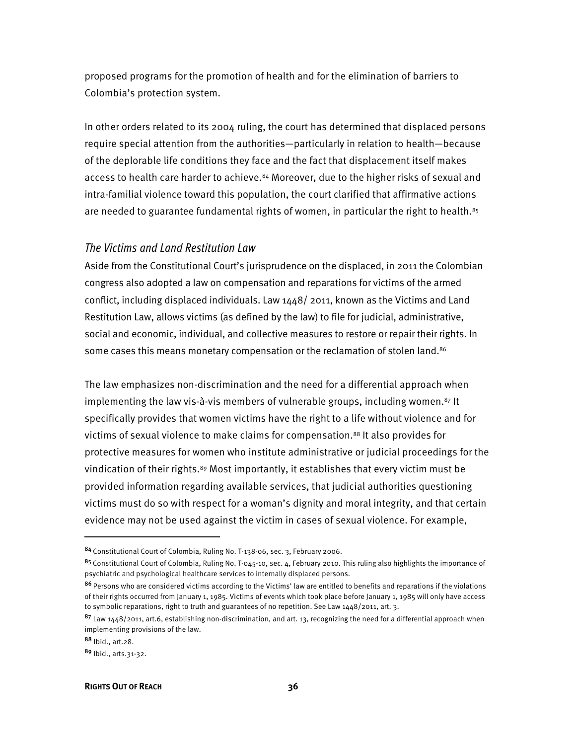proposed programs for the promotion of health and for the elimination of barriers to Colombia's protection system.

In other orders related to its 2004 ruling, the court has determined that displaced persons require special attention from the authorities—particularly in relation to health—because of the deplorable life conditions they face and the fact that displacement itself makes access to health care harder to achieve.[84] Moreover, due to the higher risks of sexual and intra-familial violence toward this population, the court clarified that affirmative actions are needed to guarantee fundamental rights of women, in particular the right to health.[85]

### *The Victims and Land Restitution Law*

Aside from the Constitutional Court's jurisprudence on the displaced, in 2011 the Colombian congress also adopted a law on compensation and reparations for victims of the armed conflict, including displaced individuals. Law 1448/ 2011, known as the Victims and Land Restitution Law, allows victims (as defined by the law) to file for judicial, administrative, social and economic, individual, and collective measures to restore or repair their rights. In some cases this means monetary compensation or the reclamation of stolen land.[86]

The law emphasizes non-discrimination and the need for a differential approach when implementing the law vis-à-vis members of vulnerable groups, including women.[87] It specifically provides that women victims have the right to a life without violence and for victims of sexual violence to make claims for compensation.[88] It also provides for protective measures for women who institute administrative or judicial proceedings for the vindication of their rights.[89] Most importantly, it establishes that every victim must be provided information regarding available services, that judicial authorities questioning victims must do so with respect for a woman's dignity and moral integrity, and that certain evidence may not be used against the victim in cases of sexual violence. For example,

---

[84] Constitutional Court of Colombia, Ruling No. T-138-06, sec. 3, February 2006.

[85] Constitutional Court of Colombia, Ruling No. T-045-10, sec. 4, February 2010. This ruling also highlights the importance of psychiatric and psychological healthcare services to internally displaced persons.

[86] Persons who are considered victims according to the Victims' law are entitled to benefits and reparations if the violations of their rights occurred from January 1, 1985. Victims of events which took place before January 1, 1985 will only have access to symbolic reparations, right to truth and guarantees of no repetition. See Law 1448/2011, art. 3.

[87] Law 1448/2011, art.6, establishing non-discrimination, and art. 13, recognizing the need for a differential approach when implementing provisions of the law.

[88] Ibid., art.28.

[89] Ibid., arts.31-32.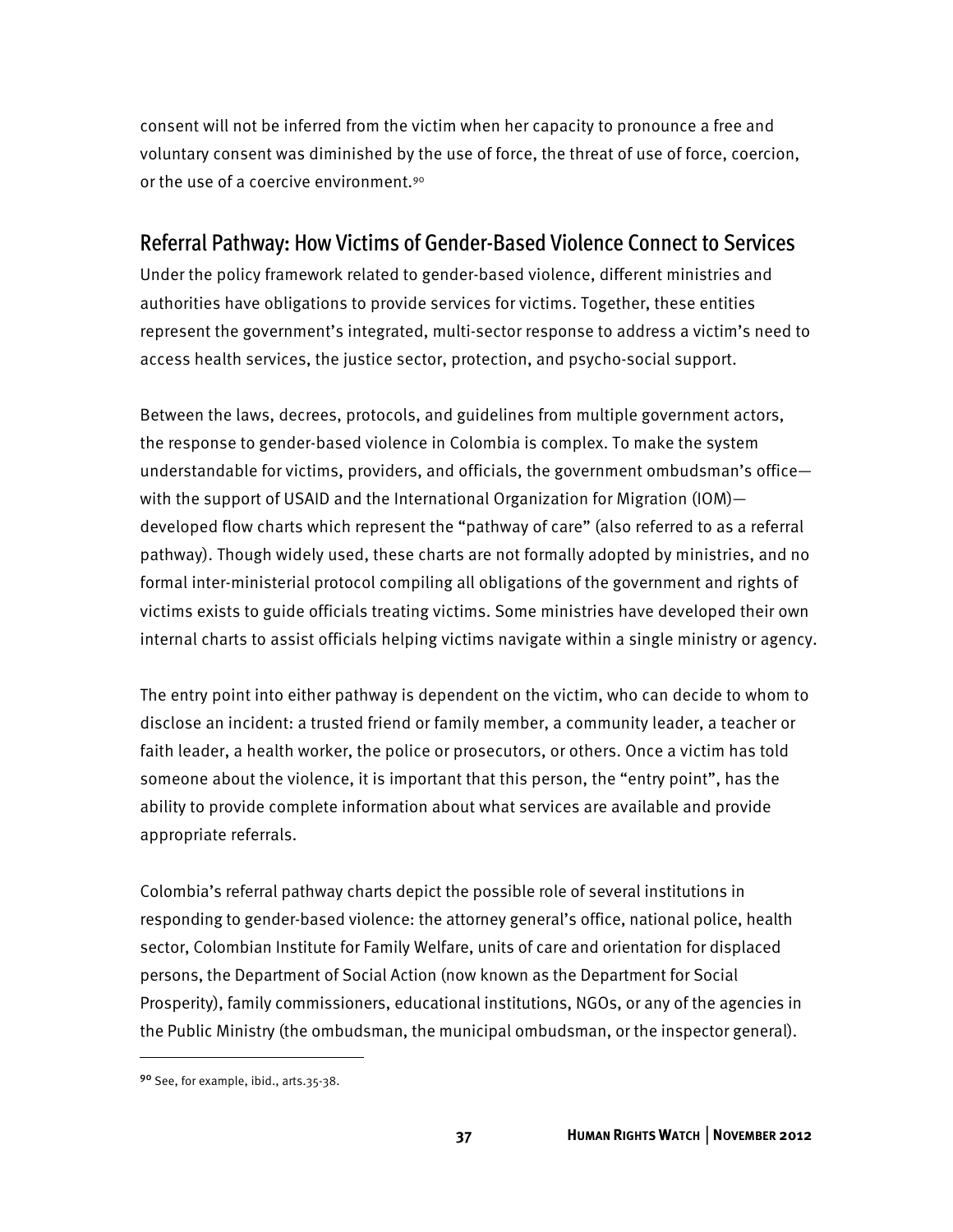consent will not be inferred from the victim when her capacity to pronounce a free and voluntary consent was diminished by the use of force, the threat of use of force, coercion, or the use of a coercive environment.[90]

## Referral Pathway: How Victims of Gender-Based Violence Connect to Services

Under the policy framework related to gender-based violence, different ministries and authorities have obligations to provide services for victims. Together, these entities represent the government's integrated, multi-sector response to address a victim's need to access health services, the justice sector, protection, and psycho-social support.

Between the laws, decrees, protocols, and guidelines from multiple government actors, the response to gender-based violence in Colombia is complex. To make the system understandable for victims, providers, and officials, the government ombudsman's office—with the support of USAID and the International Organization for Migration (IOM)—developed flow charts which represent the "pathway of care" (also referred to as a referral pathway). Though widely used, these charts are not formally adopted by ministries, and no formal inter-ministerial protocol compiling all obligations of the government and rights of victims exists to guide officials treating victims. Some ministries have developed their own internal charts to assist officials helping victims navigate within a single ministry or agency.

The entry point into either pathway is dependent on the victim, who can decide to whom to disclose an incident: a trusted friend or family member, a community leader, a teacher or faith leader, a health worker, the police or prosecutors, or others. Once a victim has told someone about the violence, it is important that this person, the "entry point", has the ability to provide complete information about what services are available and provide appropriate referrals.

Colombia's referral pathway charts depict the possible role of several institutions in responding to gender-based violence: the attorney general's office, national police, health sector, Colombian Institute for Family Welfare, units of care and orientation for displaced persons, the Department of Social Action (now known as the Department for Social Prosperity), family commissioners, educational institutions, NGOs, or any of the agencies in the Public Ministry (the ombudsman, the municipal ombudsman, or the inspector general).

---

[90] See, for example, ibid., arts.35-38.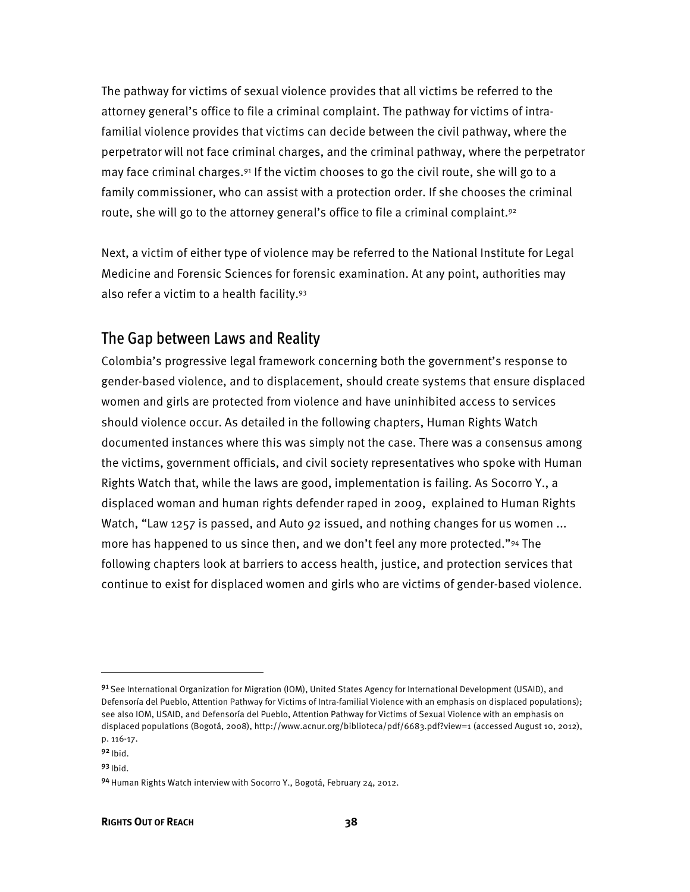The pathway for victims of sexual violence provides that all victims be referred to the attorney general's office to file a criminal complaint. The pathway for victims of intra-familial violence provides that victims can decide between the civil pathway, where the perpetrator will not face criminal charges, and the criminal pathway, where the perpetrator may face criminal charges.[91] If the victim chooses to go the civil route, she will go to a family commissioner, who can assist with a protection order. If she chooses the criminal route, she will go to the attorney general's office to file a criminal complaint.[92]

Next, a victim of either type of violence may be referred to the National Institute for Legal Medicine and Forensic Sciences for forensic examination. At any point, authorities may also refer a victim to a health facility.[93]

## The Gap between Laws and Reality

Colombia's progressive legal framework concerning both the government's response to gender-based violence, and to displacement, should create systems that ensure displaced women and girls are protected from violence and have uninhibited access to services should violence occur. As detailed in the following chapters, Human Rights Watch documented instances where this was simply not the case. There was a consensus among the victims, government officials, and civil society representatives who spoke with Human Rights Watch that, while the laws are good, implementation is failing. As Socorro Y., a displaced woman and human rights defender raped in 2009, explained to Human Rights Watch, "Law 1257 is passed, and Auto 92 issued, and nothing changes for us women ... more has happened to us since then, and we don't feel any more protected."[94] The following chapters look at barriers to access health, justice, and protection services that continue to exist for displaced women and girls who are victims of gender-based violence.

---

[91] See International Organization for Migration (IOM), United States Agency for International Development (USAID), and Defensoría del Pueblo, Attention Pathway for Victims of Intra-familial Violence with an emphasis on displaced populations); see also IOM, USAID, and Defensoría del Pueblo, Attention Pathway for Victims of Sexual Violence with an emphasis on displaced populations (Bogotá, 2008), http://www.acnur.org/biblioteca/pdf/6683.pdf?view=1 (accessed August 10, 2012), p. 116-17.

[92] Ibid.

[93] Ibid.

[94] Human Rights Watch interview with Socorro Y., Bogotá, February 24, 2012.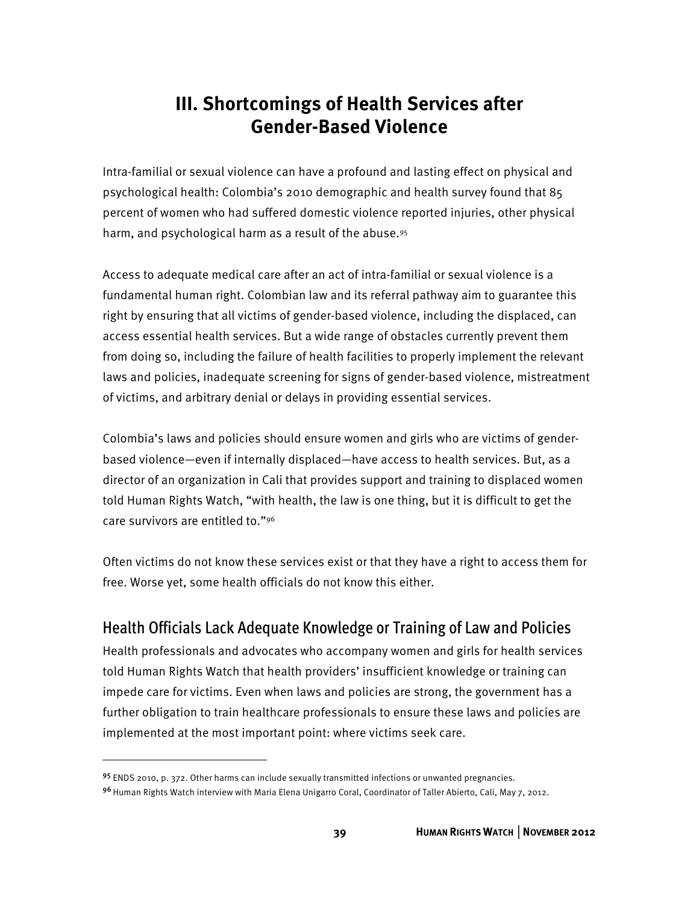# III. Shortcomings of Health Services after Gender-Based Violence

Intra-familial or sexual violence can have a profound and lasting effect on physical and psychological health: Colombia's 2010 demographic and health survey found that 85 percent of women who had suffered domestic violence reported injuries, other physical harm, and psychological harm as a result of the abuse.[95]

Access to adequate medical care after an act of intra-familial or sexual violence is a fundamental human right. Colombian law and its referral pathway aim to guarantee this right by ensuring that all victims of gender-based violence, including the displaced, can access essential health services. But a wide range of obstacles currently prevent them from doing so, including the failure of health facilities to properly implement the relevant laws and policies, inadequate screening for signs of gender-based violence, mistreatment of victims, and arbitrary denial or delays in providing essential services.

Colombia's laws and policies should ensure women and girls who are victims of gender-based violence—even if internally displaced—have access to health services. But, as a director of an organization in Cali that provides support and training to displaced women told Human Rights Watch, "with health, the law is one thing, but it is difficult to get the care survivors are entitled to."[96]

Often victims do not know these services exist or that they have a right to access them for free. Worse yet, some health officials do not know this either.

## Health Officials Lack Adequate Knowledge or Training of Law and Policies

Health professionals and advocates who accompany women and girls for health services told Human Rights Watch that health providers' insufficient knowledge or training can impede care for victims. Even when laws and policies are strong, the government has a further obligation to train healthcare professionals to ensure these laws and policies are implemented at the most important point: where victims seek care.

---

[95] ENDS 2010, p. 372. Other harms can include sexually transmitted infections or unwanted pregnancies.

[96] Human Rights Watch interview with Maria Elena Unigarro Coral, Coordinator of Taller Abierto, Cali, May 7, 2012.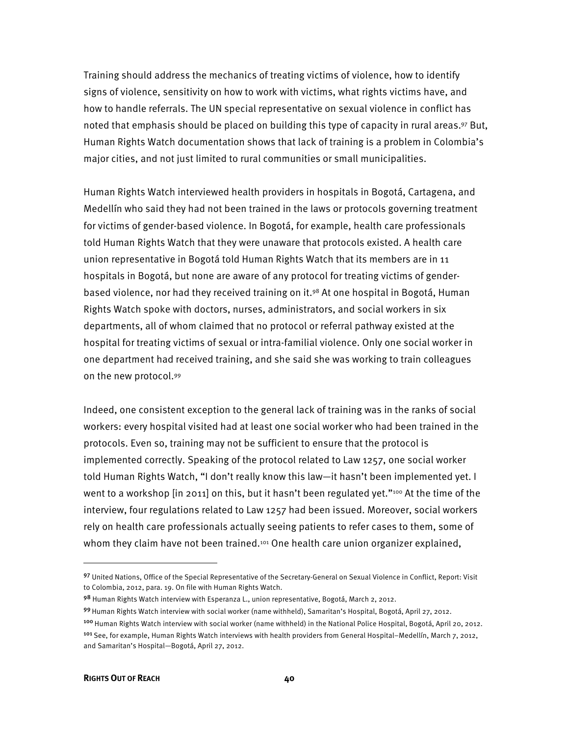Training should address the mechanics of treating victims of violence, how to identify signs of violence, sensitivity on how to work with victims, what rights victims have, and how to handle referrals. The UN special representative on sexual violence in conflict has noted that emphasis should be placed on building this type of capacity in rural areas.[97] But, Human Rights Watch documentation shows that lack of training is a problem in Colombia's major cities, and not just limited to rural communities or small municipalities.

Human Rights Watch interviewed health providers in hospitals in Bogotá, Cartagena, and Medellín who said they had not been trained in the laws or protocols governing treatment for victims of gender-based violence. In Bogotá, for example, health care professionals told Human Rights Watch that they were unaware that protocols existed. A health care union representative in Bogotá told Human Rights Watch that its members are in 11 hospitals in Bogotá, but none are aware of any protocol for treating victims of gender-based violence, nor had they received training on it.[98] At one hospital in Bogotá, Human Rights Watch spoke with doctors, nurses, administrators, and social workers in six departments, all of whom claimed that no protocol or referral pathway existed at the hospital for treating victims of sexual or intra-familial violence. Only one social worker in one department had received training, and she said she was working to train colleagues on the new protocol.[99]

Indeed, one consistent exception to the general lack of training was in the ranks of social workers: every hospital visited had at least one social worker who had been trained in the protocols. Even so, training may not be sufficient to ensure that the protocol is implemented correctly. Speaking of the protocol related to Law 1257, one social worker told Human Rights Watch, "I don't really know this law—it hasn't been implemented yet. I went to a workshop [in 2011] on this, but it hasn't been regulated yet."[100] At the time of the interview, four regulations related to Law 1257 had been issued. Moreover, social workers rely on health care professionals actually seeing patients to refer cases to them, some of whom they claim have not been trained.[101] One health care union organizer explained,

---

[97] United Nations, Office of the Special Representative of the Secretary-General on Sexual Violence in Conflict, Report: Visit to Colombia, 2012, para. 19. On file with Human Rights Watch.

[98] Human Rights Watch interview with Esperanza L., union representative, Bogotá, March 2, 2012.

[99] Human Rights Watch interview with social worker (name withheld), Samaritan's Hospital, Bogotá, April 27, 2012.

[100] Human Rights Watch interview with social worker (name withheld) in the National Police Hospital, Bogotá, April 20, 2012.

[101] See, for example, Human Rights Watch interviews with health providers from General Hospital–Medellín, March 7, 2012, and Samaritan's Hospital—Bogotá, April 27, 2012.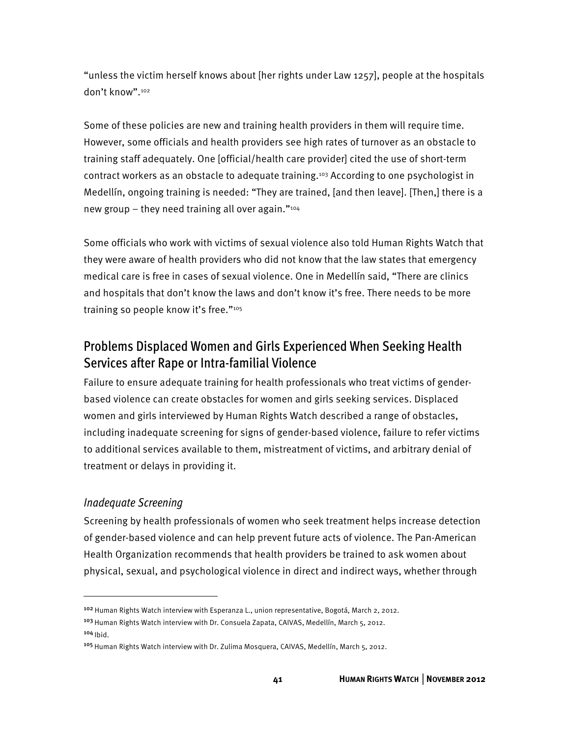"unless the victim herself knows about [her rights under Law 1257], people at the hospitals don't know".[102]

Some of these policies are new and training health providers in them will require time. However, some officials and health providers see high rates of turnover as an obstacle to training staff adequately. One [official/health care provider] cited the use of short-term contract workers as an obstacle to adequate training.[103] According to one psychologist in Medellín, ongoing training is needed: "They are trained, [and then leave]. [Then,] there is a new group – they need training all over again."[104]

Some officials who work with victims of sexual violence also told Human Rights Watch that they were aware of health providers who did not know that the law states that emergency medical care is free in cases of sexual violence. One in Medellín said, "There are clinics and hospitals that don't know the laws and don't know it's free. There needs to be more training so people know it's free."[105]

## Problems Displaced Women and Girls Experienced When Seeking Health Services after Rape or Intra-familial Violence

Failure to ensure adequate training for health professionals who treat victims of gender-based violence can create obstacles for women and girls seeking services. Displaced women and girls interviewed by Human Rights Watch described a range of obstacles, including inadequate screening for signs of gender-based violence, failure to refer victims to additional services available to them, mistreatment of victims, and arbitrary denial of treatment or delays in providing it.

### *Inadequate Screening*

Screening by health professionals of women who seek treatment helps increase detection of gender-based violence and can help prevent future acts of violence. The Pan-American Health Organization recommends that health providers be trained to ask women about physical, sexual, and psychological violence in direct and indirect ways, whether through

---

[102] Human Rights Watch interview with Esperanza L., union representative, Bogotá, March 2, 2012.

[103] Human Rights Watch interview with Dr. Consuela Zapata, CAIVAS, Medellín, March 5, 2012.

[104] Ibid.

[105] Human Rights Watch interview with Dr. Zulima Mosquera, CAIVAS, Medellín, March 5, 2012.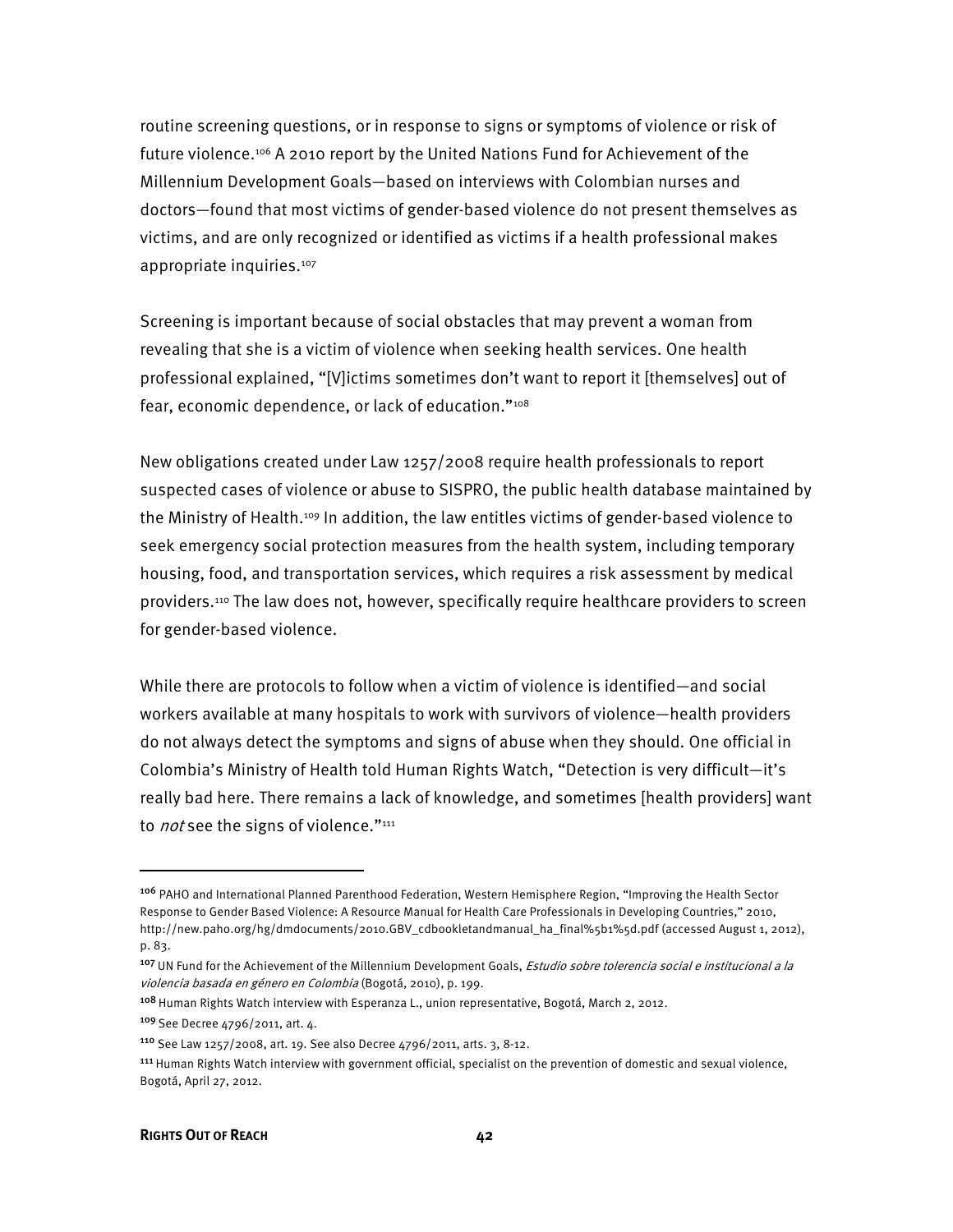routine screening questions, or in response to signs or symptoms of violence or risk of future violence.[106] A 2010 report by the United Nations Fund for Achievement of the Millennium Development Goals—based on interviews with Colombian nurses and doctors—found that most victims of gender-based violence do not present themselves as victims, and are only recognized or identified as victims if a health professional makes appropriate inquiries.[107]

Screening is important because of social obstacles that may prevent a woman from revealing that she is a victim of violence when seeking health services. One health professional explained, "[V]ictims sometimes don't want to report it [themselves] out of fear, economic dependence, or lack of education."[108]

New obligations created under Law 1257/2008 require health professionals to report suspected cases of violence or abuse to SISPRO, the public health database maintained by the Ministry of Health.[109] In addition, the law entitles victims of gender-based violence to seek emergency social protection measures from the health system, including temporary housing, food, and transportation services, which requires a risk assessment by medical providers.[110] The law does not, however, specifically require healthcare providers to screen for gender-based violence.

While there are protocols to follow when a victim of violence is identified—and social workers available at many hospitals to work with survivors of violence—health providers do not always detect the symptoms and signs of abuse when they should. One official in Colombia's Ministry of Health told Human Rights Watch, "Detection is very difficult—it's really bad here. There remains a lack of knowledge, and sometimes [health providers] want to *not* see the signs of violence."[111]

---

[106] PAHO and International Planned Parenthood Federation, Western Hemisphere Region, "Improving the Health Sector Response to Gender Based Violence: A Resource Manual for Health Care Professionals in Developing Countries," 2010, http://new.paho.org/hg/dmdocuments/2010.GBV_cdbookletandmanual_ha_final%5b1%5d.pdf (accessed August 1, 2012), p. 83.

[107] UN Fund for the Achievement of the Millennium Development Goals, *Estudio sobre tolerencia social e institucional a la violencia basada en género en Colombia* (Bogotá, 2010), p. 199.

[108] Human Rights Watch interview with Esperanza L., union representative, Bogotá, March 2, 2012.

[109] See Decree 4796/2011, art. 4.

[110] See Law 1257/2008, art. 19. See also Decree 4796/2011, arts. 3, 8-12.

[111] Human Rights Watch interview with government official, specialist on the prevention of domestic and sexual violence, Bogotá, April 27, 2012.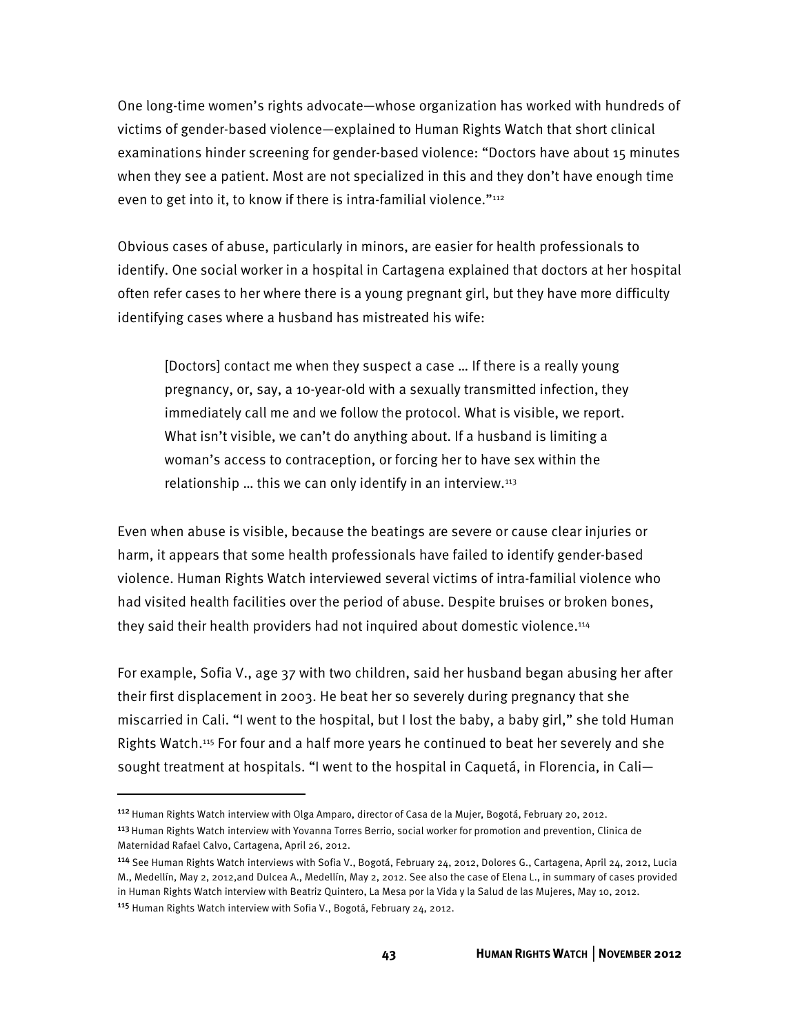One long-time women's rights advocate—whose organization has worked with hundreds of victims of gender-based violence—explained to Human Rights Watch that short clinical examinations hinder screening for gender-based violence: "Doctors have about 15 minutes when they see a patient. Most are not specialized in this and they don't have enough time even to get into it, to know if there is intra-familial violence."[112]

Obvious cases of abuse, particularly in minors, are easier for health professionals to identify. One social worker in a hospital in Cartagena explained that doctors at her hospital often refer cases to her where there is a young pregnant girl, but they have more difficulty identifying cases where a husband has mistreated his wife:

> [Doctors] contact me when they suspect a case … If there is a really young pregnancy, or, say, a 10-year-old with a sexually transmitted infection, they immediately call me and we follow the protocol. What is visible, we report. What isn't visible, we can't do anything about. If a husband is limiting a woman's access to contraception, or forcing her to have sex within the relationship … this we can only identify in an interview.[113]

Even when abuse is visible, because the beatings are severe or cause clear injuries or harm, it appears that some health professionals have failed to identify gender-based violence. Human Rights Watch interviewed several victims of intra-familial violence who had visited health facilities over the period of abuse. Despite bruises or broken bones, they said their health providers had not inquired about domestic violence.[114]

For example, Sofia V., age 37 with two children, said her husband began abusing her after their first displacement in 2003. He beat her so severely during pregnancy that she miscarried in Cali. "I went to the hospital, but I lost the baby, a baby girl," she told Human Rights Watch.[115] For four and a half more years he continued to beat her severely and she sought treatment at hospitals. "I went to the hospital in Caquetá, in Florencia, in Cali—

---

[112] Human Rights Watch interview with Olga Amparo, director of Casa de la Mujer, Bogotá, February 20, 2012.

[113] Human Rights Watch interview with Yovanna Torres Berrio, social worker for promotion and prevention, Clinica de Maternidad Rafael Calvo, Cartagena, April 26, 2012.

[114] See Human Rights Watch interviews with Sofia V., Bogotá, February 24, 2012, Dolores G., Cartagena, April 24, 2012, Lucia M., Medellín, May 2, 2012,and Dulcea A., Medellín, May 2, 2012. See also the case of Elena L., in summary of cases provided in Human Rights Watch interview with Beatriz Quintero, La Mesa por la Vida y la Salud de las Mujeres, May 10, 2012.

[115] Human Rights Watch interview with Sofia V., Bogotá, February 24, 2012.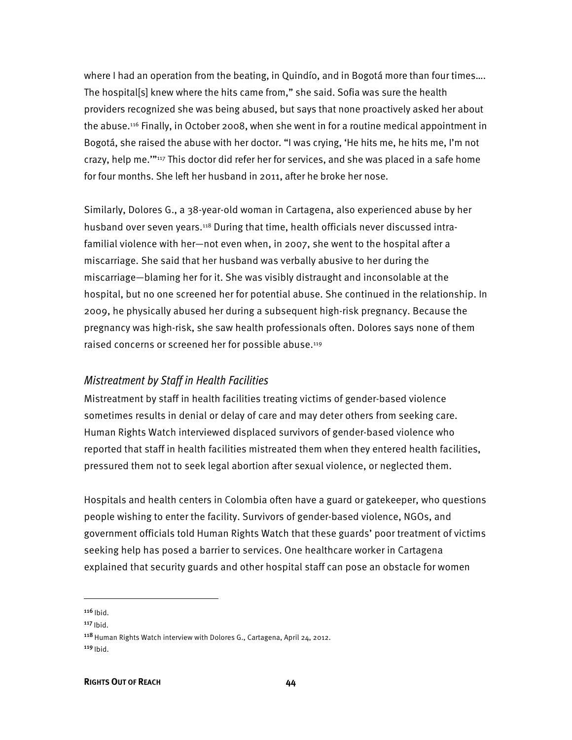where I had an operation from the beating, in Quindío, and in Bogotá more than four times…. The hospital[s] knew where the hits came from," she said. Sofia was sure the health providers recognized she was being abused, but says that none proactively asked her about the abuse.[116] Finally, in October 2008, when she went in for a routine medical appointment in Bogotá, she raised the abuse with her doctor. "I was crying, 'He hits me, he hits me, I'm not crazy, help me.'"[117] This doctor did refer her for services, and she was placed in a safe home for four months. She left her husband in 2011, after he broke her nose.

Similarly, Dolores G., a 38-year-old woman in Cartagena, also experienced abuse by her husband over seven years.[118] During that time, health officials never discussed intra-familial violence with her—not even when, in 2007, she went to the hospital after a miscarriage. She said that her husband was verbally abusive to her during the miscarriage—blaming her for it. She was visibly distraught and inconsolable at the hospital, but no one screened her for potential abuse. She continued in the relationship. In 2009, he physically abused her during a subsequent high-risk pregnancy. Because the pregnancy was high-risk, she saw health professionals often. Dolores says none of them raised concerns or screened her for possible abuse.[119]

### *Mistreatment by Staff in Health Facilities*

Mistreatment by staff in health facilities treating victims of gender-based violence sometimes results in denial or delay of care and may deter others from seeking care. Human Rights Watch interviewed displaced survivors of gender-based violence who reported that staff in health facilities mistreated them when they entered health facilities, pressured them not to seek legal abortion after sexual violence, or neglected them.

Hospitals and health centers in Colombia often have a guard or gatekeeper, who questions people wishing to enter the facility. Survivors of gender-based violence, NGOs, and government officials told Human Rights Watch that these guards' poor treatment of victims seeking help has posed a barrier to services. One healthcare worker in Cartagena explained that security guards and other hospital staff can pose an obstacle for women

---

[116] Ibid.

[117] Ibid.

[118] Human Rights Watch interview with Dolores G., Cartagena, April 24, 2012.

[119] Ibid.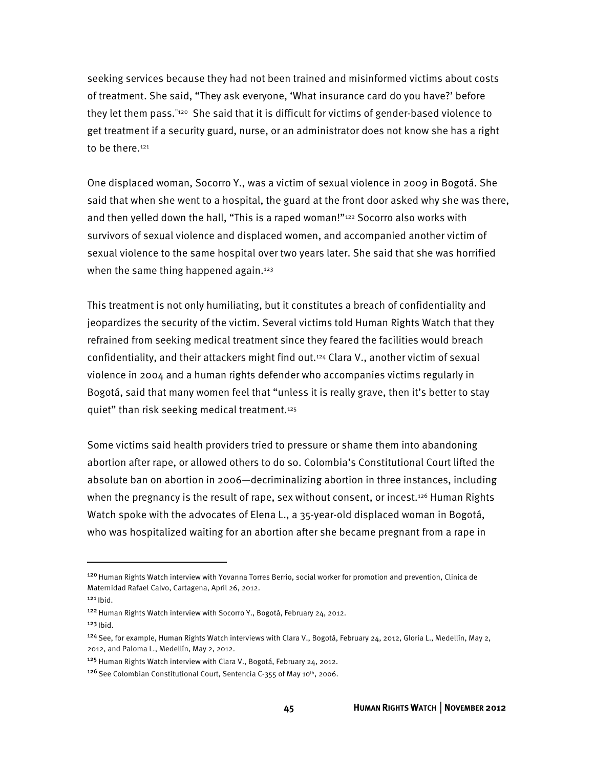seeking services because they had not been trained and misinformed victims about costs of treatment. She said, "They ask everyone, 'What insurance card do you have?' before they let them pass."[120] She said that it is difficult for victims of gender-based violence to get treatment if a security guard, nurse, or an administrator does not know she has a right to be there.[121]

One displaced woman, Socorro Y., was a victim of sexual violence in 2009 in Bogotá. She said that when she went to a hospital, the guard at the front door asked why she was there, and then yelled down the hall, "This is a raped woman!"[122] Socorro also works with survivors of sexual violence and displaced women, and accompanied another victim of sexual violence to the same hospital over two years later. She said that she was horrified when the same thing happened again.[123]

This treatment is not only humiliating, but it constitutes a breach of confidentiality and jeopardizes the security of the victim. Several victims told Human Rights Watch that they refrained from seeking medical treatment since they feared the facilities would breach confidentiality, and their attackers might find out.[124] Clara V., another victim of sexual violence in 2004 and a human rights defender who accompanies victims regularly in Bogotá, said that many women feel that "unless it is really grave, then it's better to stay quiet" than risk seeking medical treatment.[125]

Some victims said health providers tried to pressure or shame them into abandoning abortion after rape, or allowed others to do so. Colombia's Constitutional Court lifted the absolute ban on abortion in 2006—decriminalizing abortion in three instances, including when the pregnancy is the result of rape, sex without consent, or incest.[126] Human Rights Watch spoke with the advocates of Elena L., a 35-year-old displaced woman in Bogotá, who was hospitalized waiting for an abortion after she became pregnant from a rape in

---

[120] Human Rights Watch interview with Yovanna Torres Berrio, social worker for promotion and prevention, Clinica de Maternidad Rafael Calvo, Cartagena, April 26, 2012.

[121] Ibid.

[122] Human Rights Watch interview with Socorro Y., Bogotá, February 24, 2012.

[123] Ibid.

[124] See, for example, Human Rights Watch interviews with Clara V., Bogotá, February 24, 2012, Gloria L., Medellín, May 2, 2012, and Paloma L., Medellín, May 2, 2012.

[125] Human Rights Watch interview with Clara V., Bogotá, February 24, 2012.

[126] See Colombian Constitutional Court, Sentencia C-355 of May 10th, 2006.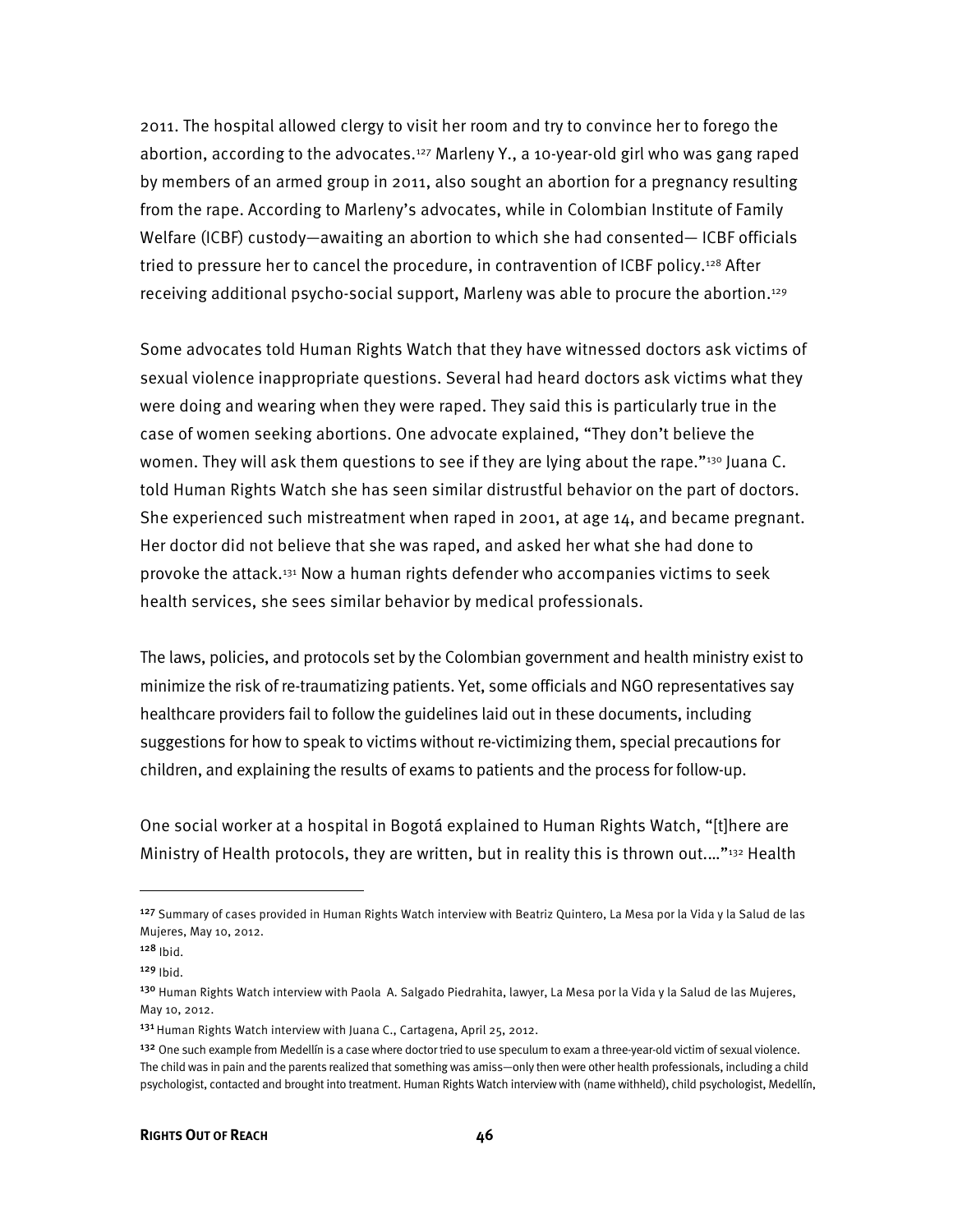2011. The hospital allowed clergy to visit her room and try to convince her to forego the abortion, according to the advocates.[127] Marleny Y., a 10-year-old girl who was gang raped by members of an armed group in 2011, also sought an abortion for a pregnancy resulting from the rape. According to Marleny's advocates, while in Colombian Institute of Family Welfare (ICBF) custody—awaiting an abortion to which she had consented— ICBF officials tried to pressure her to cancel the procedure, in contravention of ICBF policy.[128] After receiving additional psycho-social support, Marleny was able to procure the abortion.[129]

Some advocates told Human Rights Watch that they have witnessed doctors ask victims of sexual violence inappropriate questions. Several had heard doctors ask victims what they were doing and wearing when they were raped. They said this is particularly true in the case of women seeking abortions. One advocate explained, "They don't believe the women. They will ask them questions to see if they are lying about the rape."[130] Juana C. told Human Rights Watch she has seen similar distrustful behavior on the part of doctors. She experienced such mistreatment when raped in 2001, at age 14, and became pregnant. Her doctor did not believe that she was raped, and asked her what she had done to provoke the attack.[131] Now a human rights defender who accompanies victims to seek health services, she sees similar behavior by medical professionals.

The laws, policies, and protocols set by the Colombian government and health ministry exist to minimize the risk of re-traumatizing patients. Yet, some officials and NGO representatives say healthcare providers fail to follow the guidelines laid out in these documents, including suggestions for how to speak to victims without re-victimizing them, special precautions for children, and explaining the results of exams to patients and the process for follow-up.

One social worker at a hospital in Bogotá explained to Human Rights Watch, "[t]here are Ministry of Health protocols, they are written, but in reality this is thrown out…."[132] Health

---

[127] Summary of cases provided in Human Rights Watch interview with Beatriz Quintero, La Mesa por la Vida y la Salud de las Mujeres, May 10, 2012.

[128] Ibid.

[129] Ibid.

[130] Human Rights Watch interview with Paola A. Salgado Piedrahita, lawyer, La Mesa por la Vida y la Salud de las Mujeres, May 10, 2012.

[131] Human Rights Watch interview with Juana C., Cartagena, April 25, 2012.

[132] One such example from Medellín is a case where doctor tried to use speculum to exam a three-year-old victim of sexual violence. The child was in pain and the parents realized that something was amiss—only then were other health professionals, including a child psychologist, contacted and brought into treatment. Human Rights Watch interview with (name withheld), child psychologist, Medellín,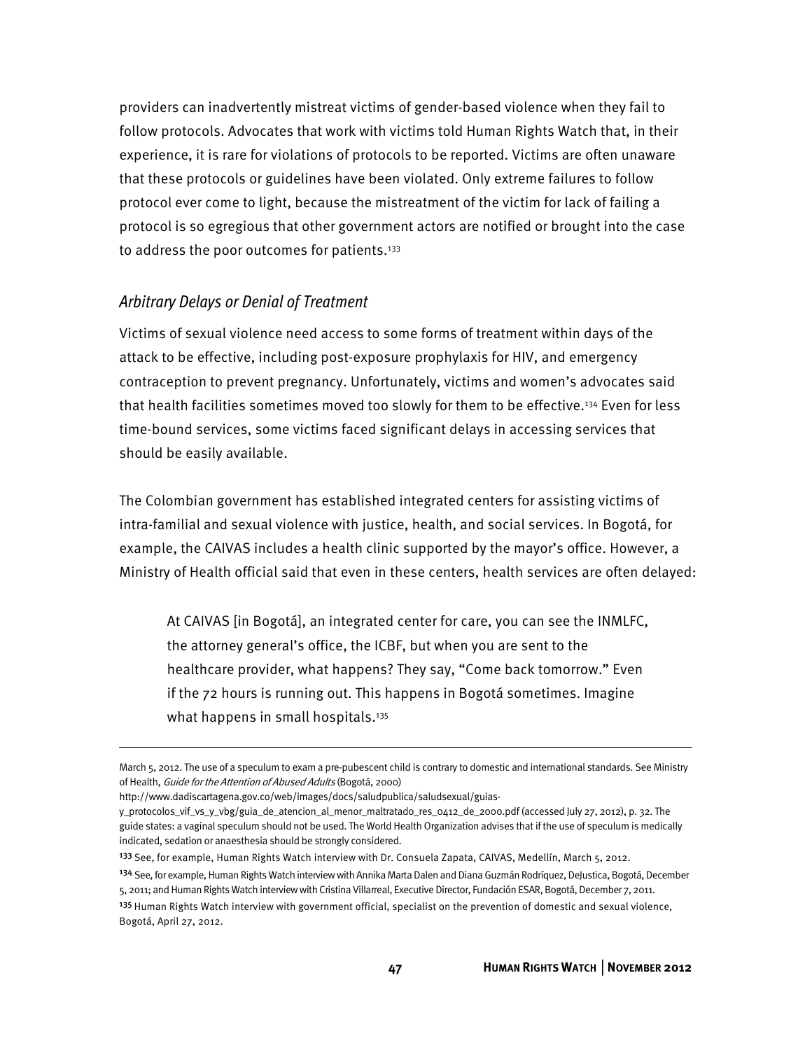providers can inadvertently mistreat victims of gender-based violence when they fail to follow protocols. Advocates that work with victims told Human Rights Watch that, in their experience, it is rare for violations of protocols to be reported. Victims are often unaware that these protocols or guidelines have been violated. Only extreme failures to follow protocol ever come to light, because the mistreatment of the victim for lack of failing a protocol is so egregious that other government actors are notified or brought into the case to address the poor outcomes for patients.[133]

### *Arbitrary Delays or Denial of Treatment*

Victims of sexual violence need access to some forms of treatment within days of the attack to be effective, including post-exposure prophylaxis for HIV, and emergency contraception to prevent pregnancy. Unfortunately, victims and women's advocates said that health facilities sometimes moved too slowly for them to be effective.[134] Even for less time-bound services, some victims faced significant delays in accessing services that should be easily available.

The Colombian government has established integrated centers for assisting victims of intra-familial and sexual violence with justice, health, and social services. In Bogotá, for example, the CAIVAS includes a health clinic supported by the mayor's office. However, a Ministry of Health official said that even in these centers, health services are often delayed:

> At CAIVAS [in Bogotá], an integrated center for care, you can see the INMLFC, the attorney general's office, the ICBF, but when you are sent to the healthcare provider, what happens? They say, "Come back tomorrow." Even if the 72 hours is running out. This happens in Bogotá sometimes. Imagine what happens in small hospitals.[135]

---

March 5, 2012. The use of a speculum to exam a pre-pubescent child is contrary to domestic and international standards. See Ministry of Health, *Guide for the Attention of Abused Adults* (Bogotá, 2000) http://www.dadiscartagena.gov.co/web/images/docs/saludpublica/saludsexual/guias-y_protocolos_vif_vs_y_vbg/guia_de_atencion_al_menor_maltratado_res_0412_de_2000.pdf (accessed July 27, 2012), p. 32. The guide states: a vaginal speculum should not be used. The World Health Organization advises that if the use of speculum is medically indicated, sedation or anaesthesia should be strongly considered.

[133] See, for example, Human Rights Watch interview with Dr. Consuela Zapata, CAIVAS, Medellín, March 5, 2012.

[134] See, for example, Human Rights Watch interview with Annika Marta Dalen and Diana Guzmán Rodríquez, DeJustica, Bogotá, December 5, 2011; and Human Rights Watch interview with Cristina Villarreal, Executive Director, Fundación ESAR, Bogotá, December 7, 2011.

[135] Human Rights Watch interview with government official, specialist on the prevention of domestic and sexual violence, Bogotá, April 27, 2012.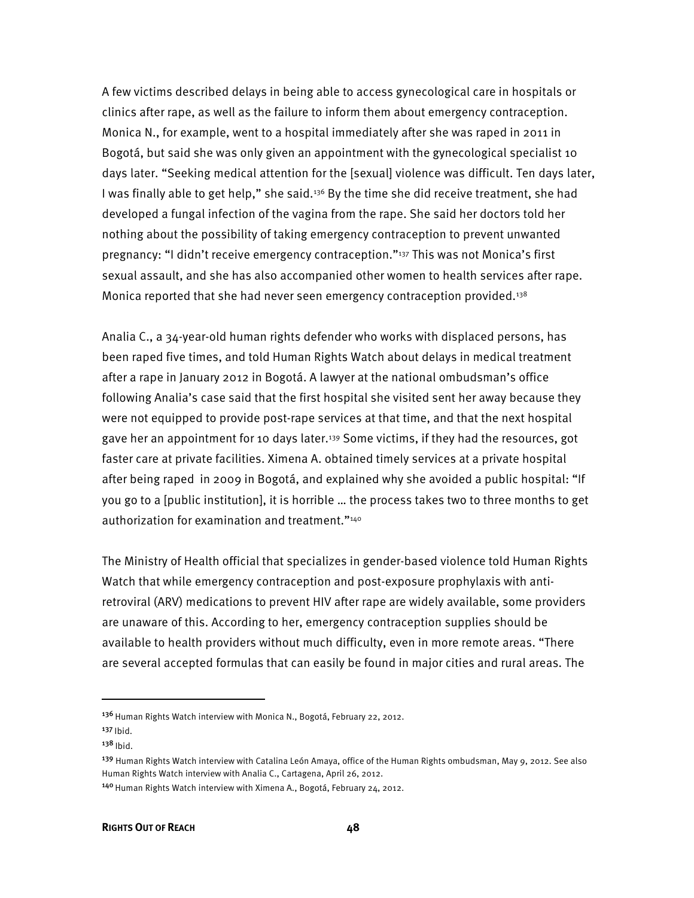A few victims described delays in being able to access gynecological care in hospitals or clinics after rape, as well as the failure to inform them about emergency contraception. Monica N., for example, went to a hospital immediately after she was raped in 2011 in Bogotá, but said she was only given an appointment with the gynecological specialist 10 days later. "Seeking medical attention for the [sexual] violence was difficult. Ten days later, I was finally able to get help," she said.[136] By the time she did receive treatment, she had developed a fungal infection of the vagina from the rape. She said her doctors told her nothing about the possibility of taking emergency contraception to prevent unwanted pregnancy: "I didn't receive emergency contraception."[137] This was not Monica's first sexual assault, and she has also accompanied other women to health services after rape. Monica reported that she had never seen emergency contraception provided.[138]

Analia C., a 34-year-old human rights defender who works with displaced persons, has been raped five times, and told Human Rights Watch about delays in medical treatment after a rape in January 2012 in Bogotá. A lawyer at the national ombudsman's office following Analia's case said that the first hospital she visited sent her away because they were not equipped to provide post-rape services at that time, and that the next hospital gave her an appointment for 10 days later.[139] Some victims, if they had the resources, got faster care at private facilities. Ximena A. obtained timely services at a private hospital after being raped in 2009 in Bogotá, and explained why she avoided a public hospital: "If you go to a [public institution], it is horrible … the process takes two to three months to get authorization for examination and treatment."[140]

The Ministry of Health official that specializes in gender-based violence told Human Rights Watch that while emergency contraception and post-exposure prophylaxis with anti-retroviral (ARV) medications to prevent HIV after rape are widely available, some providers are unaware of this. According to her, emergency contraception supplies should be available to health providers without much difficulty, even in more remote areas. "There are several accepted formulas that can easily be found in major cities and rural areas. The

---

[136] Human Rights Watch interview with Monica N., Bogotá, February 22, 2012.

[137] Ibid.

[138] Ibid.

[139] Human Rights Watch interview with Catalina León Amaya, office of the Human Rights ombudsman, May 9, 2012. See also Human Rights Watch interview with Analia C., Cartagena, April 26, 2012.

[140] Human Rights Watch interview with Ximena A., Bogotá, February 24, 2012.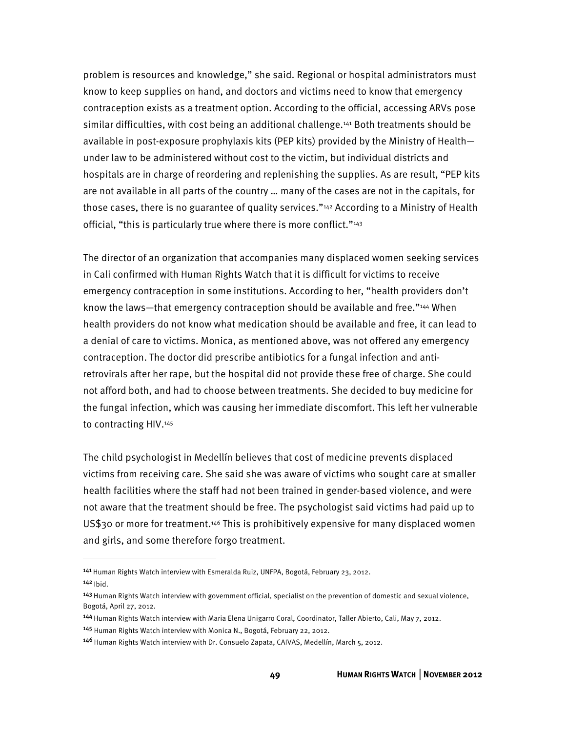problem is resources and knowledge," she said. Regional or hospital administrators must know to keep supplies on hand, and doctors and victims need to know that emergency contraception exists as a treatment option. According to the official, accessing ARVs pose similar difficulties, with cost being an additional challenge.[141] Both treatments should be available in post-exposure prophylaxis kits (PEP kits) provided by the Ministry of Health—under law to be administered without cost to the victim, but individual districts and hospitals are in charge of reordering and replenishing the supplies. As are result, "PEP kits are not available in all parts of the country … many of the cases are not in the capitals, for those cases, there is no guarantee of quality services."[142] According to a Ministry of Health official, "this is particularly true where there is more conflict."[143]

The director of an organization that accompanies many displaced women seeking services in Cali confirmed with Human Rights Watch that it is difficult for victims to receive emergency contraception in some institutions. According to her, "health providers don't know the laws—that emergency contraception should be available and free."[144] When health providers do not know what medication should be available and free, it can lead to a denial of care to victims. Monica, as mentioned above, was not offered any emergency contraception. The doctor did prescribe antibiotics for a fungal infection and anti-retrovirals after her rape, but the hospital did not provide these free of charge. She could not afford both, and had to choose between treatments. She decided to buy medicine for the fungal infection, which was causing her immediate discomfort. This left her vulnerable to contracting HIV.[145]

The child psychologist in Medellín believes that cost of medicine prevents displaced victims from receiving care. She said she was aware of victims who sought care at smaller health facilities where the staff had not been trained in gender-based violence, and were not aware that the treatment should be free. The psychologist said victims had paid up to US$30 or more for treatment.[146] This is prohibitively expensive for many displaced women and girls, and some therefore forgo treatment.

---

[141] Human Rights Watch interview with Esmeralda Ruiz, UNFPA, Bogotá, February 23, 2012.

[142] Ibid.

[143] Human Rights Watch interview with government official, specialist on the prevention of domestic and sexual violence, Bogotá, April 27, 2012.

[144] Human Rights Watch interview with Maria Elena Unigarro Coral, Coordinator, Taller Abierto, Cali, May 7, 2012.

[145] Human Rights Watch interview with Monica N., Bogotá, February 22, 2012.

[146] Human Rights Watch interview with Dr. Consuelo Zapata, CAIVAS, Medellín, March 5, 2012.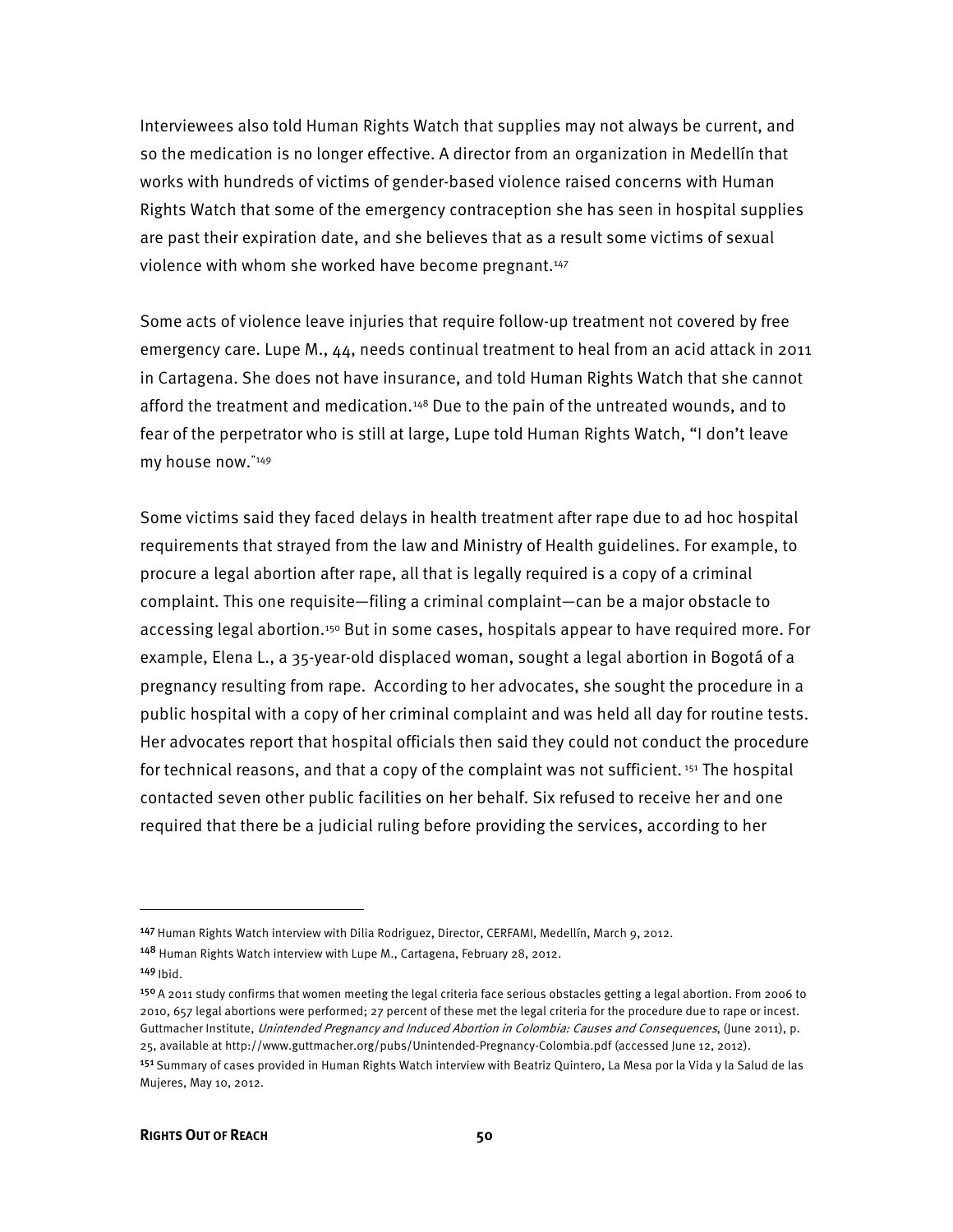Interviewees also told Human Rights Watch that supplies may not always be current, and so the medication is no longer effective. A director from an organization in Medellín that works with hundreds of victims of gender-based violence raised concerns with Human Rights Watch that some of the emergency contraception she has seen in hospital supplies are past their expiration date, and she believes that as a result some victims of sexual violence with whom she worked have become pregnant.[147]

Some acts of violence leave injuries that require follow-up treatment not covered by free emergency care. Lupe M., 44, needs continual treatment to heal from an acid attack in 2011 in Cartagena. She does not have insurance, and told Human Rights Watch that she cannot afford the treatment and medication.[148] Due to the pain of the untreated wounds, and to fear of the perpetrator who is still at large, Lupe told Human Rights Watch, "I don't leave my house now."[149]

Some victims said they faced delays in health treatment after rape due to ad hoc hospital requirements that strayed from the law and Ministry of Health guidelines. For example, to procure a legal abortion after rape, all that is legally required is a copy of a criminal complaint. This one requisite—filing a criminal complaint—can be a major obstacle to accessing legal abortion.[150] But in some cases, hospitals appear to have required more. For example, Elena L., a 35-year-old displaced woman, sought a legal abortion in Bogotá of a pregnancy resulting from rape. According to her advocates, she sought the procedure in a public hospital with a copy of her criminal complaint and was held all day for routine tests. Her advocates report that hospital officials then said they could not conduct the procedure for technical reasons, and that a copy of the complaint was not sufficient.[151] The hospital contacted seven other public facilities on her behalf. Six refused to receive her and one required that there be a judicial ruling before providing the services, according to her

---

[147] Human Rights Watch interview with Dilia Rodriguez, Director, CERFAMI, Medellín, March 9, 2012.

[148] Human Rights Watch interview with Lupe M., Cartagena, February 28, 2012.

[149] Ibid.

[150] A 2011 study confirms that women meeting the legal criteria face serious obstacles getting a legal abortion. From 2006 to 2010, 657 legal abortions were performed; 27 percent of these met the legal criteria for the procedure due to rape or incest. Guttmacher Institute, *Unintended Pregnancy and Induced Abortion in Colombia: Causes and Consequences*, (June 2011), p. 25, available at http://www.guttmacher.org/pubs/Unintended-Pregnancy-Colombia.pdf (accessed June 12, 2012).

[151] Summary of cases provided in Human Rights Watch interview with Beatriz Quintero, La Mesa por la Vida y la Salud de las Mujeres, May 10, 2012.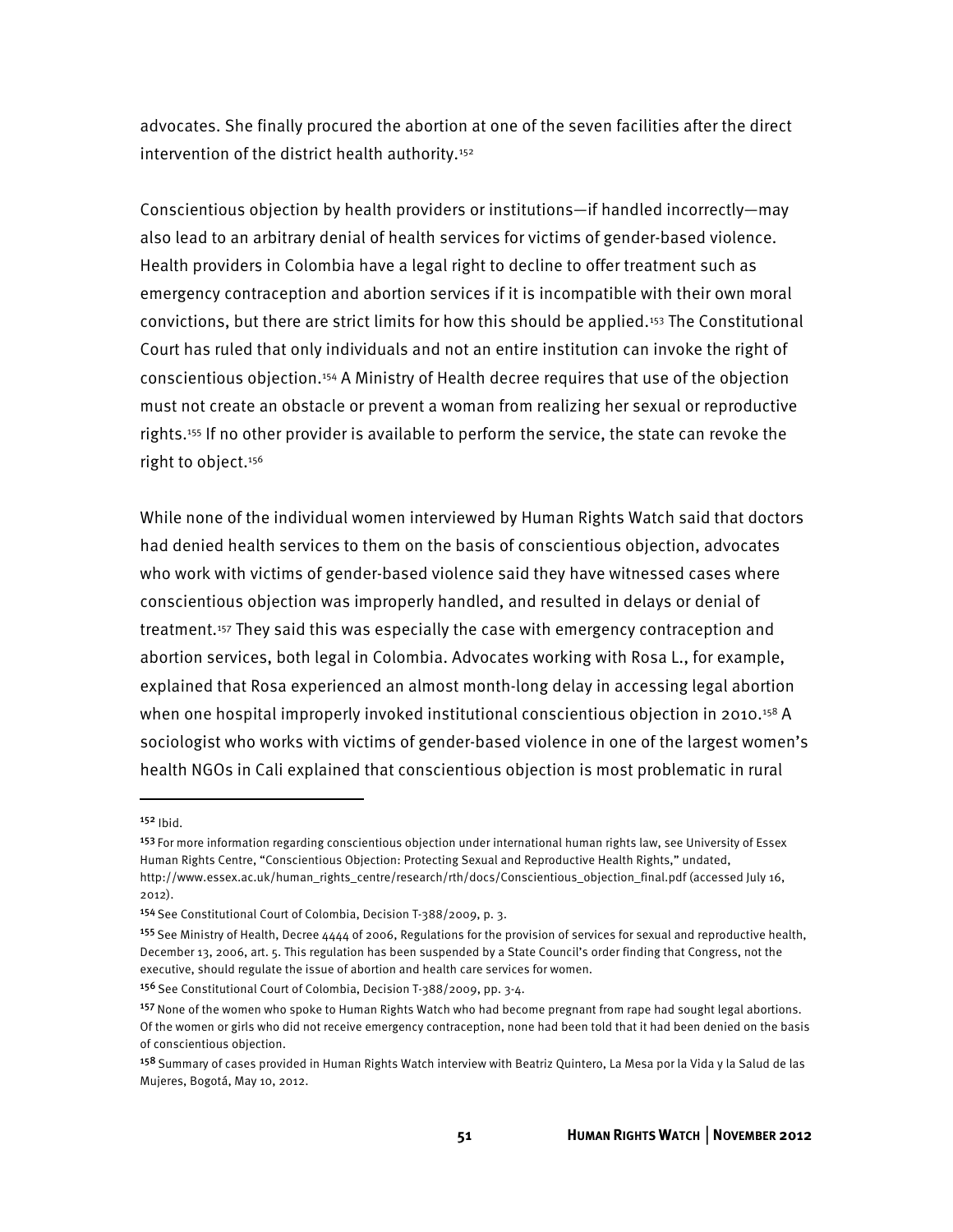advocates. She finally procured the abortion at one of the seven facilities after the direct intervention of the district health authority.[152]

Conscientious objection by health providers or institutions—if handled incorrectly—may also lead to an arbitrary denial of health services for victims of gender-based violence. Health providers in Colombia have a legal right to decline to offer treatment such as emergency contraception and abortion services if it is incompatible with their own moral convictions, but there are strict limits for how this should be applied.[153] The Constitutional Court has ruled that only individuals and not an entire institution can invoke the right of conscientious objection.[154] A Ministry of Health decree requires that use of the objection must not create an obstacle or prevent a woman from realizing her sexual or reproductive rights.[155] If no other provider is available to perform the service, the state can revoke the right to object.[156]

While none of the individual women interviewed by Human Rights Watch said that doctors had denied health services to them on the basis of conscientious objection, advocates who work with victims of gender-based violence said they have witnessed cases where conscientious objection was improperly handled, and resulted in delays or denial of treatment.[157] They said this was especially the case with emergency contraception and abortion services, both legal in Colombia. Advocates working with Rosa L., for example, explained that Rosa experienced an almost month-long delay in accessing legal abortion when one hospital improperly invoked institutional conscientious objection in 2010.[158] A sociologist who works with victims of gender-based violence in one of the largest women's health NGOs in Cali explained that conscientious objection is most problematic in rural

---

[152] Ibid.

[153] For more information regarding conscientious objection under international human rights law, see University of Essex Human Rights Centre, "Conscientious Objection: Protecting Sexual and Reproductive Health Rights," undated, http://www.essex.ac.uk/human_rights_centre/research/rth/docs/Conscientious_objection_final.pdf (accessed July 16, 2012).

[154] See Constitutional Court of Colombia, Decision T-388/2009, p. 3.

[155] See Ministry of Health, Decree 4444 of 2006, Regulations for the provision of services for sexual and reproductive health, December 13, 2006, art. 5. This regulation has been suspended by a State Council's order finding that Congress, not the executive, should regulate the issue of abortion and health care services for women.

[156] See Constitutional Court of Colombia, Decision T-388/2009, pp. 3-4.

[157] None of the women who spoke to Human Rights Watch who had become pregnant from rape had sought legal abortions. Of the women or girls who did not receive emergency contraception, none had been told that it had been denied on the basis of conscientious objection.

[158] Summary of cases provided in Human Rights Watch interview with Beatriz Quintero, La Mesa por la Vida y la Salud de las Mujeres, Bogotá, May 10, 2012.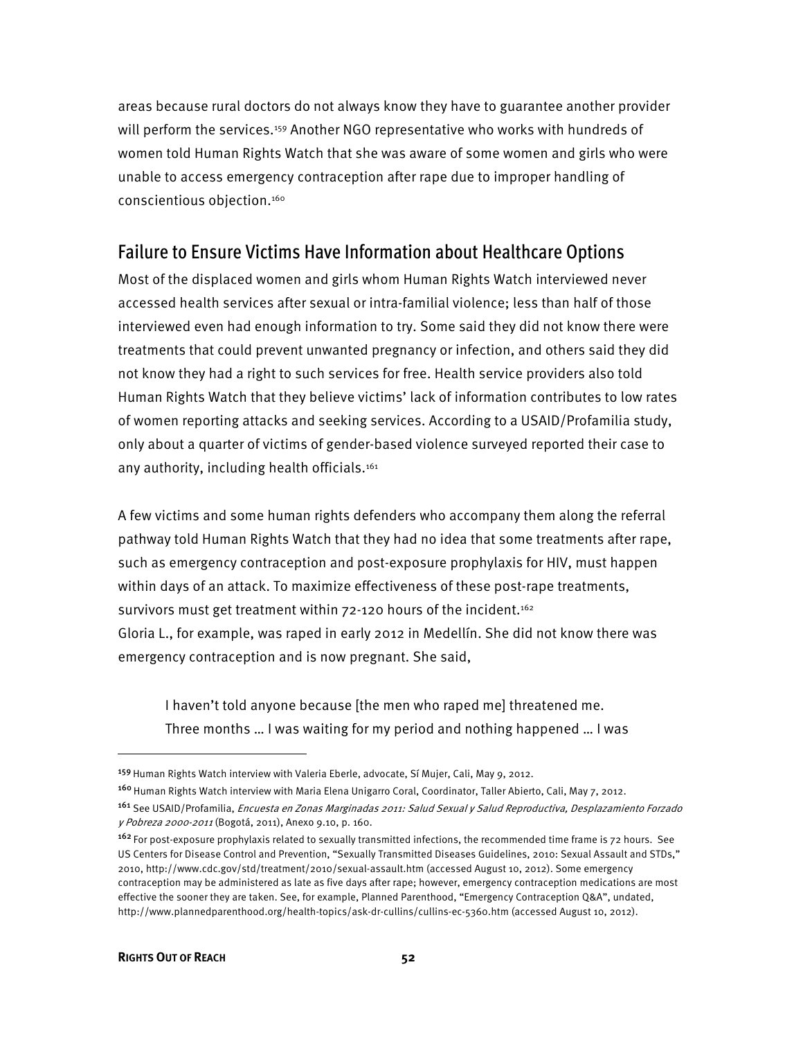areas because rural doctors do not always know they have to guarantee another provider will perform the services.[159] Another NGO representative who works with hundreds of women told Human Rights Watch that she was aware of some women and girls who were unable to access emergency contraception after rape due to improper handling of conscientious objection.[160]

## Failure to Ensure Victims Have Information about Healthcare Options

Most of the displaced women and girls whom Human Rights Watch interviewed never accessed health services after sexual or intra-familial violence; less than half of those interviewed even had enough information to try. Some said they did not know there were treatments that could prevent unwanted pregnancy or infection, and others said they did not know they had a right to such services for free. Health service providers also told Human Rights Watch that they believe victims' lack of information contributes to low rates of women reporting attacks and seeking services. According to a USAID/Profamilia study, only about a quarter of victims of gender-based violence surveyed reported their case to any authority, including health officials.[161]

A few victims and some human rights defenders who accompany them along the referral pathway told Human Rights Watch that they had no idea that some treatments after rape, such as emergency contraception and post-exposure prophylaxis for HIV, must happen within days of an attack. To maximize effectiveness of these post-rape treatments, survivors must get treatment within 72-120 hours of the incident.[162]

Gloria L., for example, was raped in early 2012 in Medellín. She did not know there was emergency contraception and is now pregnant. She said,

> I haven't told anyone because [the men who raped me] threatened me. Three months … I was waiting for my period and nothing happened … I was

---

[159] Human Rights Watch interview with Valeria Eberle, advocate, Sí Mujer, Cali, May 9, 2012.

[160] Human Rights Watch interview with Maria Elena Unigarro Coral, Coordinator, Taller Abierto, Cali, May 7, 2012.

[161] See USAID/Profamilia, *Encuesta en Zonas Marginadas 2011: Salud Sexual y Salud Reproductiva, Desplazamiento Forzado y Pobreza 2000-2011* (Bogotá, 2011), Anexo 9.10, p. 160.

[162] For post-exposure prophylaxis related to sexually transmitted infections, the recommended time frame is 72 hours. See US Centers for Disease Control and Prevention, "Sexually Transmitted Diseases Guidelines, 2010: Sexual Assault and STDs," 2010, http://www.cdc.gov/std/treatment/2010/sexual-assault.htm (accessed August 10, 2012). Some emergency contraception may be administered as late as five days after rape; however, emergency contraception medications are most effective the sooner they are taken. See, for example, Planned Parenthood, "Emergency Contraception Q&A", undated, http://www.plannedparenthood.org/health-topics/ask-dr-cullins/cullins-ec-5360.htm (accessed August 10, 2012).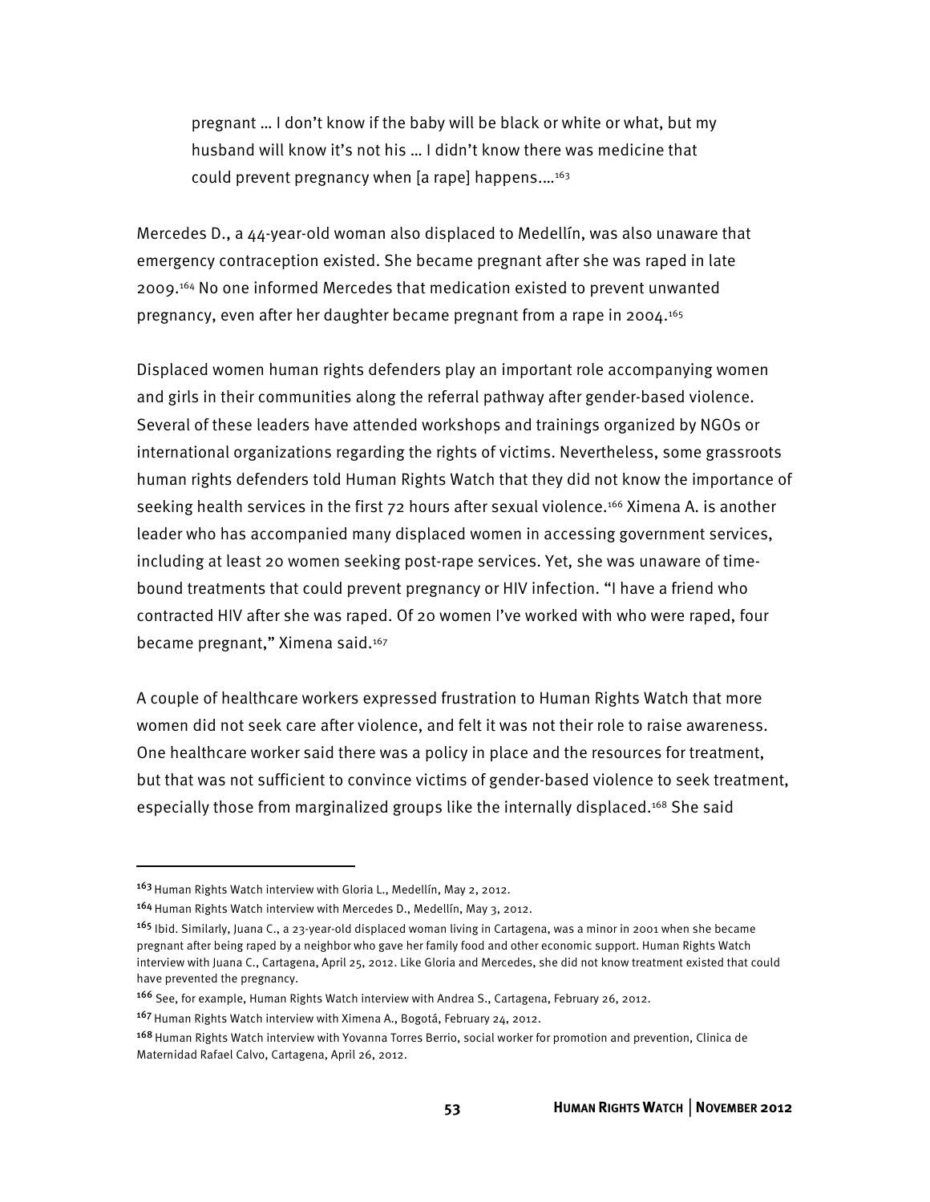> pregnant … I don't know if the baby will be black or white or what, but my husband will know it's not his … I didn't know there was medicine that could prevent pregnancy when [a rape] happens….[163]

Mercedes D., a 44-year-old woman also displaced to Medellín, was also unaware that emergency contraception existed. She became pregnant after she was raped in late 2009.[164] No one informed Mercedes that medication existed to prevent unwanted pregnancy, even after her daughter became pregnant from a rape in 2004.[165]

Displaced women human rights defenders play an important role accompanying women and girls in their communities along the referral pathway after gender-based violence. Several of these leaders have attended workshops and trainings organized by NGOs or international organizations regarding the rights of victims. Nevertheless, some grassroots human rights defenders told Human Rights Watch that they did not know the importance of seeking health services in the first 72 hours after sexual violence.[166] Ximena A. is another leader who has accompanied many displaced women in accessing government services, including at least 20 women seeking post-rape services. Yet, she was unaware of time-bound treatments that could prevent pregnancy or HIV infection. "I have a friend who contracted HIV after she was raped. Of 20 women I've worked with who were raped, four became pregnant," Ximena said.[167]

A couple of healthcare workers expressed frustration to Human Rights Watch that more women did not seek care after violence, and felt it was not their role to raise awareness. One healthcare worker said there was a policy in place and the resources for treatment, but that was not sufficient to convince victims of gender-based violence to seek treatment, especially those from marginalized groups like the internally displaced.[168] She said

---

[163] Human Rights Watch interview with Gloria L., Medellín, May 2, 2012.

[164] Human Rights Watch interview with Mercedes D., Medellín, May 3, 2012.

[165] Ibid. Similarly, Juana C., a 23-year-old displaced woman living in Cartagena, was a minor in 2001 when she became pregnant after being raped by a neighbor who gave her family food and other economic support. Human Rights Watch interview with Juana C., Cartagena, April 25, 2012. Like Gloria and Mercedes, she did not know treatment existed that could have prevented the pregnancy.

[166] See, for example, Human Rights Watch interview with Andrea S., Cartagena, February 26, 2012.

[167] Human Rights Watch interview with Ximena A., Bogotá, February 24, 2012.

[168] Human Rights Watch interview with Yovanna Torres Berrio, social worker for promotion and prevention, Clinica de Maternidad Rafael Calvo, Cartagena, April 26, 2012.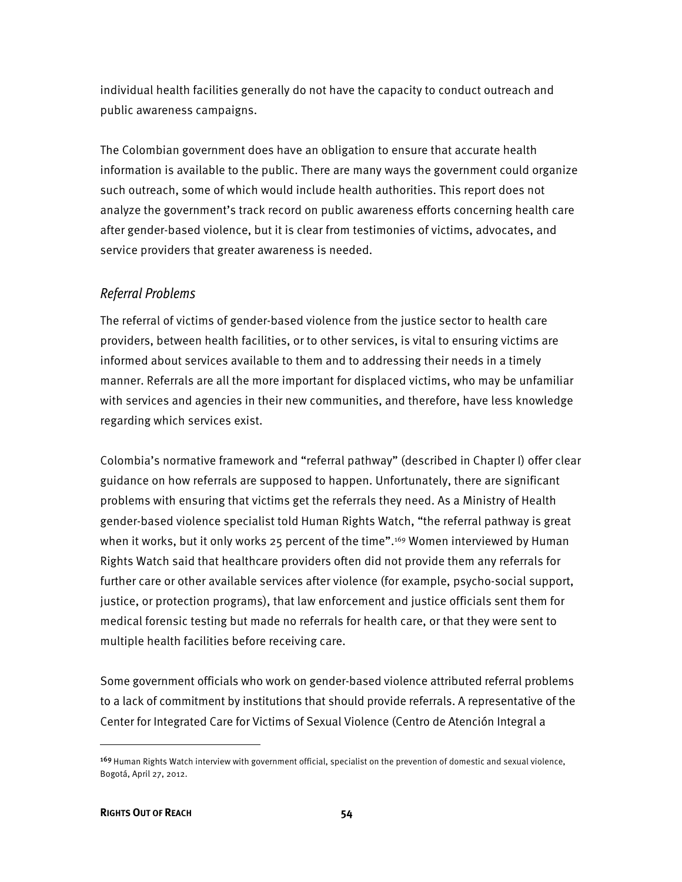individual health facilities generally do not have the capacity to conduct outreach and public awareness campaigns.

The Colombian government does have an obligation to ensure that accurate health information is available to the public. There are many ways the government could organize such outreach, some of which would include health authorities. This report does not analyze the government's track record on public awareness efforts concerning health care after gender-based violence, but it is clear from testimonies of victims, advocates, and service providers that greater awareness is needed.

### *Referral Problems*

The referral of victims of gender-based violence from the justice sector to health care providers, between health facilities, or to other services, is vital to ensuring victims are informed about services available to them and to addressing their needs in a timely manner. Referrals are all the more important for displaced victims, who may be unfamiliar with services and agencies in their new communities, and therefore, have less knowledge regarding which services exist.

Colombia's normative framework and "referral pathway" (described in Chapter I) offer clear guidance on how referrals are supposed to happen. Unfortunately, there are significant problems with ensuring that victims get the referrals they need. As a Ministry of Health gender-based violence specialist told Human Rights Watch, "the referral pathway is great when it works, but it only works 25 percent of the time".[169] Women interviewed by Human Rights Watch said that healthcare providers often did not provide them any referrals for further care or other available services after violence (for example, psycho-social support, justice, or protection programs), that law enforcement and justice officials sent them for medical forensic testing but made no referrals for health care, or that they were sent to multiple health facilities before receiving care.

Some government officials who work on gender-based violence attributed referral problems to a lack of commitment by institutions that should provide referrals. A representative of the Center for Integrated Care for Victims of Sexual Violence (Centro de Atención Integral a

---

[169] Human Rights Watch interview with government official, specialist on the prevention of domestic and sexual violence, Bogotá, April 27, 2012.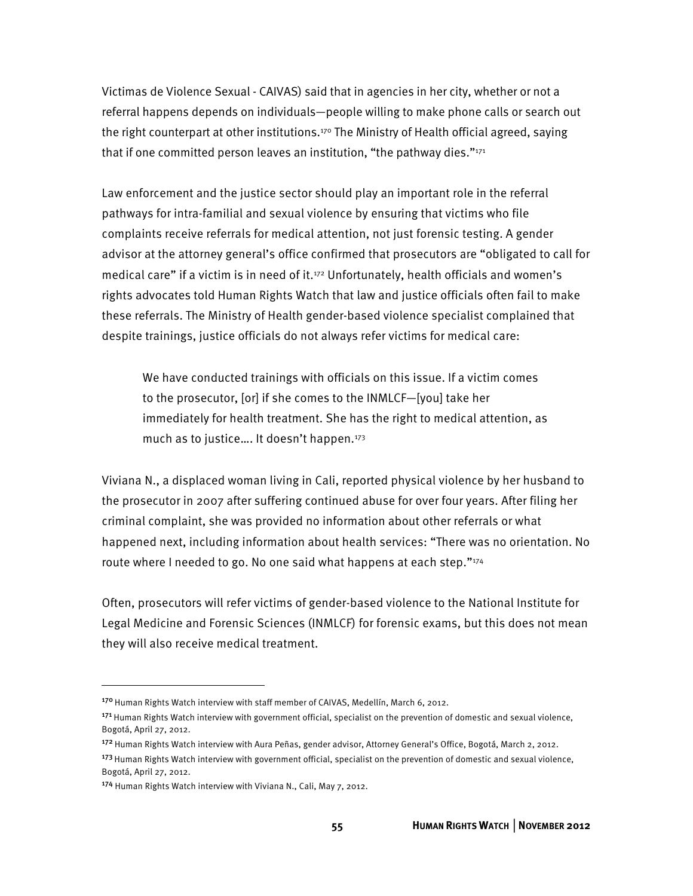Victimas de Violence Sexual - CAIVAS) said that in agencies in her city, whether or not a referral happens depends on individuals—people willing to make phone calls or search out the right counterpart at other institutions.[170] The Ministry of Health official agreed, saying that if one committed person leaves an institution, "the pathway dies."[171]

Law enforcement and the justice sector should play an important role in the referral pathways for intra-familial and sexual violence by ensuring that victims who file complaints receive referrals for medical attention, not just forensic testing. A gender advisor at the attorney general's office confirmed that prosecutors are "obligated to call for medical care" if a victim is in need of it.[172] Unfortunately, health officials and women's rights advocates told Human Rights Watch that law and justice officials often fail to make these referrals. The Ministry of Health gender-based violence specialist complained that despite trainings, justice officials do not always refer victims for medical care:

> We have conducted trainings with officials on this issue. If a victim comes to the prosecutor, [or] if she comes to the INMLCF—[you] take her immediately for health treatment. She has the right to medical attention, as much as to justice…. It doesn't happen.[173]

Viviana N., a displaced woman living in Cali, reported physical violence by her husband to the prosecutor in 2007 after suffering continued abuse for over four years. After filing her criminal complaint, she was provided no information about other referrals or what happened next, including information about health services: "There was no orientation. No route where I needed to go. No one said what happens at each step."[174]

Often, prosecutors will refer victims of gender-based violence to the National Institute for Legal Medicine and Forensic Sciences (INMLCF) for forensic exams, but this does not mean they will also receive medical treatment.

---

[170] Human Rights Watch interview with staff member of CAIVAS, Medellín, March 6, 2012.

[171] Human Rights Watch interview with government official, specialist on the prevention of domestic and sexual violence, Bogotá, April 27, 2012.

[172] Human Rights Watch interview with Aura Peñas, gender advisor, Attorney General's Office, Bogotá, March 2, 2012.

[173] Human Rights Watch interview with government official, specialist on the prevention of domestic and sexual violence, Bogotá, April 27, 2012.

[174] Human Rights Watch interview with Viviana N., Cali, May 7, 2012.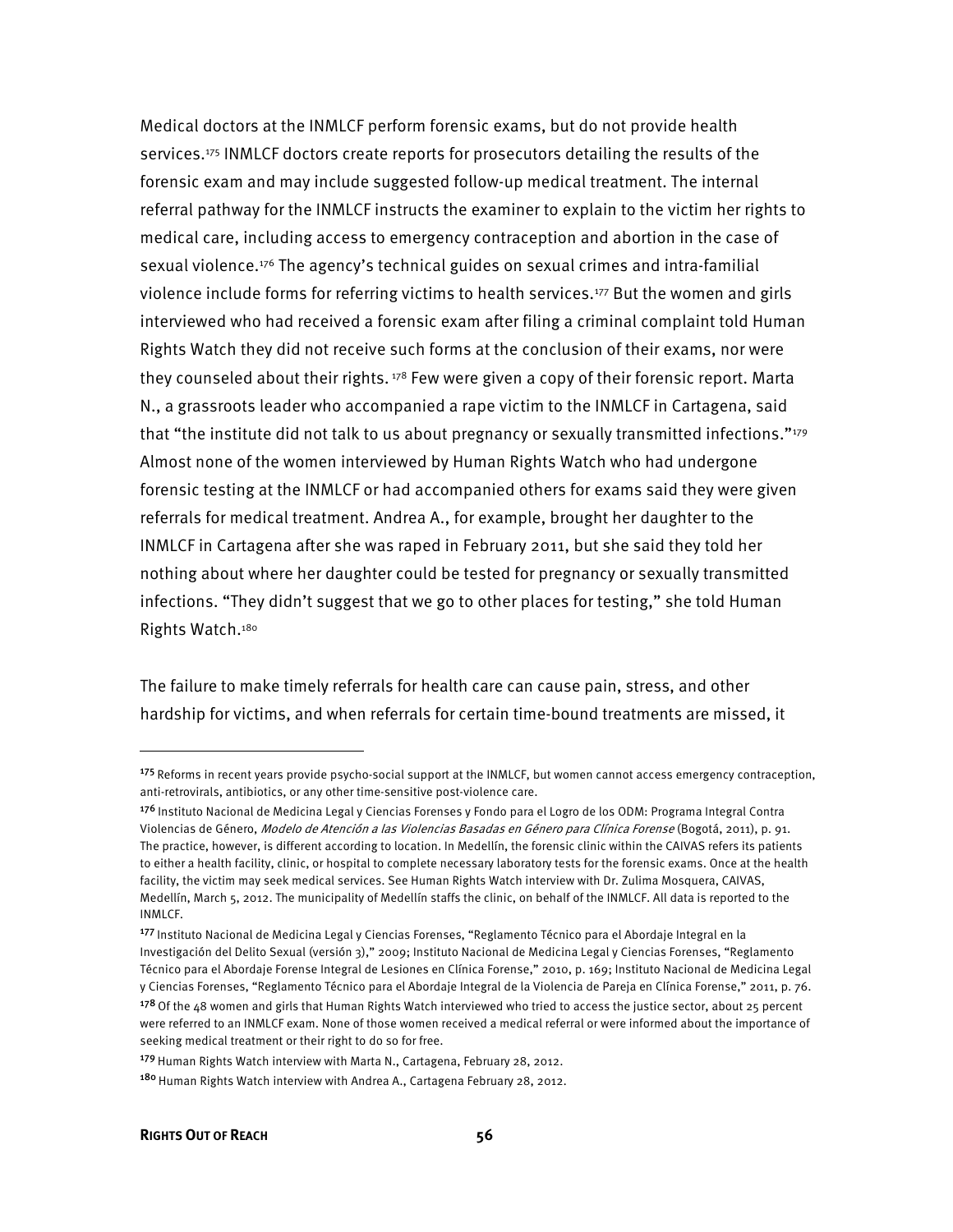Medical doctors at the INMLCF perform forensic exams, but do not provide health services.[175] INMLCF doctors create reports for prosecutors detailing the results of the forensic exam and may include suggested follow-up medical treatment. The internal referral pathway for the INMLCF instructs the examiner to explain to the victim her rights to medical care, including access to emergency contraception and abortion in the case of sexual violence.[176] The agency's technical guides on sexual crimes and intra-familial violence include forms for referring victims to health services.[177] But the women and girls interviewed who had received a forensic exam after filing a criminal complaint told Human Rights Watch they did not receive such forms at the conclusion of their exams, nor were they counseled about their rights.[178] Few were given a copy of their forensic report. Marta N., a grassroots leader who accompanied a rape victim to the INMLCF in Cartagena, said that "the institute did not talk to us about pregnancy or sexually transmitted infections."[179] Almost none of the women interviewed by Human Rights Watch who had undergone forensic testing at the INMLCF or had accompanied others for exams said they were given referrals for medical treatment. Andrea A., for example, brought her daughter to the INMLCF in Cartagena after she was raped in February 2011, but she said they told her nothing about where her daughter could be tested for pregnancy or sexually transmitted infections. "They didn't suggest that we go to other places for testing," she told Human Rights Watch.[180]

The failure to make timely referrals for health care can cause pain, stress, and other hardship for victims, and when referrals for certain time-bound treatments are missed, it

---

[175] Reforms in recent years provide psycho-social support at the INMLCF, but women cannot access emergency contraception, anti-retrovirals, antibiotics, or any other time-sensitive post-violence care.

[176] Instituto Nacional de Medicina Legal y Ciencias Forenses y Fondo para el Logro de los ODM: Programa Integral Contra Violencias de Género, *Modelo de Atención a las Violencias Basadas en Género para Clínica Forense* (Bogotá, 2011), p. 91. The practice, however, is different according to location. In Medellín, the forensic clinic within the CAIVAS refers its patients to either a health facility, clinic, or hospital to complete necessary laboratory tests for the forensic exams. Once at the health facility, the victim may seek medical services. See Human Rights Watch interview with Dr. Zulima Mosquera, CAIVAS, Medellín, March 5, 2012. The municipality of Medellín staffs the clinic, on behalf of the INMLCF. All data is reported to the INMLCF.

[177] Instituto Nacional de Medicina Legal y Ciencias Forenses, "Reglamento Técnico para el Abordaje Integral en la Investigación del Delito Sexual (versión 3)," 2009; Instituto Nacional de Medicina Legal y Ciencias Forenses, "Reglamento Técnico para el Abordaje Forense Integral de Lesiones en Clínica Forense," 2010, p. 169; Instituto Nacional de Medicina Legal y Ciencias Forenses, "Reglamento Técnico para el Abordaje Integral de la Violencia de Pareja en Clínica Forense," 2011, p. 76.

[178] Of the 48 women and girls that Human Rights Watch interviewed who tried to access the justice sector, about 25 percent were referred to an INMLCF exam. None of those women received a medical referral or were informed about the importance of seeking medical treatment or their right to do so for free.

[179] Human Rights Watch interview with Marta N., Cartagena, February 28, 2012.

[180] Human Rights Watch interview with Andrea A., Cartagena February 28, 2012.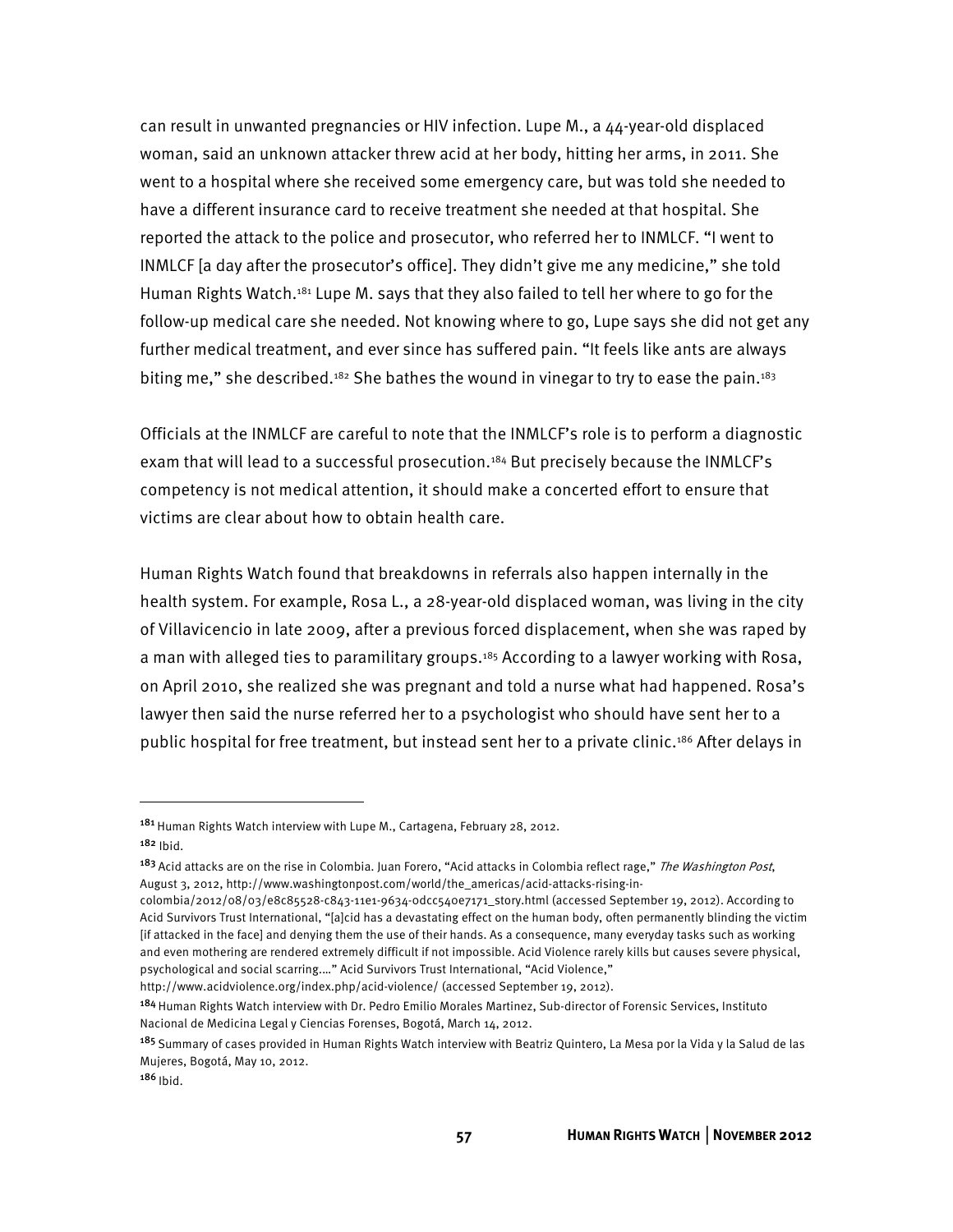can result in unwanted pregnancies or HIV infection. Lupe M., a 44-year-old displaced woman, said an unknown attacker threw acid at her body, hitting her arms, in 2011. She went to a hospital where she received some emergency care, but was told she needed to have a different insurance card to receive treatment she needed at that hospital. She reported the attack to the police and prosecutor, who referred her to INMLCF. "I went to INMLCF [a day after the prosecutor's office]. They didn't give me any medicine," she told Human Rights Watch.[181] Lupe M. says that they also failed to tell her where to go for the follow-up medical care she needed. Not knowing where to go, Lupe says she did not get any further medical treatment, and ever since has suffered pain. "It feels like ants are always biting me," she described.[182] She bathes the wound in vinegar to try to ease the pain.[183]

Officials at the INMLCF are careful to note that the INMLCF's role is to perform a diagnostic exam that will lead to a successful prosecution.[184] But precisely because the INMLCF's competency is not medical attention, it should make a concerted effort to ensure that victims are clear about how to obtain health care.

Human Rights Watch found that breakdowns in referrals also happen internally in the health system. For example, Rosa L., a 28-year-old displaced woman, was living in the city of Villavicencio in late 2009, after a previous forced displacement, when she was raped by a man with alleged ties to paramilitary groups.[185] According to a lawyer working with Rosa, on April 2010, she realized she was pregnant and told a nurse what had happened. Rosa's lawyer then said the nurse referred her to a psychologist who should have sent her to a public hospital for free treatment, but instead sent her to a private clinic.[186] After delays in

---

[181] Human Rights Watch interview with Lupe M., Cartagena, February 28, 2012.

[182] Ibid.

[183] Acid attacks are on the rise in Colombia. Juan Forero, "Acid attacks in Colombia reflect rage," *The Washington Post*, August 3, 2012, http://www.washingtonpost.com/world/the_americas/acid-attacks-rising-in-colombia/2012/08/03/e8c85528-c843-11e1-9634-0dcc540e7171_story.html (accessed September 19, 2012). According to Acid Survivors Trust International, "[a]cid has a devastating effect on the human body, often permanently blinding the victim [if attacked in the face] and denying them the use of their hands. As a consequence, many everyday tasks such as working and even mothering are rendered extremely difficult if not impossible. Acid Violence rarely kills but causes severe physical, psychological and social scarring…." Acid Survivors Trust International, "Acid Violence," http://www.acidviolence.org/index.php/acid-violence/ (accessed September 19, 2012).

[184] Human Rights Watch interview with Dr. Pedro Emilio Morales Martinez, Sub-director of Forensic Services, Instituto Nacional de Medicina Legal y Ciencias Forenses, Bogotá, March 14, 2012.

[185] Summary of cases provided in Human Rights Watch interview with Beatriz Quintero, La Mesa por la Vida y la Salud de las Mujeres, Bogotá, May 10, 2012.

[186] Ibid.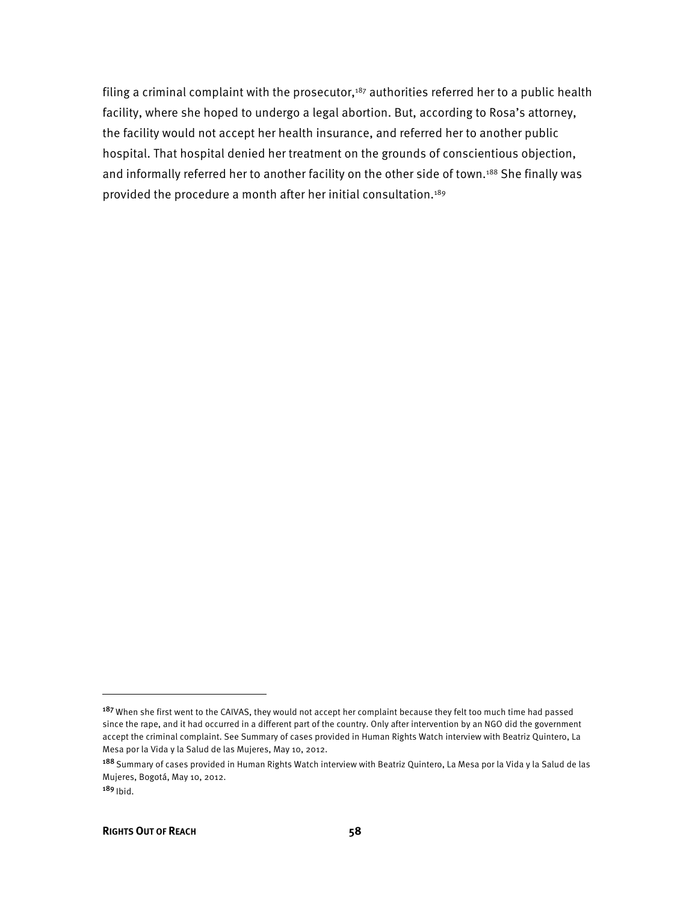filing a criminal complaint with the prosecutor,[187] authorities referred her to a public health facility, where she hoped to undergo a legal abortion. But, according to Rosa's attorney, the facility would not accept her health insurance, and referred her to another public hospital. That hospital denied her treatment on the grounds of conscientious objection, and informally referred her to another facility on the other side of town.[188] She finally was provided the procedure a month after her initial consultation.[189]

---

[187] When she first went to the CAIVAS, they would not accept her complaint because they felt too much time had passed since the rape, and it had occurred in a different part of the country. Only after intervention by an NGO did the government accept the criminal complaint. See Summary of cases provided in Human Rights Watch interview with Beatriz Quintero, La Mesa por la Vida y la Salud de las Mujeres, May 10, 2012.

[188] Summary of cases provided in Human Rights Watch interview with Beatriz Quintero, La Mesa por la Vida y la Salud de las Mujeres, Bogotá, May 10, 2012.

[189] Ibid.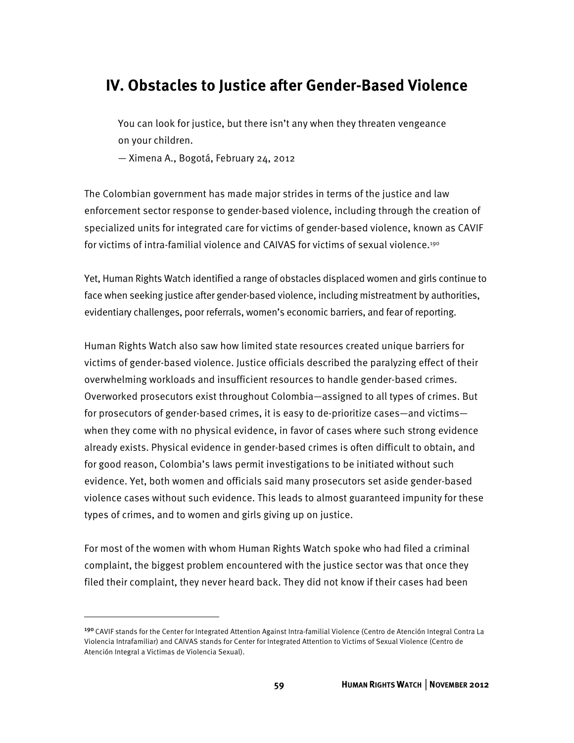## IV. Obstacles to Justice after Gender-Based Violence

> You can look for justice, but there isn't any when they threaten vengeance on your children.
> — Ximena A., Bogotá, February 24, 2012

The Colombian government has made major strides in terms of the justice and law enforcement sector response to gender-based violence, including through the creation of specialized units for integrated care for victims of gender-based violence, known as CAVIF for victims of intra-familial violence and CAIVAS for victims of sexual violence.[190]

Yet, Human Rights Watch identified a range of obstacles displaced women and girls continue to face when seeking justice after gender-based violence, including mistreatment by authorities, evidentiary challenges, poor referrals, women's economic barriers, and fear of reporting.

Human Rights Watch also saw how limited state resources created unique barriers for victims of gender-based violence. Justice officials described the paralyzing effect of their overwhelming workloads and insufficient resources to handle gender-based crimes. Overworked prosecutors exist throughout Colombia—assigned to all types of crimes. But for prosecutors of gender-based crimes, it is easy to de-prioritize cases—and victims—when they come with no physical evidence, in favor of cases where such strong evidence already exists. Physical evidence in gender-based crimes is often difficult to obtain, and for good reason, Colombia's laws permit investigations to be initiated without such evidence. Yet, both women and officials said many prosecutors set aside gender-based violence cases without such evidence. This leads to almost guaranteed impunity for these types of crimes, and to women and girls giving up on justice.

For most of the women with whom Human Rights Watch spoke who had filed a criminal complaint, the biggest problem encountered with the justice sector was that once they filed their complaint, they never heard back. They did not know if their cases had been

---

[190] CAVIF stands for the Center for Integrated Attention Against Intra-familial Violence (Centro de Atención Integral Contra La Violencia Intrafamiliar) and CAIVAS stands for Center for Integrated Attention to Victims of Sexual Violence (Centro de Atención Integral a Victimas de Violencia Sexual).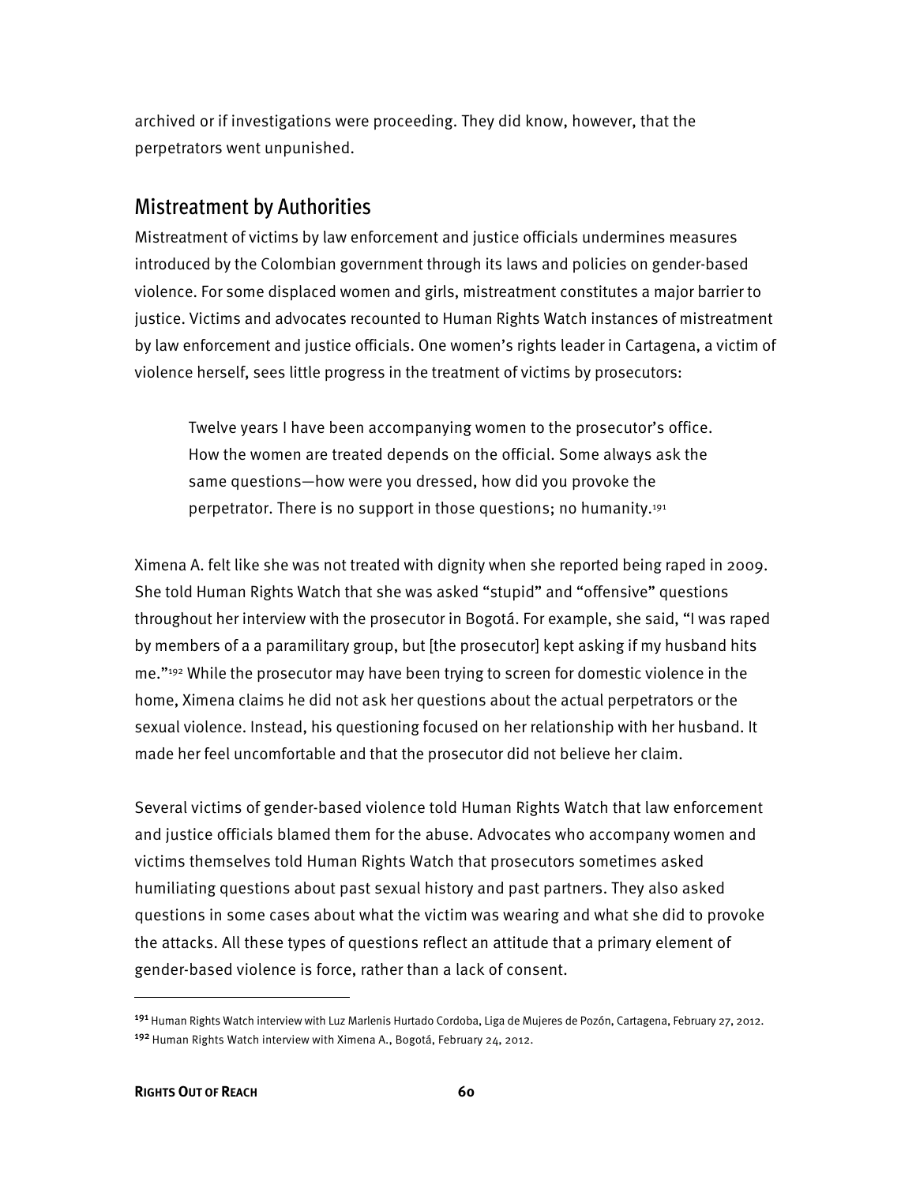archived or if investigations were proceeding. They did know, however, that the perpetrators went unpunished.

## Mistreatment by Authorities

Mistreatment of victims by law enforcement and justice officials undermines measures introduced by the Colombian government through its laws and policies on gender-based violence. For some displaced women and girls, mistreatment constitutes a major barrier to justice. Victims and advocates recounted to Human Rights Watch instances of mistreatment by law enforcement and justice officials. One women's rights leader in Cartagena, a victim of violence herself, sees little progress in the treatment of victims by prosecutors:

> Twelve years I have been accompanying women to the prosecutor's office. How the women are treated depends on the official. Some always ask the same questions—how were you dressed, how did you provoke the perpetrator. There is no support in those questions; no humanity.[191]

Ximena A. felt like she was not treated with dignity when she reported being raped in 2009. She told Human Rights Watch that she was asked "stupid" and "offensive" questions throughout her interview with the prosecutor in Bogotá. For example, she said, "I was raped by members of a a paramilitary group, but [the prosecutor] kept asking if my husband hits me."[192] While the prosecutor may have been trying to screen for domestic violence in the home, Ximena claims he did not ask her questions about the actual perpetrators or the sexual violence. Instead, his questioning focused on her relationship with her husband. It made her feel uncomfortable and that the prosecutor did not believe her claim.

Several victims of gender-based violence told Human Rights Watch that law enforcement and justice officials blamed them for the abuse. Advocates who accompany women and victims themselves told Human Rights Watch that prosecutors sometimes asked humiliating questions about past sexual history and past partners. They also asked questions in some cases about what the victim was wearing and what she did to provoke the attacks. All these types of questions reflect an attitude that a primary element of gender-based violence is force, rather than a lack of consent.

---

[191] Human Rights Watch interview with Luz Marlenis Hurtado Cordoba, Liga de Mujeres de Pozón, Cartagena, February 27, 2012.

[192] Human Rights Watch interview with Ximena A., Bogotá, February 24, 2012.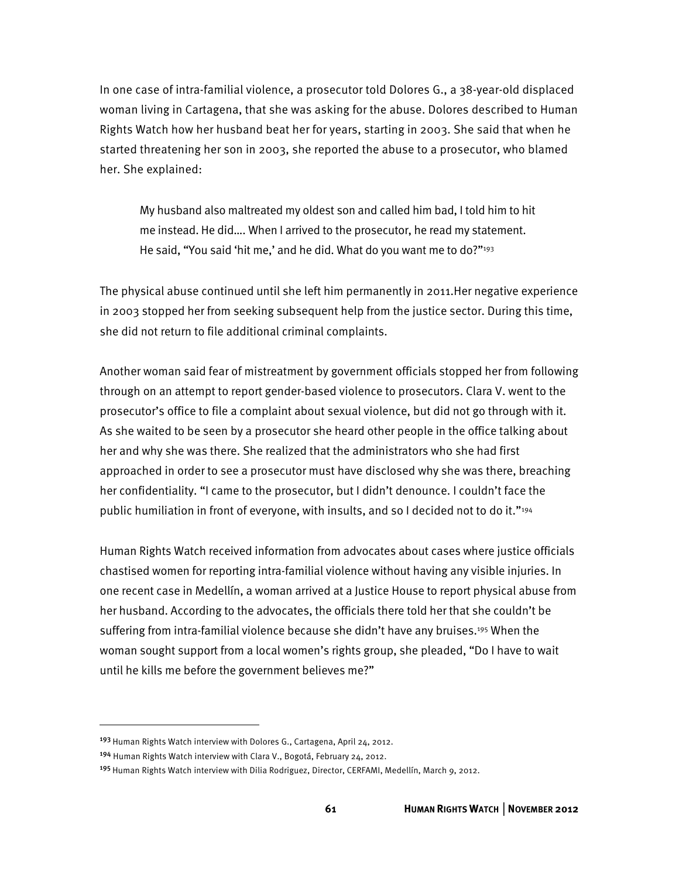In one case of intra-familial violence, a prosecutor told Dolores G., a 38-year-old displaced woman living in Cartagena, that she was asking for the abuse. Dolores described to Human Rights Watch how her husband beat her for years, starting in 2003. She said that when he started threatening her son in 2003, she reported the abuse to a prosecutor, who blamed her. She explained:

> My husband also maltreated my oldest son and called him bad, I told him to hit me instead. He did…. When I arrived to the prosecutor, he read my statement. He said, "You said 'hit me,' and he did. What do you want me to do?"[193]

The physical abuse continued until she left him permanently in 2011.Her negative experience in 2003 stopped her from seeking subsequent help from the justice sector. During this time, she did not return to file additional criminal complaints.

Another woman said fear of mistreatment by government officials stopped her from following through on an attempt to report gender-based violence to prosecutors. Clara V. went to the prosecutor's office to file a complaint about sexual violence, but did not go through with it. As she waited to be seen by a prosecutor she heard other people in the office talking about her and why she was there. She realized that the administrators who she had first approached in order to see a prosecutor must have disclosed why she was there, breaching her confidentiality. "I came to the prosecutor, but I didn't denounce. I couldn't face the public humiliation in front of everyone, with insults, and so I decided not to do it."[194]

Human Rights Watch received information from advocates about cases where justice officials chastised women for reporting intra-familial violence without having any visible injuries. In one recent case in Medellín, a woman arrived at a Justice House to report physical abuse from her husband. According to the advocates, the officials there told her that she couldn't be suffering from intra-familial violence because she didn't have any bruises.[195] When the woman sought support from a local women's rights group, she pleaded, "Do I have to wait until he kills me before the government believes me?"

---

[193] Human Rights Watch interview with Dolores G., Cartagena, April 24, 2012.

[194] Human Rights Watch interview with Clara V., Bogotá, February 24, 2012.

[195] Human Rights Watch interview with Dilia Rodriguez, Director, CERFAMI, Medellín, March 9, 2012.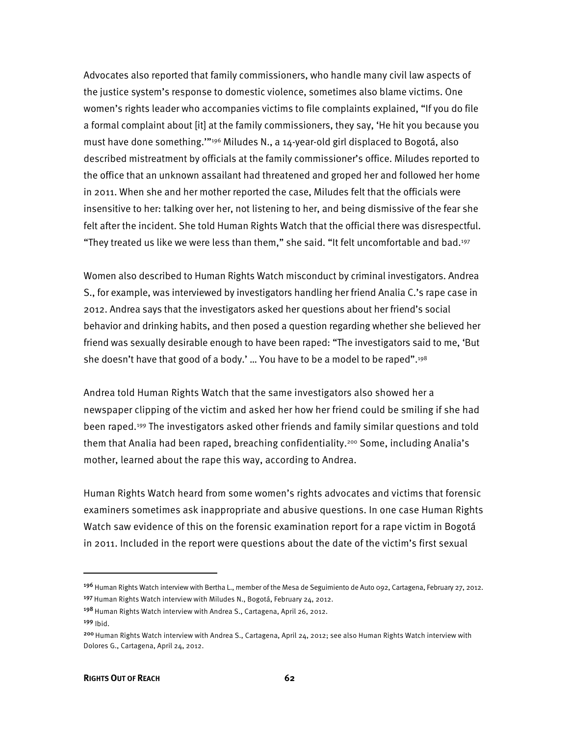Advocates also reported that family commissioners, who handle many civil law aspects of the justice system's response to domestic violence, sometimes also blame victims. One women's rights leader who accompanies victims to file complaints explained, "If you do file a formal complaint about [it] at the family commissioners, they say, 'He hit you because you must have done something.'"[196] Miludes N., a 14-year-old girl displaced to Bogotá, also described mistreatment by officials at the family commissioner's office. Miludes reported to the office that an unknown assailant had threatened and groped her and followed her home in 2011. When she and her mother reported the case, Miludes felt that the officials were insensitive to her: talking over her, not listening to her, and being dismissive of the fear she felt after the incident. She told Human Rights Watch that the official there was disrespectful. "They treated us like we were less than them," she said. "It felt uncomfortable and bad.[197]

Women also described to Human Rights Watch misconduct by criminal investigators. Andrea S., for example, was interviewed by investigators handling her friend Analia C.'s rape case in 2012. Andrea says that the investigators asked her questions about her friend's social behavior and drinking habits, and then posed a question regarding whether she believed her friend was sexually desirable enough to have been raped: "The investigators said to me, 'But she doesn't have that good of a body.' … You have to be a model to be raped".[198]

Andrea told Human Rights Watch that the same investigators also showed her a newspaper clipping of the victim and asked her how her friend could be smiling if she had been raped.[199] The investigators asked other friends and family similar questions and told them that Analia had been raped, breaching confidentiality.[200] Some, including Analia's mother, learned about the rape this way, according to Andrea.

Human Rights Watch heard from some women's rights advocates and victims that forensic examiners sometimes ask inappropriate and abusive questions. In one case Human Rights Watch saw evidence of this on the forensic examination report for a rape victim in Bogotá in 2011. Included in the report were questions about the date of the victim's first sexual

---

[196] Human Rights Watch interview with Bertha L., member of the Mesa de Seguimiento de Auto 092, Cartagena, February 27, 2012.

[197] Human Rights Watch interview with Miludes N., Bogotá, February 24, 2012.

[198] Human Rights Watch interview with Andrea S., Cartagena, April 26, 2012.

[199] Ibid.

[200] Human Rights Watch interview with Andrea S., Cartagena, April 24, 2012; see also Human Rights Watch interview with Dolores G., Cartagena, April 24, 2012.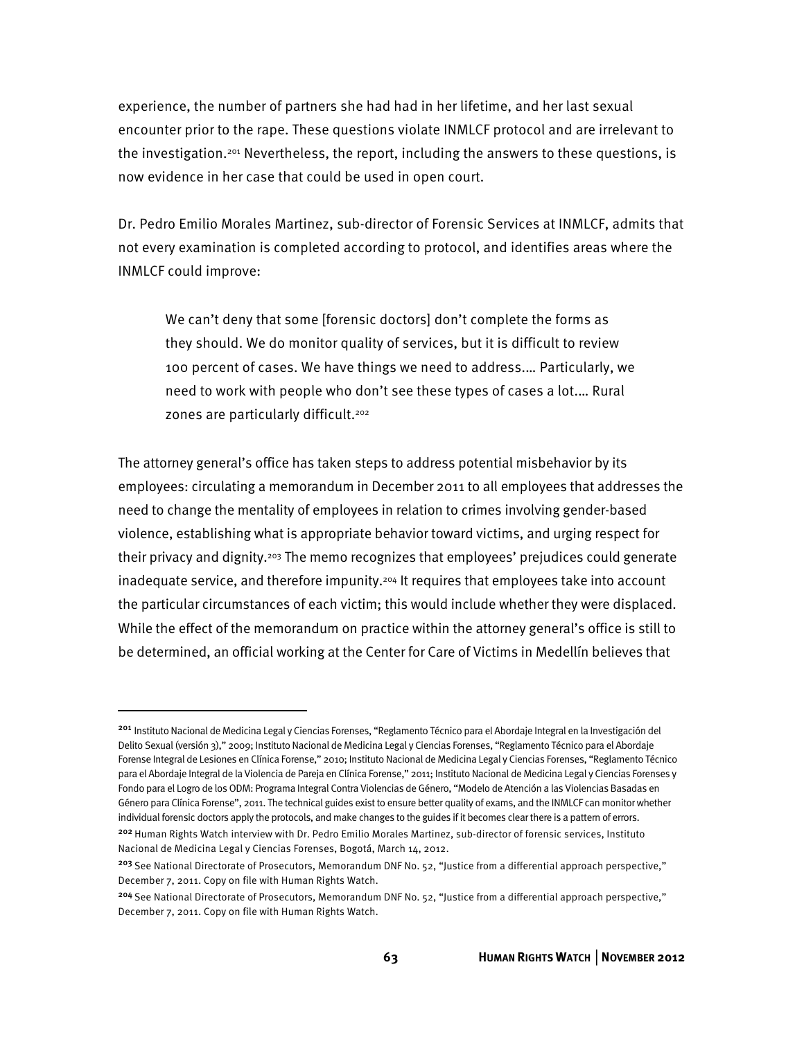experience, the number of partners she had had in her lifetime, and her last sexual encounter prior to the rape. These questions violate INMLCF protocol and are irrelevant to the investigation.[201] Nevertheless, the report, including the answers to these questions, is now evidence in her case that could be used in open court.

Dr. Pedro Emilio Morales Martinez, sub-director of Forensic Services at INMLCF, admits that not every examination is completed according to protocol, and identifies areas where the INMLCF could improve:

> We can't deny that some [forensic doctors] don't complete the forms as they should. We do monitor quality of services, but it is difficult to review 100 percent of cases. We have things we need to address.… Particularly, we need to work with people who don't see these types of cases a lot.… Rural zones are particularly difficult.[202]

The attorney general's office has taken steps to address potential misbehavior by its employees: circulating a memorandum in December 2011 to all employees that addresses the need to change the mentality of employees in relation to crimes involving gender-based violence, establishing what is appropriate behavior toward victims, and urging respect for their privacy and dignity.[203] The memo recognizes that employees' prejudices could generate inadequate service, and therefore impunity.[204] It requires that employees take into account the particular circumstances of each victim; this would include whether they were displaced. While the effect of the memorandum on practice within the attorney general's office is still to be determined, an official working at the Center for Care of Victims in Medellín believes that

---

[201] Instituto Nacional de Medicina Legal y Ciencias Forenses, "Reglamento Técnico para el Abordaje Integral en la Investigación del Delito Sexual (versión 3)," 2009; Instituto Nacional de Medicina Legal y Ciencias Forenses, "Reglamento Técnico para el Abordaje Forense Integral de Lesiones en Clínica Forense," 2010; Instituto Nacional de Medicina Legal y Ciencias Forenses, "Reglamento Técnico para el Abordaje Integral de la Violencia de Pareja en Clínica Forense," 2011; Instituto Nacional de Medicina Legal y Ciencias Forenses y Fondo para el Logro de los ODM: Programa Integral Contra Violencias de Género, "Modelo de Atención a las Violencias Basadas en Género para Clínica Forense", 2011. The technical guides exist to ensure better quality of exams, and the INMLCF can monitor whether individual forensic doctors apply the protocols, and make changes to the guides if it becomes clear there is a pattern of errors.

[202] Human Rights Watch interview with Dr. Pedro Emilio Morales Martinez, sub-director of forensic services, Instituto Nacional de Medicina Legal y Ciencias Forenses, Bogotá, March 14, 2012.

[203] See National Directorate of Prosecutors, Memorandum DNF No. 52, "Justice from a differential approach perspective," December 7, 2011. Copy on file with Human Rights Watch.

[204] See National Directorate of Prosecutors, Memorandum DNF No. 52, "Justice from a differential approach perspective," December 7, 2011. Copy on file with Human Rights Watch.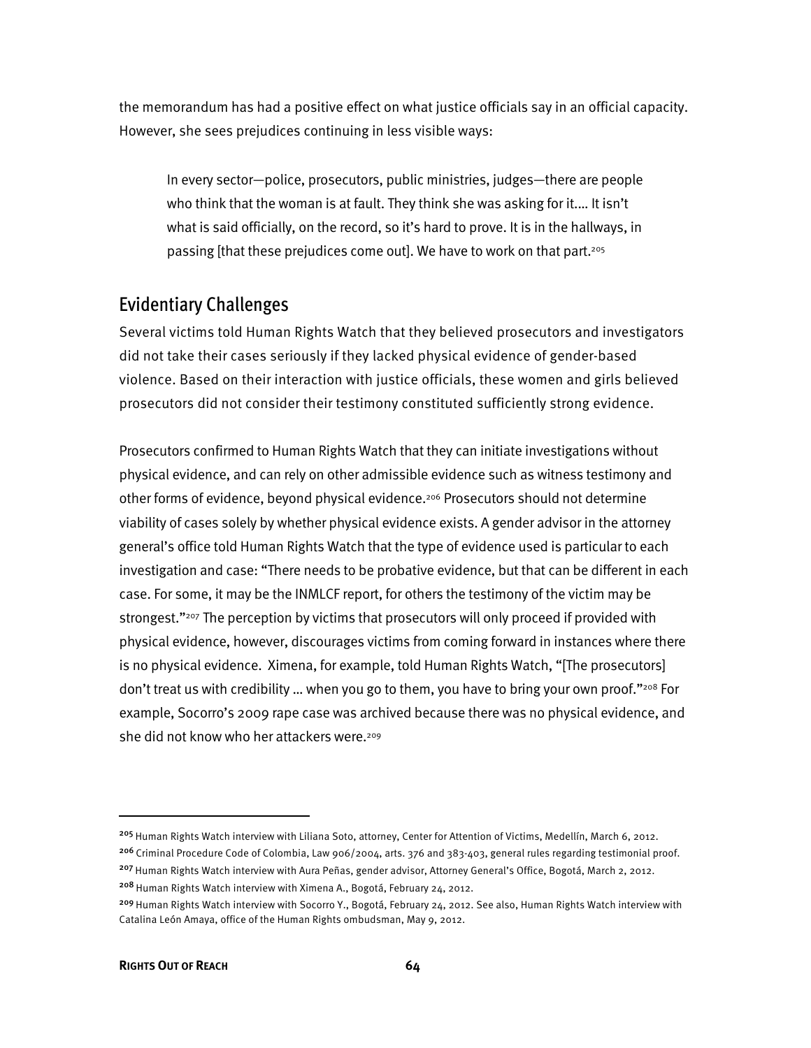the memorandum has had a positive effect on what justice officials say in an official capacity. However, she sees prejudices continuing in less visible ways:

> In every sector—police, prosecutors, public ministries, judges—there are people who think that the woman is at fault. They think she was asking for it.… It isn't what is said officially, on the record, so it's hard to prove. It is in the hallways, in passing [that these prejudices come out]. We have to work on that part.[205]

## Evidentiary Challenges

Several victims told Human Rights Watch that they believed prosecutors and investigators did not take their cases seriously if they lacked physical evidence of gender-based violence. Based on their interaction with justice officials, these women and girls believed prosecutors did not consider their testimony constituted sufficiently strong evidence.

Prosecutors confirmed to Human Rights Watch that they can initiate investigations without physical evidence, and can rely on other admissible evidence such as witness testimony and other forms of evidence, beyond physical evidence.[206] Prosecutors should not determine viability of cases solely by whether physical evidence exists. A gender advisor in the attorney general's office told Human Rights Watch that the type of evidence used is particular to each investigation and case: "There needs to be probative evidence, but that can be different in each case. For some, it may be the INMLCF report, for others the testimony of the victim may be strongest."[207] The perception by victims that prosecutors will only proceed if provided with physical evidence, however, discourages victims from coming forward in instances where there is no physical evidence. Ximena, for example, told Human Rights Watch, "[The prosecutors] don't treat us with credibility … when you go to them, you have to bring your own proof."[208] For example, Socorro's 2009 rape case was archived because there was no physical evidence, and she did not know who her attackers were.[209]

---

[205] Human Rights Watch interview with Liliana Soto, attorney, Center for Attention of Victims, Medellín, March 6, 2012.

[206] Criminal Procedure Code of Colombia, Law 906/2004, arts. 376 and 383-403, general rules regarding testimonial proof.

[207] Human Rights Watch interview with Aura Peñas, gender advisor, Attorney General's Office, Bogotá, March 2, 2012.

[208] Human Rights Watch interview with Ximena A., Bogotá, February 24, 2012.

[209] Human Rights Watch interview with Socorro Y., Bogotá, February 24, 2012. See also, Human Rights Watch interview with Catalina León Amaya, office of the Human Rights ombudsman, May 9, 2012.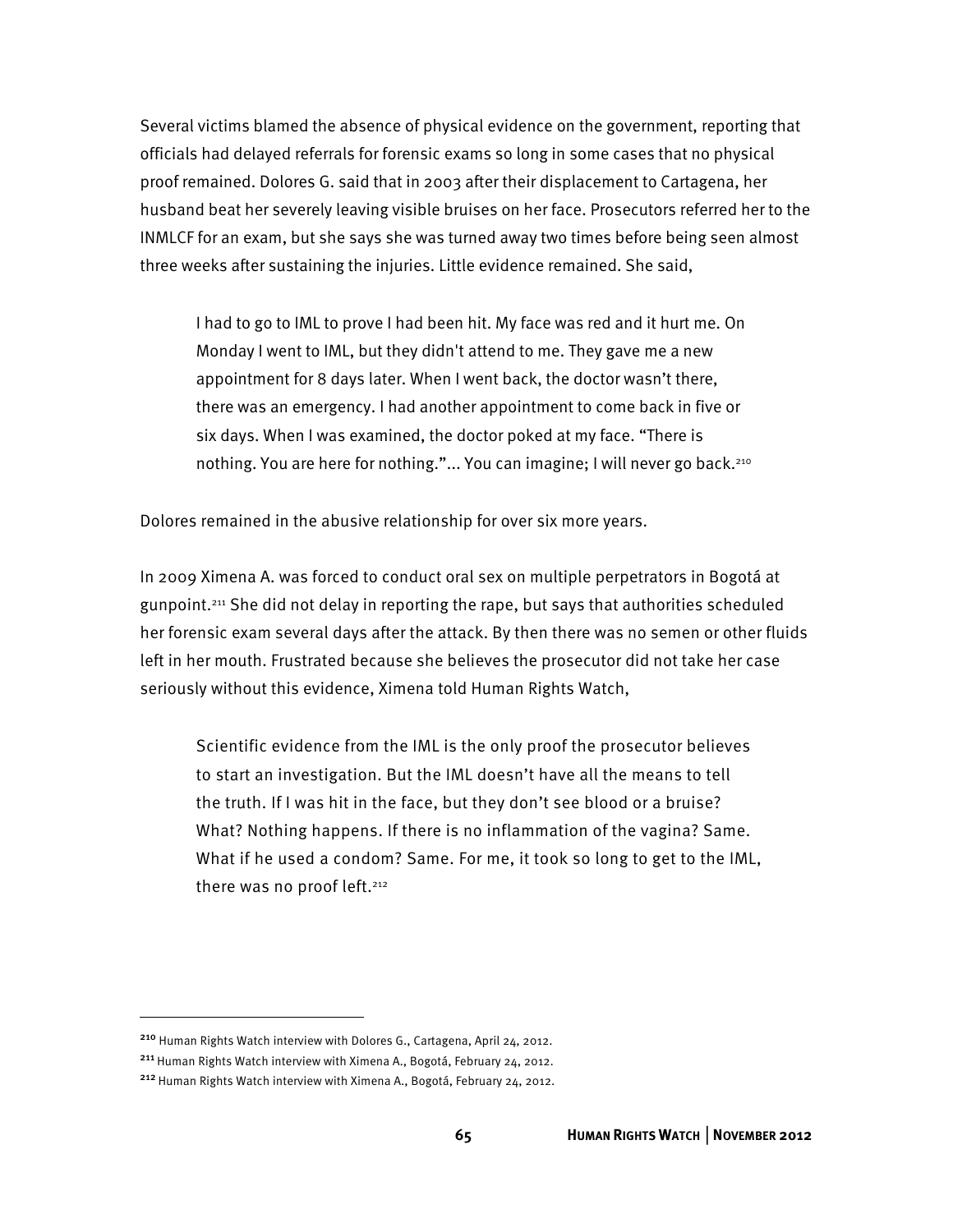Several victims blamed the absence of physical evidence on the government, reporting that officials had delayed referrals for forensic exams so long in some cases that no physical proof remained. Dolores G. said that in 2003 after their displacement to Cartagena, her husband beat her severely leaving visible bruises on her face. Prosecutors referred her to the INMLCF for an exam, but she says she was turned away two times before being seen almost three weeks after sustaining the injuries. Little evidence remained. She said,

> I had to go to IML to prove I had been hit. My face was red and it hurt me. On Monday I went to IML, but they didn't attend to me. They gave me a new appointment for 8 days later. When I went back, the doctor wasn't there, there was an emergency. I had another appointment to come back in five or six days. When I was examined, the doctor poked at my face. "There is nothing. You are here for nothing."... You can imagine; I will never go back.[210]

Dolores remained in the abusive relationship for over six more years.

In 2009 Ximena A. was forced to conduct oral sex on multiple perpetrators in Bogotá at gunpoint.[211] She did not delay in reporting the rape, but says that authorities scheduled her forensic exam several days after the attack. By then there was no semen or other fluids left in her mouth. Frustrated because she believes the prosecutor did not take her case seriously without this evidence, Ximena told Human Rights Watch,

> Scientific evidence from the IML is the only proof the prosecutor believes to start an investigation. But the IML doesn't have all the means to tell the truth. If I was hit in the face, but they don't see blood or a bruise? What? Nothing happens. If there is no inflammation of the vagina? Same. What if he used a condom? Same. For me, it took so long to get to the IML, there was no proof left.[212]

---

[210] Human Rights Watch interview with Dolores G., Cartagena, April 24, 2012.

[211] Human Rights Watch interview with Ximena A., Bogotá, February 24, 2012.

[212] Human Rights Watch interview with Ximena A., Bogotá, February 24, 2012.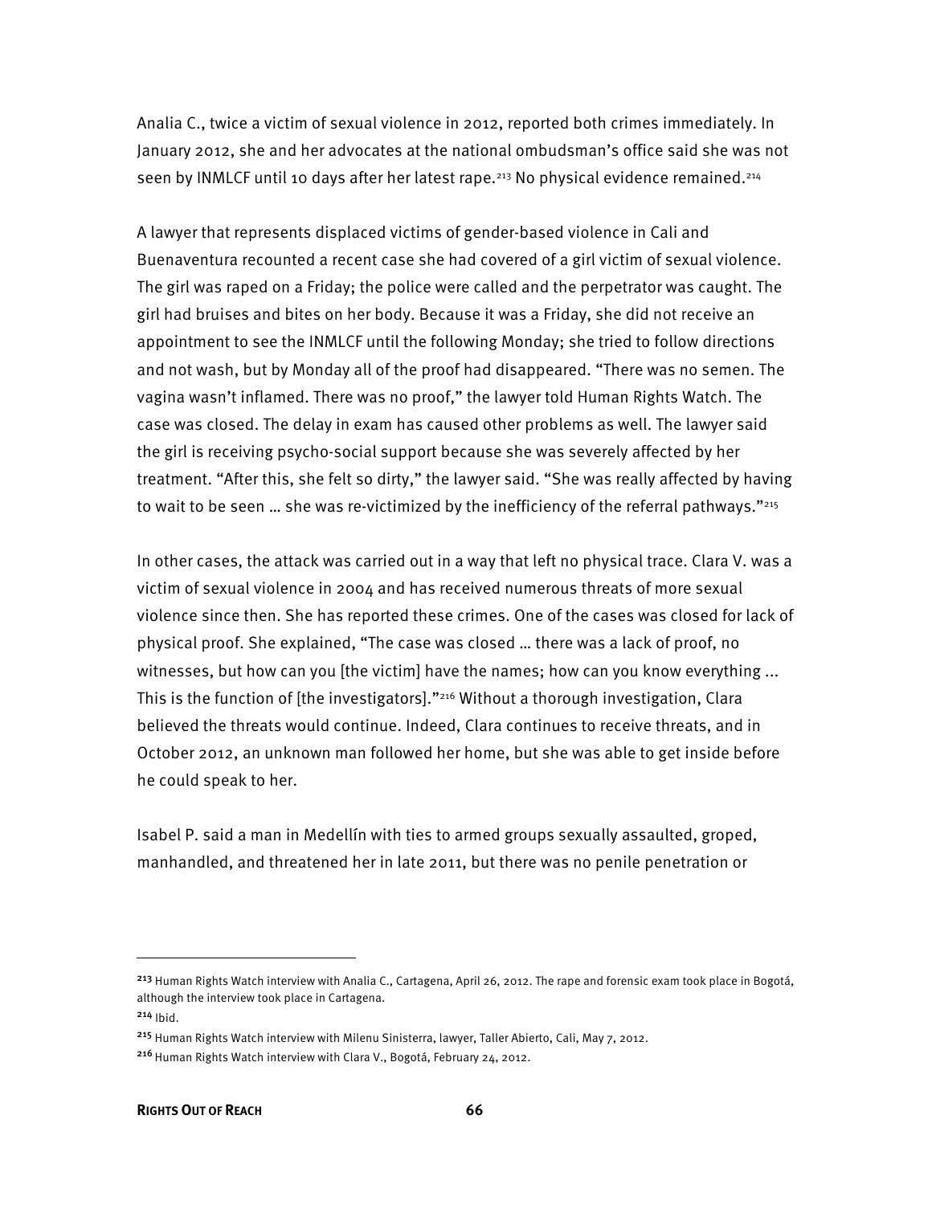Analia C., twice a victim of sexual violence in 2012, reported both crimes immediately. In January 2012, she and her advocates at the national ombudsman's office said she was not seen by INMLCF until 10 days after her latest rape.[213] No physical evidence remained.[214]

A lawyer that represents displaced victims of gender-based violence in Cali and Buenaventura recounted a recent case she had covered of a girl victim of sexual violence. The girl was raped on a Friday; the police were called and the perpetrator was caught. The girl had bruises and bites on her body. Because it was a Friday, she did not receive an appointment to see the INMLCF until the following Monday; she tried to follow directions and not wash, but by Monday all of the proof had disappeared. "There was no semen. The vagina wasn't inflamed. There was no proof," the lawyer told Human Rights Watch. The case was closed. The delay in exam has caused other problems as well. The lawyer said the girl is receiving psycho-social support because she was severely affected by her treatment. "After this, she felt so dirty," the lawyer said. "She was really affected by having to wait to be seen … she was re-victimized by the inefficiency of the referral pathways."[215]

In other cases, the attack was carried out in a way that left no physical trace. Clara V. was a victim of sexual violence in 2004 and has received numerous threats of more sexual violence since then. She has reported these crimes. One of the cases was closed for lack of physical proof. She explained, "The case was closed … there was a lack of proof, no witnesses, but how can you [the victim] have the names; how can you know everything ... This is the function of [the investigators]."[216] Without a thorough investigation, Clara believed the threats would continue. Indeed, Clara continues to receive threats, and in October 2012, an unknown man followed her home, but she was able to get inside before he could speak to her.

Isabel P. said a man in Medellín with ties to armed groups sexually assaulted, groped, manhandled, and threatened her in late 2011, but there was no penile penetration or

---

[213] Human Rights Watch interview with Analia C., Cartagena, April 26, 2012. The rape and forensic exam took place in Bogotá, although the interview took place in Cartagena.

[214] Ibid.

[215] Human Rights Watch interview with Milenu Sinisterra, lawyer, Taller Abierto, Cali, May 7, 2012.

[216] Human Rights Watch interview with Clara V., Bogotá, February 24, 2012.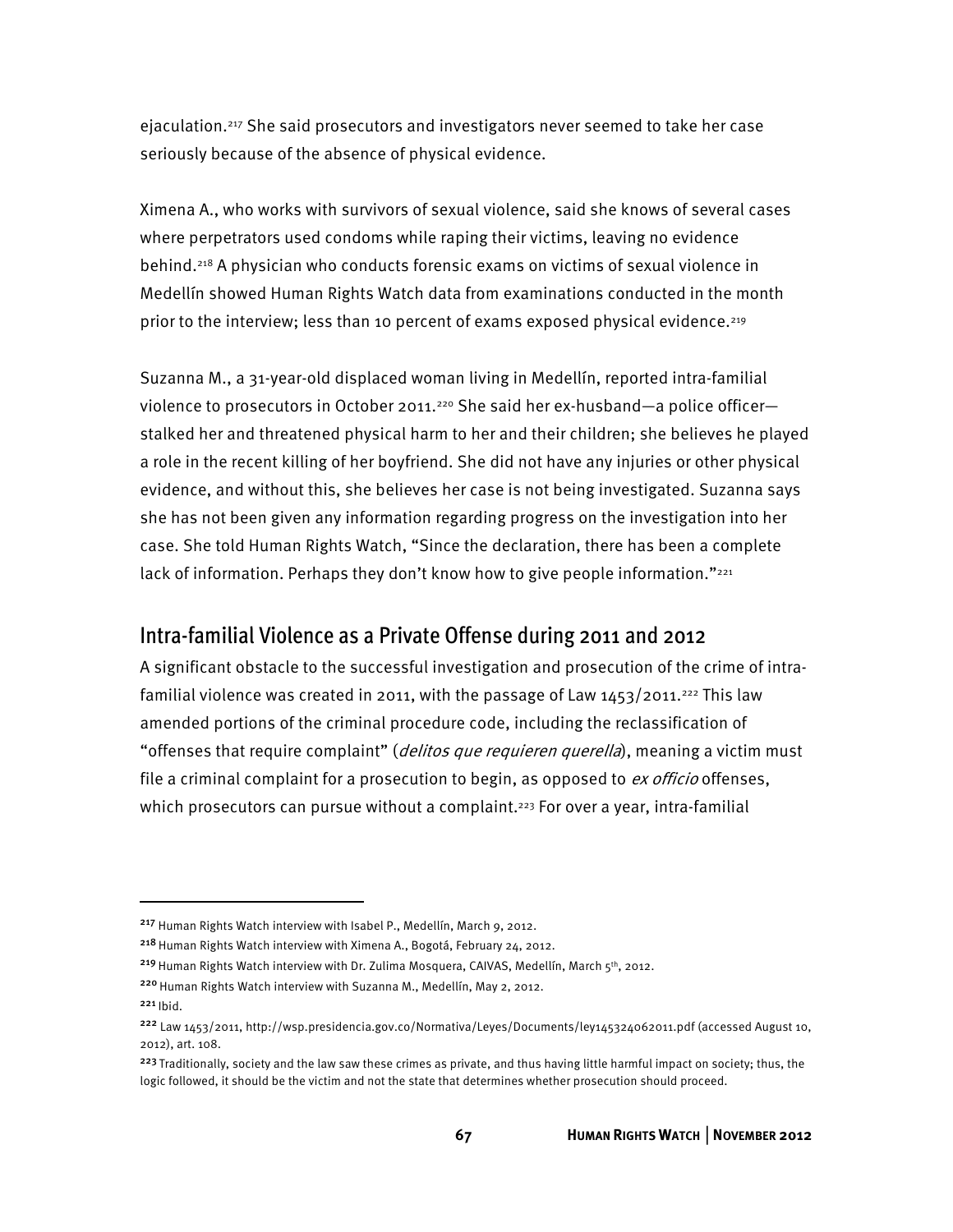ejaculation.[217] She said prosecutors and investigators never seemed to take her case seriously because of the absence of physical evidence.

Ximena A., who works with survivors of sexual violence, said she knows of several cases where perpetrators used condoms while raping their victims, leaving no evidence behind.[218] A physician who conducts forensic exams on victims of sexual violence in Medellín showed Human Rights Watch data from examinations conducted in the month prior to the interview; less than 10 percent of exams exposed physical evidence.[219]

Suzanna M., a 31-year-old displaced woman living in Medellín, reported intra-familial violence to prosecutors in October 2011.[220] She said her ex-husband—a police officer—stalked her and threatened physical harm to her and their children; she believes he played a role in the recent killing of her boyfriend. She did not have any injuries or other physical evidence, and without this, she believes her case is not being investigated. Suzanna says she has not been given any information regarding progress on the investigation into her case. She told Human Rights Watch, "Since the declaration, there has been a complete lack of information. Perhaps they don't know how to give people information."[221]

## Intra-familial Violence as a Private Offense during 2011 and 2012

A significant obstacle to the successful investigation and prosecution of the crime of intra-familial violence was created in 2011, with the passage of Law 1453/2011.[222] This law amended portions of the criminal procedure code, including the reclassification of "offenses that require complaint" (*delitos que requieren querella*), meaning a victim must file a criminal complaint for a prosecution to begin, as opposed to *ex officio* offenses, which prosecutors can pursue without a complaint.[223] For over a year, intra-familial

---

[217] Human Rights Watch interview with Isabel P., Medellín, March 9, 2012.

[218] Human Rights Watch interview with Ximena A., Bogotá, February 24, 2012.

[219] Human Rights Watch interview with Dr. Zulima Mosquera, CAIVAS, Medellín, March 5th, 2012.

[220] Human Rights Watch interview with Suzanna M., Medellín, May 2, 2012.

[221] Ibid.

[222] Law 1453/2011, http://wsp.presidencia.gov.co/Normativa/Leyes/Documents/ley145324062011.pdf (accessed August 10, 2012), art. 108.

[223] Traditionally, society and the law saw these crimes as private, and thus having little harmful impact on society; thus, the logic followed, it should be the victim and not the state that determines whether prosecution should proceed.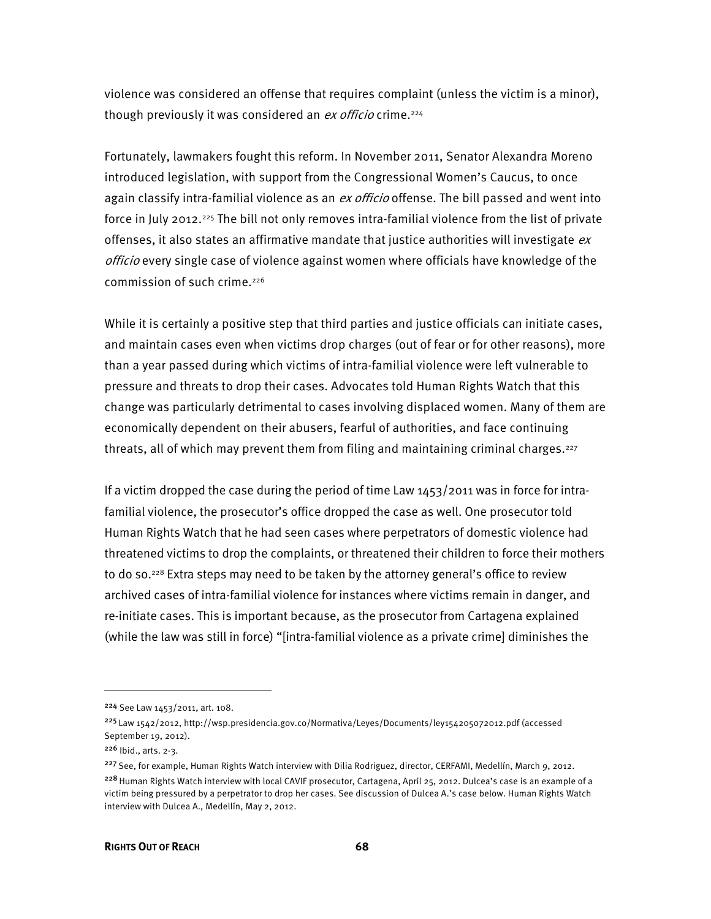violence was considered an offense that requires complaint (unless the victim is a minor), though previously it was considered an *ex officio* crime.[224]

Fortunately, lawmakers fought this reform. In November 2011, Senator Alexandra Moreno introduced legislation, with support from the Congressional Women's Caucus, to once again classify intra-familial violence as an *ex officio* offense. The bill passed and went into force in July 2012.[225] The bill not only removes intra-familial violence from the list of private offenses, it also states an affirmative mandate that justice authorities will investigate *ex officio* every single case of violence against women where officials have knowledge of the commission of such crime.[226]

While it is certainly a positive step that third parties and justice officials can initiate cases, and maintain cases even when victims drop charges (out of fear or for other reasons), more than a year passed during which victims of intra-familial violence were left vulnerable to pressure and threats to drop their cases. Advocates told Human Rights Watch that this change was particularly detrimental to cases involving displaced women. Many of them are economically dependent on their abusers, fearful of authorities, and face continuing threats, all of which may prevent them from filing and maintaining criminal charges.[227]

If a victim dropped the case during the period of time Law 1453/2011 was in force for intra-familial violence, the prosecutor's office dropped the case as well. One prosecutor told Human Rights Watch that he had seen cases where perpetrators of domestic violence had threatened victims to drop the complaints, or threatened their children to force their mothers to do so.[228] Extra steps may need to be taken by the attorney general's office to review archived cases of intra-familial violence for instances where victims remain in danger, and re-initiate cases. This is important because, as the prosecutor from Cartagena explained (while the law was still in force) "[intra-familial violence as a private crime] diminishes the

---

[224] See Law 1453/2011, art. 108.

[225] Law 1542/2012, http://wsp.presidencia.gov.co/Normativa/Leyes/Documents/ley154205072012.pdf (accessed September 19, 2012).

[226] Ibid., arts. 2-3.

[227] See, for example, Human Rights Watch interview with Dilia Rodriguez, director, CERFAMI, Medellín, March 9, 2012.

[228] Human Rights Watch interview with local CAVIF prosecutor, Cartagena, April 25, 2012. Dulcea's case is an example of a victim being pressured by a perpetrator to drop her cases. See discussion of Dulcea A.'s case below. Human Rights Watch interview with Dulcea A., Medellín, May 2, 2012.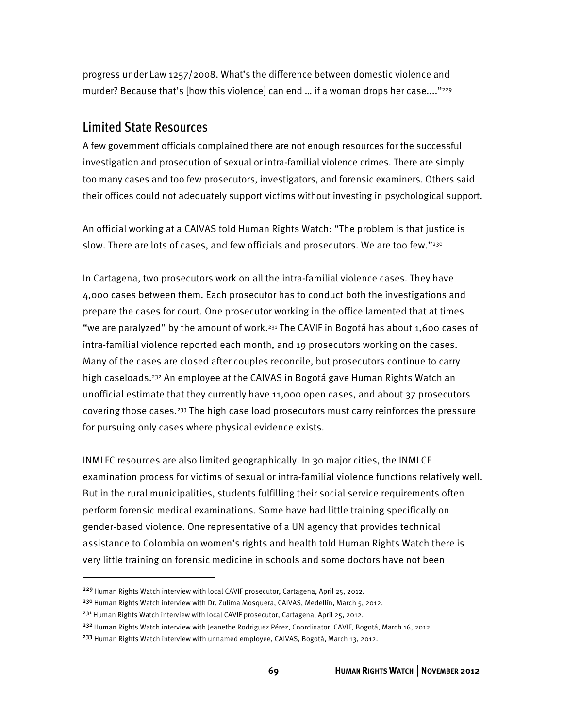progress under Law 1257/2008. What's the difference between domestic violence and murder? Because that's [how this violence] can end … if a woman drops her case…."[229]

## Limited State Resources

A few government officials complained there are not enough resources for the successful investigation and prosecution of sexual or intra-familial violence crimes. There are simply too many cases and too few prosecutors, investigators, and forensic examiners. Others said their offices could not adequately support victims without investing in psychological support.

An official working at a CAIVAS told Human Rights Watch: "The problem is that justice is slow. There are lots of cases, and few officials and prosecutors. We are too few."[230]

In Cartagena, two prosecutors work on all the intra-familial violence cases. They have 4,000 cases between them. Each prosecutor has to conduct both the investigations and prepare the cases for court. One prosecutor working in the office lamented that at times "we are paralyzed" by the amount of work.[231] The CAVIF in Bogotá has about 1,600 cases of intra-familial violence reported each month, and 19 prosecutors working on the cases. Many of the cases are closed after couples reconcile, but prosecutors continue to carry high caseloads.[232] An employee at the CAIVAS in Bogotá gave Human Rights Watch an unofficial estimate that they currently have 11,000 open cases, and about 37 prosecutors covering those cases.[233] The high case load prosecutors must carry reinforces the pressure for pursuing only cases where physical evidence exists.

INMLFC resources are also limited geographically. In 30 major cities, the INMLCF examination process for victims of sexual or intra-familial violence functions relatively well. But in the rural municipalities, students fulfilling their social service requirements often perform forensic medical examinations. Some have had little training specifically on gender-based violence. One representative of a UN agency that provides technical assistance to Colombia on women's rights and health told Human Rights Watch there is very little training on forensic medicine in schools and some doctors have not been

---

[229] Human Rights Watch interview with local CAVIF prosecutor, Cartagena, April 25, 2012.

[230] Human Rights Watch interview with Dr. Zulima Mosquera, CAIVAS, Medellín, March 5, 2012.

[231] Human Rights Watch interview with local CAVIF prosecutor, Cartagena, April 25, 2012.

[232] Human Rights Watch interview with Jeanethe Rodriguez Pérez, Coordinator, CAVIF, Bogotá, March 16, 2012.

[233] Human Rights Watch interview with unnamed employee, CAIVAS, Bogotá, March 13, 2012.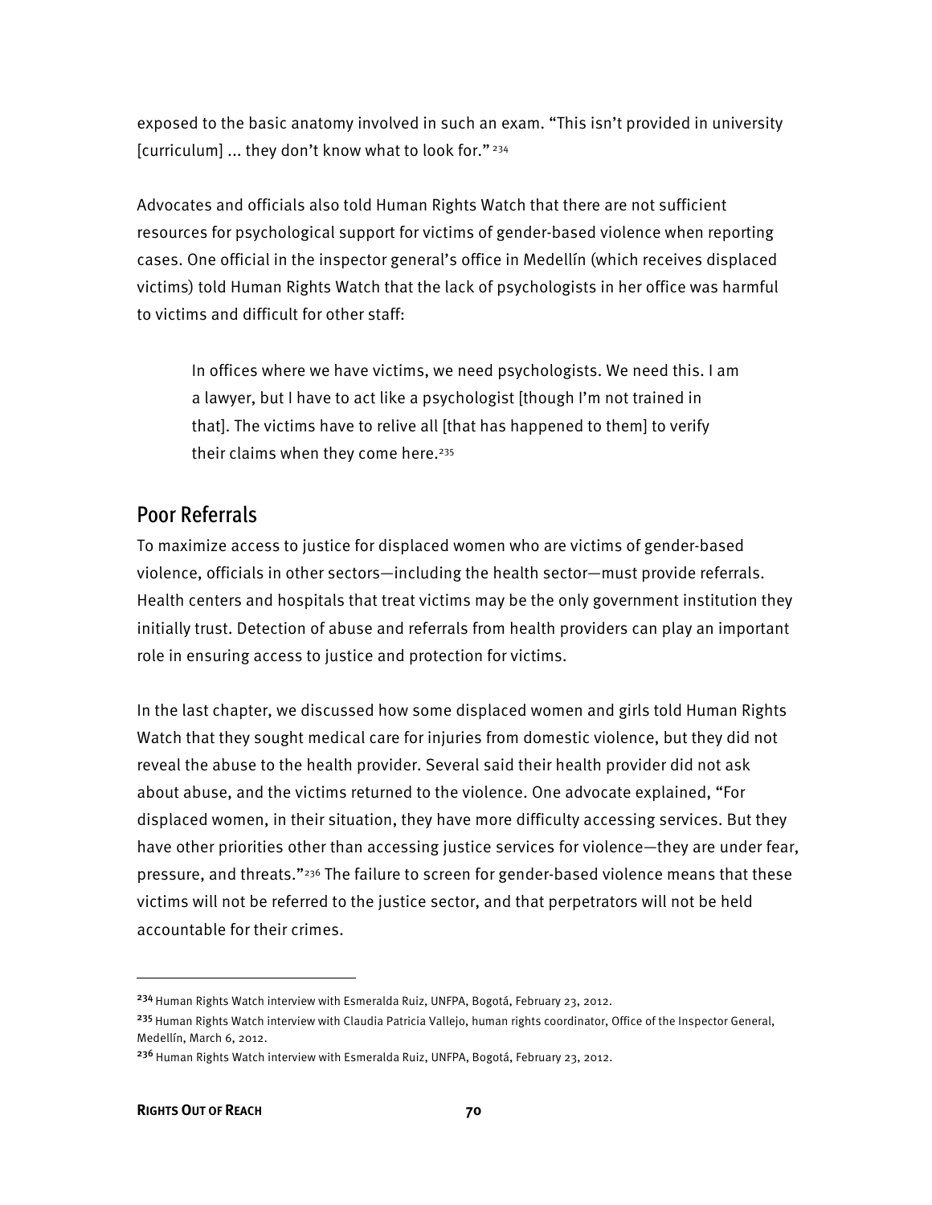exposed to the basic anatomy involved in such an exam. "This isn't provided in university [curriculum] ... they don't know what to look for." [234]

Advocates and officials also told Human Rights Watch that there are not sufficient resources for psychological support for victims of gender-based violence when reporting cases. One official in the inspector general's office in Medellín (which receives displaced victims) told Human Rights Watch that the lack of psychologists in her office was harmful to victims and difficult for other staff:

> In offices where we have victims, we need psychologists. We need this. I am a lawyer, but I have to act like a psychologist [though I'm not trained in that]. The victims have to relive all [that has happened to them] to verify their claims when they come here.[235]

## Poor Referrals

To maximize access to justice for displaced women who are victims of gender-based violence, officials in other sectors—including the health sector—must provide referrals. Health centers and hospitals that treat victims may be the only government institution they initially trust. Detection of abuse and referrals from health providers can play an important role in ensuring access to justice and protection for victims.

In the last chapter, we discussed how some displaced women and girls told Human Rights Watch that they sought medical care for injuries from domestic violence, but they did not reveal the abuse to the health provider. Several said their health provider did not ask about abuse, and the victims returned to the violence. One advocate explained, "For displaced women, in their situation, they have more difficulty accessing services. But they have other priorities other than accessing justice services for violence—they are under fear, pressure, and threats."[236] The failure to screen for gender-based violence means that these victims will not be referred to the justice sector, and that perpetrators will not be held accountable for their crimes.

---

[234] Human Rights Watch interview with Esmeralda Ruiz, UNFPA, Bogotá, February 23, 2012.

[235] Human Rights Watch interview with Claudia Patricia Vallejo, human rights coordinator, Office of the Inspector General, Medellín, March 6, 2012.

[236] Human Rights Watch interview with Esmeralda Ruiz, UNFPA, Bogotá, February 23, 2012.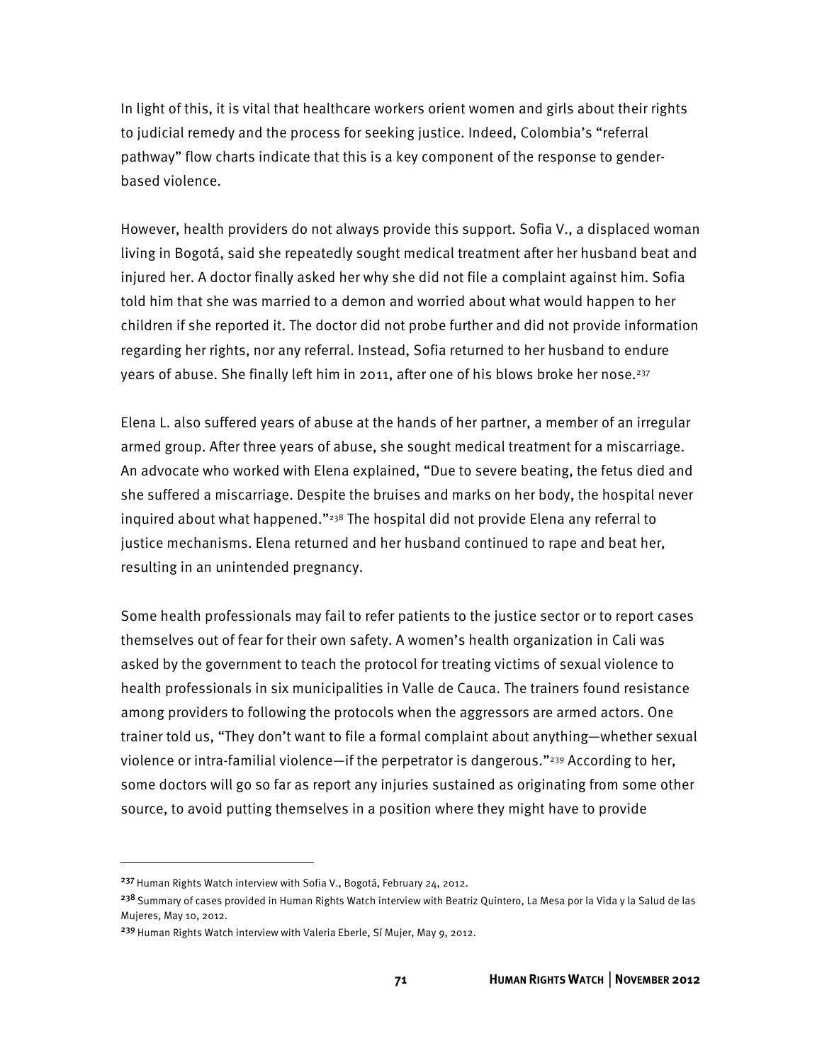In light of this, it is vital that healthcare workers orient women and girls about their rights to judicial remedy and the process for seeking justice. Indeed, Colombia's "referral pathway" flow charts indicate that this is a key component of the response to gender-based violence.

However, health providers do not always provide this support. Sofia V., a displaced woman living in Bogotá, said she repeatedly sought medical treatment after her husband beat and injured her. A doctor finally asked her why she did not file a complaint against him. Sofia told him that she was married to a demon and worried about what would happen to her children if she reported it. The doctor did not probe further and did not provide information regarding her rights, nor any referral. Instead, Sofia returned to her husband to endure years of abuse. She finally left him in 2011, after one of his blows broke her nose.[237]

Elena L. also suffered years of abuse at the hands of her partner, a member of an irregular armed group. After three years of abuse, she sought medical treatment for a miscarriage. An advocate who worked with Elena explained, "Due to severe beating, the fetus died and she suffered a miscarriage. Despite the bruises and marks on her body, the hospital never inquired about what happened."[238] The hospital did not provide Elena any referral to justice mechanisms. Elena returned and her husband continued to rape and beat her, resulting in an unintended pregnancy.

Some health professionals may fail to refer patients to the justice sector or to report cases themselves out of fear for their own safety. A women's health organization in Cali was asked by the government to teach the protocol for treating victims of sexual violence to health professionals in six municipalities in Valle de Cauca. The trainers found resistance among providers to following the protocols when the aggressors are armed actors. One trainer told us, "They don't want to file a formal complaint about anything—whether sexual violence or intra-familial violence—if the perpetrator is dangerous."[239] According to her, some doctors will go so far as report any injuries sustained as originating from some other source, to avoid putting themselves in a position where they might have to provide

---

[237] Human Rights Watch interview with Sofia V., Bogotá, February 24, 2012.

[238] Summary of cases provided in Human Rights Watch interview with Beatriz Quintero, La Mesa por la Vida y la Salud de las Mujeres, May 10, 2012.

[239] Human Rights Watch interview with Valeria Eberle, Sí Mujer, May 9, 2012.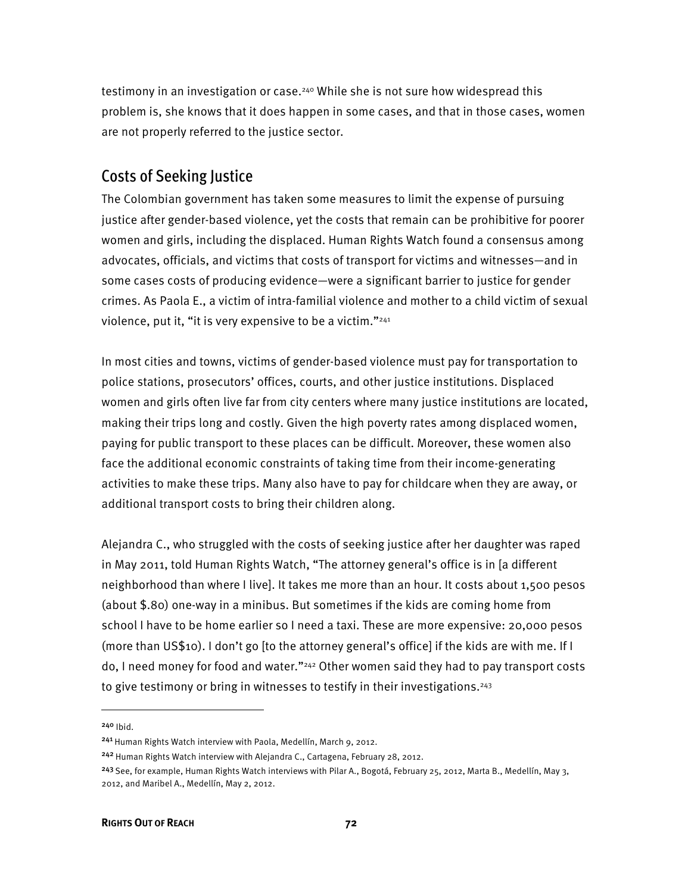testimony in an investigation or case.[240] While she is not sure how widespread this problem is, she knows that it does happen in some cases, and that in those cases, women are not properly referred to the justice sector.

## Costs of Seeking Justice

The Colombian government has taken some measures to limit the expense of pursuing justice after gender-based violence, yet the costs that remain can be prohibitive for poorer women and girls, including the displaced. Human Rights Watch found a consensus among advocates, officials, and victims that costs of transport for victims and witnesses—and in some cases costs of producing evidence—were a significant barrier to justice for gender crimes. As Paola E., a victim of intra-familial violence and mother to a child victim of sexual violence, put it, "it is very expensive to be a victim."[241]

In most cities and towns, victims of gender-based violence must pay for transportation to police stations, prosecutors' offices, courts, and other justice institutions. Displaced women and girls often live far from city centers where many justice institutions are located, making their trips long and costly. Given the high poverty rates among displaced women, paying for public transport to these places can be difficult. Moreover, these women also face the additional economic constraints of taking time from their income-generating activities to make these trips. Many also have to pay for childcare when they are away, or additional transport costs to bring their children along.

Alejandra C., who struggled with the costs of seeking justice after her daughter was raped in May 2011, told Human Rights Watch, "The attorney general's office is in [a different neighborhood than where I live]. It takes me more than an hour. It costs about 1,500 pesos (about $.80) one-way in a minibus. But sometimes if the kids are coming home from school I have to be home earlier so I need a taxi. These are more expensive: 20,000 pesos (more than US$10). I don't go [to the attorney general's office] if the kids are with me. If I do, I need money for food and water."[242] Other women said they had to pay transport costs to give testimony or bring in witnesses to testify in their investigations.[243]

---

[240] Ibid.

[241] Human Rights Watch interview with Paola, Medellín, March 9, 2012.

[242] Human Rights Watch interview with Alejandra C., Cartagena, February 28, 2012.

[243] See, for example, Human Rights Watch interviews with Pilar A., Bogotá, February 25, 2012, Marta B., Medellín, May 3, 2012, and Maribel A., Medellín, May 2, 2012.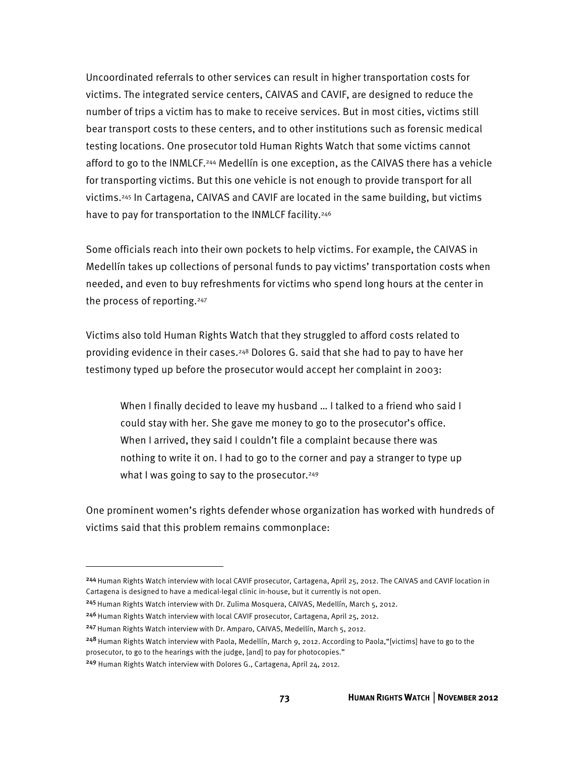Uncoordinated referrals to other services can result in higher transportation costs for victims. The integrated service centers, CAIVAS and CAVIF, are designed to reduce the number of trips a victim has to make to receive services. But in most cities, victims still bear transport costs to these centers, and to other institutions such as forensic medical testing locations. One prosecutor told Human Rights Watch that some victims cannot afford to go to the INMLCF.[244] Medellín is one exception, as the CAIVAS there has a vehicle for transporting victims. But this one vehicle is not enough to provide transport for all victims.[245] In Cartagena, CAIVAS and CAVIF are located in the same building, but victims have to pay for transportation to the INMLCF facility.[246]

Some officials reach into their own pockets to help victims. For example, the CAIVAS in Medellín takes up collections of personal funds to pay victims' transportation costs when needed, and even to buy refreshments for victims who spend long hours at the center in the process of reporting.[247]

Victims also told Human Rights Watch that they struggled to afford costs related to providing evidence in their cases.[248] Dolores G. said that she had to pay to have her testimony typed up before the prosecutor would accept her complaint in 2003:

> When I finally decided to leave my husband … I talked to a friend who said I could stay with her. She gave me money to go to the prosecutor's office. When I arrived, they said I couldn't file a complaint because there was nothing to write it on. I had to go to the corner and pay a stranger to type up what I was going to say to the prosecutor.[249]

One prominent women's rights defender whose organization has worked with hundreds of victims said that this problem remains commonplace:

---

[244] Human Rights Watch interview with local CAVIF prosecutor, Cartagena, April 25, 2012. The CAIVAS and CAVIF location in Cartagena is designed to have a medical-legal clinic in-house, but it currently is not open.

[245] Human Rights Watch interview with Dr. Zulima Mosquera, CAIVAS, Medellín, March 5, 2012.

[246] Human Rights Watch interview with local CAVIF prosecutor, Cartagena, April 25, 2012.

[247] Human Rights Watch interview with Dr. Amparo, CAIVAS, Medellín, March 5, 2012.

[248] Human Rights Watch interview with Paola, Medellín, March 9, 2012. According to Paola,"[victims] have to go to the prosecutor, to go to the hearings with the judge, [and] to pay for photocopies."

[249] Human Rights Watch interview with Dolores G., Cartagena, April 24, 2012.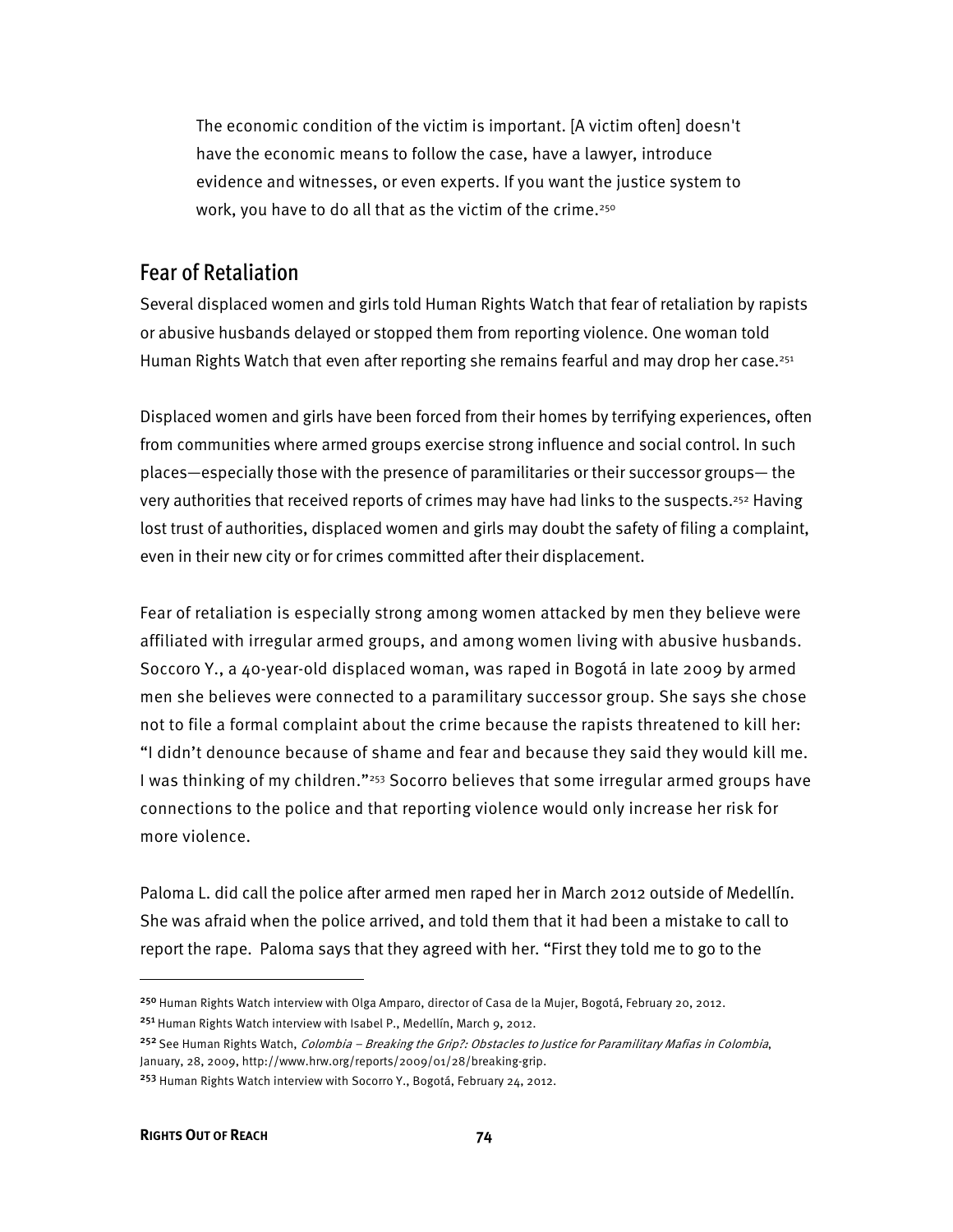> The economic condition of the victim is important. [A victim often] doesn't have the economic means to follow the case, have a lawyer, introduce evidence and witnesses, or even experts. If you want the justice system to work, you have to do all that as the victim of the crime.[250]

## Fear of Retaliation

Several displaced women and girls told Human Rights Watch that fear of retaliation by rapists or abusive husbands delayed or stopped them from reporting violence. One woman told Human Rights Watch that even after reporting she remains fearful and may drop her case.[251]

Displaced women and girls have been forced from their homes by terrifying experiences, often from communities where armed groups exercise strong influence and social control. In such places—especially those with the presence of paramilitaries or their successor groups— the very authorities that received reports of crimes may have had links to the suspects.[252] Having lost trust of authorities, displaced women and girls may doubt the safety of filing a complaint, even in their new city or for crimes committed after their displacement.

Fear of retaliation is especially strong among women attacked by men they believe were affiliated with irregular armed groups, and among women living with abusive husbands. Soccoro Y., a 40-year-old displaced woman, was raped in Bogotá in late 2009 by armed men she believes were connected to a paramilitary successor group. She says she chose not to file a formal complaint about the crime because the rapists threatened to kill her: "I didn't denounce because of shame and fear and because they said they would kill me. I was thinking of my children."[253] Socorro believes that some irregular armed groups have connections to the police and that reporting violence would only increase her risk for more violence.

Paloma L. did call the police after armed men raped her in March 2012 outside of Medellín. She was afraid when the police arrived, and told them that it had been a mistake to call to report the rape. Paloma says that they agreed with her. "First they told me to go to the

---

[250] Human Rights Watch interview with Olga Amparo, director of Casa de la Mujer, Bogotá, February 20, 2012.

[251] Human Rights Watch interview with Isabel P., Medellín, March 9, 2012.

[252] See Human Rights Watch, *Colombia – Breaking the Grip?: Obstacles to Justice for Paramilitary Mafias in Colombia*, January, 28, 2009, http://www.hrw.org/reports/2009/01/28/breaking-grip.

[253] Human Rights Watch interview with Socorro Y., Bogotá, February 24, 2012.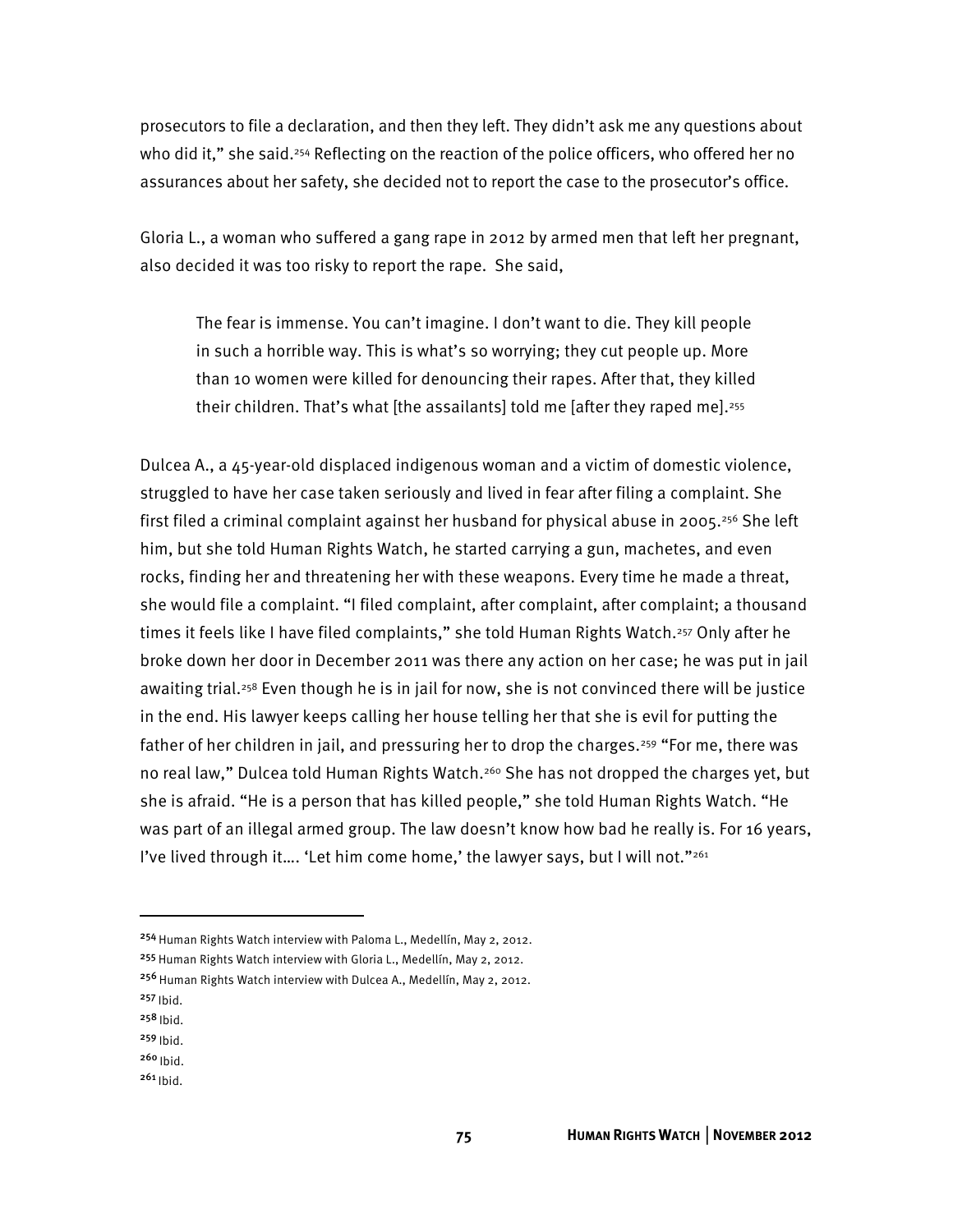prosecutors to file a declaration, and then they left. They didn't ask me any questions about who did it," she said.[254] Reflecting on the reaction of the police officers, who offered her no assurances about her safety, she decided not to report the case to the prosecutor's office.

Gloria L., a woman who suffered a gang rape in 2012 by armed men that left her pregnant, also decided it was too risky to report the rape. She said,

> The fear is immense. You can't imagine. I don't want to die. They kill people in such a horrible way. This is what's so worrying; they cut people up. More than 10 women were killed for denouncing their rapes. After that, they killed their children. That's what [the assailants] told me [after they raped me].[255]

Dulcea A., a 45-year-old displaced indigenous woman and a victim of domestic violence, struggled to have her case taken seriously and lived in fear after filing a complaint. She first filed a criminal complaint against her husband for physical abuse in 2005.[256] She left him, but she told Human Rights Watch, he started carrying a gun, machetes, and even rocks, finding her and threatening her with these weapons. Every time he made a threat, she would file a complaint. "I filed complaint, after complaint, after complaint; a thousand times it feels like I have filed complaints," she told Human Rights Watch.[257] Only after he broke down her door in December 2011 was there any action on her case; he was put in jail awaiting trial.[258] Even though he is in jail for now, she is not convinced there will be justice in the end. His lawyer keeps calling her house telling her that she is evil for putting the father of her children in jail, and pressuring her to drop the charges.[259] "For me, there was no real law," Dulcea told Human Rights Watch.[260] She has not dropped the charges yet, but she is afraid. "He is a person that has killed people," she told Human Rights Watch. "He was part of an illegal armed group. The law doesn't know how bad he really is. For 16 years, I've lived through it…. 'Let him come home,' the lawyer says, but I will not."[261]

---

[254] Human Rights Watch interview with Paloma L., Medellín, May 2, 2012.

[255] Human Rights Watch interview with Gloria L., Medellín, May 2, 2012.

[256] Human Rights Watch interview with Dulcea A., Medellín, May 2, 2012.

[257] Ibid.

[258] Ibid.

[259] Ibid.

[260] Ibid.

[261] Ibid.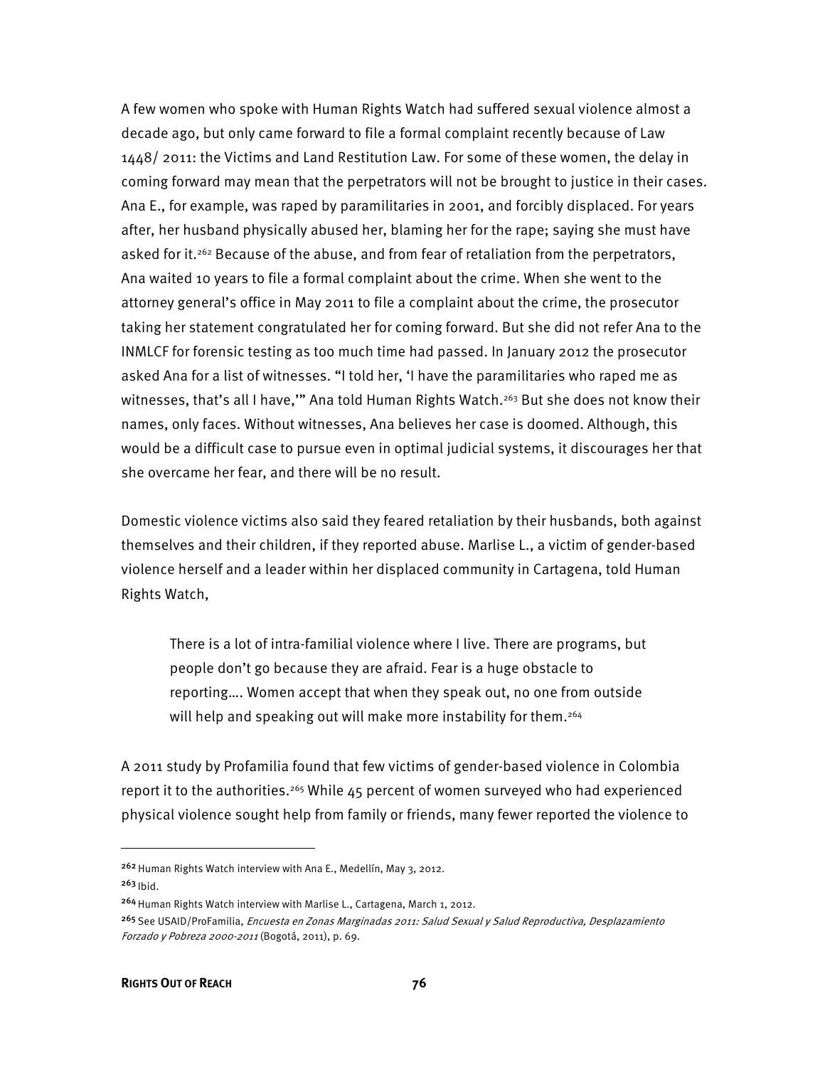A few women who spoke with Human Rights Watch had suffered sexual violence almost a decade ago, but only came forward to file a formal complaint recently because of Law 1448/ 2011: the Victims and Land Restitution Law. For some of these women, the delay in coming forward may mean that the perpetrators will not be brought to justice in their cases. Ana E., for example, was raped by paramilitaries in 2001, and forcibly displaced. For years after, her husband physically abused her, blaming her for the rape; saying she must have asked for it.[262] Because of the abuse, and from fear of retaliation from the perpetrators, Ana waited 10 years to file a formal complaint about the crime. When she went to the attorney general's office in May 2011 to file a complaint about the crime, the prosecutor taking her statement congratulated her for coming forward. But she did not refer Ana to the INMLCF for forensic testing as too much time had passed. In January 2012 the prosecutor asked Ana for a list of witnesses. "I told her, 'I have the paramilitaries who raped me as witnesses, that's all I have,'" Ana told Human Rights Watch.[263] But she does not know their names, only faces. Without witnesses, Ana believes her case is doomed. Although, this would be a difficult case to pursue even in optimal judicial systems, it discourages her that she overcame her fear, and there will be no result.

Domestic violence victims also said they feared retaliation by their husbands, both against themselves and their children, if they reported abuse. Marlise L., a victim of gender-based violence herself and a leader within her displaced community in Cartagena, told Human Rights Watch,

> There is a lot of intra-familial violence where I live. There are programs, but people don't go because they are afraid. Fear is a huge obstacle to reporting…. Women accept that when they speak out, no one from outside will help and speaking out will make more instability for them.[264]

A 2011 study by Profamilia found that few victims of gender-based violence in Colombia report it to the authorities.[265] While 45 percent of women surveyed who had experienced physical violence sought help from family or friends, many fewer reported the violence to

---

[262] Human Rights Watch interview with Ana E., Medellín, May 3, 2012.

[263] Ibid.

[264] Human Rights Watch interview with Marlise L., Cartagena, March 1, 2012.

[265] See USAID/ProFamilia, *Encuesta en Zonas Marginadas 2011: Salud Sexual y Salud Reproductiva, Desplazamiento Forzado y Pobreza 2000-2011* (Bogotá, 2011), p. 69.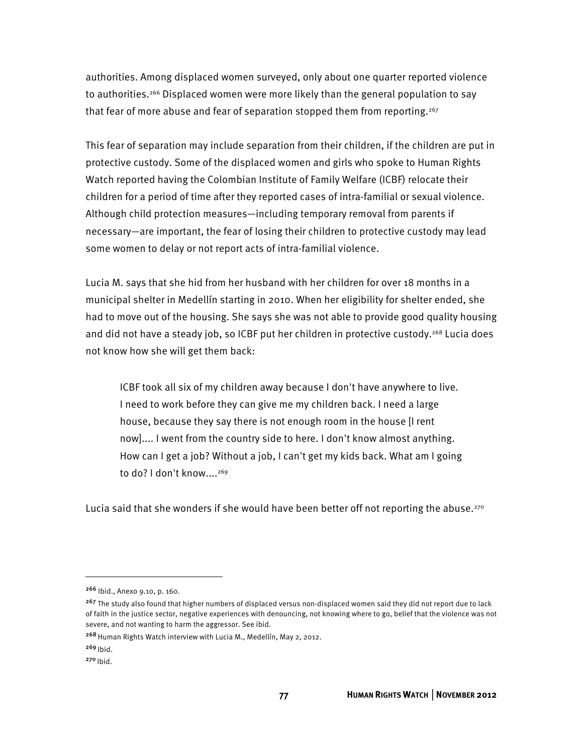authorities. Among displaced women surveyed, only about one quarter reported violence to authorities.[266] Displaced women were more likely than the general population to say that fear of more abuse and fear of separation stopped them from reporting.[267]

This fear of separation may include separation from their children, if the children are put in protective custody. Some of the displaced women and girls who spoke to Human Rights Watch reported having the Colombian Institute of Family Welfare (ICBF) relocate their children for a period of time after they reported cases of intra-familial or sexual violence. Although child protection measures—including temporary removal from parents if necessary—are important, the fear of losing their children to protective custody may lead some women to delay or not report acts of intra-familial violence.

Lucia M. says that she hid from her husband with her children for over 18 months in a municipal shelter in Medellín starting in 2010. When her eligibility for shelter ended, she had to move out of the housing. She says she was not able to provide good quality housing and did not have a steady job, so ICBF put her children in protective custody.[268] Lucia does not know how she will get them back:

> ICBF took all six of my children away because I don't have anywhere to live. I need to work before they can give me my children back. I need a large house, because they say there is not enough room in the house [I rent now].... I went from the country side to here. I don't know almost anything. How can I get a job? Without a job, I can't get my kids back. What am I going to do? I don't know....[269]

Lucia said that she wonders if she would have been better off not reporting the abuse.[270]

---

[266] Ibid., Anexo 9.10, p. 160.

[267] The study also found that higher numbers of displaced versus non-displaced women said they did not report due to lack of faith in the justice sector, negative experiences with denouncing, not knowing where to go, belief that the violence was not severe, and not wanting to harm the aggressor. See ibid.

[268] Human Rights Watch interview with Lucia M., Medellín, May 2, 2012.

[269] Ibid.

[270] Ibid.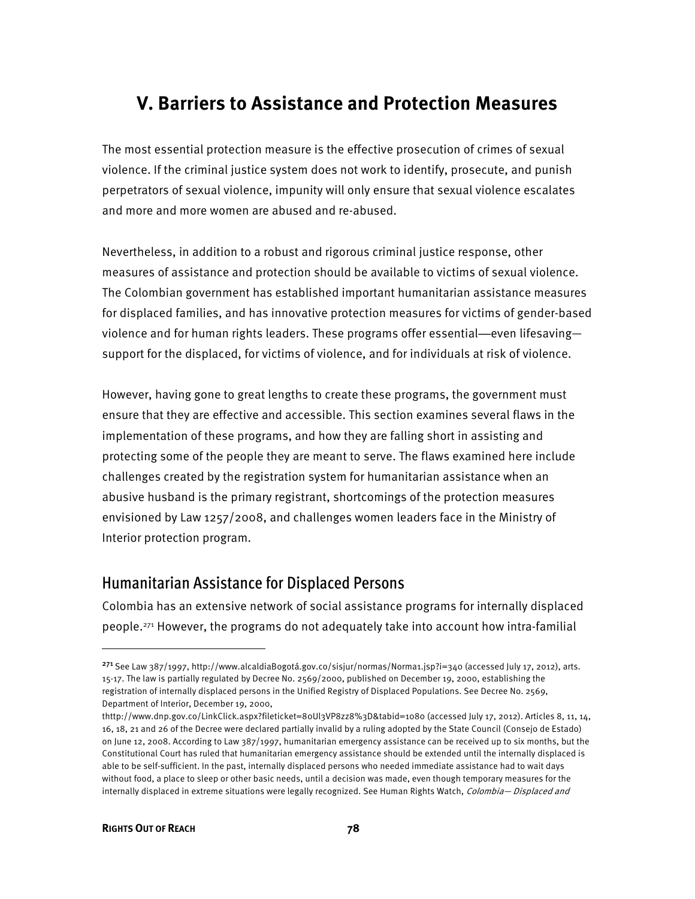# V. Barriers to Assistance and Protection Measures

The most essential protection measure is the effective prosecution of crimes of sexual violence. If the criminal justice system does not work to identify, prosecute, and punish perpetrators of sexual violence, impunity will only ensure that sexual violence escalates and more and more women are abused and re-abused.

Nevertheless, in addition to a robust and rigorous criminal justice response, other measures of assistance and protection should be available to victims of sexual violence. The Colombian government has established important humanitarian assistance measures for displaced families, and has innovative protection measures for victims of gender-based violence and for human rights leaders. These programs offer essential—even lifesaving—support for the displaced, for victims of violence, and for individuals at risk of violence.

However, having gone to great lengths to create these programs, the government must ensure that they are effective and accessible. This section examines several flaws in the implementation of these programs, and how they are falling short in assisting and protecting some of the people they are meant to serve. The flaws examined here include challenges created by the registration system for humanitarian assistance when an abusive husband is the primary registrant, shortcomings of the protection measures envisioned by Law 1257/2008, and challenges women leaders face in the Ministry of Interior protection program.

## Humanitarian Assistance for Displaced Persons

Colombia has an extensive network of social assistance programs for internally displaced people.[271] However, the programs do not adequately take into account how intra-familial

---

[271] See Law 387/1997, http://www.alcaldiaBogotá.gov.co/sisjur/normas/Norma1.jsp?i=340 (accessed July 17, 2012), arts. 15-17. The law is partially regulated by Decree No. 2569/2000, published on December 19, 2000, establishing the registration of internally displaced persons in the Unified Registry of Displaced Populations. See Decree No. 2569, Department of Interior, December 19, 2000, thttp://www.dnp.gov.co/LinkClick.aspx?fileticket=8oUl3VP8zz8%3D&tabid=1080 (accessed July 17, 2012). Articles 8, 11, 14, 16, 18, 21 and 26 of the Decree were declared partially invalid by a ruling adopted by the State Council (Consejo de Estado) on June 12, 2008. According to Law 387/1997, humanitarian emergency assistance can be received up to six months, but the Constitutional Court has ruled that humanitarian emergency assistance should be extended until the internally displaced is able to be self-sufficient. In the past, internally displaced persons who needed immediate assistance had to wait days without food, a place to sleep or other basic needs, until a decision was made, even though temporary measures for the internally displaced in extreme situations were legally recognized. See Human Rights Watch, *Colombia— Displaced and*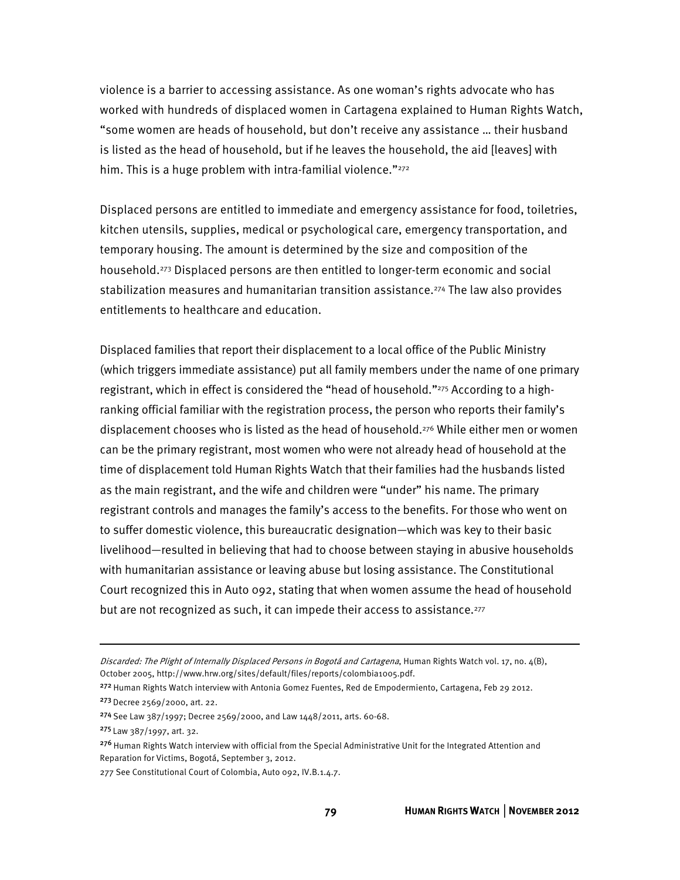violence is a barrier to accessing assistance. As one woman's rights advocate who has worked with hundreds of displaced women in Cartagena explained to Human Rights Watch, "some women are heads of household, but don't receive any assistance … their husband is listed as the head of household, but if he leaves the household, the aid [leaves] with him. This is a huge problem with intra-familial violence."[272]

Displaced persons are entitled to immediate and emergency assistance for food, toiletries, kitchen utensils, supplies, medical or psychological care, emergency transportation, and temporary housing. The amount is determined by the size and composition of the household.[273] Displaced persons are then entitled to longer-term economic and social stabilization measures and humanitarian transition assistance.[274] The law also provides entitlements to healthcare and education.

Displaced families that report their displacement to a local office of the Public Ministry (which triggers immediate assistance) put all family members under the name of one primary registrant, which in effect is considered the "head of household."[275] According to a high-ranking official familiar with the registration process, the person who reports their family's displacement chooses who is listed as the head of household.[276] While either men or women can be the primary registrant, most women who were not already head of household at the time of displacement told Human Rights Watch that their families had the husbands listed as the main registrant, and the wife and children were "under" his name. The primary registrant controls and manages the family's access to the benefits. For those who went on to suffer domestic violence, this bureaucratic designation—which was key to their basic livelihood—resulted in believing that had to choose between staying in abusive households with humanitarian assistance or leaving abuse but losing assistance. The Constitutional Court recognized this in Auto 092, stating that when women assume the head of household but are not recognized as such, it can impede their access to assistance.[277]

---

*Discarded: The Plight of Internally Displaced Persons in Bogotá and Cartagena*, Human Rights Watch vol. 17, no. 4(B), October 2005, http://www.hrw.org/sites/default/files/reports/colombia1005.pdf.

[272] Human Rights Watch interview with Antonia Gomez Fuentes, Red de Empodermiento, Cartagena, Feb 29 2012.

[273] Decree 2569/2000, art. 22.

[274] See Law 387/1997; Decree 2569/2000, and Law 1448/2011, arts. 60-68.

[275] Law 387/1997, art. 32.

[276] Human Rights Watch interview with official from the Special Administrative Unit for the Integrated Attention and Reparation for Victims, Bogotá, September 3, 2012.

[277] See Constitutional Court of Colombia, Auto 092, IV.B.1.4.7.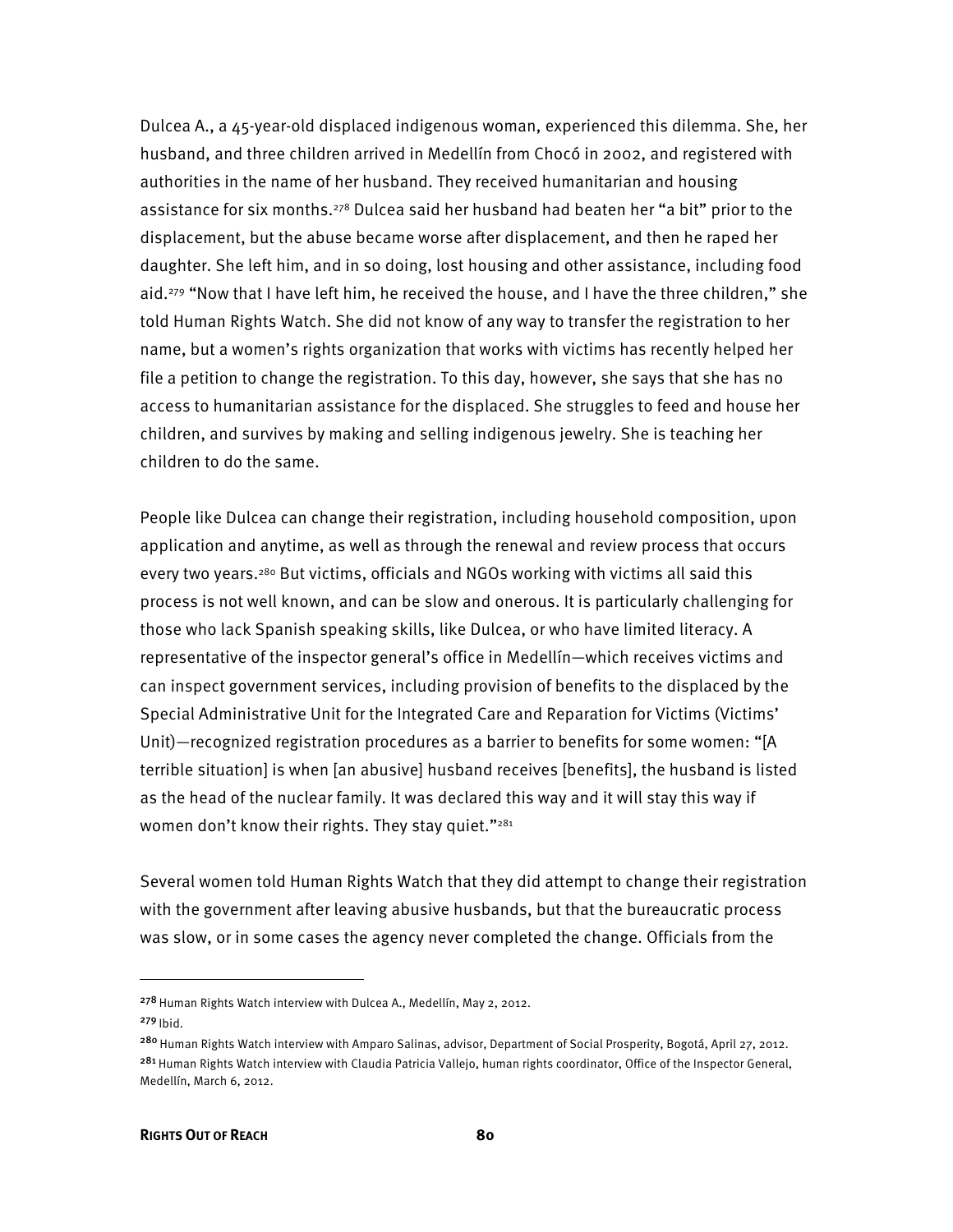Dulcea A., a 45-year-old displaced indigenous woman, experienced this dilemma. She, her husband, and three children arrived in Medellín from Chocó in 2002, and registered with authorities in the name of her husband. They received humanitarian and housing assistance for six months.[278] Dulcea said her husband had beaten her "a bit" prior to the displacement, but the abuse became worse after displacement, and then he raped her daughter. She left him, and in so doing, lost housing and other assistance, including food aid.[279] "Now that I have left him, he received the house, and I have the three children," she told Human Rights Watch. She did not know of any way to transfer the registration to her name, but a women's rights organization that works with victims has recently helped her file a petition to change the registration. To this day, however, she says that she has no access to humanitarian assistance for the displaced. She struggles to feed and house her children, and survives by making and selling indigenous jewelry. She is teaching her children to do the same.

People like Dulcea can change their registration, including household composition, upon application and anytime, as well as through the renewal and review process that occurs every two years.[280] But victims, officials and NGOs working with victims all said this process is not well known, and can be slow and onerous. It is particularly challenging for those who lack Spanish speaking skills, like Dulcea, or who have limited literacy. A representative of the inspector general's office in Medellín—which receives victims and can inspect government services, including provision of benefits to the displaced by the Special Administrative Unit for the Integrated Care and Reparation for Victims (Victims' Unit)—recognized registration procedures as a barrier to benefits for some women: "[A terrible situation] is when [an abusive] husband receives [benefits], the husband is listed as the head of the nuclear family. It was declared this way and it will stay this way if women don't know their rights. They stay quiet."[281]

Several women told Human Rights Watch that they did attempt to change their registration with the government after leaving abusive husbands, but that the bureaucratic process was slow, or in some cases the agency never completed the change. Officials from the

---

[278] Human Rights Watch interview with Dulcea A., Medellín, May 2, 2012.

[279] Ibid.

[280] Human Rights Watch interview with Amparo Salinas, advisor, Department of Social Prosperity, Bogotá, April 27, 2012.

[281] Human Rights Watch interview with Claudia Patricia Vallejo, human rights coordinator, Office of the Inspector General, Medellín, March 6, 2012.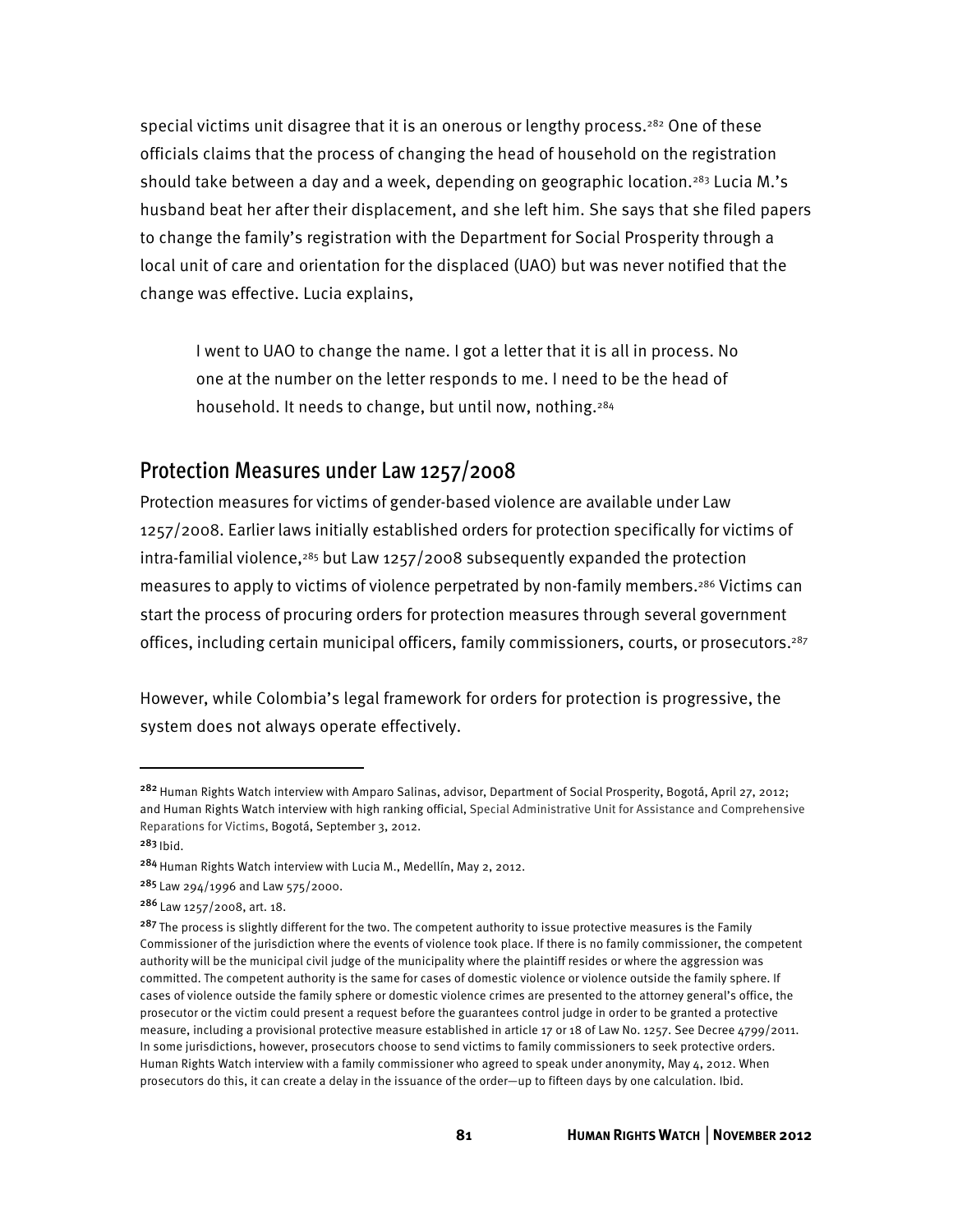special victims unit disagree that it is an onerous or lengthy process.[282] One of these officials claims that the process of changing the head of household on the registration should take between a day and a week, depending on geographic location.[283] Lucia M.'s husband beat her after their displacement, and she left him. She says that she filed papers to change the family's registration with the Department for Social Prosperity through a local unit of care and orientation for the displaced (UAO) but was never notified that the change was effective. Lucia explains,

> I went to UAO to change the name. I got a letter that it is all in process. No one at the number on the letter responds to me. I need to be the head of household. It needs to change, but until now, nothing.[284]

## Protection Measures under Law 1257/2008

Protection measures for victims of gender-based violence are available under Law 1257/2008. Earlier laws initially established orders for protection specifically for victims of intra-familial violence,[285] but Law 1257/2008 subsequently expanded the protection measures to apply to victims of violence perpetrated by non-family members.[286] Victims can start the process of procuring orders for protection measures through several government offices, including certain municipal officers, family commissioners, courts, or prosecutors.[287]

However, while Colombia's legal framework for orders for protection is progressive, the system does not always operate effectively.

---

[282] Human Rights Watch interview with Amparo Salinas, advisor, Department of Social Prosperity, Bogotá, April 27, 2012; and Human Rights Watch interview with high ranking official, Special Administrative Unit for Assistance and Comprehensive Reparations for Victims, Bogotá, September 3, 2012.

[283] Ibid.

[284] Human Rights Watch interview with Lucia M., Medellín, May 2, 2012.

[285] Law 294/1996 and Law 575/2000.

[286] Law 1257/2008, art. 18.

[287] The process is slightly different for the two. The competent authority to issue protective measures is the Family Commissioner of the jurisdiction where the events of violence took place. If there is no family commissioner, the competent authority will be the municipal civil judge of the municipality where the plaintiff resides or where the aggression was committed. The competent authority is the same for cases of domestic violence or violence outside the family sphere. If cases of violence outside the family sphere or domestic violence crimes are presented to the attorney general's office, the prosecutor or the victim could present a request before the guarantees control judge in order to be granted a protective measure, including a provisional protective measure established in article 17 or 18 of Law No. 1257. See Decree 4799/2011. In some jurisdictions, however, prosecutors choose to send victims to family commissioners to seek protective orders. Human Rights Watch interview with a family commissioner who agreed to speak under anonymity, May 4, 2012. When prosecutors do this, it can create a delay in the issuance of the order—up to fifteen days by one calculation. Ibid.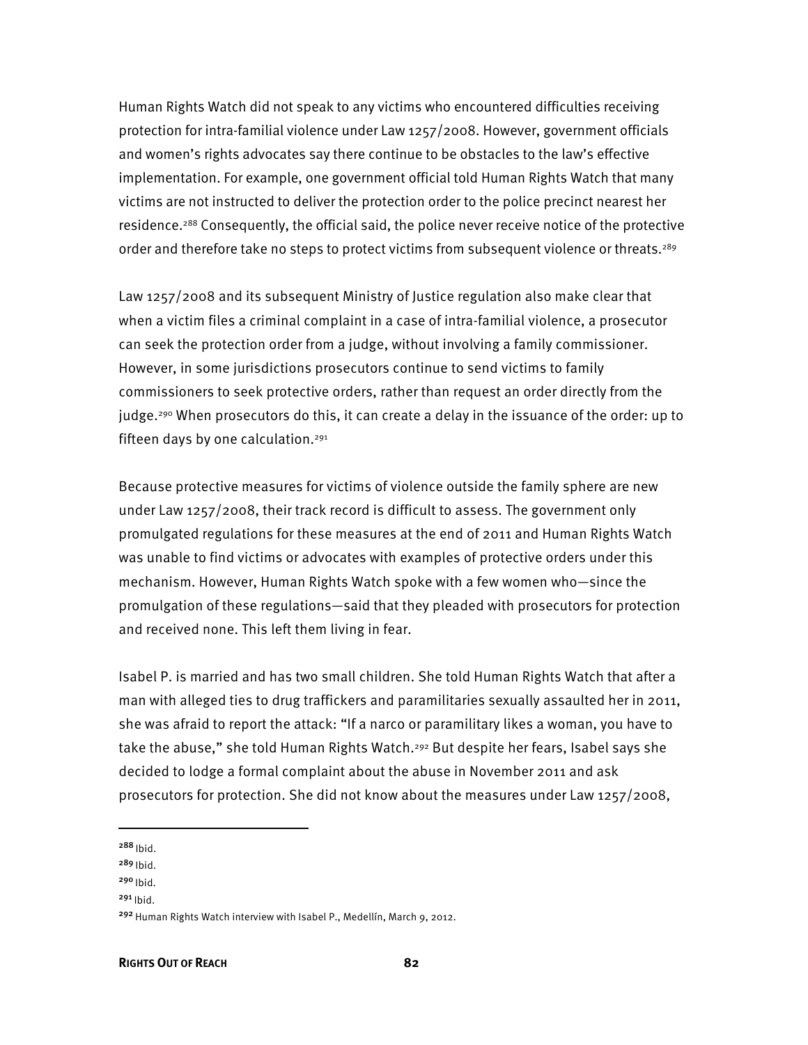Human Rights Watch did not speak to any victims who encountered difficulties receiving protection for intra-familial violence under Law 1257/2008. However, government officials and women's rights advocates say there continue to be obstacles to the law's effective implementation. For example, one government official told Human Rights Watch that many victims are not instructed to deliver the protection order to the police precinct nearest her residence.[288] Consequently, the official said, the police never receive notice of the protective order and therefore take no steps to protect victims from subsequent violence or threats.[289]

Law 1257/2008 and its subsequent Ministry of Justice regulation also make clear that when a victim files a criminal complaint in a case of intra-familial violence, a prosecutor can seek the protection order from a judge, without involving a family commissioner. However, in some jurisdictions prosecutors continue to send victims to family commissioners to seek protective orders, rather than request an order directly from the judge.[290] When prosecutors do this, it can create a delay in the issuance of the order: up to fifteen days by one calculation.[291]

Because protective measures for victims of violence outside the family sphere are new under Law 1257/2008, their track record is difficult to assess. The government only promulgated regulations for these measures at the end of 2011 and Human Rights Watch was unable to find victims or advocates with examples of protective orders under this mechanism. However, Human Rights Watch spoke with a few women who—since the promulgation of these regulations—said that they pleaded with prosecutors for protection and received none. This left them living in fear.

Isabel P. is married and has two small children. She told Human Rights Watch that after a man with alleged ties to drug traffickers and paramilitaries sexually assaulted her in 2011, she was afraid to report the attack: "If a narco or paramilitary likes a woman, you have to take the abuse," she told Human Rights Watch.[292] But despite her fears, Isabel says she decided to lodge a formal complaint about the abuse in November 2011 and ask prosecutors for protection. She did not know about the measures under Law 1257/2008,

---

[288] Ibid.

[289] Ibid.

[290] Ibid.

[291] Ibid.

[292] Human Rights Watch interview with Isabel P., Medellín, March 9, 2012.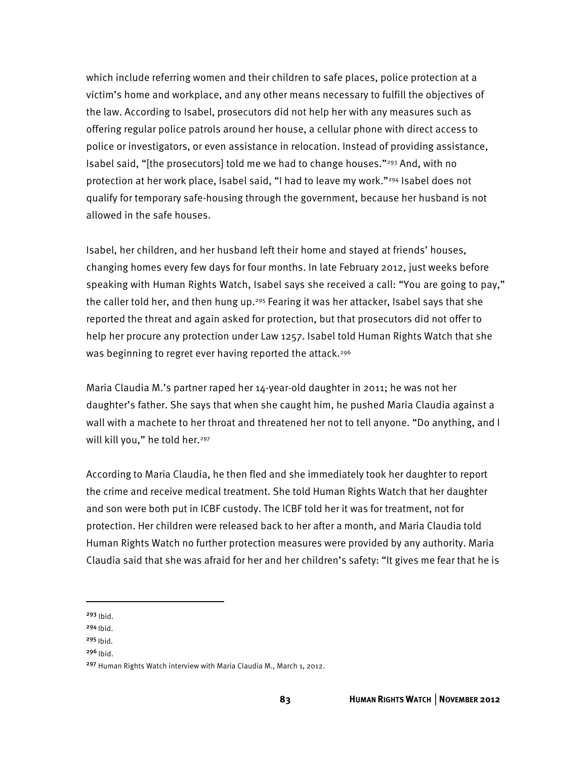which include referring women and their children to safe places, police protection at a victim's home and workplace, and any other means necessary to fulfill the objectives of the law. According to Isabel, prosecutors did not help her with any measures such as offering regular police patrols around her house, a cellular phone with direct access to police or investigators, or even assistance in relocation. Instead of providing assistance, Isabel said, "[the prosecutors] told me we had to change houses."[293] And, with no protection at her work place, Isabel said, "I had to leave my work."[294] Isabel does not qualify for temporary safe-housing through the government, because her husband is not allowed in the safe houses.

Isabel, her children, and her husband left their home and stayed at friends' houses, changing homes every few days for four months. In late February 2012, just weeks before speaking with Human Rights Watch, Isabel says she received a call: "You are going to pay," the caller told her, and then hung up.[295] Fearing it was her attacker, Isabel says that she reported the threat and again asked for protection, but that prosecutors did not offer to help her procure any protection under Law 1257. Isabel told Human Rights Watch that she was beginning to regret ever having reported the attack.[296]

Maria Claudia M.'s partner raped her 14-year-old daughter in 2011; he was not her daughter's father. She says that when she caught him, he pushed Maria Claudia against a wall with a machete to her throat and threatened her not to tell anyone. "Do anything, and I will kill you," he told her.[297]

According to Maria Claudia, he then fled and she immediately took her daughter to report the crime and receive medical treatment. She told Human Rights Watch that her daughter and son were both put in ICBF custody. The ICBF told her it was for treatment, not for protection. Her children were released back to her after a month, and Maria Claudia told Human Rights Watch no further protection measures were provided by any authority. Maria Claudia said that she was afraid for her and her children's safety: "It gives me fear that he is

---

[293] Ibid.

[294] Ibid.

[295] Ibid.

[296] Ibid.

[297] Human Rights Watch interview with Maria Claudia M., March 1, 2012.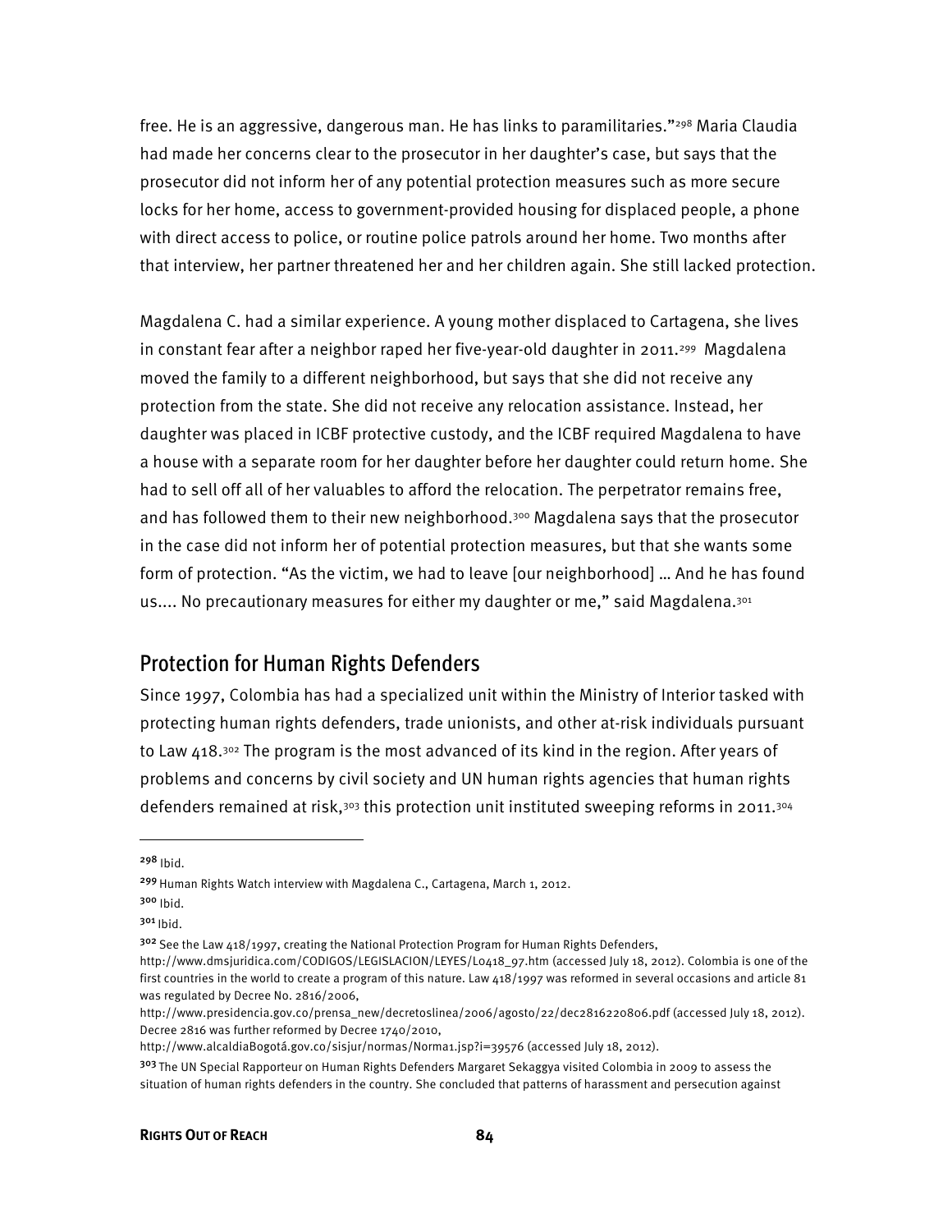free. He is an aggressive, dangerous man. He has links to paramilitaries."[298] Maria Claudia had made her concerns clear to the prosecutor in her daughter's case, but says that the prosecutor did not inform her of any potential protection measures such as more secure locks for her home, access to government-provided housing for displaced people, a phone with direct access to police, or routine police patrols around her home. Two months after that interview, her partner threatened her and her children again. She still lacked protection.

Magdalena C. had a similar experience. A young mother displaced to Cartagena, she lives in constant fear after a neighbor raped her five-year-old daughter in 2011.[299] Magdalena moved the family to a different neighborhood, but says that she did not receive any protection from the state. She did not receive any relocation assistance. Instead, her daughter was placed in ICBF protective custody, and the ICBF required Magdalena to have a house with a separate room for her daughter before her daughter could return home. She had to sell off all of her valuables to afford the relocation. The perpetrator remains free, and has followed them to their new neighborhood.[300] Magdalena says that the prosecutor in the case did not inform her of potential protection measures, but that she wants some form of protection. "As the victim, we had to leave [our neighborhood] … And he has found us.... No precautionary measures for either my daughter or me," said Magdalena.[301]

## Protection for Human Rights Defenders

Since 1997, Colombia has had a specialized unit within the Ministry of Interior tasked with protecting human rights defenders, trade unionists, and other at-risk individuals pursuant to Law 418.[302] The program is the most advanced of its kind in the region. After years of problems and concerns by civil society and UN human rights agencies that human rights defenders remained at risk,[303] this protection unit instituted sweeping reforms in 2011.[304]

---

[298] Ibid.

[299] Human Rights Watch interview with Magdalena C., Cartagena, March 1, 2012.

[300] Ibid.

[301] Ibid.

[302] See the Law 418/1997, creating the National Protection Program for Human Rights Defenders, http://www.dmsjuridica.com/CODIGOS/LEGISLACION/LEYES/L0418_97.htm (accessed July 18, 2012). Colombia is one of the first countries in the world to create a program of this nature. Law 418/1997 was reformed in several occasions and article 81 was regulated by Decree No. 2816/2006, http://www.presidencia.gov.co/prensa_new/decretoslinea/2006/agosto/22/dec2816220806.pdf (accessed July 18, 2012). Decree 2816 was further reformed by Decree 1740/2010, http://www.alcaldiaBogotá.gov.co/sisjur/normas/Norma1.jsp?i=39576 (accessed July 18, 2012).

[303] The UN Special Rapporteur on Human Rights Defenders Margaret Sekaggya visited Colombia in 2009 to assess the situation of human rights defenders in the country. She concluded that patterns of harassment and persecution against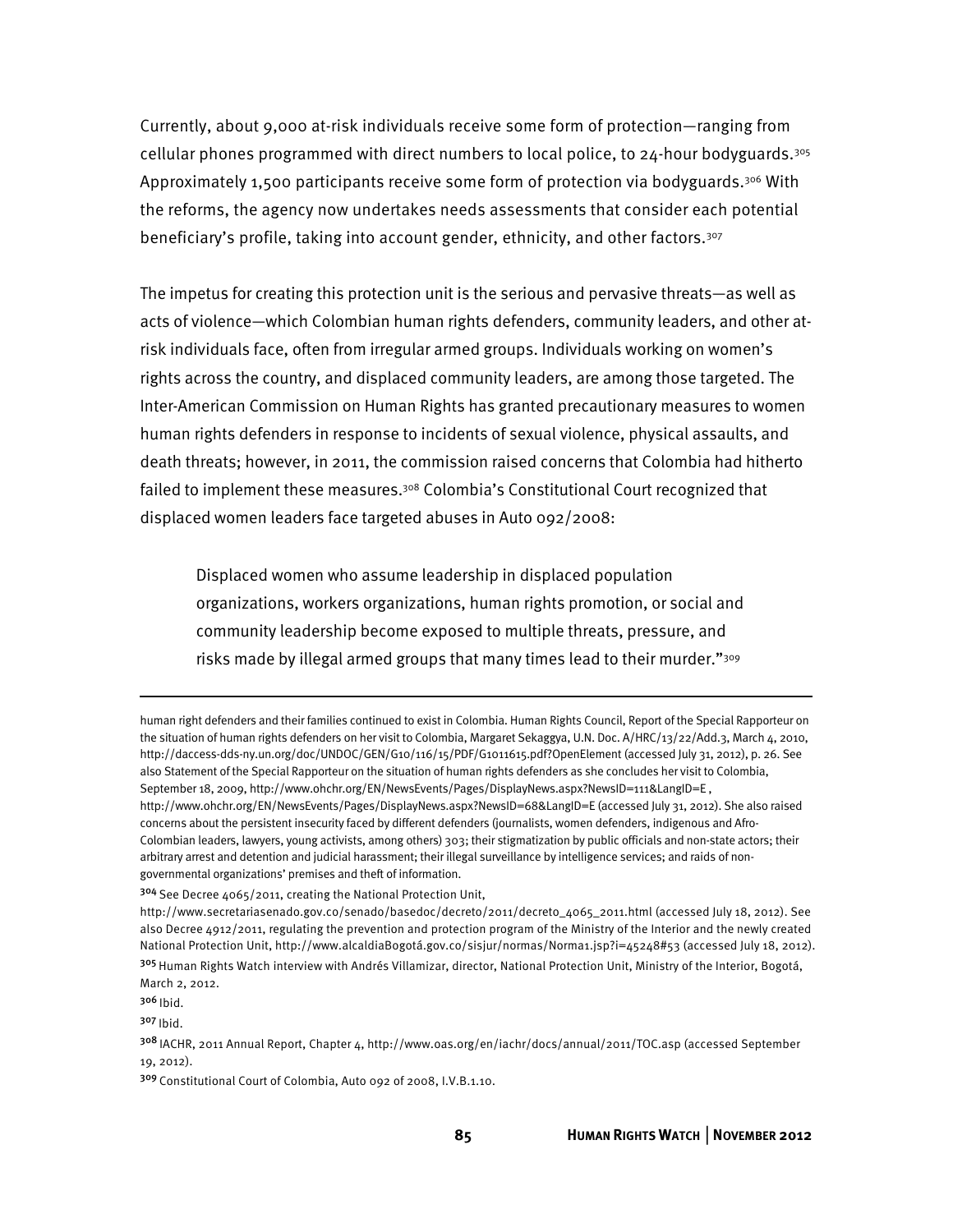Currently, about 9,000 at-risk individuals receive some form of protection—ranging from cellular phones programmed with direct numbers to local police, to 24-hour bodyguards.[305] Approximately 1,500 participants receive some form of protection via bodyguards.[306] With the reforms, the agency now undertakes needs assessments that consider each potential beneficiary's profile, taking into account gender, ethnicity, and other factors.[307]

The impetus for creating this protection unit is the serious and pervasive threats—as well as acts of violence—which Colombian human rights defenders, community leaders, and other at-risk individuals face, often from irregular armed groups. Individuals working on women's rights across the country, and displaced community leaders, are among those targeted. The Inter-American Commission on Human Rights has granted precautionary measures to women human rights defenders in response to incidents of sexual violence, physical assaults, and death threats; however, in 2011, the commission raised concerns that Colombia had hitherto failed to implement these measures.[308] Colombia's Constitutional Court recognized that displaced women leaders face targeted abuses in Auto 092/2008:

> Displaced women who assume leadership in displaced population organizations, workers organizations, human rights promotion, or social and community leadership become exposed to multiple threats, pressure, and risks made by illegal armed groups that many times lead to their murder."[309]

---

human right defenders and their families continued to exist in Colombia. Human Rights Council, Report of the Special Rapporteur on the situation of human rights defenders on her visit to Colombia, Margaret Sekaggya, U.N. Doc. A/HRC/13/22/Add.3, March 4, 2010, http://daccess-dds-ny.un.org/doc/UNDOC/GEN/G10/116/15/PDF/G1011615.pdf?OpenElement (accessed July 31, 2012), p. 26. See also Statement of the Special Rapporteur on the situation of human rights defenders as she concludes her visit to Colombia, September 18, 2009, http://www.ohchr.org/EN/NewsEvents/Pages/DisplayNews.aspx?NewsID=111&LangID=E , http://www.ohchr.org/EN/NewsEvents/Pages/DisplayNews.aspx?NewsID=68&LangID=E (accessed July 31, 2012). She also raised concerns about the persistent insecurity faced by different defenders (journalists, women defenders, indigenous and Afro-Colombian leaders, lawyers, young activists, among others) 303; their stigmatization by public officials and non-state actors; their arbitrary arrest and detention and judicial harassment; their illegal surveillance by intelligence services; and raids of non-governmental organizations' premises and theft of information.

[304] See Decree 4065/2011, creating the National Protection Unit, http://www.secretariasenado.gov.co/senado/basedoc/decreto/2011/decreto_4065_2011.html (accessed July 18, 2012). See also Decree 4912/2011, regulating the prevention and protection program of the Ministry of the Interior and the newly created National Protection Unit, http://www.alcaldiaBogotá.gov.co/sisjur/normas/Norma1.jsp?i=45248#53 (accessed July 18, 2012).

[305] Human Rights Watch interview with Andrés Villamizar, director, National Protection Unit, Ministry of the Interior, Bogotá, March 2, 2012.

[306] Ibid.

[307] Ibid.

[308] IACHR, 2011 Annual Report, Chapter 4, http://www.oas.org/en/iachr/docs/annual/2011/TOC.asp (accessed September 19, 2012).

[309] Constitutional Court of Colombia, Auto 092 of 2008, I.V.B.1.10.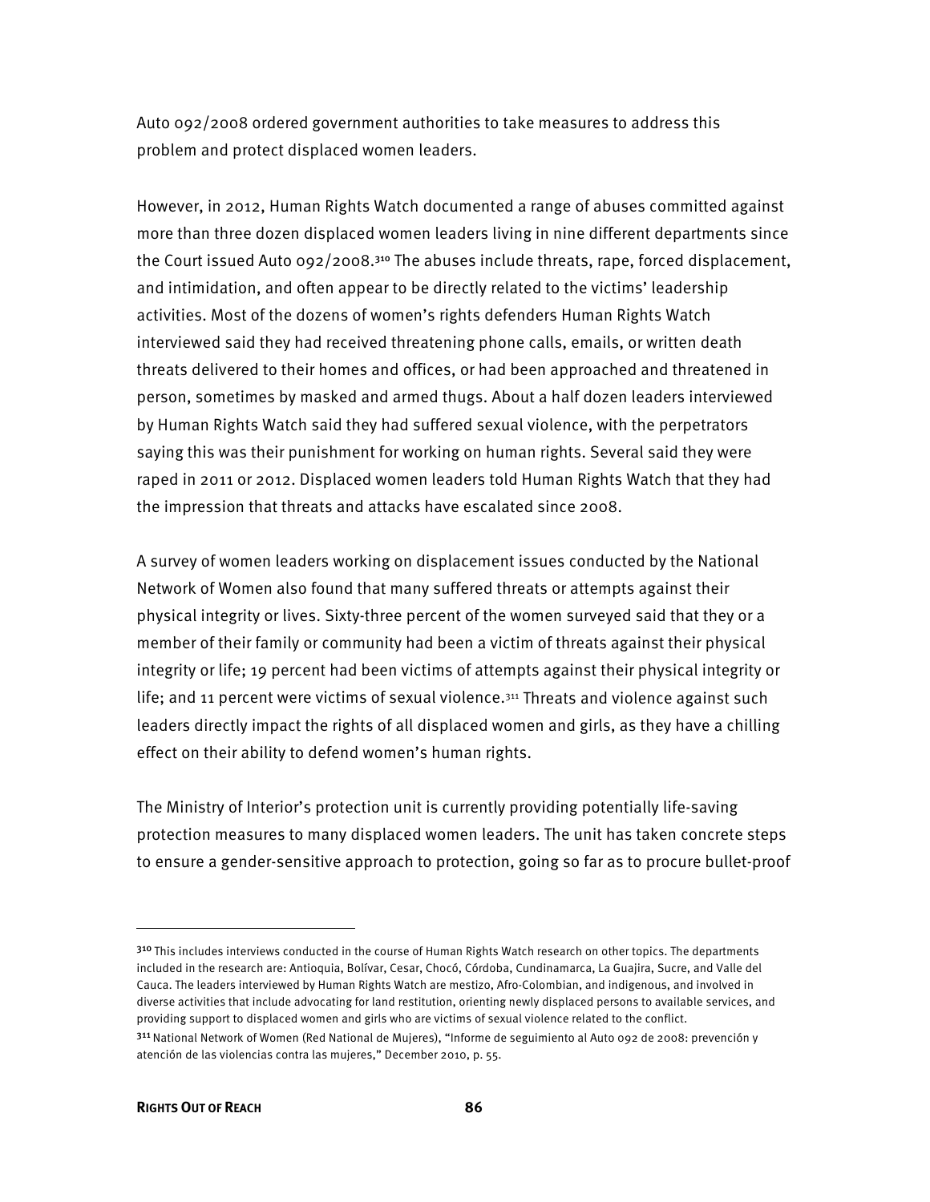Auto 092/2008 ordered government authorities to take measures to address this problem and protect displaced women leaders.

However, in 2012, Human Rights Watch documented a range of abuses committed against more than three dozen displaced women leaders living in nine different departments since the Court issued Auto 092/2008.[310] The abuses include threats, rape, forced displacement, and intimidation, and often appear to be directly related to the victims' leadership activities. Most of the dozens of women's rights defenders Human Rights Watch interviewed said they had received threatening phone calls, emails, or written death threats delivered to their homes and offices, or had been approached and threatened in person, sometimes by masked and armed thugs. About a half dozen leaders interviewed by Human Rights Watch said they had suffered sexual violence, with the perpetrators saying this was their punishment for working on human rights. Several said they were raped in 2011 or 2012. Displaced women leaders told Human Rights Watch that they had the impression that threats and attacks have escalated since 2008.

A survey of women leaders working on displacement issues conducted by the National Network of Women also found that many suffered threats or attempts against their physical integrity or lives. Sixty-three percent of the women surveyed said that they or a member of their family or community had been a victim of threats against their physical integrity or life; 19 percent had been victims of attempts against their physical integrity or life; and 11 percent were victims of sexual violence.[311] Threats and violence against such leaders directly impact the rights of all displaced women and girls, as they have a chilling effect on their ability to defend women's human rights.

The Ministry of Interior's protection unit is currently providing potentially life-saving protection measures to many displaced women leaders. The unit has taken concrete steps to ensure a gender-sensitive approach to protection, going so far as to procure bullet-proof

---

[310] This includes interviews conducted in the course of Human Rights Watch research on other topics. The departments included in the research are: Antioquia, Bolívar, Cesar, Chocó, Córdoba, Cundinamarca, La Guajira, Sucre, and Valle del Cauca. The leaders interviewed by Human Rights Watch are mestizo, Afro-Colombian, and indigenous, and involved in diverse activities that include advocating for land restitution, orienting newly displaced persons to available services, and providing support to displaced women and girls who are victims of sexual violence related to the conflict.

[311] National Network of Women (Red National de Mujeres), "Informe de seguimiento al Auto 092 de 2008: prevención y atención de las violencias contra las mujeres," December 2010, p. 55.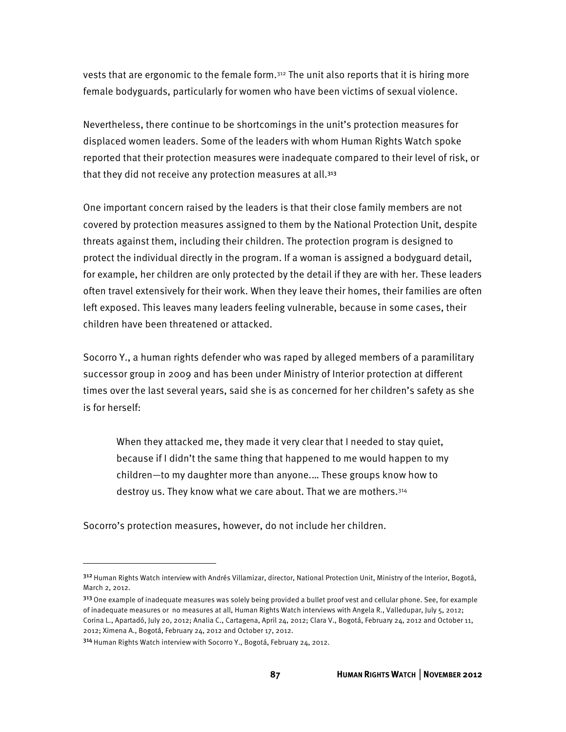vests that are ergonomic to the female form.[312] The unit also reports that it is hiring more female bodyguards, particularly for women who have been victims of sexual violence.

Nevertheless, there continue to be shortcomings in the unit's protection measures for displaced women leaders. Some of the leaders with whom Human Rights Watch spoke reported that their protection measures were inadequate compared to their level of risk, or that they did not receive any protection measures at all.[313]

One important concern raised by the leaders is that their close family members are not covered by protection measures assigned to them by the National Protection Unit, despite threats against them, including their children. The protection program is designed to protect the individual directly in the program. If a woman is assigned a bodyguard detail, for example, her children are only protected by the detail if they are with her. These leaders often travel extensively for their work. When they leave their homes, their families are often left exposed. This leaves many leaders feeling vulnerable, because in some cases, their children have been threatened or attacked.

Socorro Y., a human rights defender who was raped by alleged members of a paramilitary successor group in 2009 and has been under Ministry of Interior protection at different times over the last several years, said she is as concerned for her children's safety as she is for herself:

> When they attacked me, they made it very clear that I needed to stay quiet, because if I didn't the same thing that happened to me would happen to my children—to my daughter more than anyone.… These groups know how to destroy us. They know what we care about. That we are mothers.[314]

Socorro's protection measures, however, do not include her children.

---

[312] Human Rights Watch interview with Andrés Villamizar, director, National Protection Unit, Ministry of the Interior, Bogotá, March 2, 2012.

[313] One example of inadequate measures was solely being provided a bullet proof vest and cellular phone. See, for example of inadequate measures or no measures at all, Human Rights Watch interviews with Angela R., Valledupar, July 5, 2012; Corina L., Apartadó, July 20, 2012; Analia C., Cartagena, April 24, 2012; Clara V., Bogotá, February 24, 2012 and October 11, 2012; Ximena A., Bogotá, February 24, 2012 and October 17, 2012.

[314] Human Rights Watch interview with Socorro Y., Bogotá, February 24, 2012.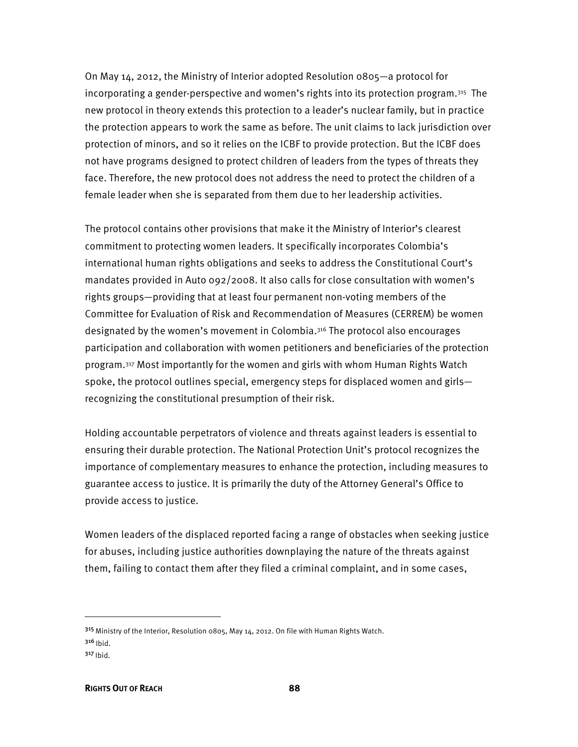On May 14, 2012, the Ministry of Interior adopted Resolution 0805—a protocol for incorporating a gender-perspective and women's rights into its protection program.[315] The new protocol in theory extends this protection to a leader's nuclear family, but in practice the protection appears to work the same as before. The unit claims to lack jurisdiction over protection of minors, and so it relies on the ICBF to provide protection. But the ICBF does not have programs designed to protect children of leaders from the types of threats they face. Therefore, the new protocol does not address the need to protect the children of a female leader when she is separated from them due to her leadership activities.

The protocol contains other provisions that make it the Ministry of Interior's clearest commitment to protecting women leaders. It specifically incorporates Colombia's international human rights obligations and seeks to address the Constitutional Court's mandates provided in Auto 092/2008. It also calls for close consultation with women's rights groups—providing that at least four permanent non-voting members of the Committee for Evaluation of Risk and Recommendation of Measures (CERREM) be women designated by the women's movement in Colombia.[316] The protocol also encourages participation and collaboration with women petitioners and beneficiaries of the protection program.[317] Most importantly for the women and girls with whom Human Rights Watch spoke, the protocol outlines special, emergency steps for displaced women and girls—recognizing the constitutional presumption of their risk.

Holding accountable perpetrators of violence and threats against leaders is essential to ensuring their durable protection. The National Protection Unit's protocol recognizes the importance of complementary measures to enhance the protection, including measures to guarantee access to justice. It is primarily the duty of the Attorney General's Office to provide access to justice.

Women leaders of the displaced reported facing a range of obstacles when seeking justice for abuses, including justice authorities downplaying the nature of the threats against them, failing to contact them after they filed a criminal complaint, and in some cases,

---

[315] Ministry of the Interior, Resolution 0805, May 14, 2012. On file with Human Rights Watch.

[316] Ibid.

[317] Ibid.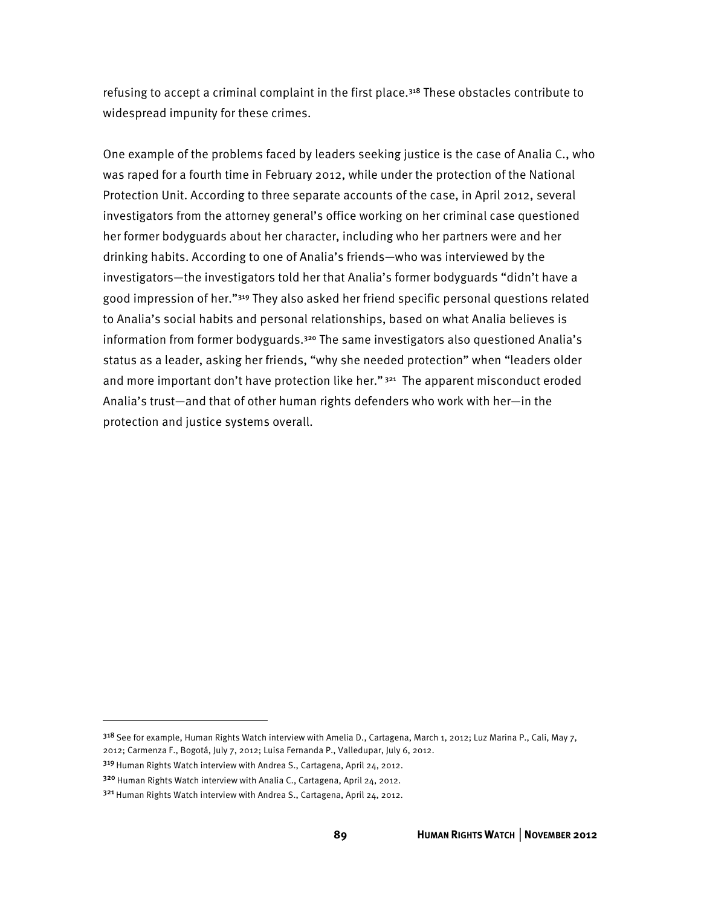refusing to accept a criminal complaint in the first place.[318] These obstacles contribute to widespread impunity for these crimes.

One example of the problems faced by leaders seeking justice is the case of Analia C., who was raped for a fourth time in February 2012, while under the protection of the National Protection Unit. According to three separate accounts of the case, in April 2012, several investigators from the attorney general's office working on her criminal case questioned her former bodyguards about her character, including who her partners were and her drinking habits. According to one of Analia's friends—who was interviewed by the investigators—the investigators told her that Analia's former bodyguards "didn't have a good impression of her."[319] They also asked her friend specific personal questions related to Analia's social habits and personal relationships, based on what Analia believes is information from former bodyguards.[320] The same investigators also questioned Analia's status as a leader, asking her friends, "why she needed protection" when "leaders older and more important don't have protection like her."[321] The apparent misconduct eroded Analia's trust—and that of other human rights defenders who work with her—in the protection and justice systems overall.

---

[318] See for example, Human Rights Watch interview with Amelia D., Cartagena, March 1, 2012; Luz Marina P., Cali, May 7, 2012; Carmenza F., Bogotá, July 7, 2012; Luisa Fernanda P., Valledupar, July 6, 2012.

[319] Human Rights Watch interview with Andrea S., Cartagena, April 24, 2012.

[320] Human Rights Watch interview with Analia C., Cartagena, April 24, 2012.

[321] Human Rights Watch interview with Andrea S., Cartagena, April 24, 2012.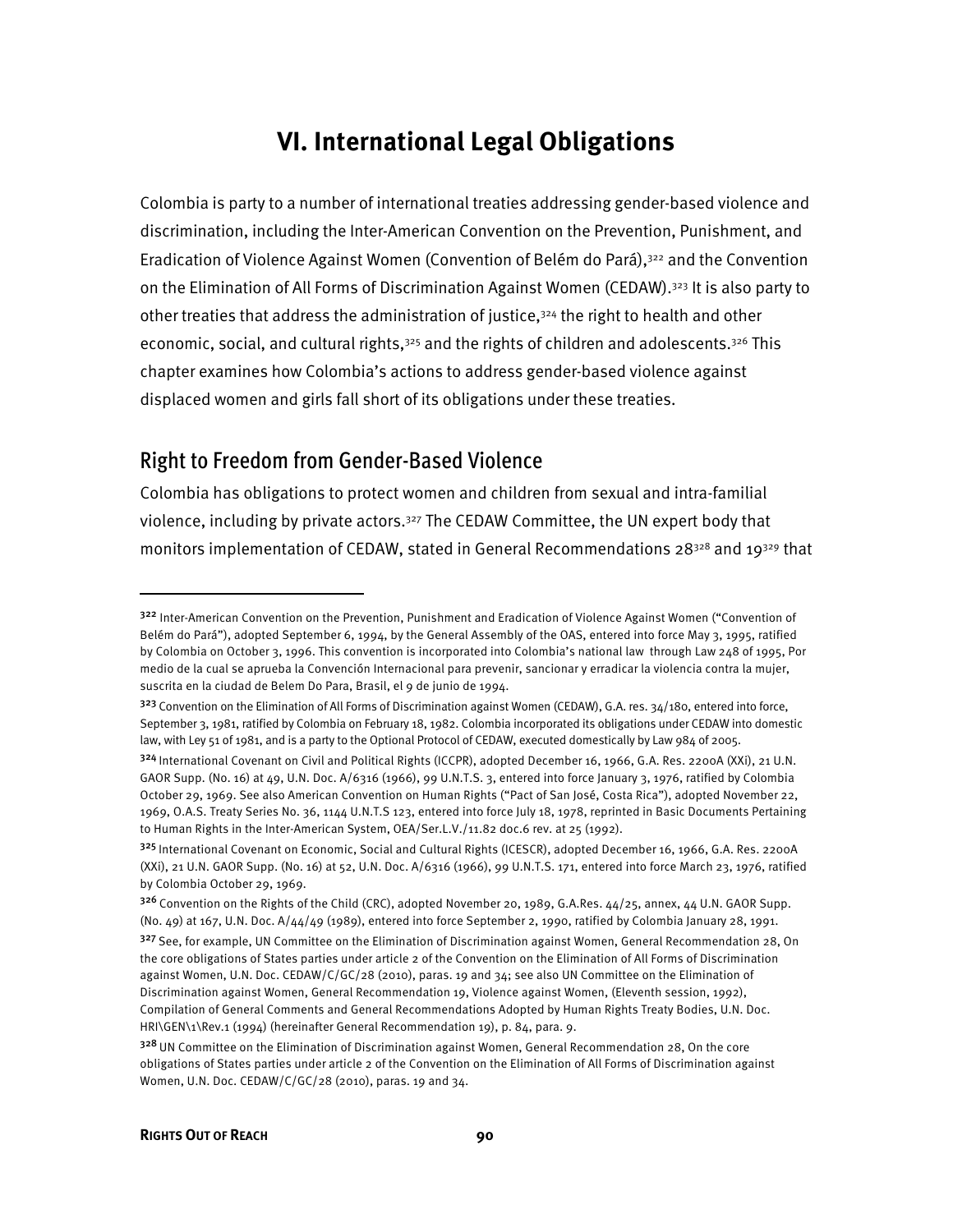# VI. International Legal Obligations

Colombia is party to a number of international treaties addressing gender-based violence and discrimination, including the Inter-American Convention on the Prevention, Punishment, and Eradication of Violence Against Women (Convention of Belém do Pará),[322] and the Convention on the Elimination of All Forms of Discrimination Against Women (CEDAW).[323] It is also party to other treaties that address the administration of justice,[324] the right to health and other economic, social, and cultural rights,[325] and the rights of children and adolescents.[326] This chapter examines how Colombia's actions to address gender-based violence against displaced women and girls fall short of its obligations under these treaties.

## Right to Freedom from Gender-Based Violence

Colombia has obligations to protect women and children from sexual and intra-familial violence, including by private actors.[327] The CEDAW Committee, the UN expert body that monitors implementation of CEDAW, stated in General Recommendations 28[328] and 19[329] that

---

[322] Inter-American Convention on the Prevention, Punishment and Eradication of Violence Against Women ("Convention of Belém do Pará"), adopted September 6, 1994, by the General Assembly of the OAS, entered into force May 3, 1995, ratified by Colombia on October 3, 1996. This convention is incorporated into Colombia's national law through Law 248 of 1995, Por medio de la cual se aprueba la Convención Internacional para prevenir, sancionar y erradicar la violencia contra la mujer, suscrita en la ciudad de Belem Do Para, Brasil, el 9 de junio de 1994.

[323] Convention on the Elimination of All Forms of Discrimination against Women (CEDAW), G.A. res. 34/180, entered into force, September 3, 1981, ratified by Colombia on February 18, 1982. Colombia incorporated its obligations under CEDAW into domestic law, with Ley 51 of 1981, and is a party to the Optional Protocol of CEDAW, executed domestically by Law 984 of 2005.

[324] International Covenant on Civil and Political Rights (ICCPR), adopted December 16, 1966, G.A. Res. 2200A (XXi), 21 U.N. GAOR Supp. (No. 16) at 49, U.N. Doc. A/6316 (1966), 99 U.N.T.S. 3, entered into force January 3, 1976, ratified by Colombia October 29, 1969. See also American Convention on Human Rights ("Pact of San José, Costa Rica"), adopted November 22, 1969, O.A.S. Treaty Series No. 36, 1144 U.N.T.S 123, entered into force July 18, 1978, reprinted in Basic Documents Pertaining to Human Rights in the Inter-American System, OEA/Ser.L.V./11.82 doc.6 rev. at 25 (1992).

[325] International Covenant on Economic, Social and Cultural Rights (ICESCR), adopted December 16, 1966, G.A. Res. 2200A (XXi), 21 U.N. GAOR Supp. (No. 16) at 52, U.N. Doc. A/6316 (1966), 99 U.N.T.S. 171, entered into force March 23, 1976, ratified by Colombia October 29, 1969.

[326] Convention on the Rights of the Child (CRC), adopted November 20, 1989, G.A.Res. 44/25, annex, 44 U.N. GAOR Supp. (No. 49) at 167, U.N. Doc. A/44/49 (1989), entered into force September 2, 1990, ratified by Colombia January 28, 1991.

[327] See, for example, UN Committee on the Elimination of Discrimination against Women, General Recommendation 28, On the core obligations of States parties under article 2 of the Convention on the Elimination of All Forms of Discrimination against Women, U.N. Doc. CEDAW/C/GC/28 (2010), paras. 19 and 34; see also UN Committee on the Elimination of Discrimination against Women, General Recommendation 19, Violence against Women, (Eleventh session, 1992), Compilation of General Comments and General Recommendations Adopted by Human Rights Treaty Bodies, U.N. Doc. HRI\GEN\1\Rev.1 (1994) (hereinafter General Recommendation 19), p. 84, para. 9.

[328] UN Committee on the Elimination of Discrimination against Women, General Recommendation 28, On the core obligations of States parties under article 2 of the Convention on the Elimination of All Forms of Discrimination against Women, U.N. Doc. CEDAW/C/GC/28 (2010), paras. 19 and 34.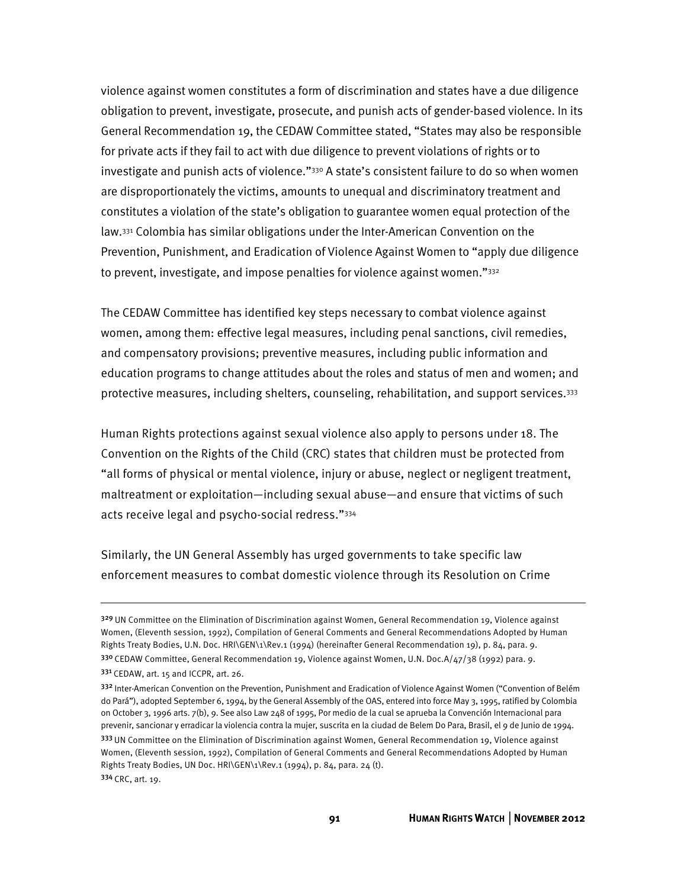violence against women constitutes a form of discrimination and states have a due diligence obligation to prevent, investigate, prosecute, and punish acts of gender-based violence. In its General Recommendation 19, the CEDAW Committee stated, "States may also be responsible for private acts if they fail to act with due diligence to prevent violations of rights or to investigate and punish acts of violence."[330] A state's consistent failure to do so when women are disproportionately the victims, amounts to unequal and discriminatory treatment and constitutes a violation of the state's obligation to guarantee women equal protection of the law.[331] Colombia has similar obligations under the Inter-American Convention on the Prevention, Punishment, and Eradication of Violence Against Women to "apply due diligence to prevent, investigate, and impose penalties for violence against women."[332]

The CEDAW Committee has identified key steps necessary to combat violence against women, among them: effective legal measures, including penal sanctions, civil remedies, and compensatory provisions; preventive measures, including public information and education programs to change attitudes about the roles and status of men and women; and protective measures, including shelters, counseling, rehabilitation, and support services.[333]

Human Rights protections against sexual violence also apply to persons under 18. The Convention on the Rights of the Child (CRC) states that children must be protected from "all forms of physical or mental violence, injury or abuse, neglect or negligent treatment, maltreatment or exploitation—including sexual abuse—and ensure that victims of such acts receive legal and psycho-social redress."[334]

Similarly, the UN General Assembly has urged governments to take specific law enforcement measures to combat domestic violence through its Resolution on Crime

---

[329] UN Committee on the Elimination of Discrimination against Women, General Recommendation 19, Violence against Women, (Eleventh session, 1992), Compilation of General Comments and General Recommendations Adopted by Human Rights Treaty Bodies, U.N. Doc. HRI\GEN\1\Rev.1 (1994) (hereinafter General Recommendation 19), p. 84, para. 9.

[330] CEDAW Committee, General Recommendation 19, Violence against Women, U.N. Doc.A/47/38 (1992) para. 9.

[331] CEDAW, art. 15 and ICCPR, art. 26.

[332] Inter-American Convention on the Prevention, Punishment and Eradication of Violence Against Women ("Convention of Belém do Pará"), adopted September 6, 1994, by the General Assembly of the OAS, entered into force May 3, 1995, ratified by Colombia on October 3, 1996 arts. 7(b), 9. See also Law 248 of 1995, Por medio de la cual se aprueba la Convención Internacional para prevenir, sancionar y erradicar la violencia contra la mujer, suscrita en la ciudad de Belem Do Para, Brasil, el 9 de Junio de 1994.

[333] UN Committee on the Elimination of Discrimination against Women, General Recommendation 19, Violence against Women, (Eleventh session, 1992), Compilation of General Comments and General Recommendations Adopted by Human Rights Treaty Bodies, UN Doc. HRI\GEN\1\Rev.1 (1994), p. 84, para. 24 (t).

[334] CRC, art. 19.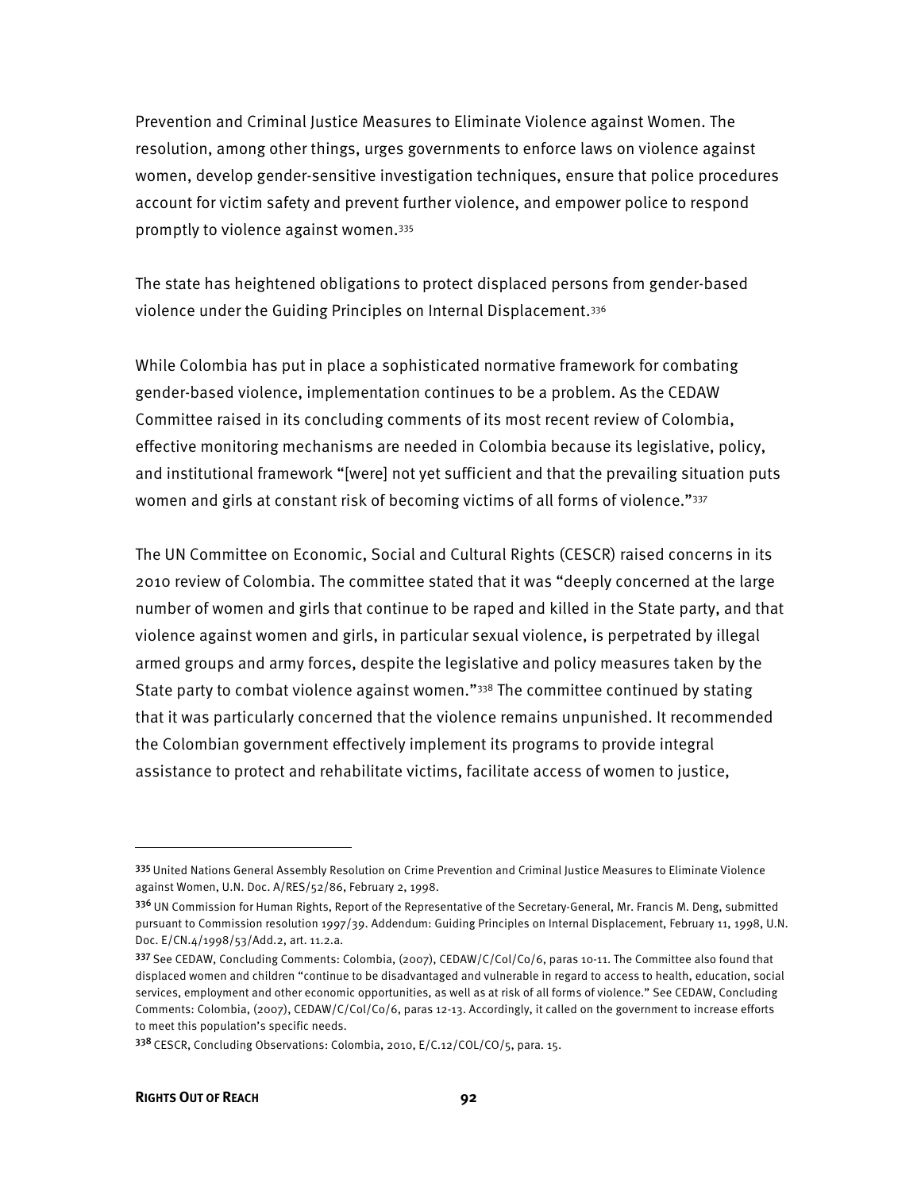Prevention and Criminal Justice Measures to Eliminate Violence against Women. The resolution, among other things, urges governments to enforce laws on violence against women, develop gender-sensitive investigation techniques, ensure that police procedures account for victim safety and prevent further violence, and empower police to respond promptly to violence against women.[335]

The state has heightened obligations to protect displaced persons from gender-based violence under the Guiding Principles on Internal Displacement.[336]

While Colombia has put in place a sophisticated normative framework for combating gender-based violence, implementation continues to be a problem. As the CEDAW Committee raised in its concluding comments of its most recent review of Colombia, effective monitoring mechanisms are needed in Colombia because its legislative, policy, and institutional framework "[were] not yet sufficient and that the prevailing situation puts women and girls at constant risk of becoming victims of all forms of violence."[337]

The UN Committee on Economic, Social and Cultural Rights (CESCR) raised concerns in its 2010 review of Colombia. The committee stated that it was "deeply concerned at the large number of women and girls that continue to be raped and killed in the State party, and that violence against women and girls, in particular sexual violence, is perpetrated by illegal armed groups and army forces, despite the legislative and policy measures taken by the State party to combat violence against women."[338] The committee continued by stating that it was particularly concerned that the violence remains unpunished. It recommended the Colombian government effectively implement its programs to provide integral assistance to protect and rehabilitate victims, facilitate access of women to justice,

---

[335] United Nations General Assembly Resolution on Crime Prevention and Criminal Justice Measures to Eliminate Violence against Women, U.N. Doc. A/RES/52/86, February 2, 1998.

[336] UN Commission for Human Rights, Report of the Representative of the Secretary-General, Mr. Francis M. Deng, submitted pursuant to Commission resolution 1997/39. Addendum: Guiding Principles on Internal Displacement, February 11, 1998, U.N. Doc. E/CN.4/1998/53/Add.2, art. 11.2.a.

[337] See CEDAW, Concluding Comments: Colombia, (2007), CEDAW/C/Col/Co/6, paras 10-11. The Committee also found that displaced women and children "continue to be disadvantaged and vulnerable in regard to access to health, education, social services, employment and other economic opportunities, as well as at risk of all forms of violence." See CEDAW, Concluding Comments: Colombia, (2007), CEDAW/C/Col/Co/6, paras 12-13. Accordingly, it called on the government to increase efforts to meet this population's specific needs.

[338] CESCR, Concluding Observations: Colombia, 2010, E/C.12/COL/CO/5, para. 15.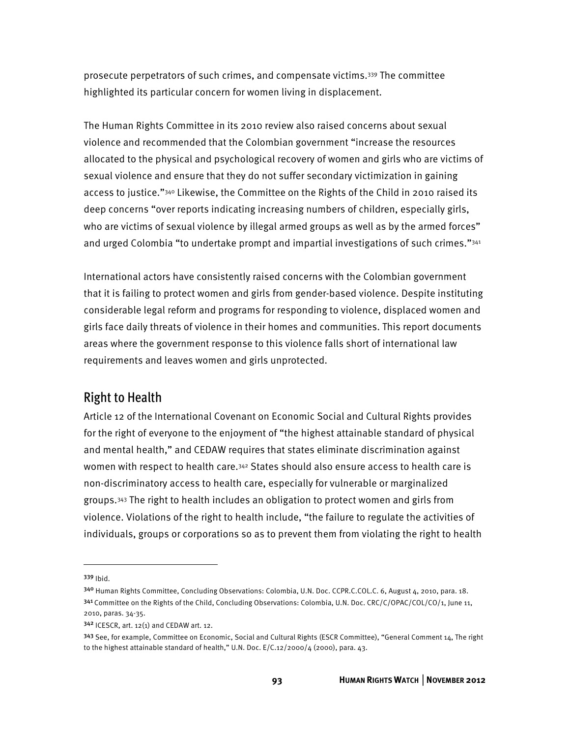prosecute perpetrators of such crimes, and compensate victims.[339] The committee highlighted its particular concern for women living in displacement.

The Human Rights Committee in its 2010 review also raised concerns about sexual violence and recommended that the Colombian government "increase the resources allocated to the physical and psychological recovery of women and girls who are victims of sexual violence and ensure that they do not suffer secondary victimization in gaining access to justice."[340] Likewise, the Committee on the Rights of the Child in 2010 raised its deep concerns "over reports indicating increasing numbers of children, especially girls, who are victims of sexual violence by illegal armed groups as well as by the armed forces" and urged Colombia "to undertake prompt and impartial investigations of such crimes."[341]

International actors have consistently raised concerns with the Colombian government that it is failing to protect women and girls from gender-based violence. Despite instituting considerable legal reform and programs for responding to violence, displaced women and girls face daily threats of violence in their homes and communities. This report documents areas where the government response to this violence falls short of international law requirements and leaves women and girls unprotected.

## Right to Health

Article 12 of the International Covenant on Economic Social and Cultural Rights provides for the right of everyone to the enjoyment of "the highest attainable standard of physical and mental health," and CEDAW requires that states eliminate discrimination against women with respect to health care.[342] States should also ensure access to health care is non-discriminatory access to health care, especially for vulnerable or marginalized groups.[343] The right to health includes an obligation to protect women and girls from violence. Violations of the right to health include, "the failure to regulate the activities of individuals, groups or corporations so as to prevent them from violating the right to health

---

[339] Ibid.

[340] Human Rights Committee, Concluding Observations: Colombia, U.N. Doc. CCPR.C.COL.C. 6, August 4, 2010, para. 18.

[341] Committee on the Rights of the Child, Concluding Observations: Colombia, U.N. Doc. CRC/C/OPAC/COL/CO/1, June 11, 2010, paras. 34-35.

[342] ICESCR, art. 12(1) and CEDAW art. 12.

[343] See, for example, Committee on Economic, Social and Cultural Rights (ESCR Committee), "General Comment 14, The right to the highest attainable standard of health," U.N. Doc. E/C.12/2000/4 (2000), para. 43.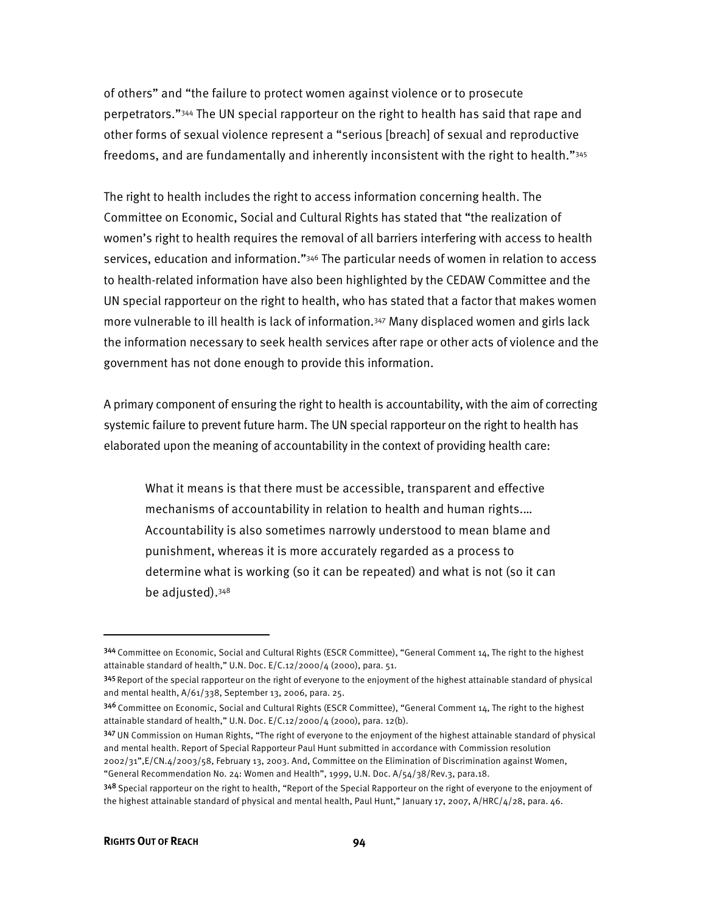of others" and "the failure to protect women against violence or to prosecute perpetrators."[344] The UN special rapporteur on the right to health has said that rape and other forms of sexual violence represent a "serious [breach] of sexual and reproductive freedoms, and are fundamentally and inherently inconsistent with the right to health."[345]

The right to health includes the right to access information concerning health. The Committee on Economic, Social and Cultural Rights has stated that "the realization of women's right to health requires the removal of all barriers interfering with access to health services, education and information."[346] The particular needs of women in relation to access to health-related information have also been highlighted by the CEDAW Committee and the UN special rapporteur on the right to health, who has stated that a factor that makes women more vulnerable to ill health is lack of information.[347] Many displaced women and girls lack the information necessary to seek health services after rape or other acts of violence and the government has not done enough to provide this information.

A primary component of ensuring the right to health is accountability, with the aim of correcting systemic failure to prevent future harm. The UN special rapporteur on the right to health has elaborated upon the meaning of accountability in the context of providing health care:

> What it means is that there must be accessible, transparent and effective mechanisms of accountability in relation to health and human rights.… Accountability is also sometimes narrowly understood to mean blame and punishment, whereas it is more accurately regarded as a process to determine what is working (so it can be repeated) and what is not (so it can be adjusted).[348]

---

[344] Committee on Economic, Social and Cultural Rights (ESCR Committee), "General Comment 14, The right to the highest attainable standard of health," U.N. Doc. E/C.12/2000/4 (2000), para. 51.

[345] Report of the special rapporteur on the right of everyone to the enjoyment of the highest attainable standard of physical and mental health, A/61/338, September 13, 2006, para. 25.

[346] Committee on Economic, Social and Cultural Rights (ESCR Committee), "General Comment 14, The right to the highest attainable standard of health," U.N. Doc. E/C.12/2000/4 (2000), para. 12(b).

[347] UN Commission on Human Rights, "The right of everyone to the enjoyment of the highest attainable standard of physical and mental health. Report of Special Rapporteur Paul Hunt submitted in accordance with Commission resolution 2002/31",E/CN.4/2003/58, February 13, 2003. And, Committee on the Elimination of Discrimination against Women, "General Recommendation No. 24: Women and Health", 1999, U.N. Doc. A/54/38/Rev.3, para.18.

[348] Special rapporteur on the right to health, "Report of the Special Rapporteur on the right of everyone to the enjoyment of the highest attainable standard of physical and mental health, Paul Hunt," January 17, 2007, A/HRC/4/28, para. 46.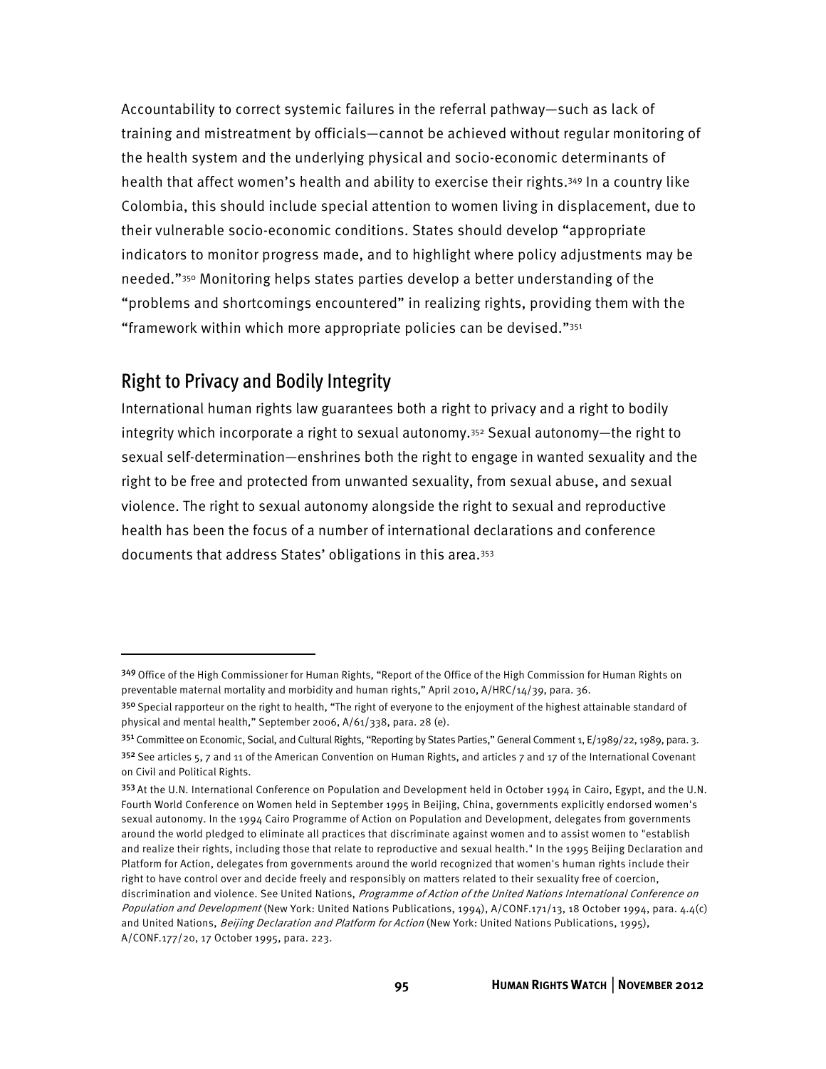Accountability to correct systemic failures in the referral pathway—such as lack of training and mistreatment by officials—cannot be achieved without regular monitoring of the health system and the underlying physical and socio-economic determinants of health that affect women's health and ability to exercise their rights.[349] In a country like Colombia, this should include special attention to women living in displacement, due to their vulnerable socio-economic conditions. States should develop "appropriate indicators to monitor progress made, and to highlight where policy adjustments may be needed."[350] Monitoring helps states parties develop a better understanding of the "problems and shortcomings encountered" in realizing rights, providing them with the "framework within which more appropriate policies can be devised."[351]

## Right to Privacy and Bodily Integrity

International human rights law guarantees both a right to privacy and a right to bodily integrity which incorporate a right to sexual autonomy.[352] Sexual autonomy—the right to sexual self-determination—enshrines both the right to engage in wanted sexuality and the right to be free and protected from unwanted sexuality, from sexual abuse, and sexual violence. The right to sexual autonomy alongside the right to sexual and reproductive health has been the focus of a number of international declarations and conference documents that address States' obligations in this area.[353]

---

[349] Office of the High Commissioner for Human Rights, "Report of the Office of the High Commission for Human Rights on preventable maternal mortality and morbidity and human rights," April 2010, A/HRC/14/39, para. 36.

[350] Special rapporteur on the right to health, "The right of everyone to the enjoyment of the highest attainable standard of physical and mental health," September 2006, A/61/338, para. 28 (e).

[351] Committee on Economic, Social, and Cultural Rights, "Reporting by States Parties," General Comment 1, E/1989/22, 1989, para. 3.

[352] See articles 5, 7 and 11 of the American Convention on Human Rights, and articles 7 and 17 of the International Covenant on Civil and Political Rights.

[353] At the U.N. International Conference on Population and Development held in October 1994 in Cairo, Egypt, and the U.N. Fourth World Conference on Women held in September 1995 in Beijing, China, governments explicitly endorsed women's sexual autonomy. In the 1994 Cairo Programme of Action on Population and Development, delegates from governments around the world pledged to eliminate all practices that discriminate against women and to assist women to "establish and realize their rights, including those that relate to reproductive and sexual health." In the 1995 Beijing Declaration and Platform for Action, delegates from governments around the world recognized that women's human rights include their right to have control over and decide freely and responsibly on matters related to their sexuality free of coercion, discrimination and violence. See United Nations, *Programme of Action of the United Nations International Conference on Population and Development* (New York: United Nations Publications, 1994), A/CONF.171/13, 18 October 1994, para. 4.4(c) and United Nations, *Beijing Declaration and Platform for Action* (New York: United Nations Publications, 1995), A/CONF.177/20, 17 October 1995, para. 223.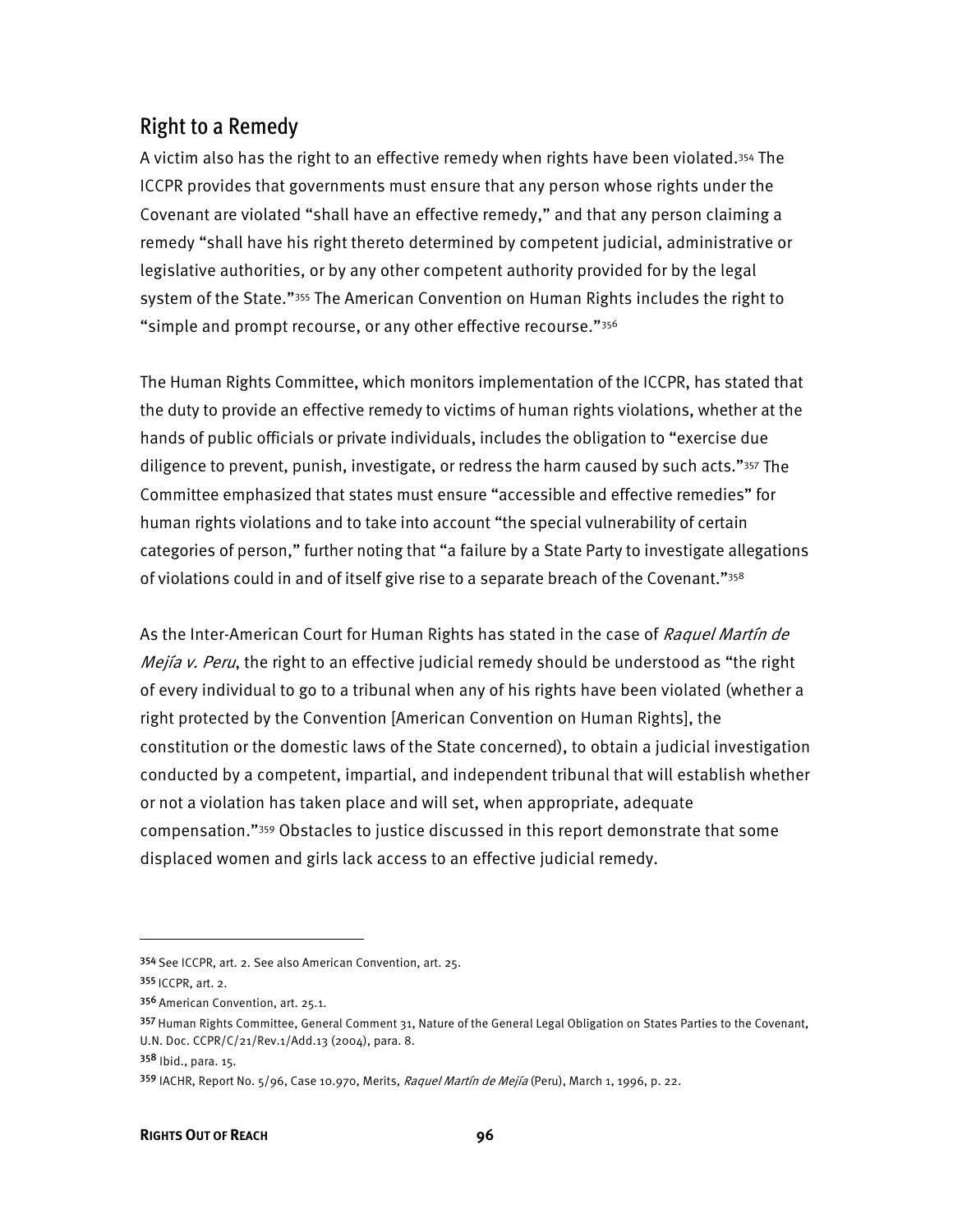## Right to a Remedy

A victim also has the right to an effective remedy when rights have been violated.[354] The ICCPR provides that governments must ensure that any person whose rights under the Covenant are violated "shall have an effective remedy," and that any person claiming a remedy "shall have his right thereto determined by competent judicial, administrative or legislative authorities, or by any other competent authority provided for by the legal system of the State."[355] The American Convention on Human Rights includes the right to "simple and prompt recourse, or any other effective recourse."[356]

The Human Rights Committee, which monitors implementation of the ICCPR, has stated that the duty to provide an effective remedy to victims of human rights violations, whether at the hands of public officials or private individuals, includes the obligation to "exercise due diligence to prevent, punish, investigate, or redress the harm caused by such acts."[357] The Committee emphasized that states must ensure "accessible and effective remedies" for human rights violations and to take into account "the special vulnerability of certain categories of person," further noting that "a failure by a State Party to investigate allegations of violations could in and of itself give rise to a separate breach of the Covenant."[358]

As the Inter-American Court for Human Rights has stated in the case of *Raquel Martín de Mejía v. Peru*, the right to an effective judicial remedy should be understood as "the right of every individual to go to a tribunal when any of his rights have been violated (whether a right protected by the Convention [American Convention on Human Rights], the constitution or the domestic laws of the State concerned), to obtain a judicial investigation conducted by a competent, impartial, and independent tribunal that will establish whether or not a violation has taken place and will set, when appropriate, adequate compensation."[359] Obstacles to justice discussed in this report demonstrate that some displaced women and girls lack access to an effective judicial remedy.

---

[354] See ICCPR, art. 2. See also American Convention, art. 25.

[355] ICCPR, art. 2.

[356] American Convention, art. 25.1.

[357] Human Rights Committee, General Comment 31, Nature of the General Legal Obligation on States Parties to the Covenant, U.N. Doc. CCPR/C/21/Rev.1/Add.13 (2004), para. 8.

[358] Ibid., para. 15.

[359] IACHR, Report No. 5/96, Case 10.970, Merits, *Raquel Martín de Mejía* (Peru), March 1, 1996, p. 22.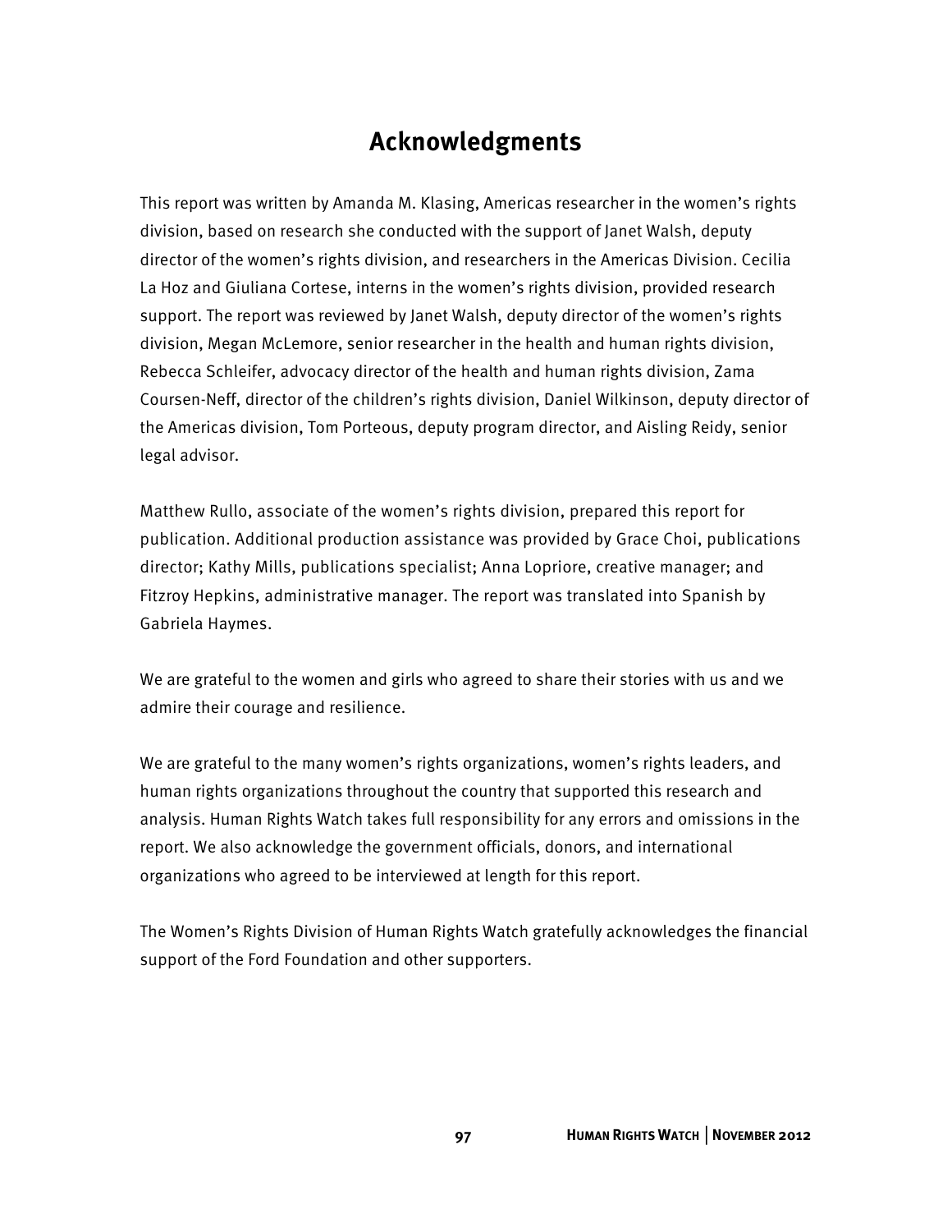# Acknowledgments

This report was written by Amanda M. Klasing, Americas researcher in the women's rights division, based on research she conducted with the support of Janet Walsh, deputy director of the women's rights division, and researchers in the Americas Division. Cecilia La Hoz and Giuliana Cortese, interns in the women's rights division, provided research support. The report was reviewed by Janet Walsh, deputy director of the women's rights division, Megan McLemore, senior researcher in the health and human rights division, Rebecca Schleifer, advocacy director of the health and human rights division, Zama Coursen-Neff, director of the children's rights division, Daniel Wilkinson, deputy director of the Americas division, Tom Porteous, deputy program director, and Aisling Reidy, senior legal advisor.

Matthew Rullo, associate of the women's rights division, prepared this report for publication. Additional production assistance was provided by Grace Choi, publications director; Kathy Mills, publications specialist; Anna Lopriore, creative manager; and Fitzroy Hepkins, administrative manager. The report was translated into Spanish by Gabriela Haymes.

We are grateful to the women and girls who agreed to share their stories with us and we admire their courage and resilience.

We are grateful to the many women's rights organizations, women's rights leaders, and human rights organizations throughout the country that supported this research and analysis. Human Rights Watch takes full responsibility for any errors and omissions in the report. We also acknowledge the government officials, donors, and international organizations who agreed to be interviewed at length for this report.

The Women's Rights Division of Human Rights Watch gratefully acknowledges the financial support of the Ford Foundation and other supporters.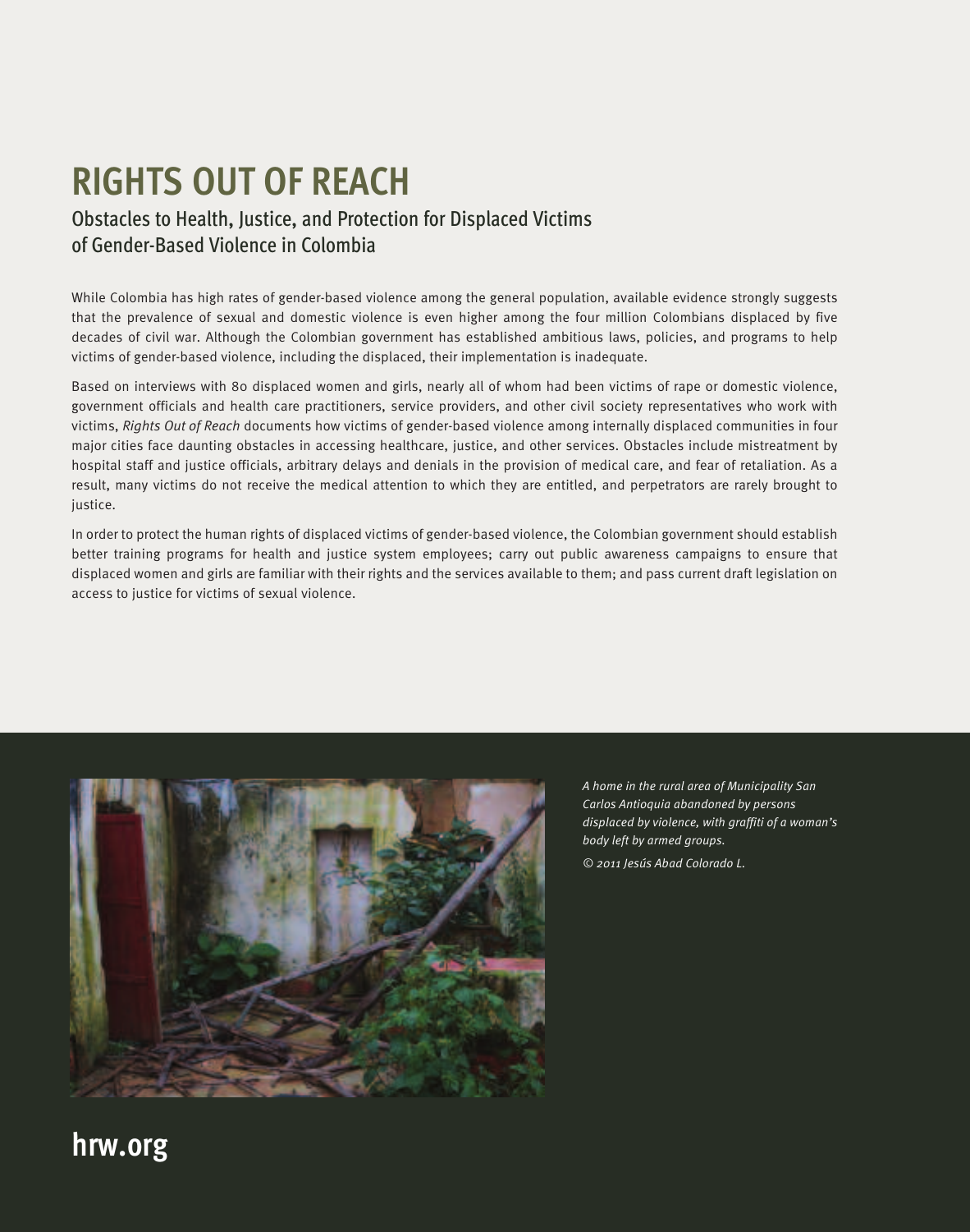# RIGHTS OUT OF REACH

## Obstacles to Health, Justice, and Protection for Displaced Victims of Gender-Based Violence in Colombia

While Colombia has high rates of gender-based violence among the general population, available evidence strongly suggests that the prevalence of sexual and domestic violence is even higher among the four million Colombians displaced by five decades of civil war. Although the Colombian government has established ambitious laws, policies, and programs to help victims of gender-based violence, including the displaced, their implementation is inadequate.

Based on interviews with 80 displaced women and girls, nearly all of whom had been victims of rape or domestic violence, government officials and health care practitioners, service providers, and other civil society representatives who work with victims, *Rights Out of Reach* documents how victims of gender-based violence among internally displaced communities in four major cities face daunting obstacles in accessing healthcare, justice, and other services. Obstacles include mistreatment by hospital staff and justice officials, arbitrary delays and denials in the provision of medical care, and fear of retaliation. As a result, many victims do not receive the medical attention to which they are entitled, and perpetrators are rarely brought to justice.

In order to protect the human rights of displaced victims of gender-based violence, the Colombian government should establish better training programs for health and justice system employees; carry out public awareness campaigns to ensure that displaced women and girls are familiar with their rights and the services available to them; and pass current draft legislation on access to justice for victims of sexual violence.

*A home in the rural area of Municipality San Carlos Antioquia abandoned by persons displaced by violence, with graffiti of a woman's body left by armed groups.*

*© 2011 Jesús Abad Colorado L.*

**hrw.org**